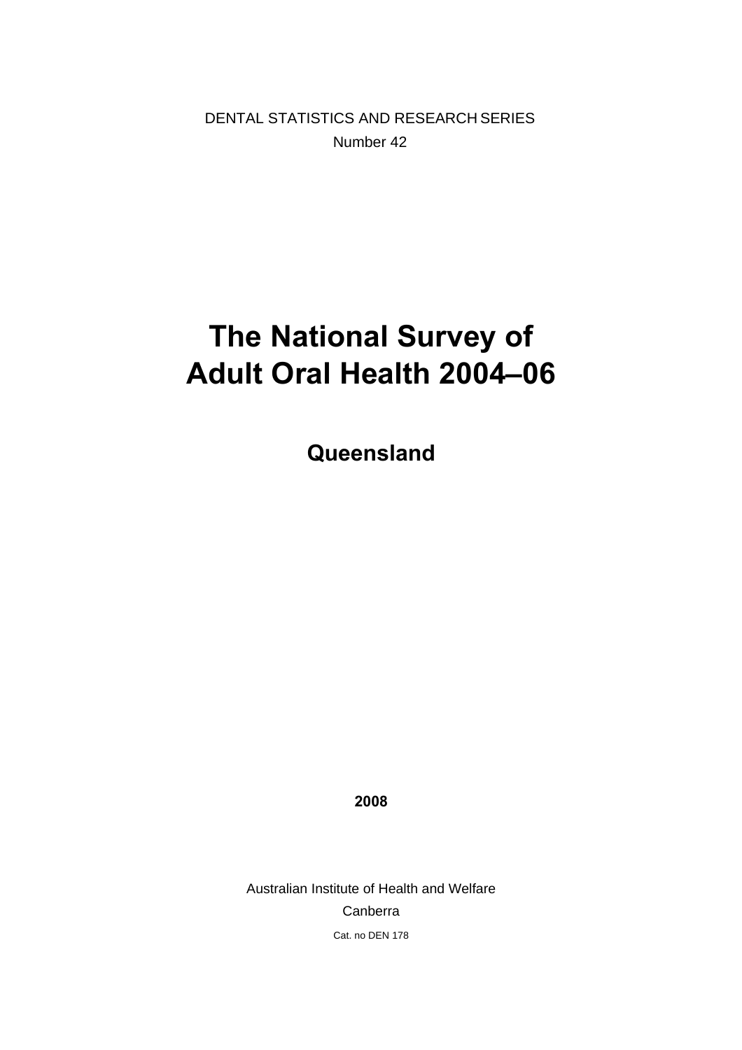DENTAL STATISTICS AND RESEARCH SERIES

Number 42

# The National Survey of Adult Oral Health 2004–06

## Queensland

**2008**

Australian Institute of Health and Welfare

Canberra

Cat. no DEN 178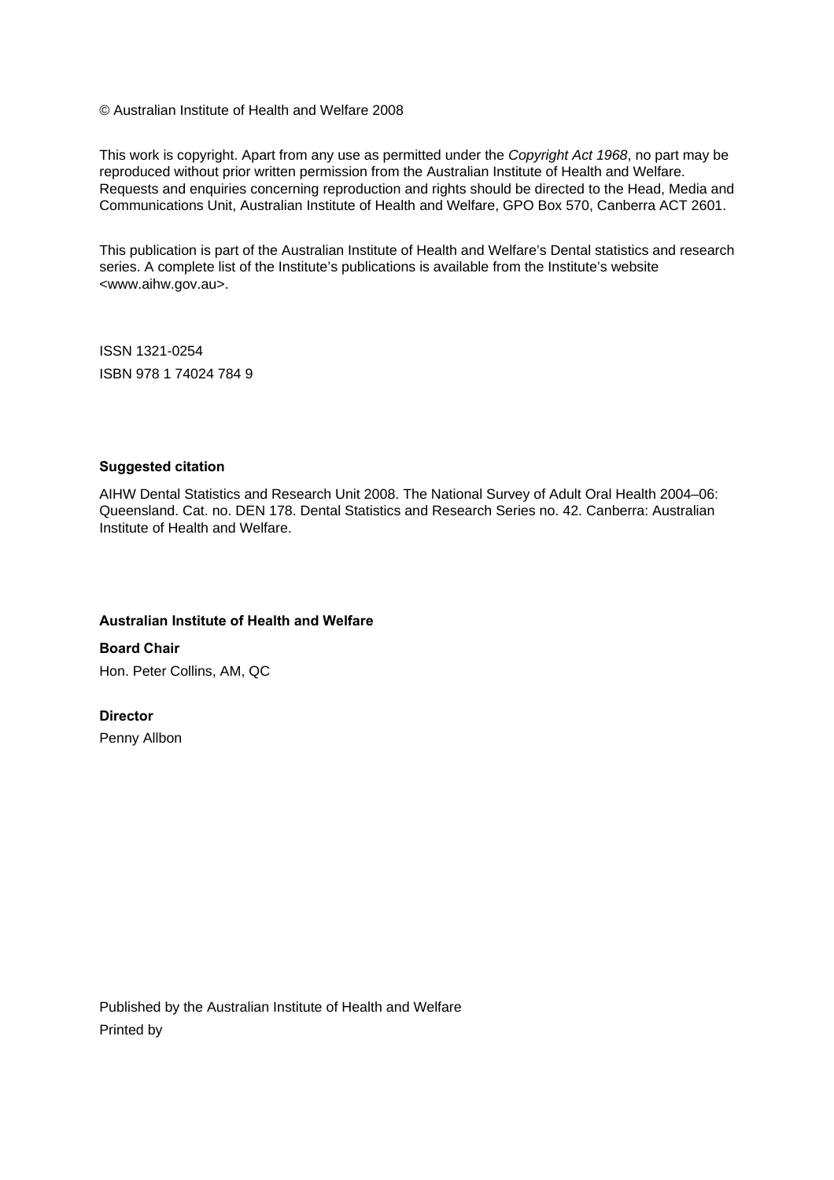© Australian Institute of Health and Welfare 2008

This work is copyright. Apart from any use as permitted under the *Copyright Act 1968*, no part may be reproduced without prior written permission from the Australian Institute of Health and Welfare. Requests and enquiries concerning reproduction and rights should be directed to the Head, Media and Communications Unit, Australian Institute of Health and Welfare, GPO Box 570, Canberra ACT 2601.

This publication is part of the Australian Institute of Health and Welfare's Dental statistics and research series. A complete list of the Institute's publications is available from the Institute's website <www.aihw.gov.au>.

ISSN 1321-0254

ISBN 978 1 74024 784 9

**Suggested citation**

AIHW Dental Statistics and Research Unit 2008. The National Survey of Adult Oral Health 2004–06: Queensland. Cat. no. DEN 178. Dental Statistics and Research Series no. 42. Canberra: Australian Institute of Health and Welfare.

**Australian Institute of Health and Welfare**

**Board Chair**

Hon. Peter Collins, AM, QC

**Director**

Penny Allbon

Published by the Australian Institute of Health and Welfare

Printed by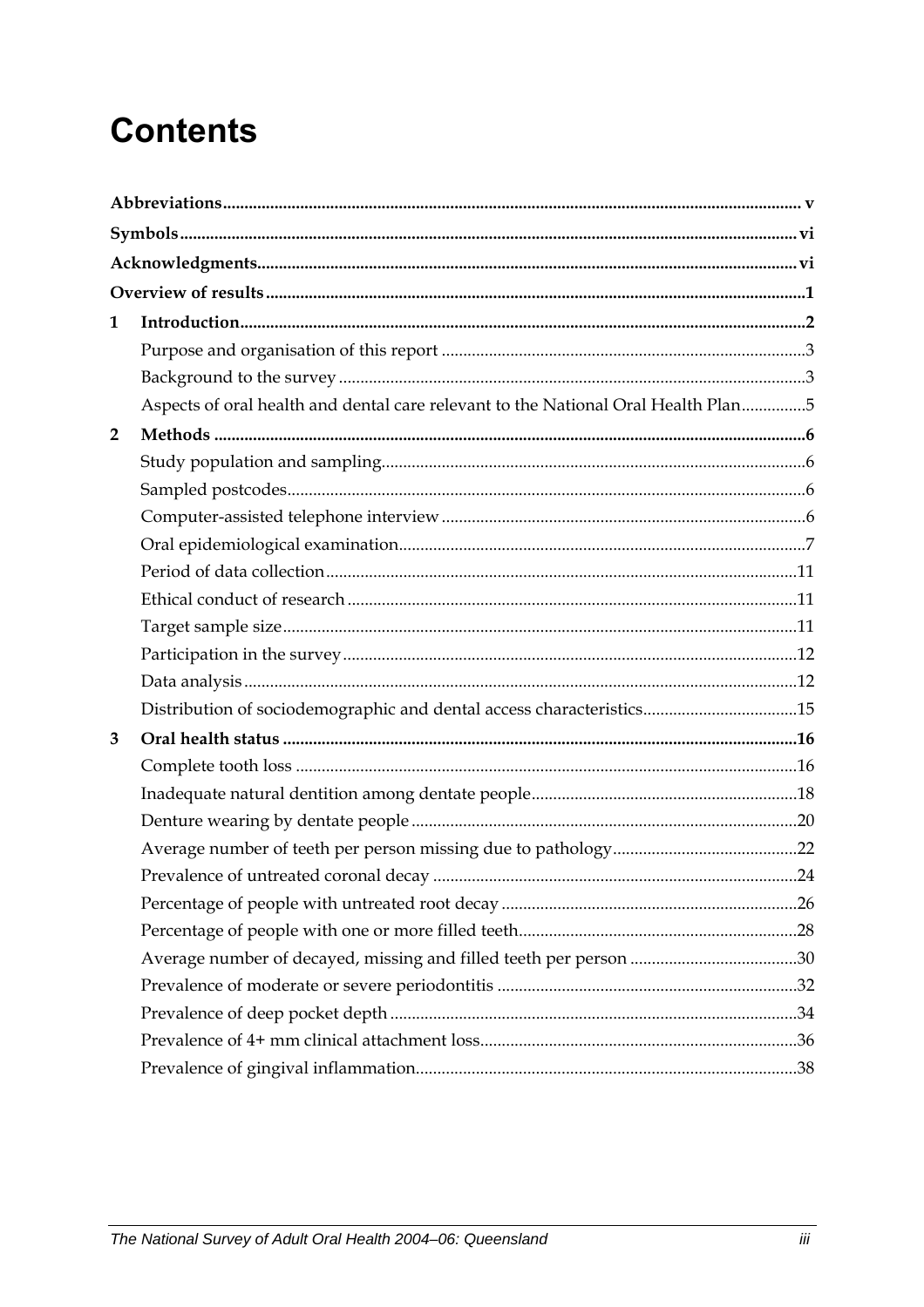# Contents

**Abbreviations** ..... v

**Symbols** ..... vi

**Acknowledgments** ..... vi

**Overview of results** ..... 1

**1 Introduction** ..... 2

- Purpose and organisation of this report ..... 3
- Background to the survey ..... 3
- Aspects of oral health and dental care relevant to the National Oral Health Plan ..... 5

**2 Methods** ..... 6

- Study population and sampling ..... 6
- Sampled postcodes ..... 6
- Computer-assisted telephone interview ..... 6
- Oral epidemiological examination ..... 7
- Period of data collection ..... 11
- Ethical conduct of research ..... 11
- Target sample size ..... 11
- Participation in the survey ..... 12
- Data analysis ..... 12
- Distribution of sociodemographic and dental access characteristics ..... 15

**3 Oral health status** ..... 16

- Complete tooth loss ..... 16
- Inadequate natural dentition among dentate people ..... 18
- Denture wearing by dentate people ..... 20
- Average number of teeth per person missing due to pathology ..... 22
- Prevalence of untreated coronal decay ..... 24
- Percentage of people with untreated root decay ..... 26
- Percentage of people with one or more filled teeth ..... 28
- Average number of decayed, missing and filled teeth per person ..... 30
- Prevalence of moderate or severe periodontitis ..... 32
- Prevalence of deep pocket depth ..... 34
- Prevalence of 4+ mm clinical attachment loss ..... 36
- Prevalence of gingival inflammation ..... 38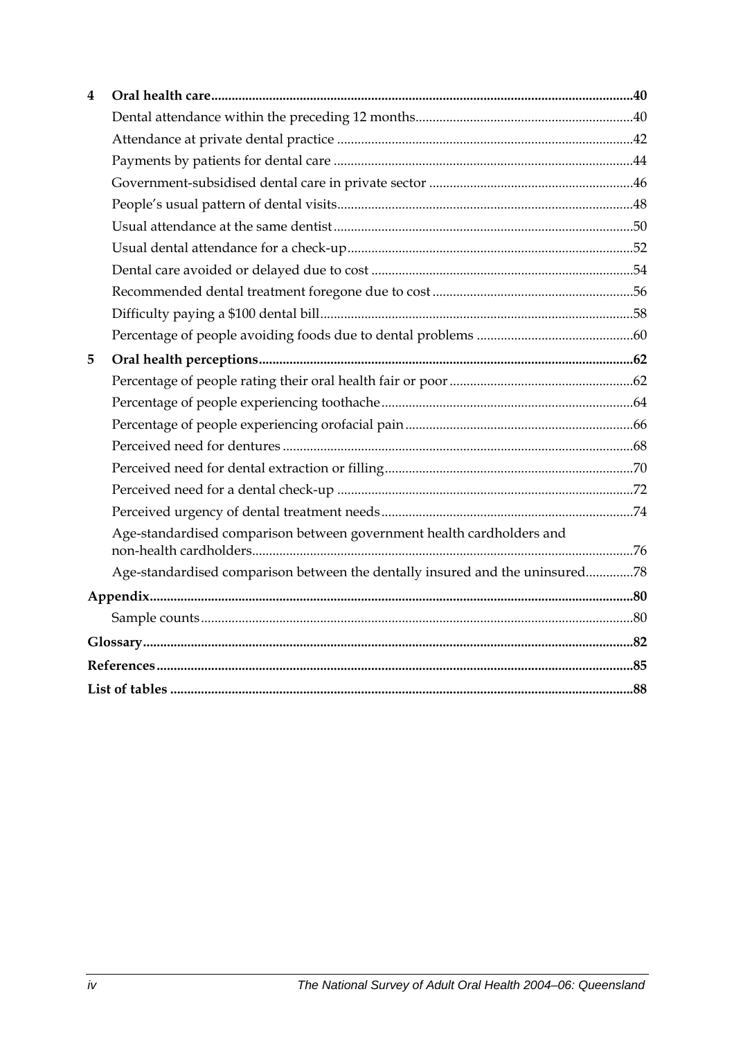**4 Oral health care** .......... **40**

- Dental attendance within the preceding 12 months .......... 40
- Attendance at private dental practice .......... 42
- Payments by patients for dental care .......... 44
- Government-subsidised dental care in private sector .......... 46
- People's usual pattern of dental visits .......... 48
- Usual attendance at the same dentist .......... 50
- Usual dental attendance for a check-up .......... 52
- Dental care avoided or delayed due to cost .......... 54
- Recommended dental treatment foregone due to cost .......... 56
- Difficulty paying a $100 dental bill .......... 58
- Percentage of people avoiding foods due to dental problems .......... 60

**5 Oral health perceptions** .......... **62**

- Percentage of people rating their oral health fair or poor .......... 62
- Percentage of people experiencing toothache .......... 64
- Percentage of people experiencing orofacial pain .......... 66
- Perceived need for dentures .......... 68
- Perceived need for dental extraction or filling .......... 70
- Perceived need for a dental check-up .......... 72
- Perceived urgency of dental treatment needs .......... 74
- Age-standardised comparison between government health cardholders and non-health cardholders .......... 76
- Age-standardised comparison between the dentally insured and the uninsured .......... 78

**Appendix** .......... **80**

- Sample counts .......... 80

**Glossary** .......... **82**

**References** .......... **85**

**List of tables** .......... **88**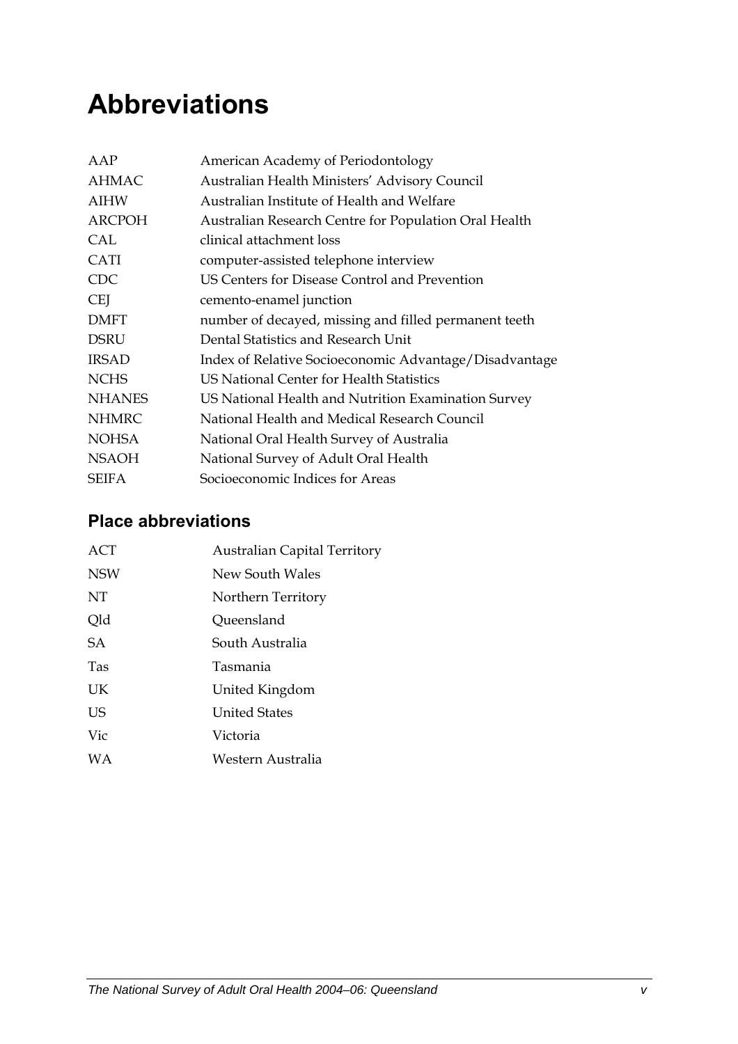# Abbreviations

| | |
|---|---|
| AAP | American Academy of Periodontology |
| AHMAC | Australian Health Ministers' Advisory Council |
| AIHW | Australian Institute of Health and Welfare |
| ARCPOH | Australian Research Centre for Population Oral Health |
| CAL | clinical attachment loss |
| CATI | computer-assisted telephone interview |
| CDC | US Centers for Disease Control and Prevention |
| CEJ | cemento-enamel junction |
| DMFT | number of decayed, missing and filled permanent teeth |
| DSRU | Dental Statistics and Research Unit |
| IRSAD | Index of Relative Socioeconomic Advantage/Disadvantage |
| NCHS | US National Center for Health Statistics |
| NHANES | US National Health and Nutrition Examination Survey |
| NHMRC | National Health and Medical Research Council |
| NOHSA | National Oral Health Survey of Australia |
| NSAOH | National Survey of Adult Oral Health |
| SEIFA | Socioeconomic Indices for Areas |

## Place abbreviations

| | |
|---|---|
| ACT | Australian Capital Territory |
| NSW | New South Wales |
| NT | Northern Territory |
| Qld | Queensland |
| SA | South Australia |
| Tas | Tasmania |
| UK | United Kingdom |
| US | United States |
| Vic | Victoria |
| WA | Western Australia |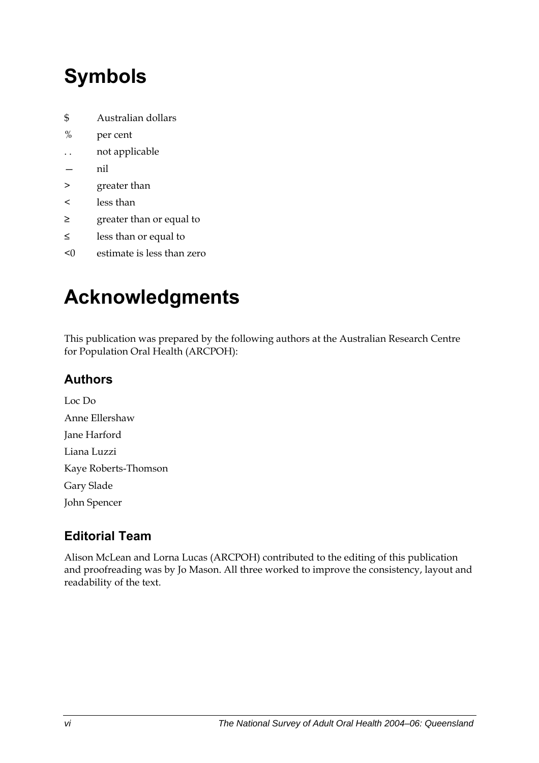# Symbols

| | |
|---|---|
| $ | Australian dollars |
| % | per cent |
| . . | not applicable |
| — | nil |
| > | greater than |
| < | less than |
| ≥ | greater than or equal to |
| ≤ | less than or equal to |
| <0 | estimate is less than zero |

# Acknowledgments

This publication was prepared by the following authors at the Australian Research Centre for Population Oral Health (ARCPOH):

## Authors

Loc Do

Anne Ellershaw

Jane Harford

Liana Luzzi

Kaye Roberts-Thomson

Gary Slade

John Spencer

## Editorial Team

Alison McLean and Lorna Lucas (ARCPOH) contributed to the editing of this publication and proofreading was by Jo Mason. All three worked to improve the consistency, layout and readability of the text.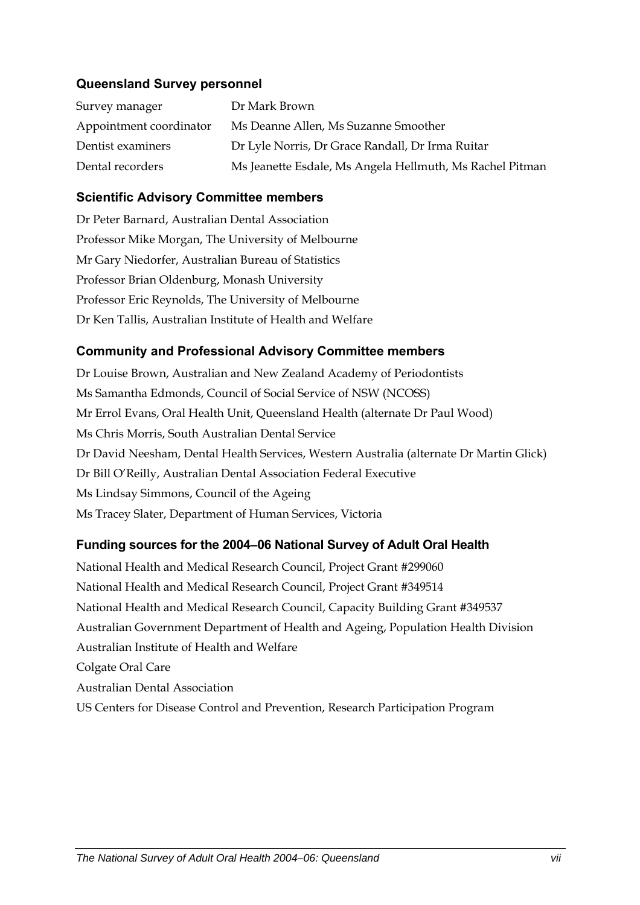### Queensland Survey personnel

| | |
|---|---|
| Survey manager | Dr Mark Brown |
| Appointment coordinator | Ms Deanne Allen, Ms Suzanne Smoother |
| Dentist examiners | Dr Lyle Norris, Dr Grace Randall, Dr Irma Ruitar |
| Dental recorders | Ms Jeanette Esdale, Ms Angela Hellmuth, Ms Rachel Pitman |

### Scientific Advisory Committee members

Dr Peter Barnard, Australian Dental Association

Professor Mike Morgan, The University of Melbourne

Mr Gary Niedorfer, Australian Bureau of Statistics

Professor Brian Oldenburg, Monash University

Professor Eric Reynolds, The University of Melbourne

Dr Ken Tallis, Australian Institute of Health and Welfare

### Community and Professional Advisory Committee members

Dr Louise Brown, Australian and New Zealand Academy of Periodontists

Ms Samantha Edmonds, Council of Social Service of NSW (NCOSS)

Mr Errol Evans, Oral Health Unit, Queensland Health (alternate Dr Paul Wood)

Ms Chris Morris, South Australian Dental Service

Dr David Neesham, Dental Health Services, Western Australia (alternate Dr Martin Glick)

Dr Bill O'Reilly, Australian Dental Association Federal Executive

Ms Lindsay Simmons, Council of the Ageing

Ms Tracey Slater, Department of Human Services, Victoria

### Funding sources for the 2004–06 National Survey of Adult Oral Health

National Health and Medical Research Council, Project Grant #299060

National Health and Medical Research Council, Project Grant #349514

National Health and Medical Research Council, Capacity Building Grant #349537

Australian Government Department of Health and Ageing, Population Health Division

Australian Institute of Health and Welfare

Colgate Oral Care

Australian Dental Association

US Centers for Disease Control and Prevention, Research Participation Program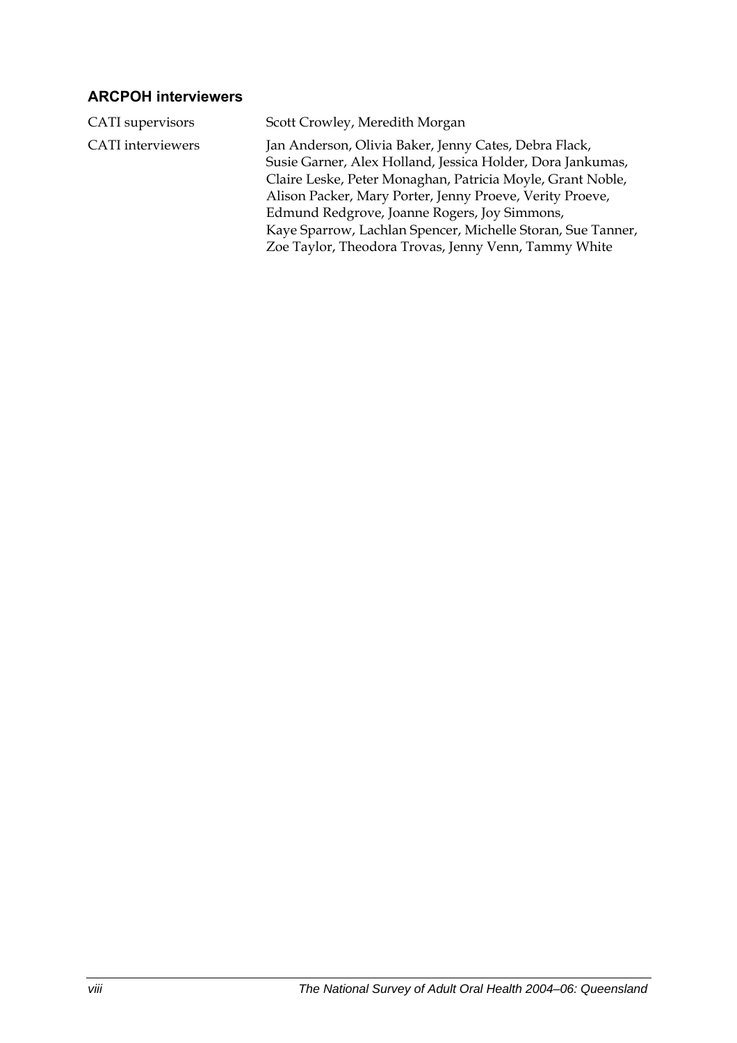## ARCPOH interviewers

| | |
|---|---|
| CATI supervisors | Scott Crowley, Meredith Morgan |
| CATI interviewers | Jan Anderson, Olivia Baker, Jenny Cates, Debra Flack, Susie Garner, Alex Holland, Jessica Holder, Dora Jankumas, Claire Leske, Peter Monaghan, Patricia Moyle, Grant Noble, Alison Packer, Mary Porter, Jenny Proeve, Verity Proeve, Edmund Redgrove, Joanne Rogers, Joy Simmons, Kaye Sparrow, Lachlan Spencer, Michelle Storan, Sue Tanner, Zoe Taylor, Theodora Trovas, Jenny Venn, Tammy White |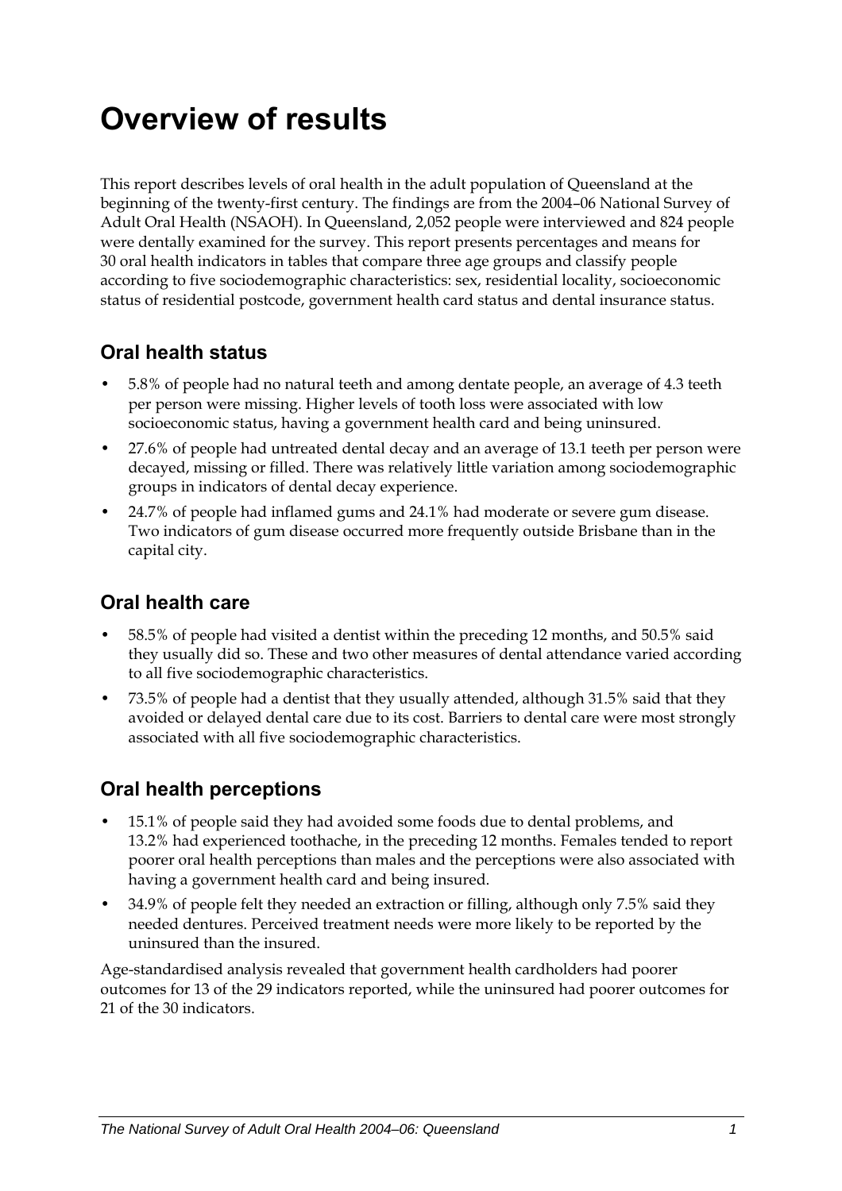# Overview of results

This report describes levels of oral health in the adult population of Queensland at the beginning of the twenty-first century. The findings are from the 2004–06 National Survey of Adult Oral Health (NSAOH). In Queensland, 2,052 people were interviewed and 824 people were dentally examined for the survey. This report presents percentages and means for 30 oral health indicators in tables that compare three age groups and classify people according to five sociodemographic characteristics: sex, residential locality, socioeconomic status of residential postcode, government health card status and dental insurance status.

## Oral health status

- 5.8% of people had no natural teeth and among dentate people, an average of 4.3 teeth per person were missing. Higher levels of tooth loss were associated with low socioeconomic status, having a government health card and being uninsured.
- 27.6% of people had untreated dental decay and an average of 13.1 teeth per person were decayed, missing or filled. There was relatively little variation among sociodemographic groups in indicators of dental decay experience.
- 24.7% of people had inflamed gums and 24.1% had moderate or severe gum disease. Two indicators of gum disease occurred more frequently outside Brisbane than in the capital city.

## Oral health care

- 58.5% of people had visited a dentist within the preceding 12 months, and 50.5% said they usually did so. These and two other measures of dental attendance varied according to all five sociodemographic characteristics.
- 73.5% of people had a dentist that they usually attended, although 31.5% said that they avoided or delayed dental care due to its cost. Barriers to dental care were most strongly associated with all five sociodemographic characteristics.

## Oral health perceptions

- 15.1% of people said they had avoided some foods due to dental problems, and 13.2% had experienced toothache, in the preceding 12 months. Females tended to report poorer oral health perceptions than males and the perceptions were also associated with having a government health card and being insured.
- 34.9% of people felt they needed an extraction or filling, although only 7.5% said they needed dentures. Perceived treatment needs were more likely to be reported by the uninsured than the insured.

Age-standardised analysis revealed that government health cardholders had poorer outcomes for 13 of the 29 indicators reported, while the uninsured had poorer outcomes for 21 of the 30 indicators.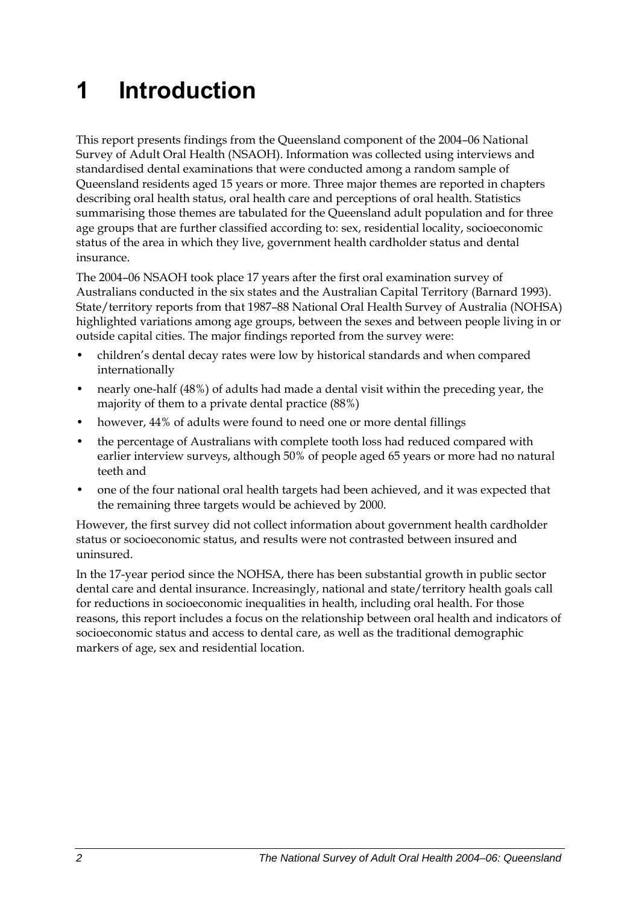# 1 Introduction

This report presents findings from the Queensland component of the 2004–06 National Survey of Adult Oral Health (NSAOH). Information was collected using interviews and standardised dental examinations that were conducted among a random sample of Queensland residents aged 15 years or more. Three major themes are reported in chapters describing oral health status, oral health care and perceptions of oral health. Statistics summarising those themes are tabulated for the Queensland adult population and for three age groups that are further classified according to: sex, residential locality, socioeconomic status of the area in which they live, government health cardholder status and dental insurance.

The 2004–06 NSAOH took place 17 years after the first oral examination survey of Australians conducted in the six states and the Australian Capital Territory (Barnard 1993). State/territory reports from that 1987–88 National Oral Health Survey of Australia (NOHSA) highlighted variations among age groups, between the sexes and between people living in or outside capital cities. The major findings reported from the survey were:

- children's dental decay rates were low by historical standards and when compared internationally
- nearly one-half (48%) of adults had made a dental visit within the preceding year, the majority of them to a private dental practice (88%)
- however, 44% of adults were found to need one or more dental fillings
- the percentage of Australians with complete tooth loss had reduced compared with earlier interview surveys, although 50% of people aged 65 years or more had no natural teeth and
- one of the four national oral health targets had been achieved, and it was expected that the remaining three targets would be achieved by 2000.

However, the first survey did not collect information about government health cardholder status or socioeconomic status, and results were not contrasted between insured and uninsured.

In the 17-year period since the NOHSA, there has been substantial growth in public sector dental care and dental insurance. Increasingly, national and state/territory health goals call for reductions in socioeconomic inequalities in health, including oral health. For those reasons, this report includes a focus on the relationship between oral health and indicators of socioeconomic status and access to dental care, as well as the traditional demographic markers of age, sex and residential location.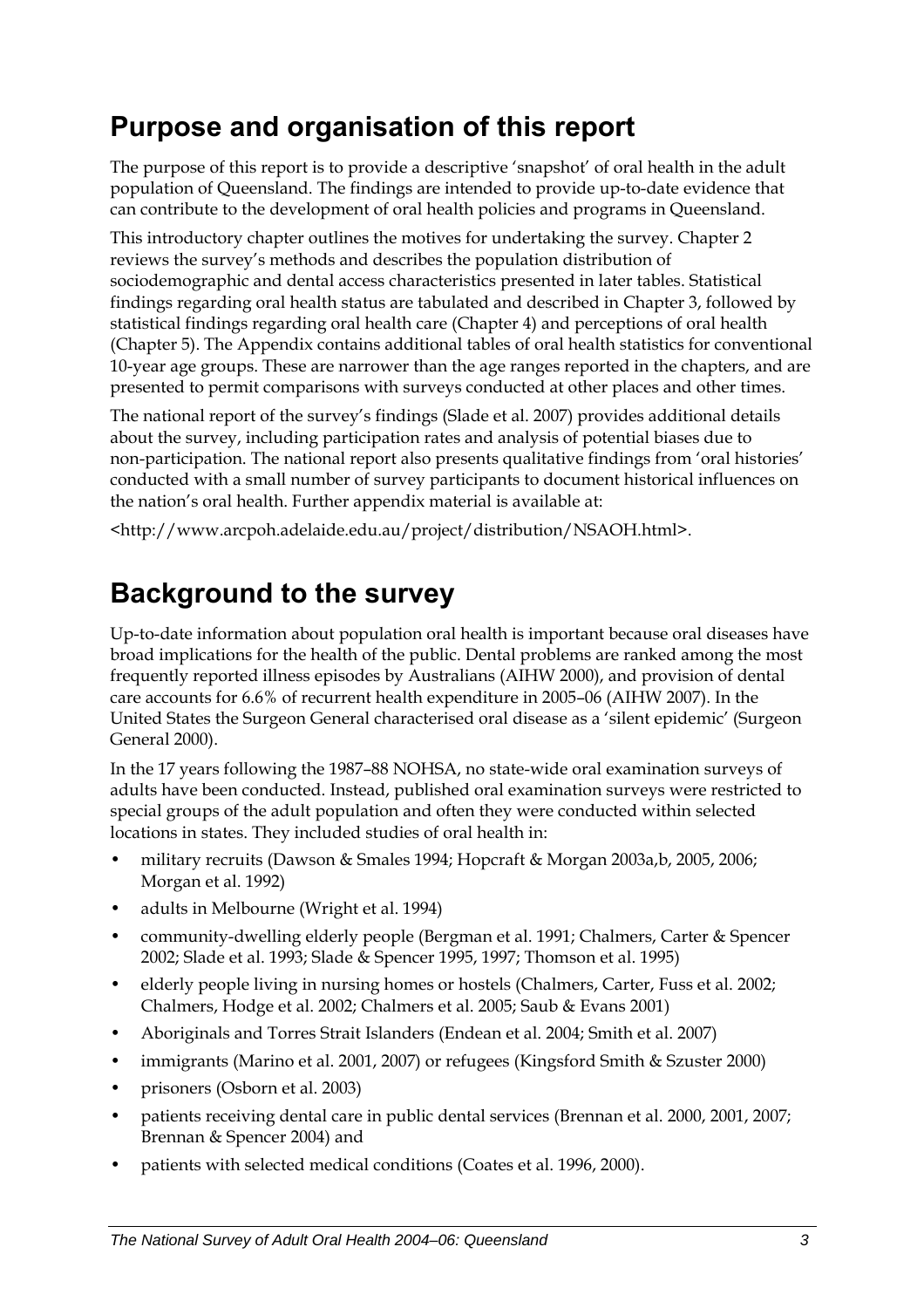## Purpose and organisation of this report

The purpose of this report is to provide a descriptive 'snapshot' of oral health in the adult population of Queensland. The findings are intended to provide up-to-date evidence that can contribute to the development of oral health policies and programs in Queensland.

This introductory chapter outlines the motives for undertaking the survey. Chapter 2 reviews the survey's methods and describes the population distribution of sociodemographic and dental access characteristics presented in later tables. Statistical findings regarding oral health status are tabulated and described in Chapter 3, followed by statistical findings regarding oral health care (Chapter 4) and perceptions of oral health (Chapter 5). The Appendix contains additional tables of oral health statistics for conventional 10-year age groups. These are narrower than the age ranges reported in the chapters, and are presented to permit comparisons with surveys conducted at other places and other times.

The national report of the survey's findings (Slade et al. 2007) provides additional details about the survey, including participation rates and analysis of potential biases due to non-participation. The national report also presents qualitative findings from 'oral histories' conducted with a small number of survey participants to document historical influences on the nation's oral health. Further appendix material is available at:

<http://www.arcpoh.adelaide.edu.au/project/distribution/NSAOH.html>.

## Background to the survey

Up-to-date information about population oral health is important because oral diseases have broad implications for the health of the public. Dental problems are ranked among the most frequently reported illness episodes by Australians (AIHW 2000), and provision of dental care accounts for 6.6% of recurrent health expenditure in 2005–06 (AIHW 2007). In the United States the Surgeon General characterised oral disease as a 'silent epidemic' (Surgeon General 2000).

In the 17 years following the 1987–88 NOHSA, no state-wide oral examination surveys of adults have been conducted. Instead, published oral examination surveys were restricted to special groups of the adult population and often they were conducted within selected locations in states. They included studies of oral health in:

- military recruits (Dawson & Smales 1994; Hopcraft & Morgan 2003a,b, 2005, 2006; Morgan et al. 1992)
- adults in Melbourne (Wright et al. 1994)
- community-dwelling elderly people (Bergman et al. 1991; Chalmers, Carter & Spencer 2002; Slade et al. 1993; Slade & Spencer 1995, 1997; Thomson et al. 1995)
- elderly people living in nursing homes or hostels (Chalmers, Carter, Fuss et al. 2002; Chalmers, Hodge et al. 2002; Chalmers et al. 2005; Saub & Evans 2001)
- Aboriginals and Torres Strait Islanders (Endean et al. 2004; Smith et al. 2007)
- immigrants (Marino et al. 2001, 2007) or refugees (Kingsford Smith & Szuster 2000)
- prisoners (Osborn et al. 2003)
- patients receiving dental care in public dental services (Brennan et al. 2000, 2001, 2007; Brennan & Spencer 2004) and
- patients with selected medical conditions (Coates et al. 1996, 2000).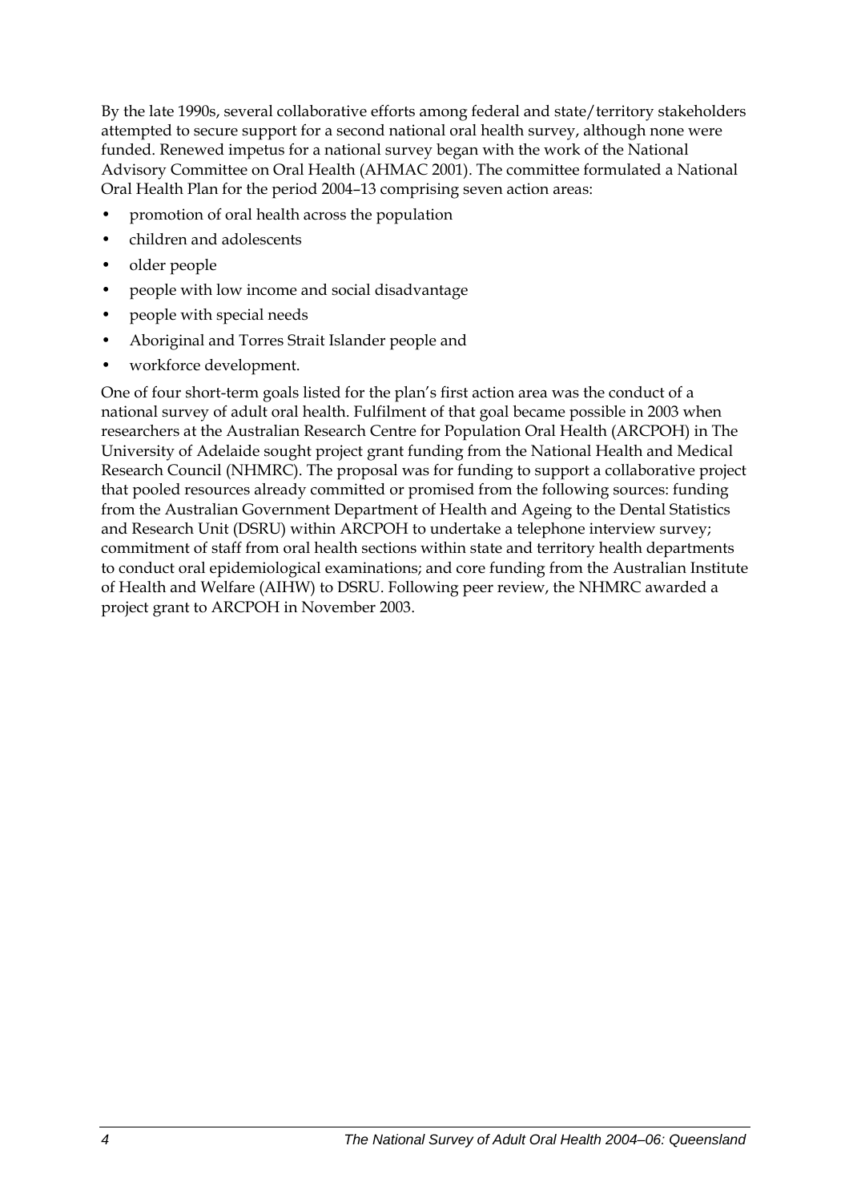By the late 1990s, several collaborative efforts among federal and state/territory stakeholders attempted to secure support for a second national oral health survey, although none were funded. Renewed impetus for a national survey began with the work of the National Advisory Committee on Oral Health (AHMAC 2001). The committee formulated a National Oral Health Plan for the period 2004–13 comprising seven action areas:

- promotion of oral health across the population
- children and adolescents
- older people
- people with low income and social disadvantage
- people with special needs
- Aboriginal and Torres Strait Islander people and
- workforce development.

One of four short-term goals listed for the plan's first action area was the conduct of a national survey of adult oral health. Fulfilment of that goal became possible in 2003 when researchers at the Australian Research Centre for Population Oral Health (ARCPOH) in The University of Adelaide sought project grant funding from the National Health and Medical Research Council (NHMRC). The proposal was for funding to support a collaborative project that pooled resources already committed or promised from the following sources: funding from the Australian Government Department of Health and Ageing to the Dental Statistics and Research Unit (DSRU) within ARCPOH to undertake a telephone interview survey; commitment of staff from oral health sections within state and territory health departments to conduct oral epidemiological examinations; and core funding from the Australian Institute of Health and Welfare (AIHW) to DSRU. Following peer review, the NHMRC awarded a project grant to ARCPOH in November 2003.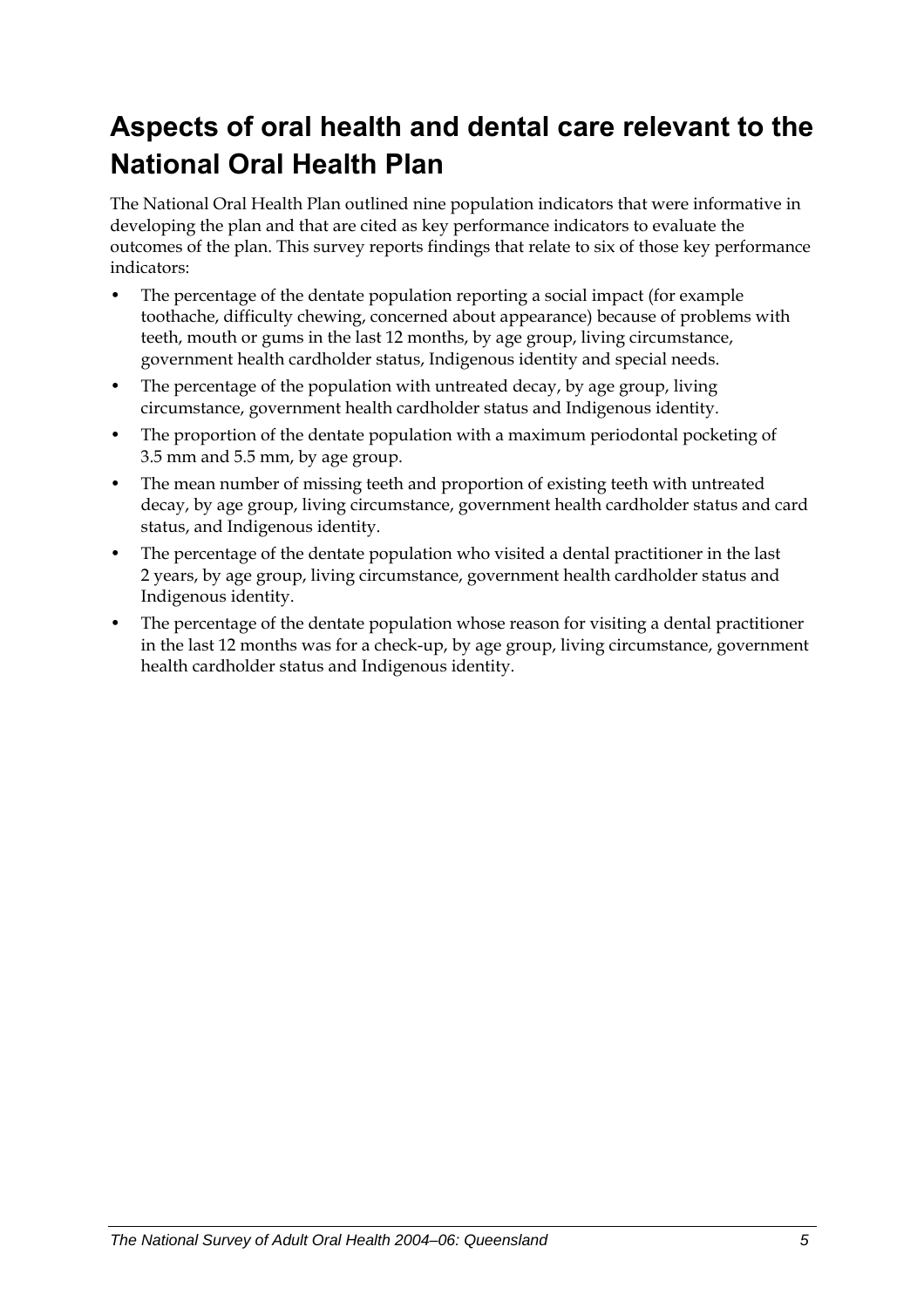# Aspects of oral health and dental care relevant to the National Oral Health Plan

The National Oral Health Plan outlined nine population indicators that were informative in developing the plan and that are cited as key performance indicators to evaluate the outcomes of the plan. This survey reports findings that relate to six of those key performance indicators:

- The percentage of the dentate population reporting a social impact (for example toothache, difficulty chewing, concerned about appearance) because of problems with teeth, mouth or gums in the last 12 months, by age group, living circumstance, government health cardholder status, Indigenous identity and special needs.
- The percentage of the population with untreated decay, by age group, living circumstance, government health cardholder status and Indigenous identity.
- The proportion of the dentate population with a maximum periodontal pocketing of 3.5 mm and 5.5 mm, by age group.
- The mean number of missing teeth and proportion of existing teeth with untreated decay, by age group, living circumstance, government health cardholder status and card status, and Indigenous identity.
- The percentage of the dentate population who visited a dental practitioner in the last 2 years, by age group, living circumstance, government health cardholder status and Indigenous identity.
- The percentage of the dentate population whose reason for visiting a dental practitioner in the last 12 months was for a check-up, by age group, living circumstance, government health cardholder status and Indigenous identity.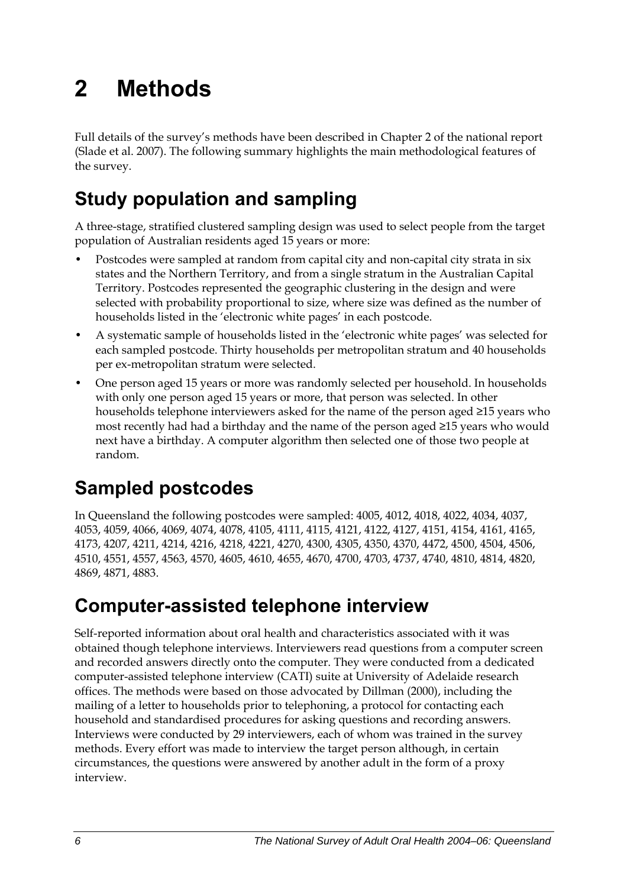# 2 Methods

Full details of the survey's methods have been described in Chapter 2 of the national report (Slade et al. 2007). The following summary highlights the main methodological features of the survey.

## Study population and sampling

A three-stage, stratified clustered sampling design was used to select people from the target population of Australian residents aged 15 years or more:

- Postcodes were sampled at random from capital city and non-capital city strata in six states and the Northern Territory, and from a single stratum in the Australian Capital Territory. Postcodes represented the geographic clustering in the design and were selected with probability proportional to size, where size was defined as the number of households listed in the 'electronic white pages' in each postcode.
- A systematic sample of households listed in the 'electronic white pages' was selected for each sampled postcode. Thirty households per metropolitan stratum and 40 households per ex-metropolitan stratum were selected.
- One person aged 15 years or more was randomly selected per household. In households with only one person aged 15 years or more, that person was selected. In other households telephone interviewers asked for the name of the person aged ≥15 years who most recently had had a birthday and the name of the person aged ≥15 years who would next have a birthday. A computer algorithm then selected one of those two people at random.

## Sampled postcodes

In Queensland the following postcodes were sampled: 4005, 4012, 4018, 4022, 4034, 4037, 4053, 4059, 4066, 4069, 4074, 4078, 4105, 4111, 4115, 4121, 4122, 4127, 4151, 4154, 4161, 4165, 4173, 4207, 4211, 4214, 4216, 4218, 4221, 4270, 4300, 4305, 4350, 4370, 4472, 4500, 4504, 4506, 4510, 4551, 4557, 4563, 4570, 4605, 4610, 4655, 4670, 4700, 4703, 4737, 4740, 4810, 4814, 4820, 4869, 4871, 4883.

## Computer-assisted telephone interview

Self-reported information about oral health and characteristics associated with it was obtained though telephone interviews. Interviewers read questions from a computer screen and recorded answers directly onto the computer. They were conducted from a dedicated computer-assisted telephone interview (CATI) suite at University of Adelaide research offices. The methods were based on those advocated by Dillman (2000), including the mailing of a letter to households prior to telephoning, a protocol for contacting each household and standardised procedures for asking questions and recording answers. Interviews were conducted by 29 interviewers, each of whom was trained in the survey methods. Every effort was made to interview the target person although, in certain circumstances, the questions were answered by another adult in the form of a proxy interview.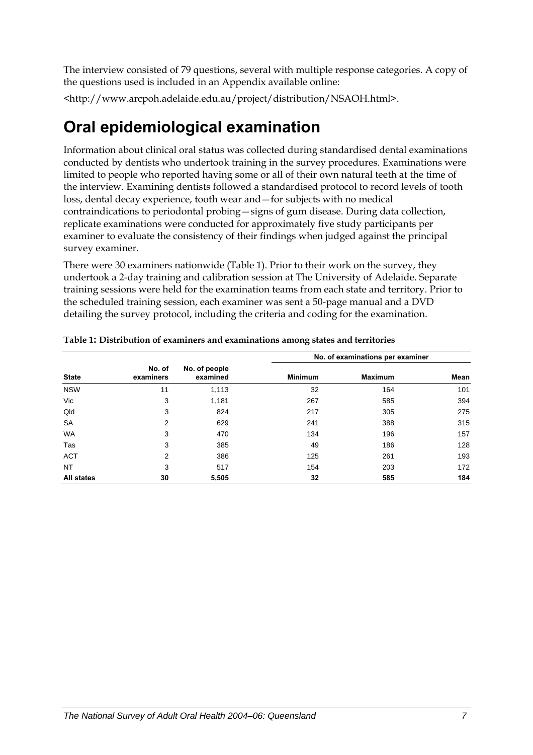The interview consisted of 79 questions, several with multiple response categories. A copy of the questions used is included in an Appendix available online:

<http://www.arcpoh.adelaide.edu.au/project/distribution/NSAOH.html>.

# Oral epidemiological examination

Information about clinical oral status was collected during standardised dental examinations conducted by dentists who undertook training in the survey procedures. Examinations were limited to people who reported having some or all of their own natural teeth at the time of the interview. Examining dentists followed a standardised protocol to record levels of tooth loss, dental decay experience, tooth wear and—for subjects with no medical contraindications to periodontal probing—signs of gum disease. During data collection, replicate examinations were conducted for approximately five study participants per examiner to evaluate the consistency of their findings when judged against the principal survey examiner.

There were 30 examiners nationwide (Table 1). Prior to their work on the survey, they undertook a 2-day training and calibration session at The University of Adelaide. Separate training sessions were held for the examination teams from each state and territory. Prior to the scheduled training session, each examiner was sent a 50-page manual and a DVD detailing the survey protocol, including the criteria and coding for the examination.

**Table 1: Distribution of examiners and examinations among states and territories**

| | | | No. of examinations per examiner | | |
|---|---|---|---|---|---|
| **State** | **No. of examiners** | **No. of people examined** | **Minimum** | **Maximum** | **Mean** |
| NSW | 11 | 1,113 | 32 | 164 | 101 |
| Vic | 3 | 1,181 | 267 | 585 | 394 |
| Qld | 3 | 824 | 217 | 305 | 275 |
| SA | 2 | 629 | 241 | 388 | 315 |
| WA | 3 | 470 | 134 | 196 | 157 |
| Tas | 3 | 385 | 49 | 186 | 128 |
| ACT | 2 | 386 | 125 | 261 | 193 |
| NT | 3 | 517 | 154 | 203 | 172 |
| **All states** | **30** | **5,505** | **32** | **585** | **184** |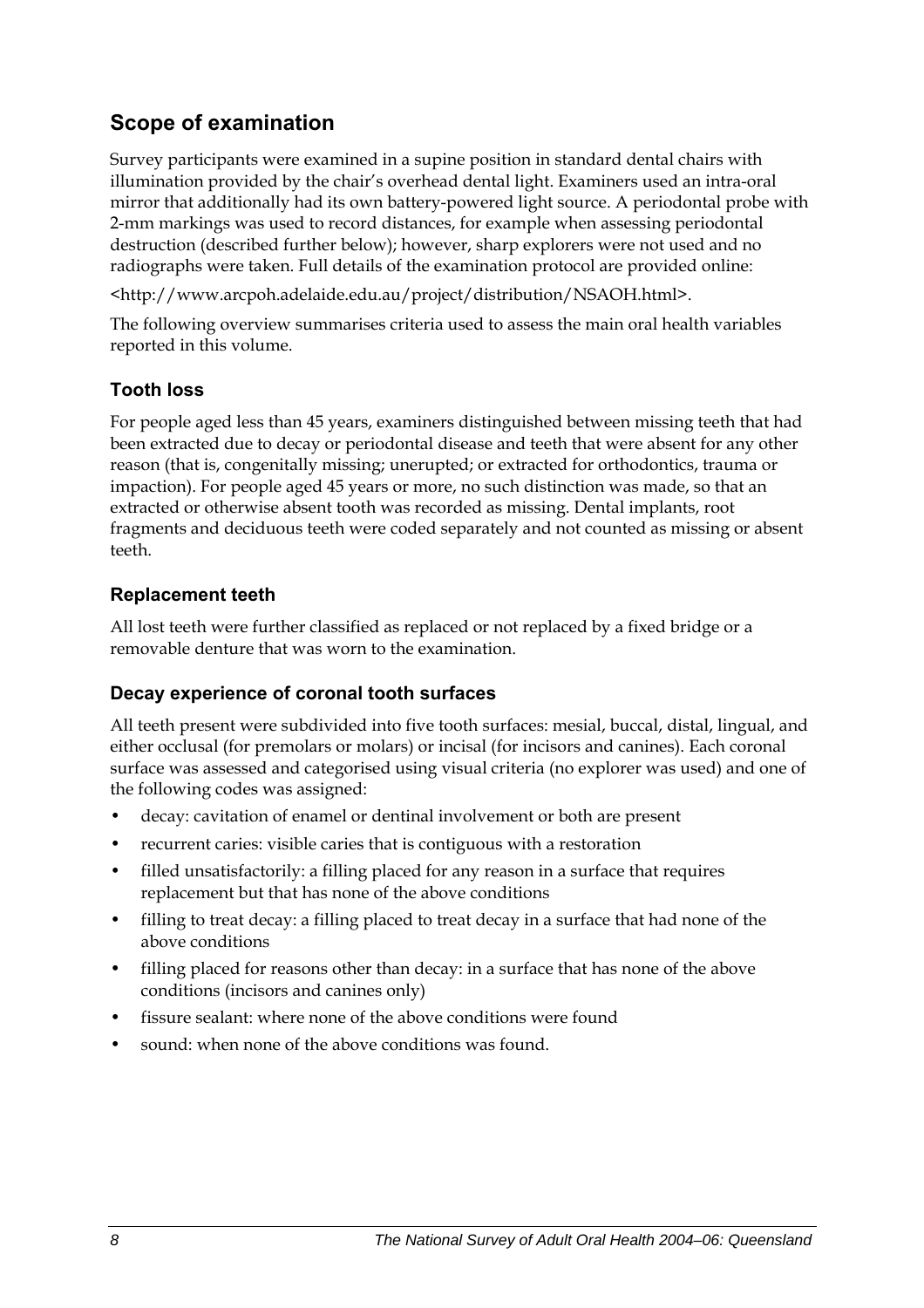## Scope of examination

Survey participants were examined in a supine position in standard dental chairs with illumination provided by the chair's overhead dental light. Examiners used an intra-oral mirror that additionally had its own battery-powered light source. A periodontal probe with 2-mm markings was used to record distances, for example when assessing periodontal destruction (described further below); however, sharp explorers were not used and no radiographs were taken. Full details of the examination protocol are provided online:

<http://www.arcpoh.adelaide.edu.au/project/distribution/NSAOH.html>.

The following overview summarises criteria used to assess the main oral health variables reported in this volume.

### Tooth loss

For people aged less than 45 years, examiners distinguished between missing teeth that had been extracted due to decay or periodontal disease and teeth that were absent for any other reason (that is, congenitally missing; unerupted; or extracted for orthodontics, trauma or impaction). For people aged 45 years or more, no such distinction was made, so that an extracted or otherwise absent tooth was recorded as missing. Dental implants, root fragments and deciduous teeth were coded separately and not counted as missing or absent teeth.

### Replacement teeth

All lost teeth were further classified as replaced or not replaced by a fixed bridge or a removable denture that was worn to the examination.

### Decay experience of coronal tooth surfaces

All teeth present were subdivided into five tooth surfaces: mesial, buccal, distal, lingual, and either occlusal (for premolars or molars) or incisal (for incisors and canines). Each coronal surface was assessed and categorised using visual criteria (no explorer was used) and one of the following codes was assigned:

- decay: cavitation of enamel or dentinal involvement or both are present
- recurrent caries: visible caries that is contiguous with a restoration
- filled unsatisfactorily: a filling placed for any reason in a surface that requires replacement but that has none of the above conditions
- filling to treat decay: a filling placed to treat decay in a surface that had none of the above conditions
- filling placed for reasons other than decay: in a surface that has none of the above conditions (incisors and canines only)
- fissure sealant: where none of the above conditions were found
- sound: when none of the above conditions was found.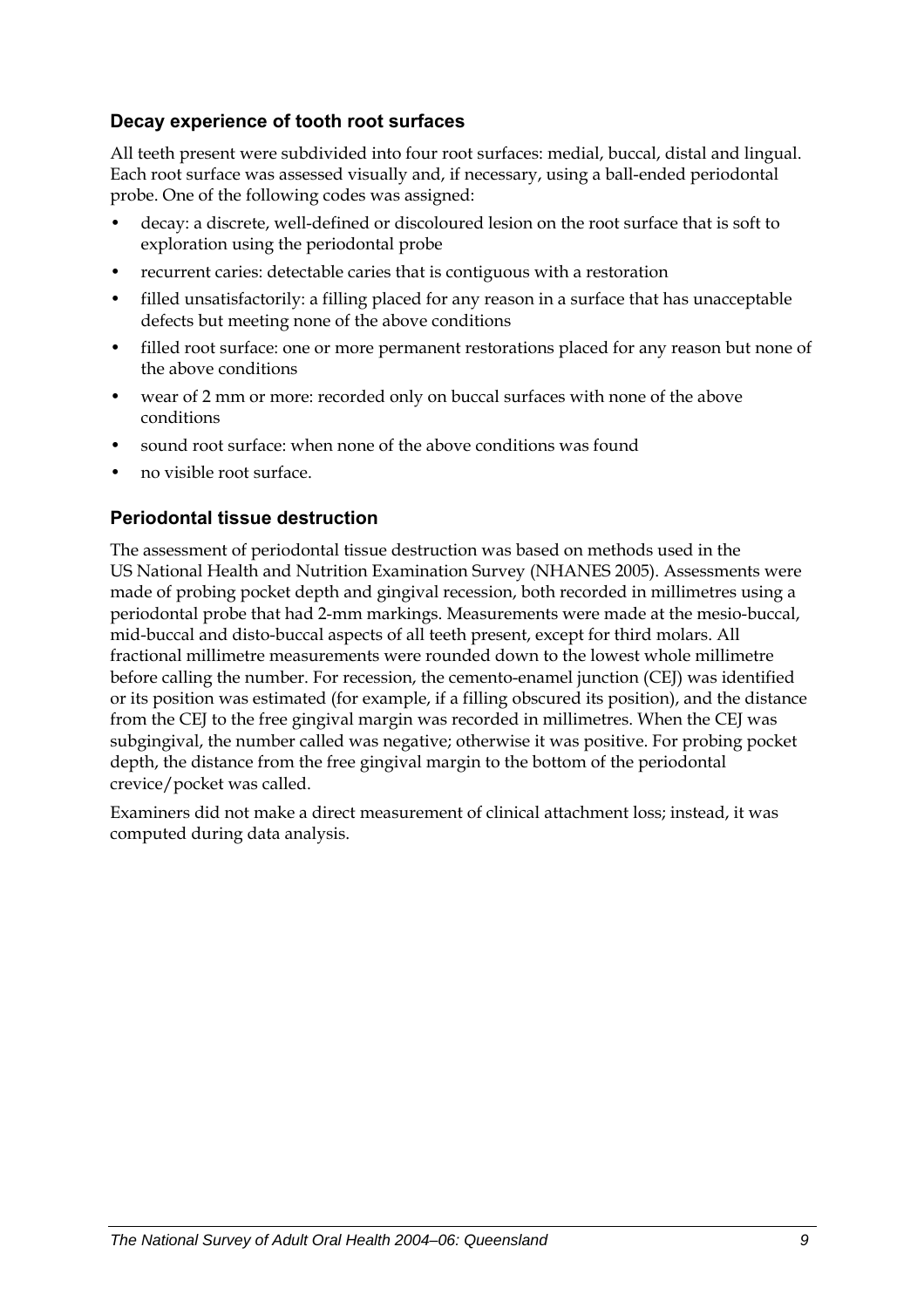### Decay experience of tooth root surfaces

All teeth present were subdivided into four root surfaces: medial, buccal, distal and lingual. Each root surface was assessed visually and, if necessary, using a ball-ended periodontal probe. One of the following codes was assigned:

- decay: a discrete, well-defined or discoloured lesion on the root surface that is soft to exploration using the periodontal probe
- recurrent caries: detectable caries that is contiguous with a restoration
- filled unsatisfactorily: a filling placed for any reason in a surface that has unacceptable defects but meeting none of the above conditions
- filled root surface: one or more permanent restorations placed for any reason but none of the above conditions
- wear of 2 mm or more: recorded only on buccal surfaces with none of the above conditions
- sound root surface: when none of the above conditions was found
- no visible root surface.

### Periodontal tissue destruction

The assessment of periodontal tissue destruction was based on methods used in the US National Health and Nutrition Examination Survey (NHANES 2005). Assessments were made of probing pocket depth and gingival recession, both recorded in millimetres using a periodontal probe that had 2-mm markings. Measurements were made at the mesio-buccal, mid-buccal and disto-buccal aspects of all teeth present, except for third molars. All fractional millimetre measurements were rounded down to the lowest whole millimetre before calling the number. For recession, the cemento-enamel junction (CEJ) was identified or its position was estimated (for example, if a filling obscured its position), and the distance from the CEJ to the free gingival margin was recorded in millimetres. When the CEJ was subgingival, the number called was negative; otherwise it was positive. For probing pocket depth, the distance from the free gingival margin to the bottom of the periodontal crevice/pocket was called.

Examiners did not make a direct measurement of clinical attachment loss; instead, it was computed during data analysis.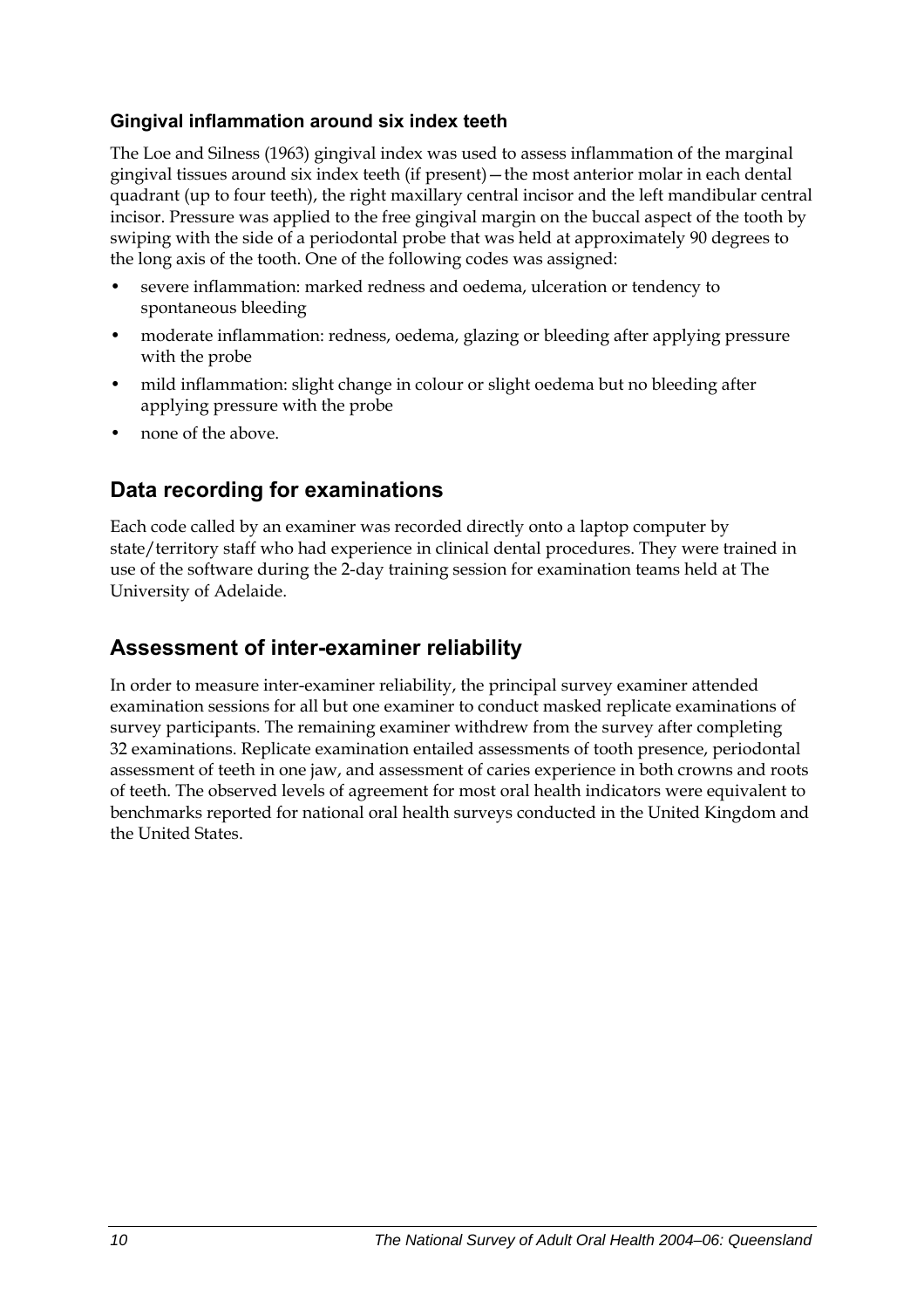### Gingival inflammation around six index teeth

The Loe and Silness (1963) gingival index was used to assess inflammation of the marginal gingival tissues around six index teeth (if present)—the most anterior molar in each dental quadrant (up to four teeth), the right maxillary central incisor and the left mandibular central incisor. Pressure was applied to the free gingival margin on the buccal aspect of the tooth by swiping with the side of a periodontal probe that was held at approximately 90 degrees to the long axis of the tooth. One of the following codes was assigned:

- severe inflammation: marked redness and oedema, ulceration or tendency to spontaneous bleeding
- moderate inflammation: redness, oedema, glazing or bleeding after applying pressure with the probe
- mild inflammation: slight change in colour or slight oedema but no bleeding after applying pressure with the probe
- none of the above.

## Data recording for examinations

Each code called by an examiner was recorded directly onto a laptop computer by state/territory staff who had experience in clinical dental procedures. They were trained in use of the software during the 2-day training session for examination teams held at The University of Adelaide.

## Assessment of inter-examiner reliability

In order to measure inter-examiner reliability, the principal survey examiner attended examination sessions for all but one examiner to conduct masked replicate examinations of survey participants. The remaining examiner withdrew from the survey after completing 32 examinations. Replicate examination entailed assessments of tooth presence, periodontal assessment of teeth in one jaw, and assessment of caries experience in both crowns and roots of teeth. The observed levels of agreement for most oral health indicators were equivalent to benchmarks reported for national oral health surveys conducted in the United Kingdom and the United States.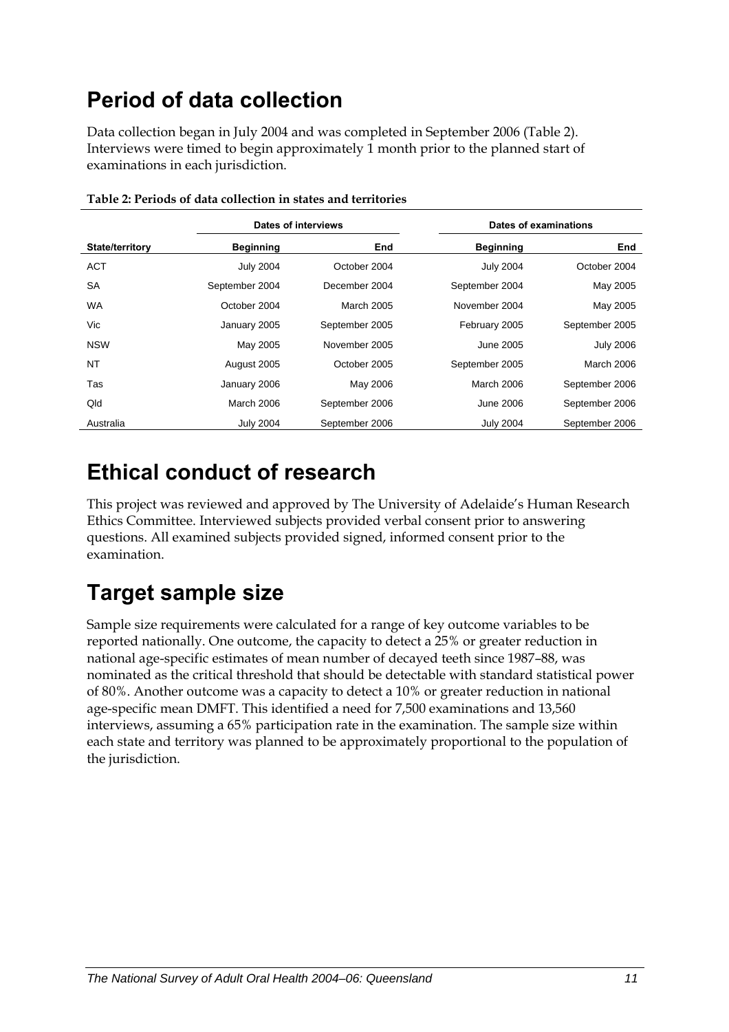## Period of data collection

Data collection began in July 2004 and was completed in September 2006 (Table 2). Interviews were timed to begin approximately 1 month prior to the planned start of examinations in each jurisdiction.

**Table 2: Periods of data collection in states and territories**

| | Dates of interviews | | Dates of examinations | |
|---|---|---|---|---|
| **State/territory** | **Beginning** | **End** | **Beginning** | **End** |
| ACT | July 2004 | October 2004 | July 2004 | October 2004 |
| SA | September 2004 | December 2004 | September 2004 | May 2005 |
| WA | October 2004 | March 2005 | November 2004 | May 2005 |
| Vic | January 2005 | September 2005 | February 2005 | September 2005 |
| NSW | May 2005 | November 2005 | June 2005 | July 2006 |
| NT | August 2005 | October 2005 | September 2005 | March 2006 |
| Tas | January 2006 | May 2006 | March 2006 | September 2006 |
| Qld | March 2006 | September 2006 | June 2006 | September 2006 |
| Australia | July 2004 | September 2006 | July 2004 | September 2006 |

## Ethical conduct of research

This project was reviewed and approved by The University of Adelaide's Human Research Ethics Committee. Interviewed subjects provided verbal consent prior to answering questions. All examined subjects provided signed, informed consent prior to the examination.

## Target sample size

Sample size requirements were calculated for a range of key outcome variables to be reported nationally. One outcome, the capacity to detect a 25% or greater reduction in national age-specific estimates of mean number of decayed teeth since 1987–88, was nominated as the critical threshold that should be detectable with standard statistical power of 80%. Another outcome was a capacity to detect a 10% or greater reduction in national age-specific mean DMFT. This identified a need for 7,500 examinations and 13,560 interviews, assuming a 65% participation rate in the examination. The sample size within each state and territory was planned to be approximately proportional to the population of the jurisdiction.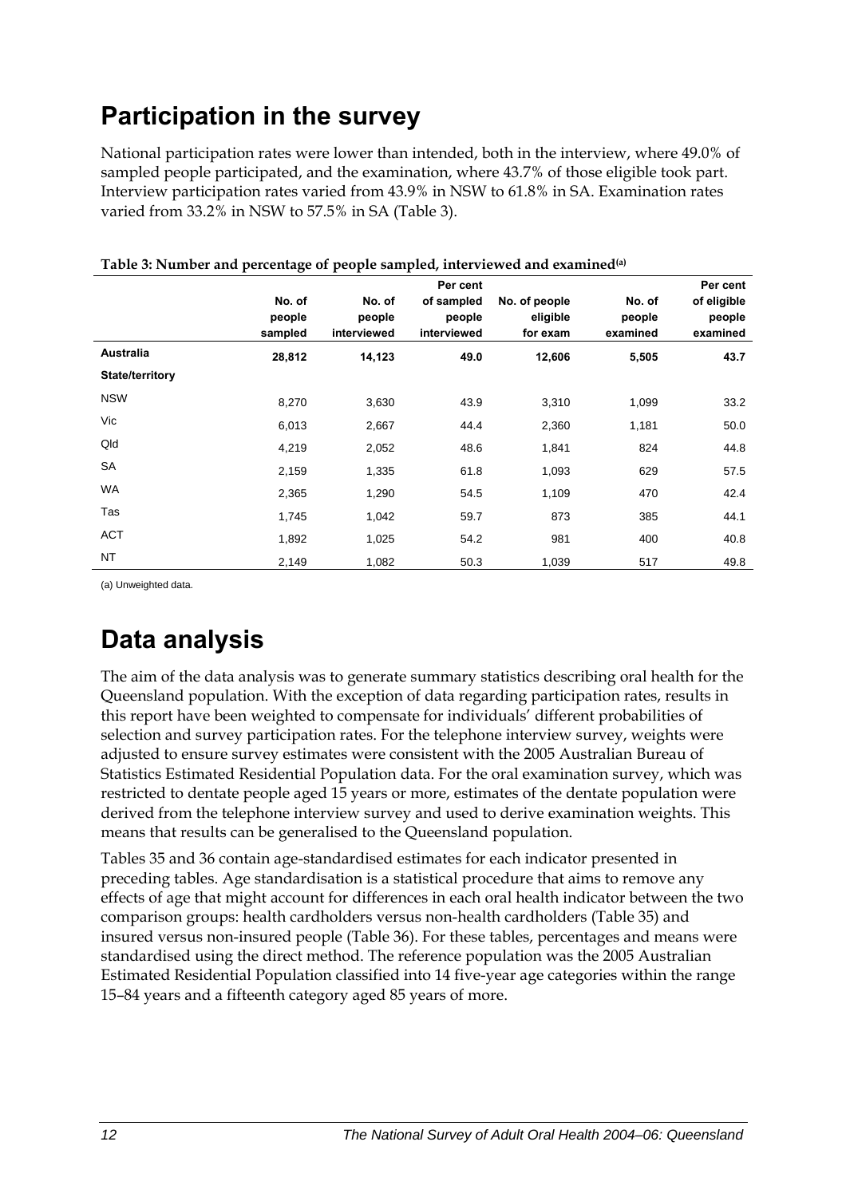# Participation in the survey

National participation rates were lower than intended, both in the interview, where 49.0% of sampled people participated, and the examination, where 43.7% of those eligible took part. Interview participation rates varied from 43.9% in NSW to 61.8% in SA. Examination rates varied from 33.2% in NSW to 57.5% in SA (Table 3).

**Table 3: Number and percentage of people sampled, interviewed and examined[(a)]**

| | No. of people sampled | No. of people interviewed | Per cent of sampled people interviewed | No. of people eligible for exam | No. of people examined | Per cent of eligible people examined |
|---|---|---|---|---|---|---|
| **Australia** | **28,812** | **14,123** | **49.0** | **12,606** | **5,505** | **43.7** |
| **State/territory** | | | | | | |
| NSW | 8,270 | 3,630 | 43.9 | 3,310 | 1,099 | 33.2 |
| Vic | 6,013 | 2,667 | 44.4 | 2,360 | 1,181 | 50.0 |
| Qld | 4,219 | 2,052 | 48.6 | 1,841 | 824 | 44.8 |
| SA | 2,159 | 1,335 | 61.8 | 1,093 | 629 | 57.5 |
| WA | 2,365 | 1,290 | 54.5 | 1,109 | 470 | 42.4 |
| Tas | 1,745 | 1,042 | 59.7 | 873 | 385 | 44.1 |
| ACT | 1,892 | 1,025 | 54.2 | 981 | 400 | 40.8 |
| NT | 2,149 | 1,082 | 50.3 | 1,039 | 517 | 49.8 |

(a) Unweighted data.

# Data analysis

The aim of the data analysis was to generate summary statistics describing oral health for the Queensland population. With the exception of data regarding participation rates, results in this report have been weighted to compensate for individuals' different probabilities of selection and survey participation rates. For the telephone interview survey, weights were adjusted to ensure survey estimates were consistent with the 2005 Australian Bureau of Statistics Estimated Residential Population data. For the oral examination survey, which was restricted to dentate people aged 15 years or more, estimates of the dentate population were derived from the telephone interview survey and used to derive examination weights. This means that results can be generalised to the Queensland population.

Tables 35 and 36 contain age-standardised estimates for each indicator presented in preceding tables. Age standardisation is a statistical procedure that aims to remove any effects of age that might account for differences in each oral health indicator between the two comparison groups: health cardholders versus non-health cardholders (Table 35) and insured versus non-insured people (Table 36). For these tables, percentages and means were standardised using the direct method. The reference population was the 2005 Australian Estimated Residential Population classified into 14 five-year age categories within the range 15–84 years and a fifteenth category aged 85 years of more.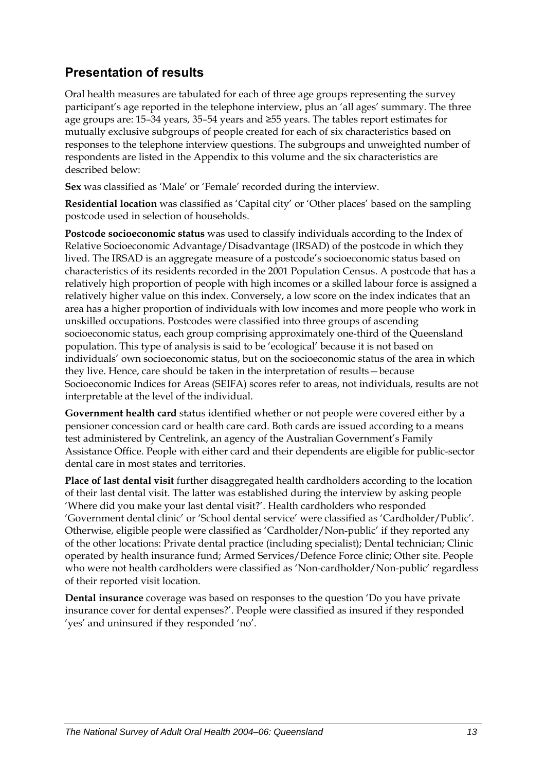## Presentation of results

Oral health measures are tabulated for each of three age groups representing the survey participant's age reported in the telephone interview, plus an 'all ages' summary. The three age groups are: 15–34 years, 35–54 years and ≥55 years. The tables report estimates for mutually exclusive subgroups of people created for each of six characteristics based on responses to the telephone interview questions. The subgroups and unweighted number of respondents are listed in the Appendix to this volume and the six characteristics are described below:

**Sex** was classified as 'Male' or 'Female' recorded during the interview.

**Residential location** was classified as 'Capital city' or 'Other places' based on the sampling postcode used in selection of households.

**Postcode socioeconomic status** was used to classify individuals according to the Index of Relative Socioeconomic Advantage/Disadvantage (IRSAD) of the postcode in which they lived. The IRSAD is an aggregate measure of a postcode's socioeconomic status based on characteristics of its residents recorded in the 2001 Population Census. A postcode that has a relatively high proportion of people with high incomes or a skilled labour force is assigned a relatively higher value on this index. Conversely, a low score on the index indicates that an area has a higher proportion of individuals with low incomes and more people who work in unskilled occupations. Postcodes were classified into three groups of ascending socioeconomic status, each group comprising approximately one-third of the Queensland population. This type of analysis is said to be 'ecological' because it is not based on individuals' own socioeconomic status, but on the socioeconomic status of the area in which they live. Hence, care should be taken in the interpretation of results—because Socioeconomic Indices for Areas (SEIFA) scores refer to areas, not individuals, results are not interpretable at the level of the individual.

**Government health card** status identified whether or not people were covered either by a pensioner concession card or health care card. Both cards are issued according to a means test administered by Centrelink, an agency of the Australian Government's Family Assistance Office. People with either card and their dependents are eligible for public-sector dental care in most states and territories.

**Place of last dental visit** further disaggregated health cardholders according to the location of their last dental visit. The latter was established during the interview by asking people 'Where did you make your last dental visit?'. Health cardholders who responded 'Government dental clinic' or 'School dental service' were classified as 'Cardholder/Public'. Otherwise, eligible people were classified as 'Cardholder/Non-public' if they reported any of the other locations: Private dental practice (including specialist); Dental technician; Clinic operated by health insurance fund; Armed Services/Defence Force clinic; Other site. People who were not health cardholders were classified as 'Non-cardholder/Non-public' regardless of their reported visit location.

**Dental insurance** coverage was based on responses to the question 'Do you have private insurance cover for dental expenses?'. People were classified as insured if they responded 'yes' and uninsured if they responded 'no'.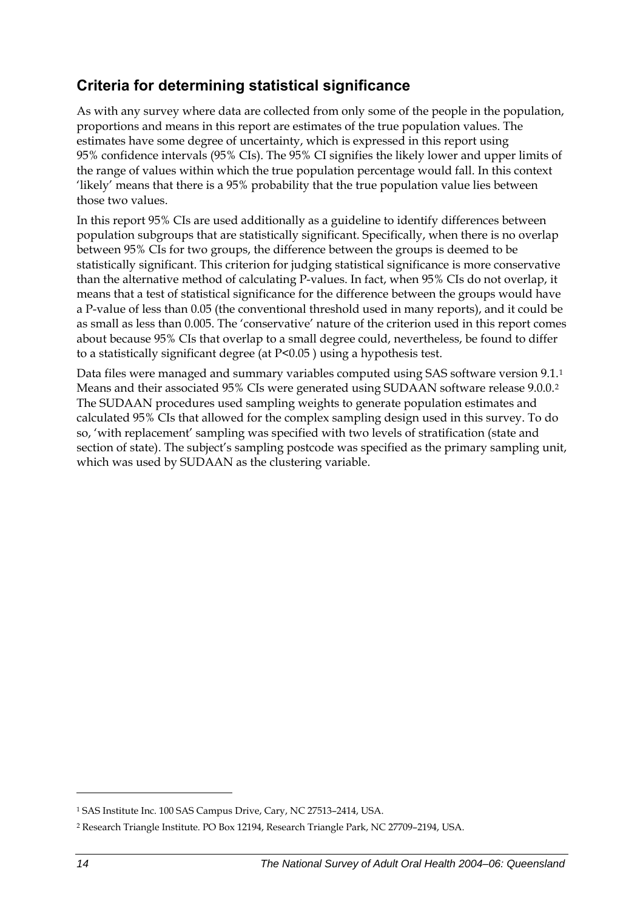## Criteria for determining statistical significance

As with any survey where data are collected from only some of the people in the population, proportions and means in this report are estimates of the true population values. The estimates have some degree of uncertainty, which is expressed in this report using 95% confidence intervals (95% CIs). The 95% CI signifies the likely lower and upper limits of the range of values within which the true population percentage would fall. In this context 'likely' means that there is a 95% probability that the true population value lies between those two values.

In this report 95% CIs are used additionally as a guideline to identify differences between population subgroups that are statistically significant. Specifically, when there is no overlap between 95% CIs for two groups, the difference between the groups is deemed to be statistically significant. This criterion for judging statistical significance is more conservative than the alternative method of calculating P-values. In fact, when 95% CIs do not overlap, it means that a test of statistical significance for the difference between the groups would have a P-value of less than 0.05 (the conventional threshold used in many reports), and it could be as small as less than 0.005. The 'conservative' nature of the criterion used in this report comes about because 95% CIs that overlap to a small degree could, nevertheless, be found to differ to a statistically significant degree (at $P<0.05$ ) using a hypothesis test.

Data files were managed and summary variables computed using SAS software version 9.1.[1] Means and their associated 95% CIs were generated using SUDAAN software release 9.0.0.[2] The SUDAAN procedures used sampling weights to generate population estimates and calculated 95% CIs that allowed for the complex sampling design used in this survey. To do so, 'with replacement' sampling was specified with two levels of stratification (state and section of state). The subject's sampling postcode was specified as the primary sampling unit, which was used by SUDAAN as the clustering variable.

---

[1] SAS Institute Inc. 100 SAS Campus Drive, Cary, NC 27513–2414, USA.

[2] Research Triangle Institute. PO Box 12194, Research Triangle Park, NC 27709–2194, USA.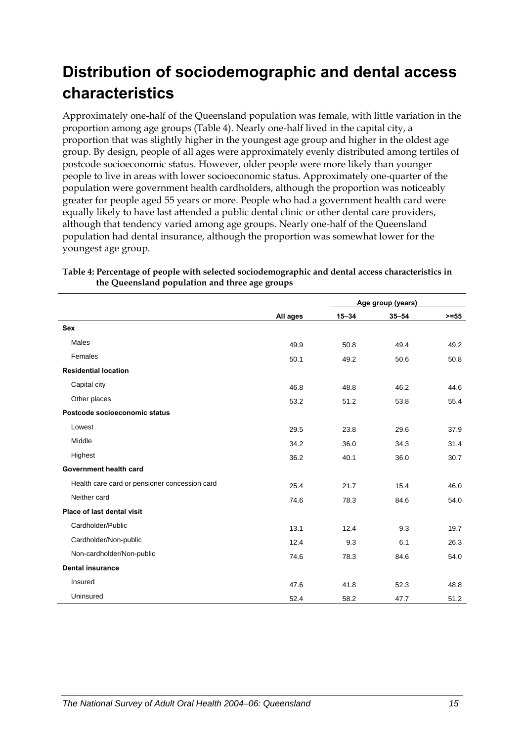# Distribution of sociodemographic and dental access characteristics

Approximately one-half of the Queensland population was female, with little variation in the proportion among age groups (Table 4). Nearly one-half lived in the capital city, a proportion that was slightly higher in the youngest age group and higher in the oldest age group. By design, people of all ages were approximately evenly distributed among tertiles of postcode socioeconomic status. However, older people were more likely than younger people to live in areas with lower socioeconomic status. Approximately one-quarter of the population were government health cardholders, although the proportion was noticeably greater for people aged 55 years or more. People who had a government health card were equally likely to have last attended a public dental clinic or other dental care providers, although that tendency varied among age groups. Nearly one-half of the Queensland population had dental insurance, although the proportion was somewhat lower for the youngest age group.

**Table 4: Percentage of people with selected sociodemographic and dental access characteristics in the Queensland population and three age groups**

| | | Age group (years) | | |
|---|---|---|---|---|
| | All ages | 15–34 | 35–54 | >=55 |
| **Sex** | | | | |
| Males | 49.9 | 50.8 | 49.4 | 49.2 |
| Females | 50.1 | 49.2 | 50.6 | 50.8 |
| **Residential location** | | | | |
| Capital city | 46.8 | 48.8 | 46.2 | 44.6 |
| Other places | 53.2 | 51.2 | 53.8 | 55.4 |
| **Postcode socioeconomic status** | | | | |
| Lowest | 29.5 | 23.8 | 29.6 | 37.9 |
| Middle | 34.2 | 36.0 | 34.3 | 31.4 |
| Highest | 36.2 | 40.1 | 36.0 | 30.7 |
| **Government health card** | | | | |
| Health care card or pensioner concession card | 25.4 | 21.7 | 15.4 | 46.0 |
| Neither card | 74.6 | 78.3 | 84.6 | 54.0 |
| **Place of last dental visit** | | | | |
| Cardholder/Public | 13.1 | 12.4 | 9.3 | 19.7 |
| Cardholder/Non-public | 12.4 | 9.3 | 6.1 | 26.3 |
| Non-cardholder/Non-public | 74.6 | 78.3 | 84.6 | 54.0 |
| **Dental insurance** | | | | |
| Insured | 47.6 | 41.8 | 52.3 | 48.8 |
| Uninsured | 52.4 | 58.2 | 47.7 | 51.2 |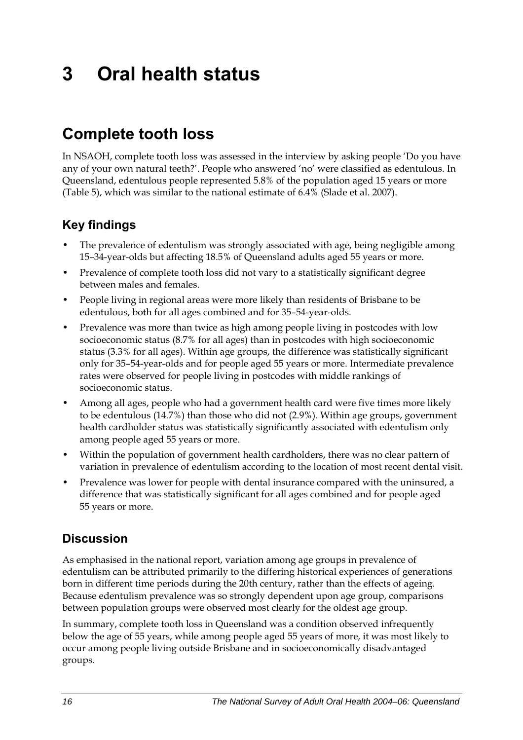# 3 Oral health status

## Complete tooth loss

In NSAOH, complete tooth loss was assessed in the interview by asking people 'Do you have any of your own natural teeth?'. People who answered 'no' were classified as edentulous. In Queensland, edentulous people represented 5.8% of the population aged 15 years or more (Table 5), which was similar to the national estimate of 6.4% (Slade et al. 2007).

### Key findings

- The prevalence of edentulism was strongly associated with age, being negligible among 15–34-year-olds but affecting 18.5% of Queensland adults aged 55 years or more.
- Prevalence of complete tooth loss did not vary to a statistically significant degree between males and females.
- People living in regional areas were more likely than residents of Brisbane to be edentulous, both for all ages combined and for 35–54-year-olds.
- Prevalence was more than twice as high among people living in postcodes with low socioeconomic status (8.7% for all ages) than in postcodes with high socioeconomic status (3.3% for all ages). Within age groups, the difference was statistically significant only for 35–54-year-olds and for people aged 55 years or more. Intermediate prevalence rates were observed for people living in postcodes with middle rankings of socioeconomic status.
- Among all ages, people who had a government health card were five times more likely to be edentulous (14.7%) than those who did not (2.9%). Within age groups, government health cardholder status was statistically significantly associated with edentulism only among people aged 55 years or more.
- Within the population of government health cardholders, there was no clear pattern of variation in prevalence of edentulism according to the location of most recent dental visit.
- Prevalence was lower for people with dental insurance compared with the uninsured, a difference that was statistically significant for all ages combined and for people aged 55 years or more.

### Discussion

As emphasised in the national report, variation among age groups in prevalence of edentulism can be attributed primarily to the differing historical experiences of generations born in different time periods during the 20th century, rather than the effects of ageing. Because edentulism prevalence was so strongly dependent upon age group, comparisons between population groups were observed most clearly for the oldest age group.

In summary, complete tooth loss in Queensland was a condition observed infrequently below the age of 55 years, while among people aged 55 years of more, it was most likely to occur among people living outside Brisbane and in socioeconomically disadvantaged groups.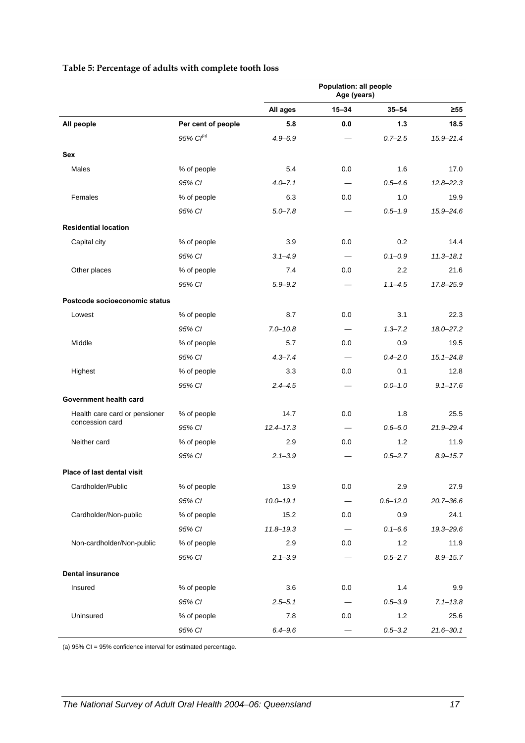**Table 5: Percentage of adults with complete tooth loss**

| | | Population: all people | | | |
|---|---|---|---|---|---|
| | | Age (years) | | | |
| | | All ages | 15–34 | 35–54 | ≥55 |
| **All people** | **Per cent of people** | **5.8** | **0.0** | **1.3** | **18.5** |
| | *95% CI*[(a)] | *4.9–6.9* | — | *0.7–2.5* | *15.9–21.4* |
| **Sex** | | | | | |
| Males | % of people | 5.4 | 0.0 | 1.6 | 17.0 |
| | *95% CI* | *4.0–7.1* | — | *0.5–4.6* | *12.8–22.3* |
| Females | % of people | 6.3 | 0.0 | 1.0 | 19.9 |
| | *95% CI* | *5.0–7.8* | — | *0.5–1.9* | *15.9–24.6* |
| **Residential location** | | | | | |
| Capital city | % of people | 3.9 | 0.0 | 0.2 | 14.4 |
| | *95% CI* | *3.1–4.9* | — | *0.1–0.9* | *11.3–18.1* |
| Other places | % of people | 7.4 | 0.0 | 2.2 | 21.6 |
| | *95% CI* | *5.9–9.2* | — | *1.1–4.5* | *17.8–25.9* |
| **Postcode socioeconomic status** | | | | | |
| Lowest | % of people | 8.7 | 0.0 | 3.1 | 22.3 |
| | *95% CI* | *7.0–10.8* | — | *1.3–7.2* | *18.0–27.2* |
| Middle | % of people | 5.7 | 0.0 | 0.9 | 19.5 |
| | *95% CI* | *4.3–7.4* | — | *0.4–2.0* | *15.1–24.8* |
| Highest | % of people | 3.3 | 0.0 | 0.1 | 12.8 |
| | *95% CI* | *2.4–4.5* | — | *0.0–1.0* | *9.1–17.6* |
| **Government health card** | | | | | |
| Health care card or pensioner concession card | % of people | 14.7 | 0.0 | 1.8 | 25.5 |
| | *95% CI* | *12.4–17.3* | — | *0.6–6.0* | *21.9–29.4* |
| Neither card | % of people | 2.9 | 0.0 | 1.2 | 11.9 |
| | *95% CI* | *2.1–3.9* | — | *0.5–2.7* | *8.9–15.7* |
| **Place of last dental visit** | | | | | |
| Cardholder/Public | % of people | 13.9 | 0.0 | 2.9 | 27.9 |
| | *95% CI* | *10.0–19.1* | — | *0.6–12.0* | *20.7–36.6* |
| Cardholder/Non-public | % of people | 15.2 | 0.0 | 0.9 | 24.1 |
| | *95% CI* | *11.8–19.3* | — | *0.1–6.6* | *19.3–29.6* |
| Non-cardholder/Non-public | % of people | 2.9 | 0.0 | 1.2 | 11.9 |
| | *95% CI* | *2.1–3.9* | — | *0.5–2.7* | *8.9–15.7* |
| **Dental insurance** | | | | | |
| Insured | % of people | 3.6 | 0.0 | 1.4 | 9.9 |
| | *95% CI* | *2.5–5.1* | — | *0.5–3.9* | *7.1–13.8* |
| Uninsured | % of people | 7.8 | 0.0 | 1.2 | 25.6 |
| | *95% CI* | *6.4–9.6* | — | *0.5–3.2* | *21.6–30.1* |

(a) 95% CI = 95% confidence interval for estimated percentage.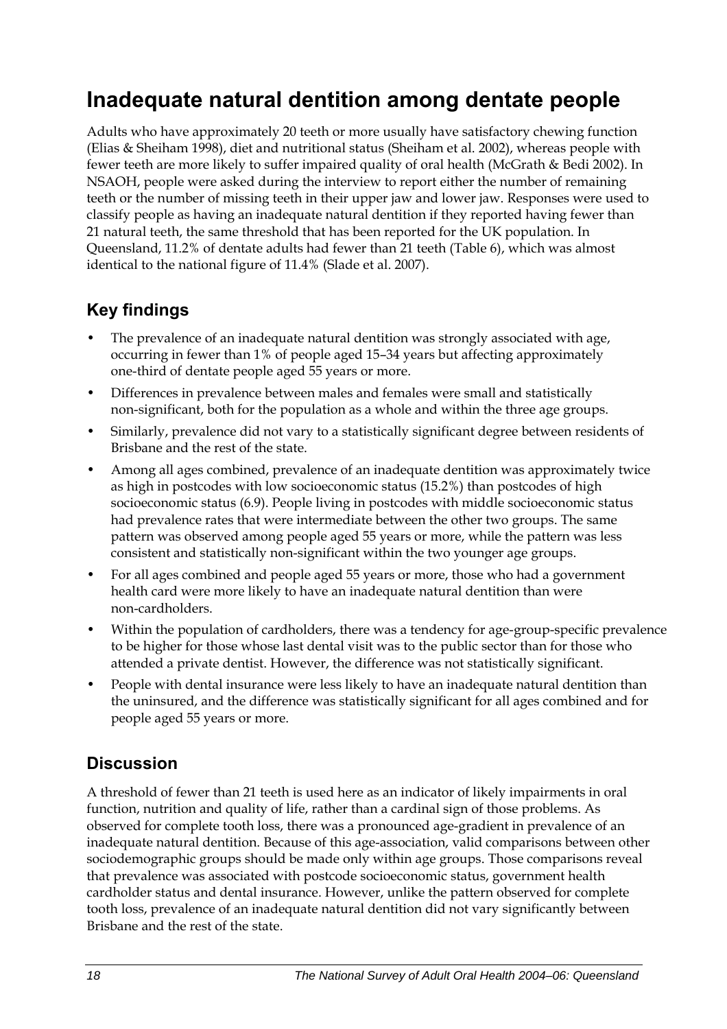# Inadequate natural dentition among dentate people

Adults who have approximately 20 teeth or more usually have satisfactory chewing function (Elias & Sheiham 1998), diet and nutritional status (Sheiham et al. 2002), whereas people with fewer teeth are more likely to suffer impaired quality of oral health (McGrath & Bedi 2002). In NSAOH, people were asked during the interview to report either the number of remaining teeth or the number of missing teeth in their upper jaw and lower jaw. Responses were used to classify people as having an inadequate natural dentition if they reported having fewer than 21 natural teeth, the same threshold that has been reported for the UK population. In Queensland, 11.2% of dentate adults had fewer than 21 teeth (Table 6), which was almost identical to the national figure of 11.4% (Slade et al. 2007).

## Key findings

- The prevalence of an inadequate natural dentition was strongly associated with age, occurring in fewer than 1% of people aged 15–34 years but affecting approximately one-third of dentate people aged 55 years or more.
- Differences in prevalence between males and females were small and statistically non-significant, both for the population as a whole and within the three age groups.
- Similarly, prevalence did not vary to a statistically significant degree between residents of Brisbane and the rest of the state.
- Among all ages combined, prevalence of an inadequate dentition was approximately twice as high in postcodes with low socioeconomic status (15.2%) than postcodes of high socioeconomic status (6.9). People living in postcodes with middle socioeconomic status had prevalence rates that were intermediate between the other two groups. The same pattern was observed among people aged 55 years or more, while the pattern was less consistent and statistically non-significant within the two younger age groups.
- For all ages combined and people aged 55 years or more, those who had a government health card were more likely to have an inadequate natural dentition than were non-cardholders.
- Within the population of cardholders, there was a tendency for age-group-specific prevalence to be higher for those whose last dental visit was to the public sector than for those who attended a private dentist. However, the difference was not statistically significant.
- People with dental insurance were less likely to have an inadequate natural dentition than the uninsured, and the difference was statistically significant for all ages combined and for people aged 55 years or more.

## Discussion

A threshold of fewer than 21 teeth is used here as an indicator of likely impairments in oral function, nutrition and quality of life, rather than a cardinal sign of those problems. As observed for complete tooth loss, there was a pronounced age-gradient in prevalence of an inadequate natural dentition. Because of this age-association, valid comparisons between other sociodemographic groups should be made only within age groups. Those comparisons reveal that prevalence was associated with postcode socioeconomic status, government health cardholder status and dental insurance. However, unlike the pattern observed for complete tooth loss, prevalence of an inadequate natural dentition did not vary significantly between Brisbane and the rest of the state.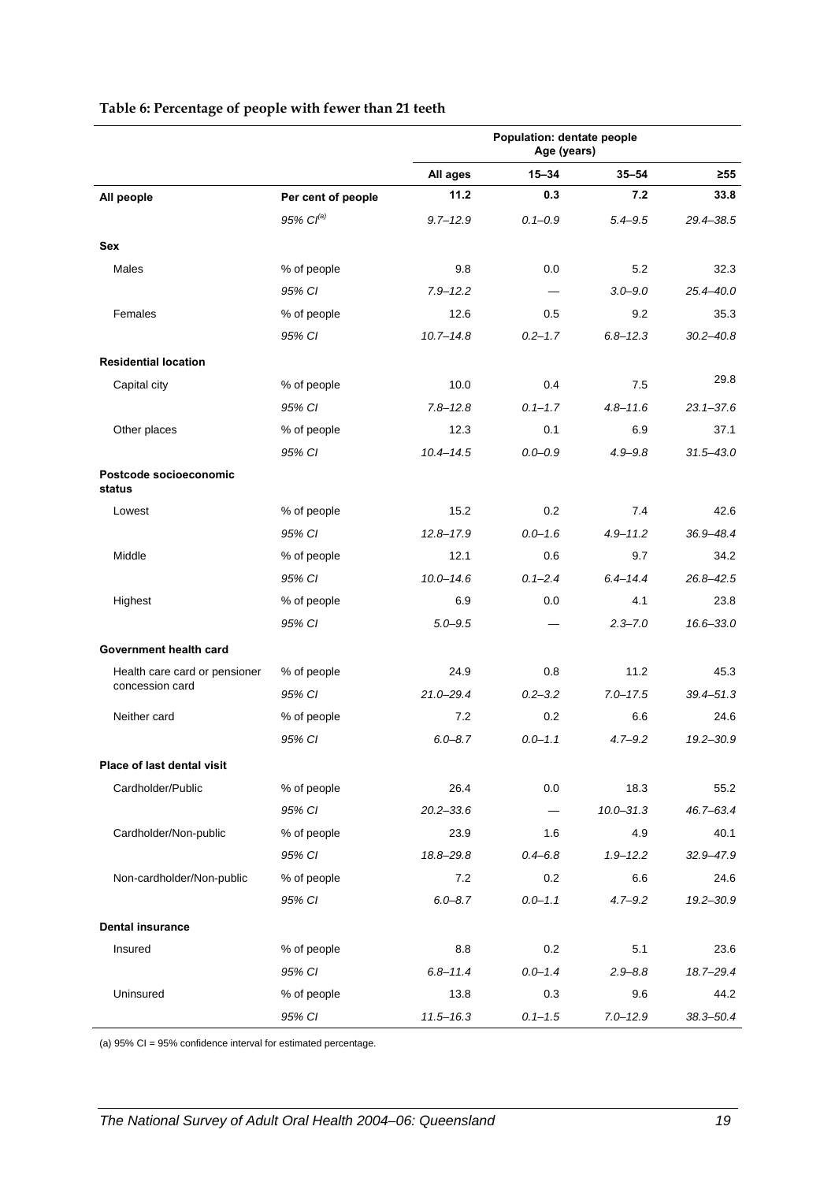**Table 6: Percentage of people with fewer than 21 teeth**

| | | Population: dentate people Age (years) | | | |
|---|---|---|---|---|---|
| | | All ages | 15–34 | 35–54 | ≥55 |
| **All people** | **Per cent of people** | **11.2** | **0.3** | **7.2** | **33.8** |
| | *95% CI[(a)]* | *9.7–12.9* | *0.1–0.9* | *5.4–9.5* | *29.4–38.5* |
| **Sex** | | | | | |
| Males | % of people | 9.8 | 0.0 | 5.2 | 32.3 |
| | *95% CI* | *7.9–12.2* | *—* | *3.0–9.0* | *25.4–40.0* |
| Females | % of people | 12.6 | 0.5 | 9.2 | 35.3 |
| | *95% CI* | *10.7–14.8* | *0.2–1.7* | *6.8–12.3* | *30.2–40.8* |
| **Residential location** | | | | | |
| Capital city | % of people | 10.0 | 0.4 | 7.5 | 29.8 |
| | *95% CI* | *7.8–12.8* | *0.1–1.7* | *4.8–11.6* | *23.1–37.6* |
| Other places | % of people | 12.3 | 0.1 | 6.9 | 37.1 |
| | *95% CI* | *10.4–14.5* | *0.0–0.9* | *4.9–9.8* | *31.5–43.0* |
| **Postcode socioeconomic status** | | | | | |
| Lowest | % of people | 15.2 | 0.2 | 7.4 | 42.6 |
| | *95% CI* | *12.8–17.9* | *0.0–1.6* | *4.9–11.2* | *36.9–48.4* |
| Middle | % of people | 12.1 | 0.6 | 9.7 | 34.2 |
| | *95% CI* | *10.0–14.6* | *0.1–2.4* | *6.4–14.4* | *26.8–42.5* |
| Highest | % of people | 6.9 | 0.0 | 4.1 | 23.8 |
| | *95% CI* | *5.0–9.5* | *—* | *2.3–7.0* | *16.6–33.0* |
| **Government health card** | | | | | |
| Health care card or pensioner concession card | % of people | 24.9 | 0.8 | 11.2 | 45.3 |
| | *95% CI* | *21.0–29.4* | *0.2–3.2* | *7.0–17.5* | *39.4–51.3* |
| Neither card | % of people | 7.2 | 0.2 | 6.6 | 24.6 |
| | *95% CI* | *6.0–8.7* | *0.0–1.1* | *4.7–9.2* | *19.2–30.9* |
| **Place of last dental visit** | | | | | |
| Cardholder/Public | % of people | 26.4 | 0.0 | 18.3 | 55.2 |
| | *95% CI* | *20.2–33.6* | *—* | *10.0–31.3* | *46.7–63.4* |
| Cardholder/Non-public | % of people | 23.9 | 1.6 | 4.9 | 40.1 |
| | *95% CI* | *18.8–29.8* | *0.4–6.8* | *1.9–12.2* | *32.9–47.9* |
| Non-cardholder/Non-public | % of people | 7.2 | 0.2 | 6.6 | 24.6 |
| | *95% CI* | *6.0–8.7* | *0.0–1.1* | *4.7–9.2* | *19.2–30.9* |
| **Dental insurance** | | | | | |
| Insured | % of people | 8.8 | 0.2 | 5.1 | 23.6 |
| | *95% CI* | *6.8–11.4* | *0.0–1.4* | *2.9–8.8* | *18.7–29.4* |
| Uninsured | % of people | 13.8 | 0.3 | 9.6 | 44.2 |
| | *95% CI* | *11.5–16.3* | *0.1–1.5* | *7.0–12.9* | *38.3–50.4* |

(a) 95% CI = 95% confidence interval for estimated percentage.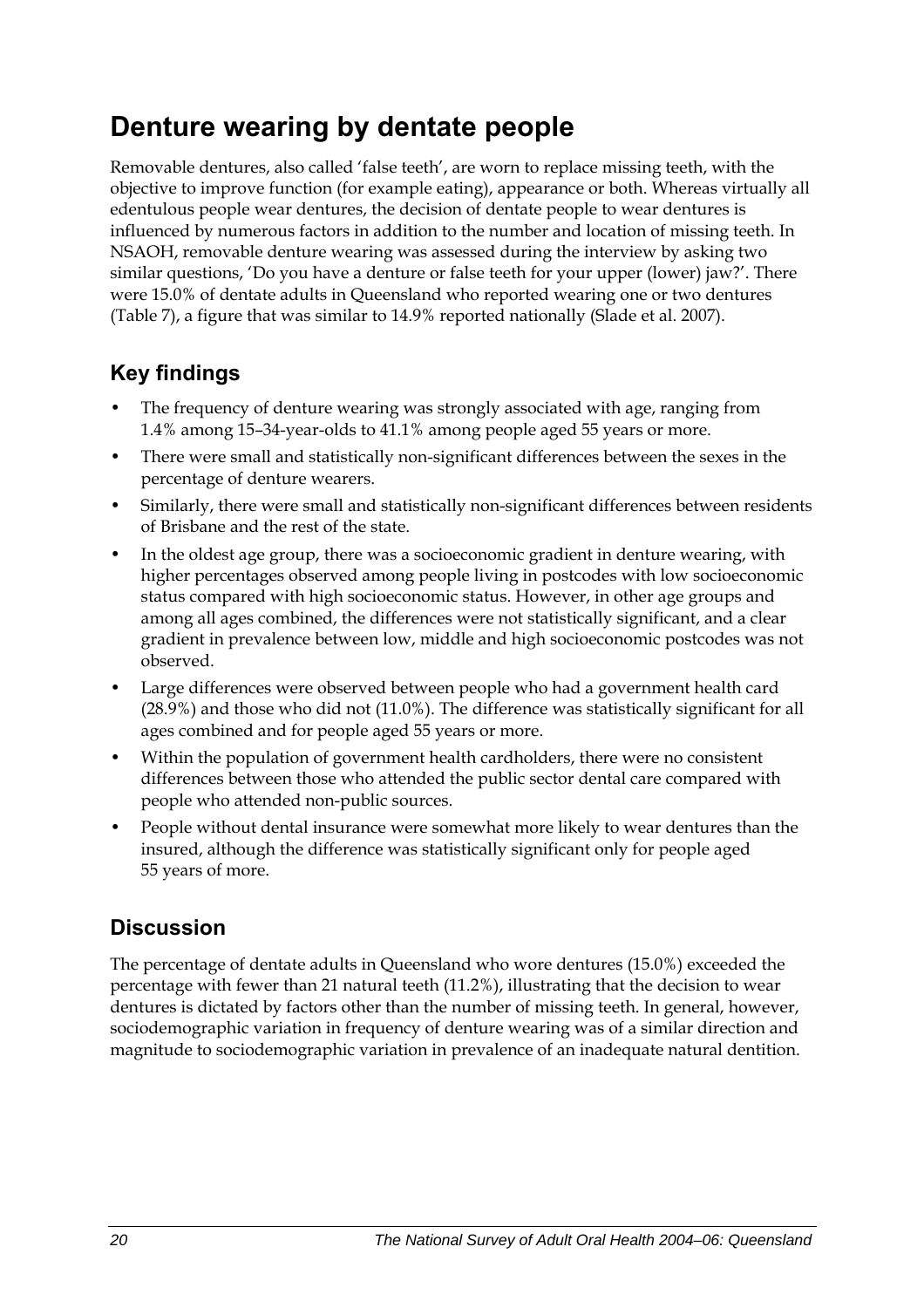# Denture wearing by dentate people

Removable dentures, also called 'false teeth', are worn to replace missing teeth, with the objective to improve function (for example eating), appearance or both. Whereas virtually all edentulous people wear dentures, the decision of dentate people to wear dentures is influenced by numerous factors in addition to the number and location of missing teeth. In NSAOH, removable denture wearing was assessed during the interview by asking two similar questions, 'Do you have a denture or false teeth for your upper (lower) jaw?'. There were 15.0% of dentate adults in Queensland who reported wearing one or two dentures (Table 7), a figure that was similar to 14.9% reported nationally (Slade et al. 2007).

## Key findings

- The frequency of denture wearing was strongly associated with age, ranging from 1.4% among 15–34-year-olds to 41.1% among people aged 55 years or more.
- There were small and statistically non-significant differences between the sexes in the percentage of denture wearers.
- Similarly, there were small and statistically non-significant differences between residents of Brisbane and the rest of the state.
- In the oldest age group, there was a socioeconomic gradient in denture wearing, with higher percentages observed among people living in postcodes with low socioeconomic status compared with high socioeconomic status. However, in other age groups and among all ages combined, the differences were not statistically significant, and a clear gradient in prevalence between low, middle and high socioeconomic postcodes was not observed.
- Large differences were observed between people who had a government health card (28.9%) and those who did not (11.0%). The difference was statistically significant for all ages combined and for people aged 55 years or more.
- Within the population of government health cardholders, there were no consistent differences between those who attended the public sector dental care compared with people who attended non-public sources.
- People without dental insurance were somewhat more likely to wear dentures than the insured, although the difference was statistically significant only for people aged 55 years of more.

## Discussion

The percentage of dentate adults in Queensland who wore dentures (15.0%) exceeded the percentage with fewer than 21 natural teeth (11.2%), illustrating that the decision to wear dentures is dictated by factors other than the number of missing teeth. In general, however, sociodemographic variation in frequency of denture wearing was of a similar direction and magnitude to sociodemographic variation in prevalence of an inadequate natural dentition.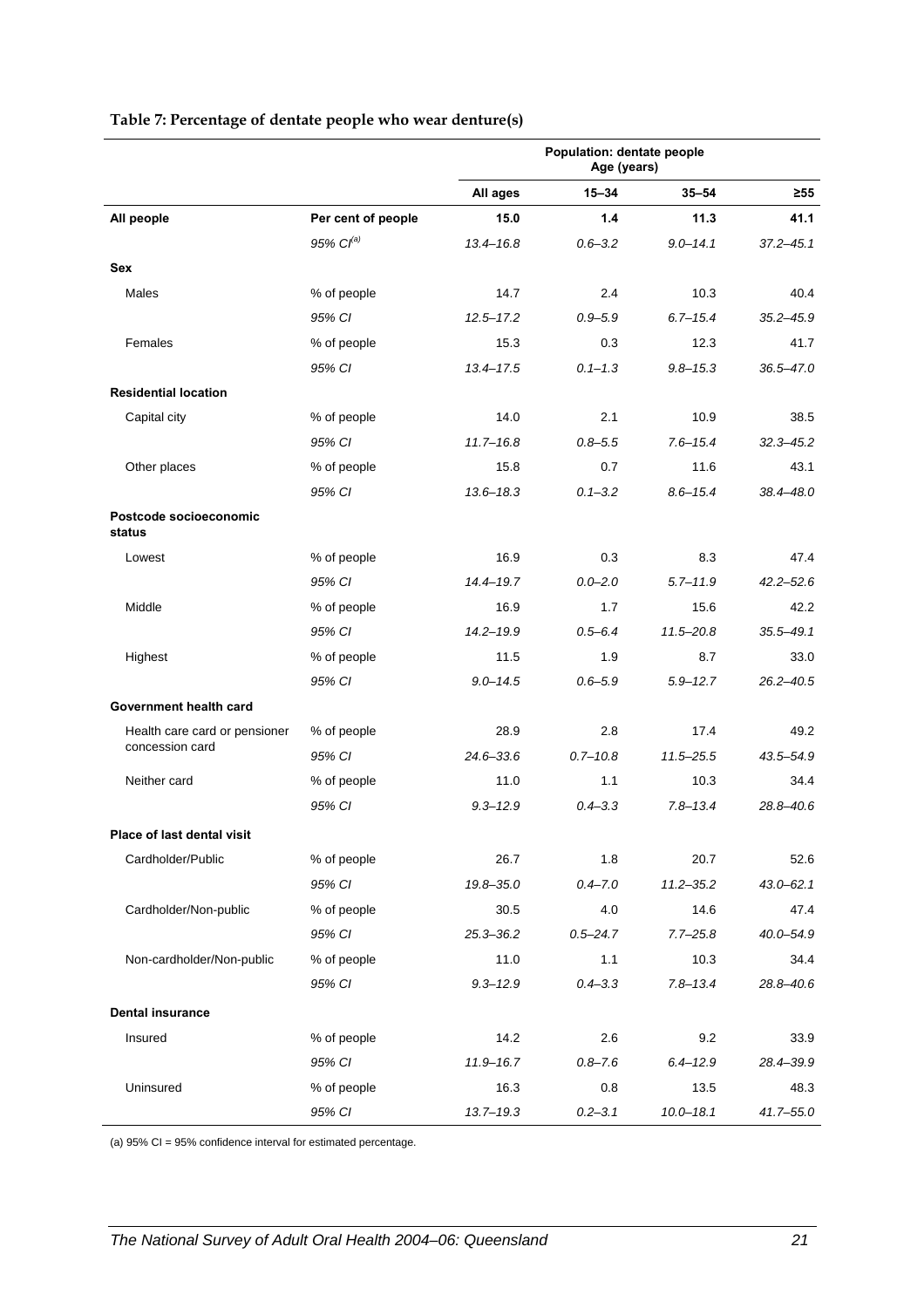**Table 7: Percentage of dentate people who wear denture(s)**

| | | Population: dentate people Age (years) | | | |
|---|---|---|---|---|---|
| | | All ages | 15–34 | 35–54 | ≥55 |
| **All people** | **Per cent of people** | **15.0** | **1.4** | **11.3** | **41.1** |
| | *95% CI[(a)]* | *13.4–16.8* | *0.6–3.2* | *9.0–14.1* | *37.2–45.1* |
| **Sex** | | | | | |
| Males | % of people | 14.7 | 2.4 | 10.3 | 40.4 |
| | *95% CI* | *12.5–17.2* | *0.9–5.9* | *6.7–15.4* | *35.2–45.9* |
| Females | % of people | 15.3 | 0.3 | 12.3 | 41.7 |
| | *95% CI* | *13.4–17.5* | *0.1–1.3* | *9.8–15.3* | *36.5–47.0* |
| **Residential location** | | | | | |
| Capital city | % of people | 14.0 | 2.1 | 10.9 | 38.5 |
| | *95% CI* | *11.7–16.8* | *0.8–5.5* | *7.6–15.4* | *32.3–45.2* |
| Other places | % of people | 15.8 | 0.7 | 11.6 | 43.1 |
| | *95% CI* | *13.6–18.3* | *0.1–3.2* | *8.6–15.4* | *38.4–48.0* |
| **Postcode socioeconomic status** | | | | | |
| Lowest | % of people | 16.9 | 0.3 | 8.3 | 47.4 |
| | *95% CI* | *14.4–19.7* | *0.0–2.0* | *5.7–11.9* | *42.2–52.6* |
| Middle | % of people | 16.9 | 1.7 | 15.6 | 42.2 |
| | *95% CI* | *14.2–19.9* | *0.5–6.4* | *11.5–20.8* | *35.5–49.1* |
| Highest | % of people | 11.5 | 1.9 | 8.7 | 33.0 |
| | *95% CI* | *9.0–14.5* | *0.6–5.9* | *5.9–12.7* | *26.2–40.5* |
| **Government health card** | | | | | |
| Health care card or pensioner concession card | % of people | 28.9 | 2.8 | 17.4 | 49.2 |
| | *95% CI* | *24.6–33.6* | *0.7–10.8* | *11.5–25.5* | *43.5–54.9* |
| Neither card | % of people | 11.0 | 1.1 | 10.3 | 34.4 |
| | *95% CI* | *9.3–12.9* | *0.4–3.3* | *7.8–13.4* | *28.8–40.6* |
| **Place of last dental visit** | | | | | |
| Cardholder/Public | % of people | 26.7 | 1.8 | 20.7 | 52.6 |
| | *95% CI* | *19.8–35.0* | *0.4–7.0* | *11.2–35.2* | *43.0–62.1* |
| Cardholder/Non-public | % of people | 30.5 | 4.0 | 14.6 | 47.4 |
| | *95% CI* | *25.3–36.2* | *0.5–24.7* | *7.7–25.8* | *40.0–54.9* |
| Non-cardholder/Non-public | % of people | 11.0 | 1.1 | 10.3 | 34.4 |
| | *95% CI* | *9.3–12.9* | *0.4–3.3* | *7.8–13.4* | *28.8–40.6* |
| **Dental insurance** | | | | | |
| Insured | % of people | 14.2 | 2.6 | 9.2 | 33.9 |
| | *95% CI* | *11.9–16.7* | *0.8–7.6* | *6.4–12.9* | *28.4–39.9* |
| Uninsured | % of people | 16.3 | 0.8 | 13.5 | 48.3 |
| | *95% CI* | *13.7–19.3* | *0.2–3.1* | *10.0–18.1* | *41.7–55.0* |

(a) 95% CI = 95% confidence interval for estimated percentage.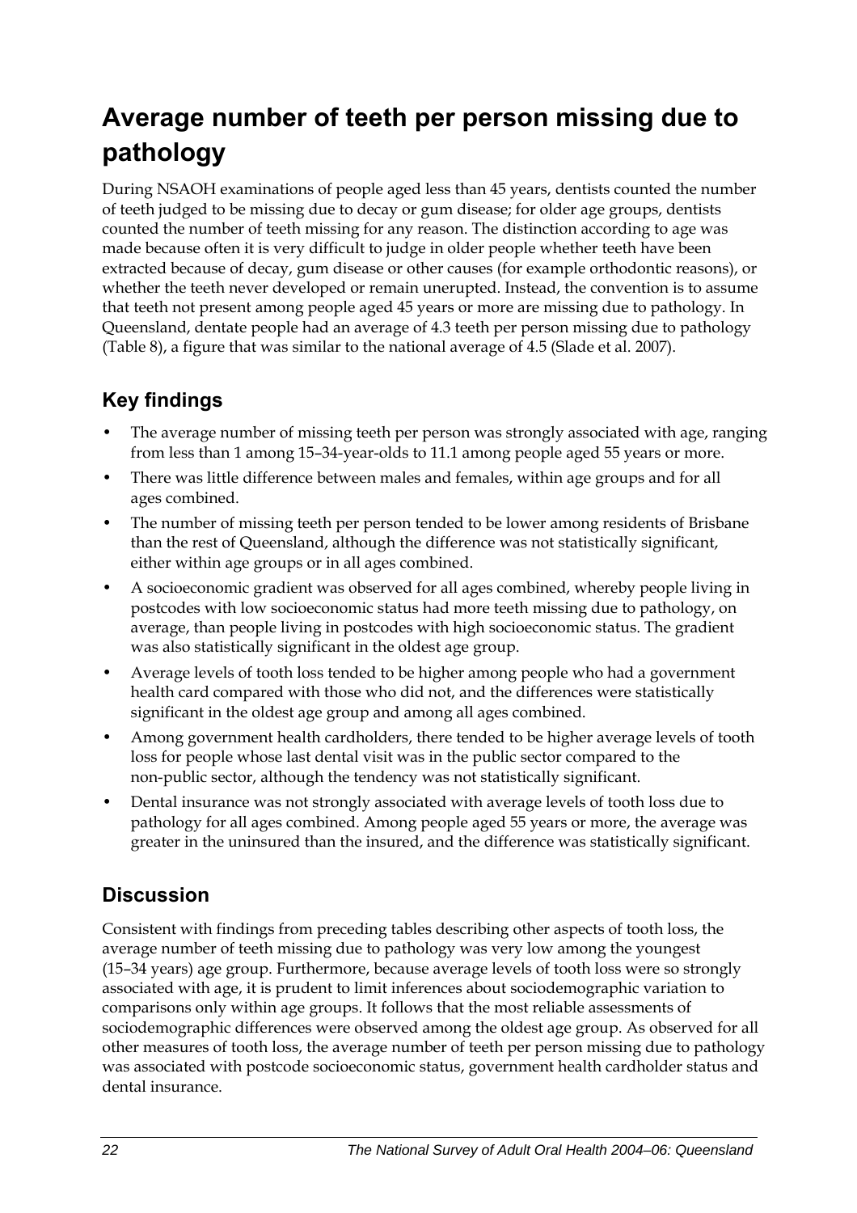# Average number of teeth per person missing due to pathology

During NSAOH examinations of people aged less than 45 years, dentists counted the number of teeth judged to be missing due to decay or gum disease; for older age groups, dentists counted the number of teeth missing for any reason. The distinction according to age was made because often it is very difficult to judge in older people whether teeth have been extracted because of decay, gum disease or other causes (for example orthodontic reasons), or whether the teeth never developed or remain unerupted. Instead, the convention is to assume that teeth not present among people aged 45 years or more are missing due to pathology. In Queensland, dentate people had an average of 4.3 teeth per person missing due to pathology (Table 8), a figure that was similar to the national average of 4.5 (Slade et al. 2007).

## Key findings

- The average number of missing teeth per person was strongly associated with age, ranging from less than 1 among 15–34-year-olds to 11.1 among people aged 55 years or more.
- There was little difference between males and females, within age groups and for all ages combined.
- The number of missing teeth per person tended to be lower among residents of Brisbane than the rest of Queensland, although the difference was not statistically significant, either within age groups or in all ages combined.
- A socioeconomic gradient was observed for all ages combined, whereby people living in postcodes with low socioeconomic status had more teeth missing due to pathology, on average, than people living in postcodes with high socioeconomic status. The gradient was also statistically significant in the oldest age group.
- Average levels of tooth loss tended to be higher among people who had a government health card compared with those who did not, and the differences were statistically significant in the oldest age group and among all ages combined.
- Among government health cardholders, there tended to be higher average levels of tooth loss for people whose last dental visit was in the public sector compared to the non-public sector, although the tendency was not statistically significant.
- Dental insurance was not strongly associated with average levels of tooth loss due to pathology for all ages combined. Among people aged 55 years or more, the average was greater in the uninsured than the insured, and the difference was statistically significant.

## Discussion

Consistent with findings from preceding tables describing other aspects of tooth loss, the average number of teeth missing due to pathology was very low among the youngest (15–34 years) age group. Furthermore, because average levels of tooth loss were so strongly associated with age, it is prudent to limit inferences about sociodemographic variation to comparisons only within age groups. It follows that the most reliable assessments of sociodemographic differences were observed among the oldest age group. As observed for all other measures of tooth loss, the average number of teeth per person missing due to pathology was associated with postcode socioeconomic status, government health cardholder status and dental insurance.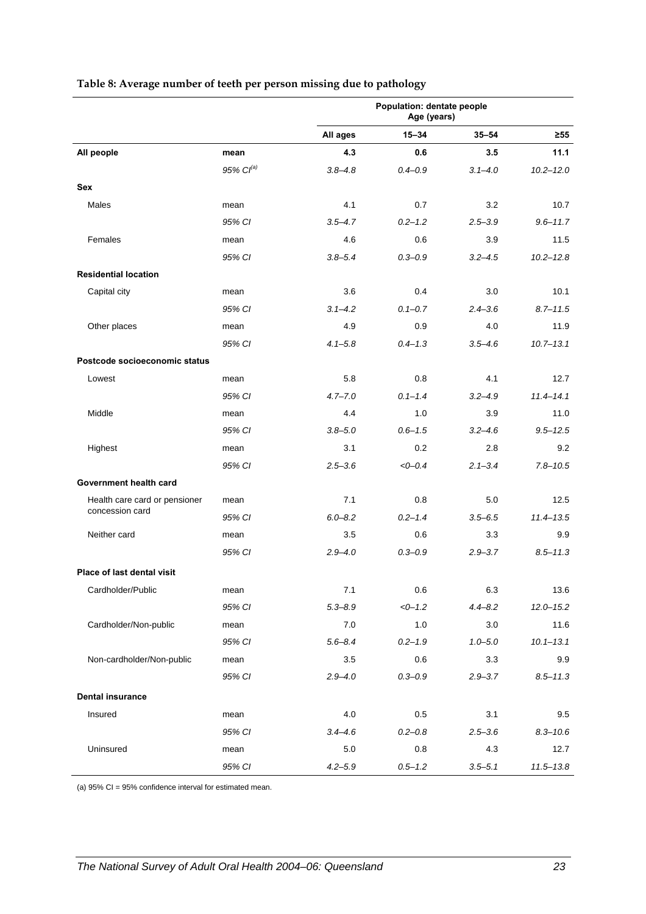**Table 8: Average number of teeth per person missing due to pathology**

| | | Population: dentate people Age (years) | | | |
|---|---|---|---|---|---|
| | | All ages | 15–34 | 35–54 | ≥55 |
| **All people** | **mean** | **4.3** | **0.6** | **3.5** | **11.1** |
| | *95% CI[(a)]* | *3.8–4.8* | *0.4–0.9* | *3.1–4.0* | *10.2–12.0* |
| **Sex** | | | | | |
| Males | mean | 4.1 | 0.7 | 3.2 | 10.7 |
| | *95% CI* | *3.5–4.7* | *0.2–1.2* | *2.5–3.9* | *9.6–11.7* |
| Females | mean | 4.6 | 0.6 | 3.9 | 11.5 |
| | *95% CI* | *3.8–5.4* | *0.3–0.9* | *3.2–4.5* | *10.2–12.8* |
| **Residential location** | | | | | |
| Capital city | mean | 3.6 | 0.4 | 3.0 | 10.1 |
| | *95% CI* | *3.1–4.2* | *0.1–0.7* | *2.4–3.6* | *8.7–11.5* |
| Other places | mean | 4.9 | 0.9 | 4.0 | 11.9 |
| | *95% CI* | *4.1–5.8* | *0.4–1.3* | *3.5–4.6* | *10.7–13.1* |
| **Postcode socioeconomic status** | | | | | |
| Lowest | mean | 5.8 | 0.8 | 4.1 | 12.7 |
| | *95% CI* | *4.7–7.0* | *0.1–1.4* | *3.2–4.9* | *11.4–14.1* |
| Middle | mean | 4.4 | 1.0 | 3.9 | 11.0 |
| | *95% CI* | *3.8–5.0* | *0.6–1.5* | *3.2–4.6* | *9.5–12.5* |
| Highest | mean | 3.1 | 0.2 | 2.8 | 9.2 |
| | *95% CI* | *2.5–3.6* | *<0–0.4* | *2.1–3.4* | *7.8–10.5* |
| **Government health card** | | | | | |
| Health care card or pensioner concession card | mean | 7.1 | 0.8 | 5.0 | 12.5 |
| | *95% CI* | *6.0–8.2* | *0.2–1.4* | *3.5–6.5* | *11.4–13.5* |
| Neither card | mean | 3.5 | 0.6 | 3.3 | 9.9 |
| | *95% CI* | *2.9–4.0* | *0.3–0.9* | *2.9–3.7* | *8.5–11.3* |
| **Place of last dental visit** | | | | | |
| Cardholder/Public | mean | 7.1 | 0.6 | 6.3 | 13.6 |
| | *95% CI* | *5.3–8.9* | *<0–1.2* | *4.4–8.2* | *12.0–15.2* |
| Cardholder/Non-public | mean | 7.0 | 1.0 | 3.0 | 11.6 |
| | *95% CI* | *5.6–8.4* | *0.2–1.9* | *1.0–5.0* | *10.1–13.1* |
| Non-cardholder/Non-public | mean | 3.5 | 0.6 | 3.3 | 9.9 |
| | *95% CI* | *2.9–4.0* | *0.3–0.9* | *2.9–3.7* | *8.5–11.3* |
| **Dental insurance** | | | | | |
| Insured | mean | 4.0 | 0.5 | 3.1 | 9.5 |
| | *95% CI* | *3.4–4.6* | *0.2–0.8* | *2.5–3.6* | *8.3–10.6* |
| Uninsured | mean | 5.0 | 0.8 | 4.3 | 12.7 |
| | *95% CI* | *4.2–5.9* | *0.5–1.2* | *3.5–5.1* | *11.5–13.8* |

(a) 95% CI = 95% confidence interval for estimated mean.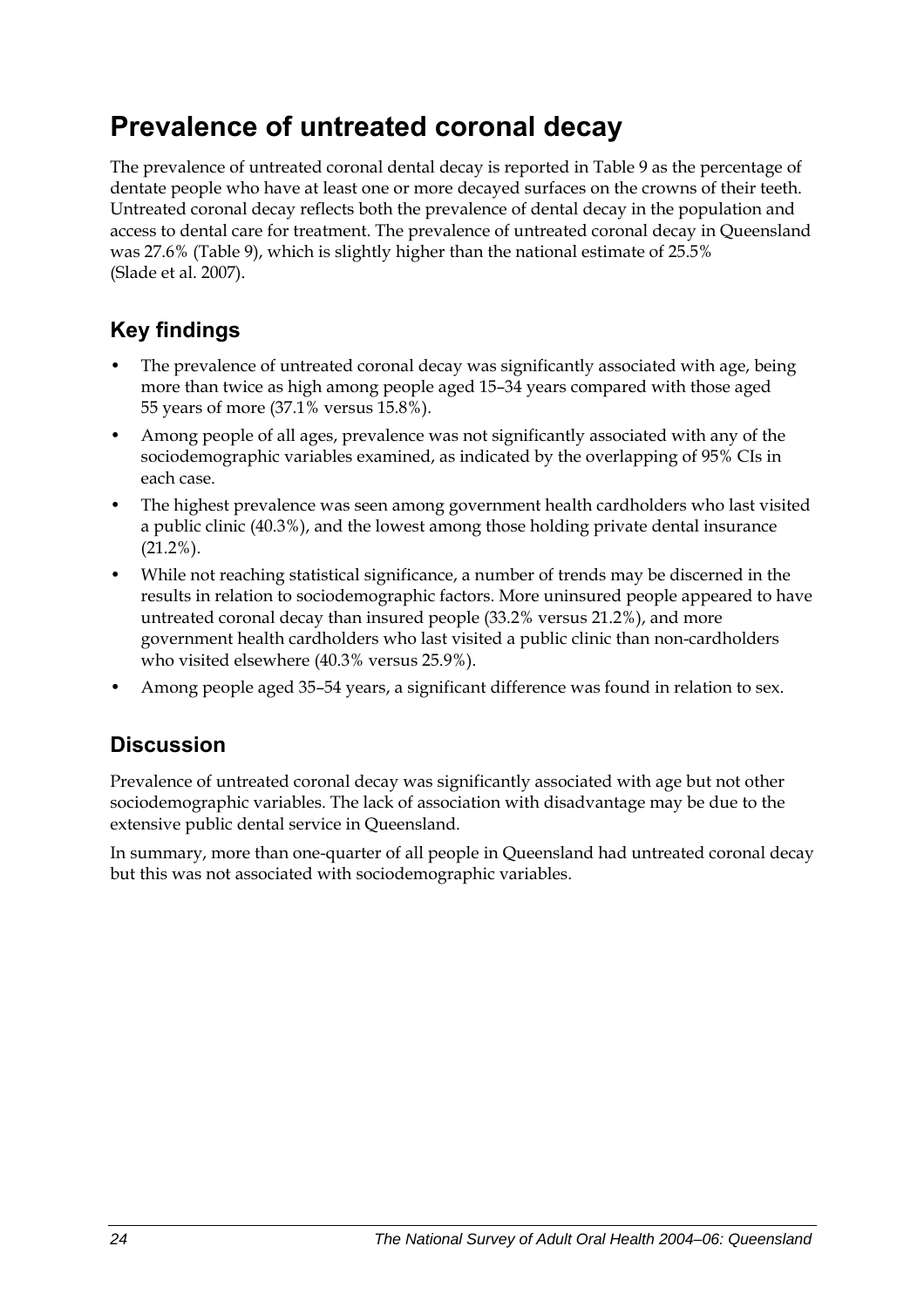# Prevalence of untreated coronal decay

The prevalence of untreated coronal dental decay is reported in Table 9 as the percentage of dentate people who have at least one or more decayed surfaces on the crowns of their teeth. Untreated coronal decay reflects both the prevalence of dental decay in the population and access to dental care for treatment. The prevalence of untreated coronal decay in Queensland was 27.6% (Table 9), which is slightly higher than the national estimate of 25.5% (Slade et al. 2007).

## Key findings

- The prevalence of untreated coronal decay was significantly associated with age, being more than twice as high among people aged 15–34 years compared with those aged 55 years of more (37.1% versus 15.8%).
- Among people of all ages, prevalence was not significantly associated with any of the sociodemographic variables examined, as indicated by the overlapping of 95% CIs in each case.
- The highest prevalence was seen among government health cardholders who last visited a public clinic (40.3%), and the lowest among those holding private dental insurance (21.2%).
- While not reaching statistical significance, a number of trends may be discerned in the results in relation to sociodemographic factors. More uninsured people appeared to have untreated coronal decay than insured people (33.2% versus 21.2%), and more government health cardholders who last visited a public clinic than non-cardholders who visited elsewhere (40.3% versus 25.9%).
- Among people aged 35–54 years, a significant difference was found in relation to sex.

## Discussion

Prevalence of untreated coronal decay was significantly associated with age but not other sociodemographic variables. The lack of association with disadvantage may be due to the extensive public dental service in Queensland.

In summary, more than one-quarter of all people in Queensland had untreated coronal decay but this was not associated with sociodemographic variables.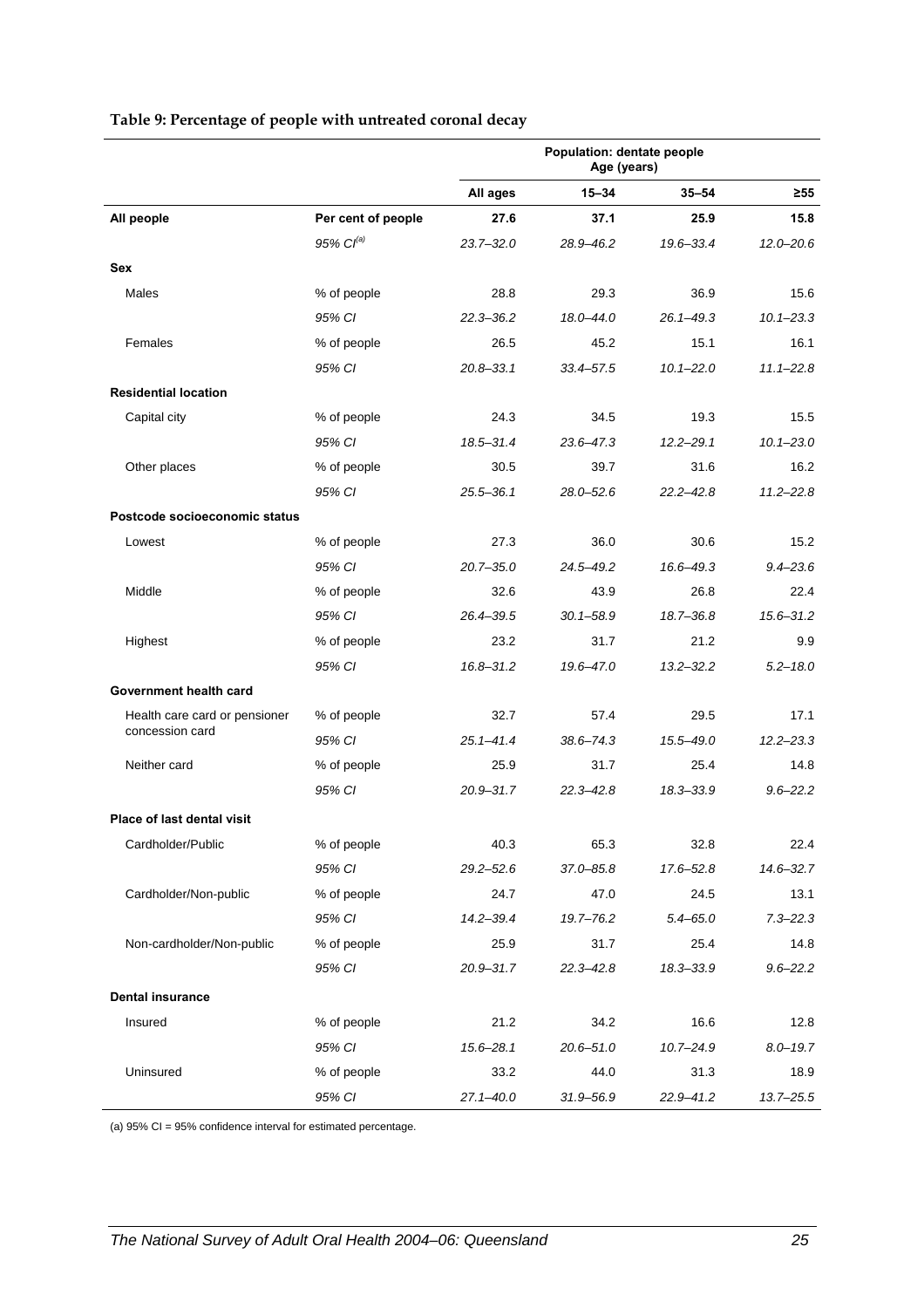**Table 9: Percentage of people with untreated coronal decay**

| | | Population: dentate people Age (years) | | | |
|---|---|---|---|---|---|
| | | **All ages** | **15–34** | **35–54** | **≥55** |
| **All people** | **Per cent of people** | **27.6** | **37.1** | **25.9** | **15.8** |
| | *95% CI[(a)]* | *23.7–32.0* | *28.9–46.2* | *19.6–33.4* | *12.0–20.6* |
| **Sex** | | | | | |
| Males | % of people | 28.8 | 29.3 | 36.9 | 15.6 |
| | *95% CI* | *22.3–36.2* | *18.0–44.0* | *26.1–49.3* | *10.1–23.3* |
| Females | % of people | 26.5 | 45.2 | 15.1 | 16.1 |
| | *95% CI* | *20.8–33.1* | *33.4–57.5* | *10.1–22.0* | *11.1–22.8* |
| **Residential location** | | | | | |
| Capital city | % of people | 24.3 | 34.5 | 19.3 | 15.5 |
| | *95% CI* | *18.5–31.4* | *23.6–47.3* | *12.2–29.1* | *10.1–23.0* |
| Other places | % of people | 30.5 | 39.7 | 31.6 | 16.2 |
| | *95% CI* | *25.5–36.1* | *28.0–52.6* | *22.2–42.8* | *11.2–22.8* |
| **Postcode socioeconomic status** | | | | | |
| Lowest | % of people | 27.3 | 36.0 | 30.6 | 15.2 |
| | *95% CI* | *20.7–35.0* | *24.5–49.2* | *16.6–49.3* | *9.4–23.6* |
| Middle | % of people | 32.6 | 43.9 | 26.8 | 22.4 |
| | *95% CI* | *26.4–39.5* | *30.1–58.9* | *18.7–36.8* | *15.6–31.2* |
| Highest | % of people | 23.2 | 31.7 | 21.2 | 9.9 |
| | *95% CI* | *16.8–31.2* | *19.6–47.0* | *13.2–32.2* | *5.2–18.0* |
| **Government health card** | | | | | |
| Health care card or pensioner concession card | % of people | 32.7 | 57.4 | 29.5 | 17.1 |
| | *95% CI* | *25.1–41.4* | *38.6–74.3* | *15.5–49.0* | *12.2–23.3* |
| Neither card | % of people | 25.9 | 31.7 | 25.4 | 14.8 |
| | *95% CI* | *20.9–31.7* | *22.3–42.8* | *18.3–33.9* | *9.6–22.2* |
| **Place of last dental visit** | | | | | |
| Cardholder/Public | % of people | 40.3 | 65.3 | 32.8 | 22.4 |
| | *95% CI* | *29.2–52.6* | *37.0–85.8* | *17.6–52.8* | *14.6–32.7* |
| Cardholder/Non-public | % of people | 24.7 | 47.0 | 24.5 | 13.1 |
| | *95% CI* | *14.2–39.4* | *19.7–76.2* | *5.4–65.0* | *7.3–22.3* |
| Non-cardholder/Non-public | % of people | 25.9 | 31.7 | 25.4 | 14.8 |
| | *95% CI* | *20.9–31.7* | *22.3–42.8* | *18.3–33.9* | *9.6–22.2* |
| **Dental insurance** | | | | | |
| Insured | % of people | 21.2 | 34.2 | 16.6 | 12.8 |
| | *95% CI* | *15.6–28.1* | *20.6–51.0* | *10.7–24.9* | *8.0–19.7* |
| Uninsured | % of people | 33.2 | 44.0 | 31.3 | 18.9 |
| | *95% CI* | *27.1–40.0* | *31.9–56.9* | *22.9–41.2* | *13.7–25.5* |

(a) 95% CI = 95% confidence interval for estimated percentage.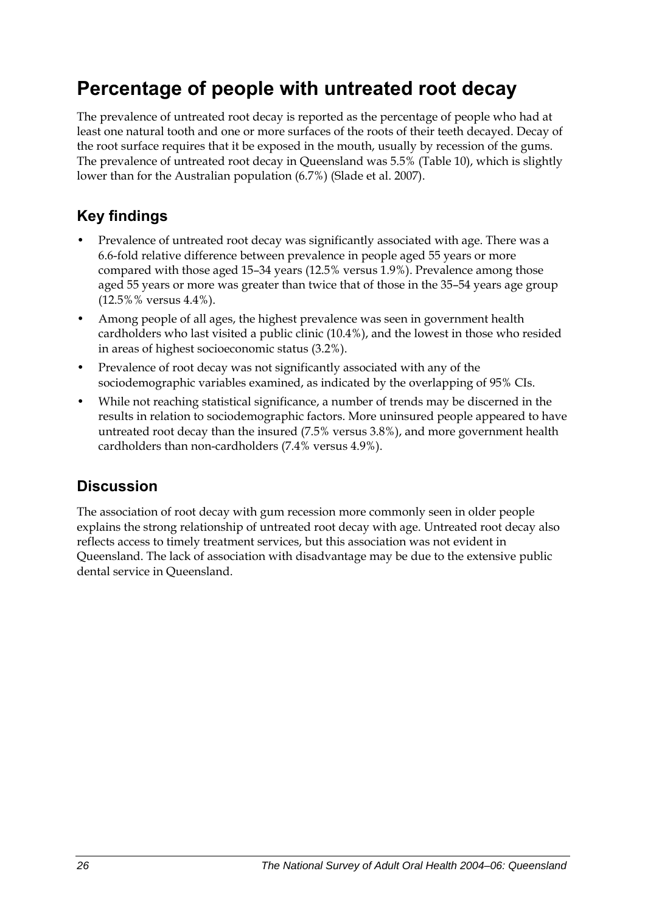# Percentage of people with untreated root decay

The prevalence of untreated root decay is reported as the percentage of people who had at least one natural tooth and one or more surfaces of the roots of their teeth decayed. Decay of the root surface requires that it be exposed in the mouth, usually by recession of the gums. The prevalence of untreated root decay in Queensland was 5.5% (Table 10), which is slightly lower than for the Australian population (6.7%) (Slade et al. 2007).

## Key findings

- Prevalence of untreated root decay was significantly associated with age. There was a 6.6-fold relative difference between prevalence in people aged 55 years or more compared with those aged 15–34 years (12.5% versus 1.9%). Prevalence among those aged 55 years or more was greater than twice that of those in the 35–54 years age group (12.5%% versus 4.4%).
- Among people of all ages, the highest prevalence was seen in government health cardholders who last visited a public clinic (10.4%), and the lowest in those who resided in areas of highest socioeconomic status (3.2%).
- Prevalence of root decay was not significantly associated with any of the sociodemographic variables examined, as indicated by the overlapping of 95% CIs.
- While not reaching statistical significance, a number of trends may be discerned in the results in relation to sociodemographic factors. More uninsured people appeared to have untreated root decay than the insured (7.5% versus 3.8%), and more government health cardholders than non-cardholders (7.4% versus 4.9%).

## Discussion

The association of root decay with gum recession more commonly seen in older people explains the strong relationship of untreated root decay with age. Untreated root decay also reflects access to timely treatment services, but this association was not evident in Queensland. The lack of association with disadvantage may be due to the extensive public dental service in Queensland.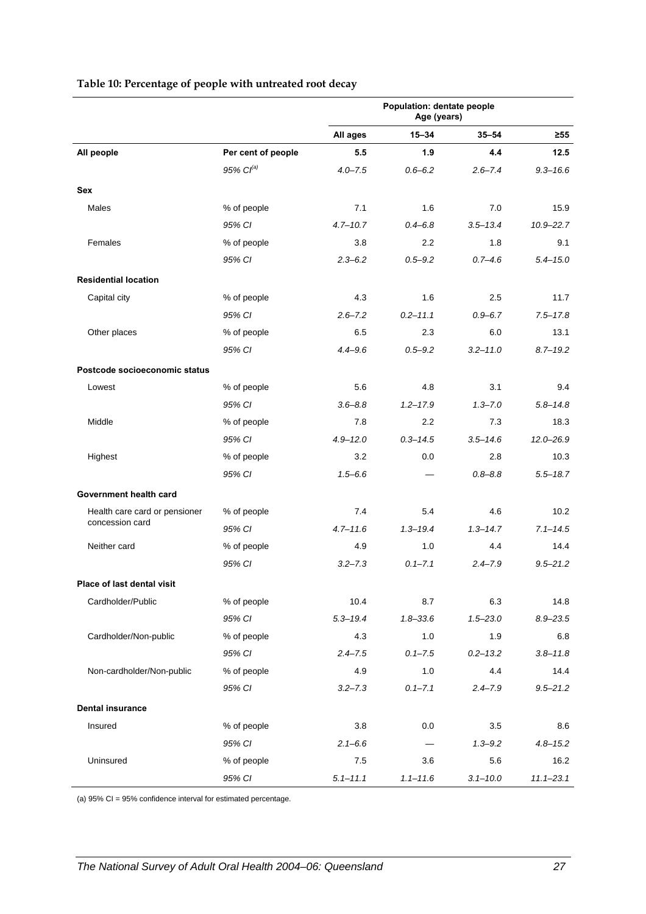**Table 10: Percentage of people with untreated root decay**

| | | Population: dentate people Age (years) | | | |
|---|---|---|---|---|---|
| | | All ages | 15–34 | 35–54 | ≥55 |
| **All people** | **Per cent of people** | **5.5** | **1.9** | **4.4** | **12.5** |
| | *95% CI[(a)]* | *4.0–7.5* | *0.6–6.2* | *2.6–7.4* | *9.3–16.6* |
| **Sex** | | | | | |
| Males | % of people | 7.1 | 1.6 | 7.0 | 15.9 |
| | *95% CI* | *4.7–10.7* | *0.4–6.8* | *3.5–13.4* | *10.9–22.7* |
| Females | % of people | 3.8 | 2.2 | 1.8 | 9.1 |
| | *95% CI* | *2.3–6.2* | *0.5–9.2* | *0.7–4.6* | *5.4–15.0* |
| **Residential location** | | | | | |
| Capital city | % of people | 4.3 | 1.6 | 2.5 | 11.7 |
| | *95% CI* | *2.6–7.2* | *0.2–11.1* | *0.9–6.7* | *7.5–17.8* |
| Other places | % of people | 6.5 | 2.3 | 6.0 | 13.1 |
| | *95% CI* | *4.4–9.6* | *0.5–9.2* | *3.2–11.0* | *8.7–19.2* |
| **Postcode socioeconomic status** | | | | | |
| Lowest | % of people | 5.6 | 4.8 | 3.1 | 9.4 |
| | *95% CI* | *3.6–8.8* | *1.2–17.9* | *1.3–7.0* | *5.8–14.8* |
| Middle | % of people | 7.8 | 2.2 | 7.3 | 18.3 |
| | *95% CI* | *4.9–12.0* | *0.3–14.5* | *3.5–14.6* | *12.0–26.9* |
| Highest | % of people | 3.2 | 0.0 | 2.8 | 10.3 |
| | *95% CI* | *1.5–6.6* | — | *0.8–8.8* | *5.5–18.7* |
| **Government health card** | | | | | |
| Health care card or pensioner concession card | % of people | 7.4 | 5.4 | 4.6 | 10.2 |
| | *95% CI* | *4.7–11.6* | *1.3–19.4* | *1.3–14.7* | *7.1–14.5* |
| Neither card | % of people | 4.9 | 1.0 | 4.4 | 14.4 |
| | *95% CI* | *3.2–7.3* | *0.1–7.1* | *2.4–7.9* | *9.5–21.2* |
| **Place of last dental visit** | | | | | |
| Cardholder/Public | % of people | 10.4 | 8.7 | 6.3 | 14.8 |
| | *95% CI* | *5.3–19.4* | *1.8–33.6* | *1.5–23.0* | *8.9–23.5* |
| Cardholder/Non-public | % of people | 4.3 | 1.0 | 1.9 | 6.8 |
| | *95% CI* | *2.4–7.5* | *0.1–7.5* | *0.2–13.2* | *3.8–11.8* |
| Non-cardholder/Non-public | % of people | 4.9 | 1.0 | 4.4 | 14.4 |
| | *95% CI* | *3.2–7.3* | *0.1–7.1* | *2.4–7.9* | *9.5–21.2* |
| **Dental insurance** | | | | | |
| Insured | % of people | 3.8 | 0.0 | 3.5 | 8.6 |
| | *95% CI* | *2.1–6.6* | — | *1.3–9.2* | *4.8–15.2* |
| Uninsured | % of people | 7.5 | 3.6 | 5.6 | 16.2 |
| | *95% CI* | *5.1–11.1* | *1.1–11.6* | *3.1–10.0* | *11.1–23.1* |

(a) 95% CI = 95% confidence interval for estimated percentage.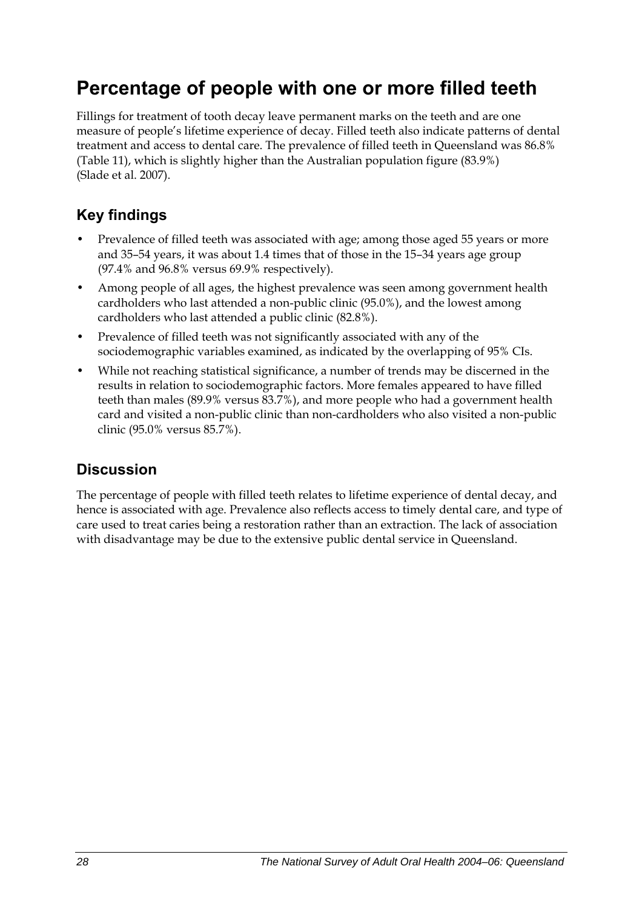# Percentage of people with one or more filled teeth

Fillings for treatment of tooth decay leave permanent marks on the teeth and are one measure of people's lifetime experience of decay. Filled teeth also indicate patterns of dental treatment and access to dental care. The prevalence of filled teeth in Queensland was 86.8% (Table 11), which is slightly higher than the Australian population figure (83.9%) (Slade et al. 2007).

## Key findings

- Prevalence of filled teeth was associated with age; among those aged 55 years or more and 35–54 years, it was about 1.4 times that of those in the 15–34 years age group (97.4% and 96.8% versus 69.9% respectively).
- Among people of all ages, the highest prevalence was seen among government health cardholders who last attended a non-public clinic (95.0%), and the lowest among cardholders who last attended a public clinic (82.8%).
- Prevalence of filled teeth was not significantly associated with any of the sociodemographic variables examined, as indicated by the overlapping of 95% CIs.
- While not reaching statistical significance, a number of trends may be discerned in the results in relation to sociodemographic factors. More females appeared to have filled teeth than males (89.9% versus 83.7%), and more people who had a government health card and visited a non-public clinic than non-cardholders who also visited a non-public clinic (95.0% versus 85.7%).

## Discussion

The percentage of people with filled teeth relates to lifetime experience of dental decay, and hence is associated with age. Prevalence also reflects access to timely dental care, and type of care used to treat caries being a restoration rather than an extraction. The lack of association with disadvantage may be due to the extensive public dental service in Queensland.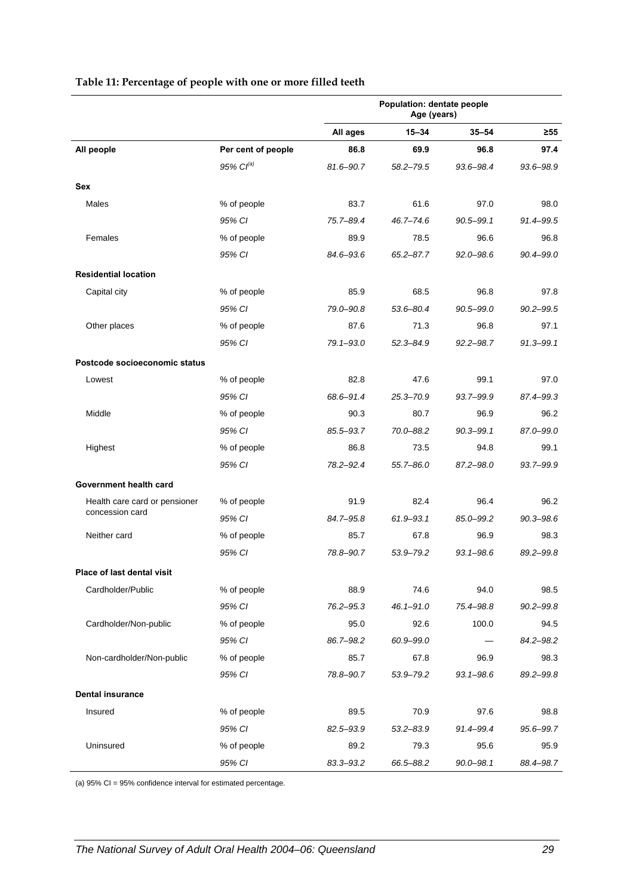**Table 11: Percentage of people with one or more filled teeth**

| | | Population: dentate people Age (years) | | | |
|---|---|---|---|---|---|
| | | All ages | 15–34 | 35–54 | ≥55 |
| **All people** | **Per cent of people** | **86.8** | **69.9** | **96.8** | **97.4** |
| | *95% CI[(a)]* | *81.6–90.7* | *58.2–79.5* | *93.6–98.4* | *93.6–98.9* |
| **Sex** | | | | | |
| Males | % of people | 83.7 | 61.6 | 97.0 | 98.0 |
| | *95% CI* | *75.7–89.4* | *46.7–74.6* | *90.5–99.1* | *91.4–99.5* |
| Females | % of people | 89.9 | 78.5 | 96.6 | 96.8 |
| | *95% CI* | *84.6–93.6* | *65.2–87.7* | *92.0–98.6* | *90.4–99.0* |
| **Residential location** | | | | | |
| Capital city | % of people | 85.9 | 68.5 | 96.8 | 97.8 |
| | *95% CI* | *79.0–90.8* | *53.6–80.4* | *90.5–99.0* | *90.2–99.5* |
| Other places | % of people | 87.6 | 71.3 | 96.8 | 97.1 |
| | *95% CI* | *79.1–93.0* | *52.3–84.9* | *92.2–98.7* | *91.3–99.1* |
| **Postcode socioeconomic status** | | | | | |
| Lowest | % of people | 82.8 | 47.6 | 99.1 | 97.0 |
| | *95% CI* | *68.6–91.4* | *25.3–70.9* | *93.7–99.9* | *87.4–99.3* |
| Middle | % of people | 90.3 | 80.7 | 96.9 | 96.2 |
| | *95% CI* | *85.5–93.7* | *70.0–88.2* | *90.3–99.1* | *87.0–99.0* |
| Highest | % of people | 86.8 | 73.5 | 94.8 | 99.1 |
| | *95% CI* | *78.2–92.4* | *55.7–86.0* | *87.2–98.0* | *93.7–99.9* |
| **Government health card** | | | | | |
| Health care card or pensioner concession card | % of people | 91.9 | 82.4 | 96.4 | 96.2 |
| | *95% CI* | *84.7–95.8* | *61.9–93.1* | *85.0–99.2* | *90.3–98.6* |
| Neither card | % of people | 85.7 | 67.8 | 96.9 | 98.3 |
| | *95% CI* | *78.8–90.7* | *53.9–79.2* | *93.1–98.6* | *89.2–99.8* |
| **Place of last dental visit** | | | | | |
| Cardholder/Public | % of people | 88.9 | 74.6 | 94.0 | 98.5 |
| | *95% CI* | *76.2–95.3* | *46.1–91.0* | *75.4–98.8* | *90.2–99.8* |
| Cardholder/Non-public | % of people | 95.0 | 92.6 | 100.0 | 94.5 |
| | *95% CI* | *86.7–98.2* | *60.9–99.0* | — | *84.2–98.2* |
| Non-cardholder/Non-public | % of people | 85.7 | 67.8 | 96.9 | 98.3 |
| | *95% CI* | *78.8–90.7* | *53.9–79.2* | *93.1–98.6* | *89.2–99.8* |
| **Dental insurance** | | | | | |
| Insured | % of people | 89.5 | 70.9 | 97.6 | 98.8 |
| | *95% CI* | *82.5–93.9* | *53.2–83.9* | *91.4–99.4* | *95.6–99.7* |
| Uninsured | % of people | 89.2 | 79.3 | 95.6 | 95.9 |
| | *95% CI* | *83.3–93.2* | *66.5–88.2* | *90.0–98.1* | *88.4–98.7* |

(a) 95% CI = 95% confidence interval for estimated percentage.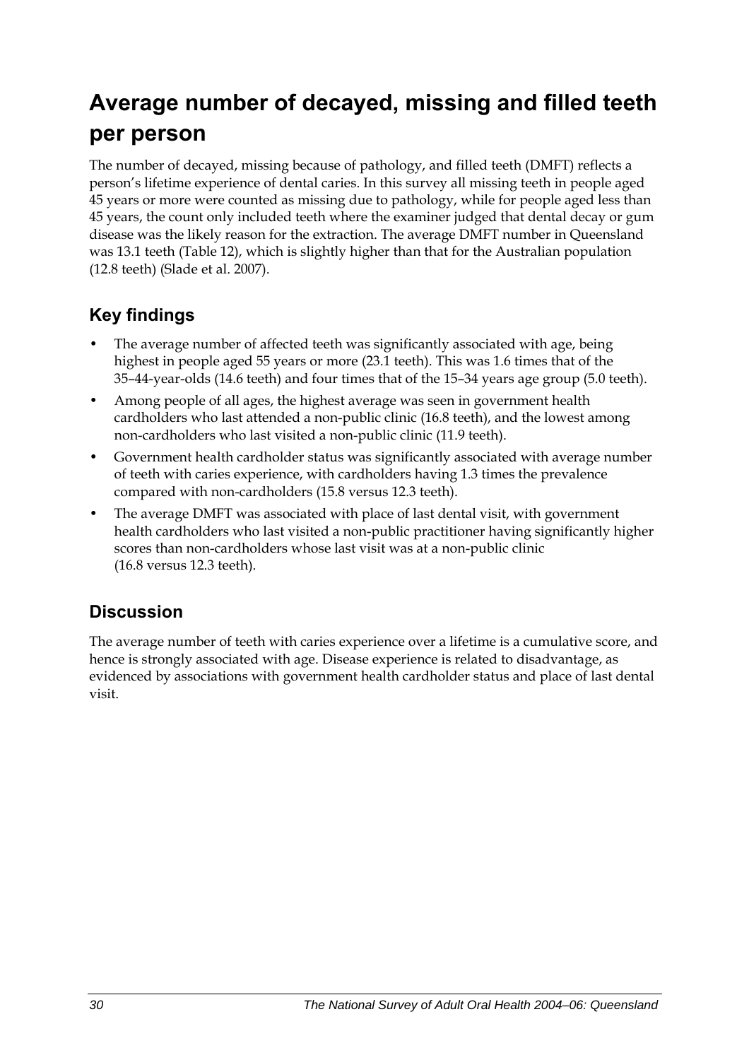# Average number of decayed, missing and filled teeth per person

The number of decayed, missing because of pathology, and filled teeth (DMFT) reflects a person's lifetime experience of dental caries. In this survey all missing teeth in people aged 45 years or more were counted as missing due to pathology, while for people aged less than 45 years, the count only included teeth where the examiner judged that dental decay or gum disease was the likely reason for the extraction. The average DMFT number in Queensland was 13.1 teeth (Table 12), which is slightly higher than that for the Australian population (12.8 teeth) (Slade et al. 2007).

## Key findings

- The average number of affected teeth was significantly associated with age, being highest in people aged 55 years or more (23.1 teeth). This was 1.6 times that of the 35–44-year-olds (14.6 teeth) and four times that of the 15–34 years age group (5.0 teeth).
- Among people of all ages, the highest average was seen in government health cardholders who last attended a non-public clinic (16.8 teeth), and the lowest among non-cardholders who last visited a non-public clinic (11.9 teeth).
- Government health cardholder status was significantly associated with average number of teeth with caries experience, with cardholders having 1.3 times the prevalence compared with non-cardholders (15.8 versus 12.3 teeth).
- The average DMFT was associated with place of last dental visit, with government health cardholders who last visited a non-public practitioner having significantly higher scores than non-cardholders whose last visit was at a non-public clinic (16.8 versus 12.3 teeth).

## Discussion

The average number of teeth with caries experience over a lifetime is a cumulative score, and hence is strongly associated with age. Disease experience is related to disadvantage, as evidenced by associations with government health cardholder status and place of last dental visit.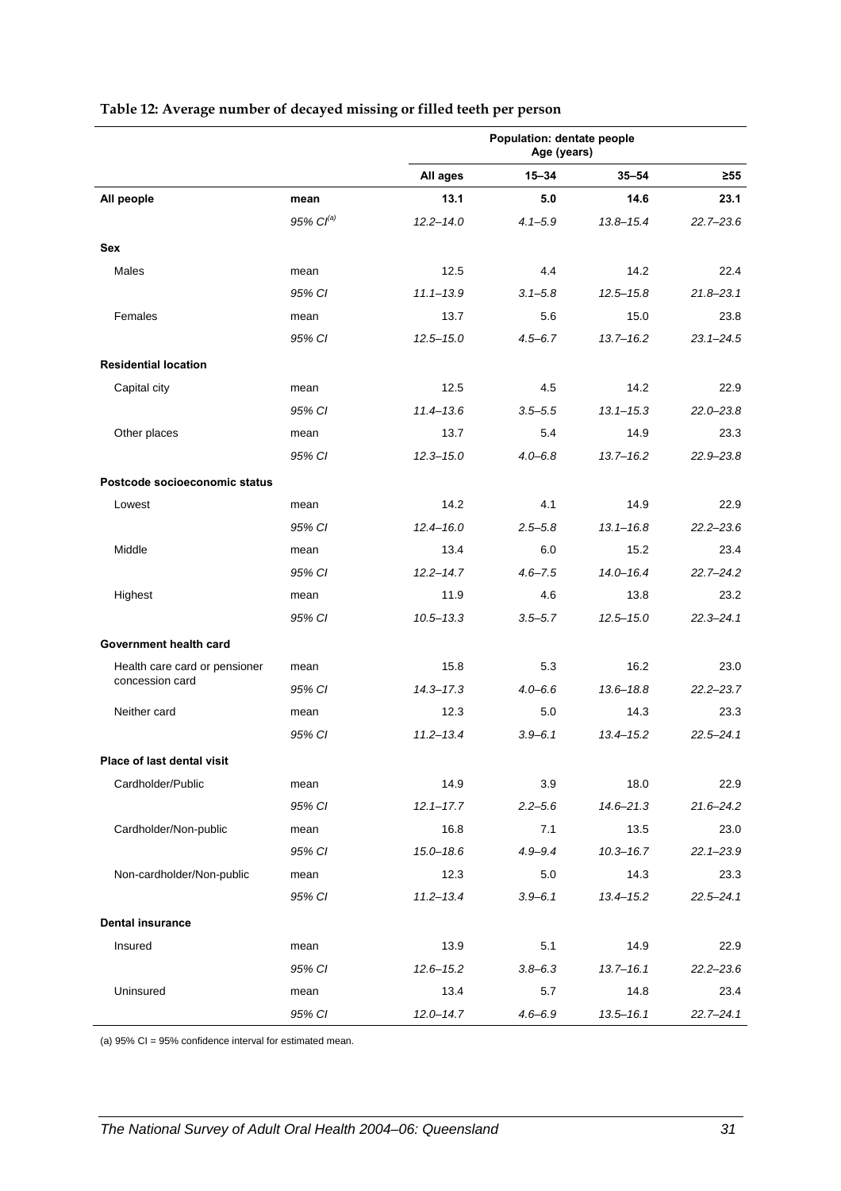**Table 12: Average number of decayed missing or filled teeth per person**

| | | Population: dentate people Age (years) | | | |
|---|---|---|---|---|---|
| | | **All ages** | **15–34** | **35–54** | **≥55** |
| **All people** | **mean** | **13.1** | **5.0** | **14.6** | **23.1** |
| | *95% CI[(a)]* | *12.2–14.0* | *4.1–5.9* | *13.8–15.4* | *22.7–23.6* |
| **Sex** | | | | | |
| Males | mean | 12.5 | 4.4 | 14.2 | 22.4 |
| | *95% CI* | *11.1–13.9* | *3.1–5.8* | *12.5–15.8* | *21.8–23.1* |
| Females | mean | 13.7 | 5.6 | 15.0 | 23.8 |
| | *95% CI* | *12.5–15.0* | *4.5–6.7* | *13.7–16.2* | *23.1–24.5* |
| **Residential location** | | | | | |
| Capital city | mean | 12.5 | 4.5 | 14.2 | 22.9 |
| | *95% CI* | *11.4–13.6* | *3.5–5.5* | *13.1–15.3* | *22.0–23.8* |
| Other places | mean | 13.7 | 5.4 | 14.9 | 23.3 |
| | *95% CI* | *12.3–15.0* | *4.0–6.8* | *13.7–16.2* | *22.9–23.8* |
| **Postcode socioeconomic status** | | | | | |
| Lowest | mean | 14.2 | 4.1 | 14.9 | 22.9 |
| | *95% CI* | *12.4–16.0* | *2.5–5.8* | *13.1–16.8* | *22.2–23.6* |
| Middle | mean | 13.4 | 6.0 | 15.2 | 23.4 |
| | *95% CI* | *12.2–14.7* | *4.6–7.5* | *14.0–16.4* | *22.7–24.2* |
| Highest | mean | 11.9 | 4.6 | 13.8 | 23.2 |
| | *95% CI* | *10.5–13.3* | *3.5–5.7* | *12.5–15.0* | *22.3–24.1* |
| **Government health card** | | | | | |
| Health care card or pensioner concession card | mean | 15.8 | 5.3 | 16.2 | 23.0 |
| | *95% CI* | *14.3–17.3* | *4.0–6.6* | *13.6–18.8* | *22.2–23.7* |
| Neither card | mean | 12.3 | 5.0 | 14.3 | 23.3 |
| | *95% CI* | *11.2–13.4* | *3.9–6.1* | *13.4–15.2* | *22.5–24.1* |
| **Place of last dental visit** | | | | | |
| Cardholder/Public | mean | 14.9 | 3.9 | 18.0 | 22.9 |
| | *95% CI* | *12.1–17.7* | *2.2–5.6* | *14.6–21.3* | *21.6–24.2* |
| Cardholder/Non-public | mean | 16.8 | 7.1 | 13.5 | 23.0 |
| | *95% CI* | *15.0–18.6* | *4.9–9.4* | *10.3–16.7* | *22.1–23.9* |
| Non-cardholder/Non-public | mean | 12.3 | 5.0 | 14.3 | 23.3 |
| | *95% CI* | *11.2–13.4* | *3.9–6.1* | *13.4–15.2* | *22.5–24.1* |
| **Dental insurance** | | | | | |
| Insured | mean | 13.9 | 5.1 | 14.9 | 22.9 |
| | *95% CI* | *12.6–15.2* | *3.8–6.3* | *13.7–16.1* | *22.2–23.6* |
| Uninsured | mean | 13.4 | 5.7 | 14.8 | 23.4 |
| | *95% CI* | *12.0–14.7* | *4.6–6.9* | *13.5–16.1* | *22.7–24.1* |

(a) 95% CI = 95% confidence interval for estimated mean.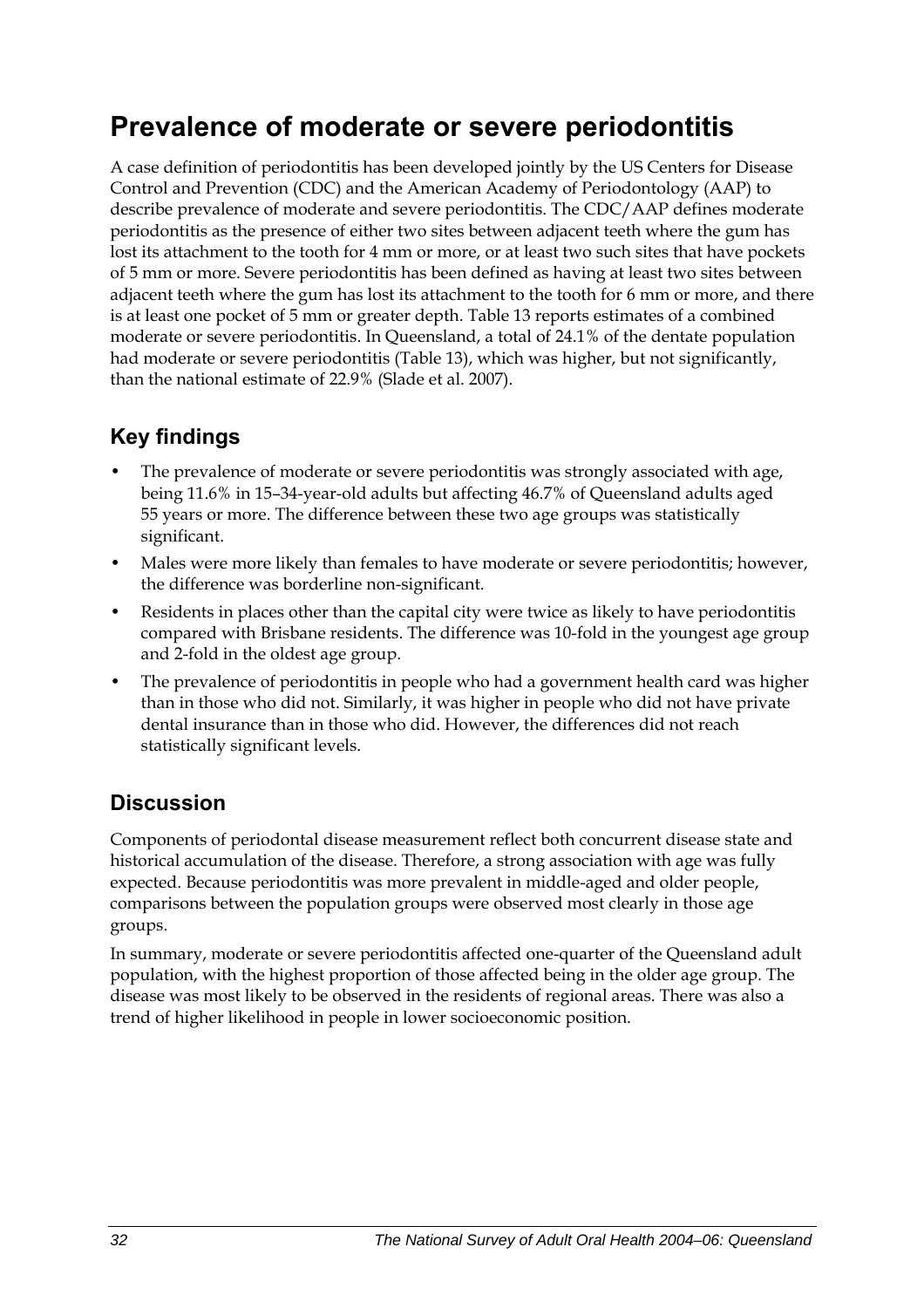# Prevalence of moderate or severe periodontitis

A case definition of periodontitis has been developed jointly by the US Centers for Disease Control and Prevention (CDC) and the American Academy of Periodontology (AAP) to describe prevalence of moderate and severe periodontitis. The CDC/AAP defines moderate periodontitis as the presence of either two sites between adjacent teeth where the gum has lost its attachment to the tooth for 4 mm or more, or at least two such sites that have pockets of 5 mm or more. Severe periodontitis has been defined as having at least two sites between adjacent teeth where the gum has lost its attachment to the tooth for 6 mm or more, and there is at least one pocket of 5 mm or greater depth. Table 13 reports estimates of a combined moderate or severe periodontitis. In Queensland, a total of 24.1% of the dentate population had moderate or severe periodontitis (Table 13), which was higher, but not significantly, than the national estimate of 22.9% (Slade et al. 2007).

## Key findings

- The prevalence of moderate or severe periodontitis was strongly associated with age, being 11.6% in 15–34-year-old adults but affecting 46.7% of Queensland adults aged 55 years or more. The difference between these two age groups was statistically significant.
- Males were more likely than females to have moderate or severe periodontitis; however, the difference was borderline non-significant.
- Residents in places other than the capital city were twice as likely to have periodontitis compared with Brisbane residents. The difference was 10-fold in the youngest age group and 2-fold in the oldest age group.
- The prevalence of periodontitis in people who had a government health card was higher than in those who did not. Similarly, it was higher in people who did not have private dental insurance than in those who did. However, the differences did not reach statistically significant levels.

## Discussion

Components of periodontal disease measurement reflect both concurrent disease state and historical accumulation of the disease. Therefore, a strong association with age was fully expected. Because periodontitis was more prevalent in middle-aged and older people, comparisons between the population groups were observed most clearly in those age groups.

In summary, moderate or severe periodontitis affected one-quarter of the Queensland adult population, with the highest proportion of those affected being in the older age group. The disease was most likely to be observed in the residents of regional areas. There was also a trend of higher likelihood in people in lower socioeconomic position.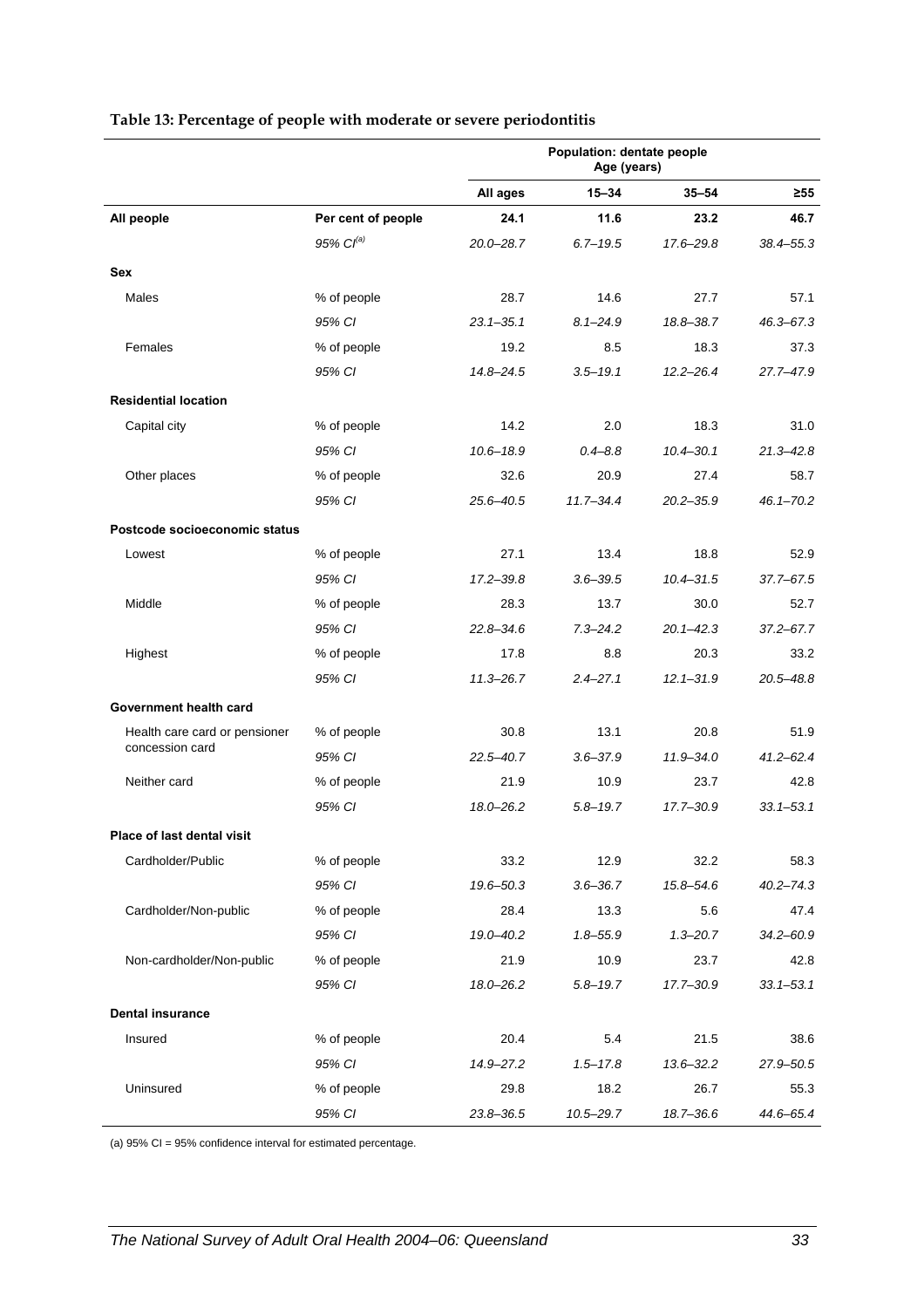**Table 13: Percentage of people with moderate or severe periodontitis**

| | | Population: dentate people Age (years) | | | |
|---|---|---|---|---|---|
| | | **All ages** | **15–34** | **35–54** | **≥55** |
| **All people** | **Per cent of people** | **24.1** | **11.6** | **23.2** | **46.7** |
| | *95% CI[(a)]* | *20.0–28.7* | *6.7–19.5* | *17.6–29.8* | *38.4–55.3* |
| **Sex** | | | | | |
| Males | % of people | 28.7 | 14.6 | 27.7 | 57.1 |
| | *95% CI* | *23.1–35.1* | *8.1–24.9* | *18.8–38.7* | *46.3–67.3* |
| Females | % of people | 19.2 | 8.5 | 18.3 | 37.3 |
| | *95% CI* | *14.8–24.5* | *3.5–19.1* | *12.2–26.4* | *27.7–47.9* |
| **Residential location** | | | | | |
| Capital city | % of people | 14.2 | 2.0 | 18.3 | 31.0 |
| | *95% CI* | *10.6–18.9* | *0.4–8.8* | *10.4–30.1* | *21.3–42.8* |
| Other places | % of people | 32.6 | 20.9 | 27.4 | 58.7 |
| | *95% CI* | *25.6–40.5* | *11.7–34.4* | *20.2–35.9* | *46.1–70.2* |
| **Postcode socioeconomic status** | | | | | |
| Lowest | % of people | 27.1 | 13.4 | 18.8 | 52.9 |
| | *95% CI* | *17.2–39.8* | *3.6–39.5* | *10.4–31.5* | *37.7–67.5* |
| Middle | % of people | 28.3 | 13.7 | 30.0 | 52.7 |
| | *95% CI* | *22.8–34.6* | *7.3–24.2* | *20.1–42.3* | *37.2–67.7* |
| Highest | % of people | 17.8 | 8.8 | 20.3 | 33.2 |
| | *95% CI* | *11.3–26.7* | *2.4–27.1* | *12.1–31.9* | *20.5–48.8* |
| **Government health card** | | | | | |
| Health care card or pensioner concession card | % of people | 30.8 | 13.1 | 20.8 | 51.9 |
| | *95% CI* | *22.5–40.7* | *3.6–37.9* | *11.9–34.0* | *41.2–62.4* |
| Neither card | % of people | 21.9 | 10.9 | 23.7 | 42.8 |
| | *95% CI* | *18.0–26.2* | *5.8–19.7* | *17.7–30.9* | *33.1–53.1* |
| **Place of last dental visit** | | | | | |
| Cardholder/Public | % of people | 33.2 | 12.9 | 32.2 | 58.3 |
| | *95% CI* | *19.6–50.3* | *3.6–36.7* | *15.8–54.6* | *40.2–74.3* |
| Cardholder/Non-public | % of people | 28.4 | 13.3 | 5.6 | 47.4 |
| | *95% CI* | *19.0–40.2* | *1.8–55.9* | *1.3–20.7* | *34.2–60.9* |
| Non-cardholder/Non-public | % of people | 21.9 | 10.9 | 23.7 | 42.8 |
| | *95% CI* | *18.0–26.2* | *5.8–19.7* | *17.7–30.9* | *33.1–53.1* |
| **Dental insurance** | | | | | |
| Insured | % of people | 20.4 | 5.4 | 21.5 | 38.6 |
| | *95% CI* | *14.9–27.2* | *1.5–17.8* | *13.6–32.2* | *27.9–50.5* |
| Uninsured | % of people | 29.8 | 18.2 | 26.7 | 55.3 |
| | *95% CI* | *23.8–36.5* | *10.5–29.7* | *18.7–36.6* | *44.6–65.4* |

(a) 95% CI = 95% confidence interval for estimated percentage.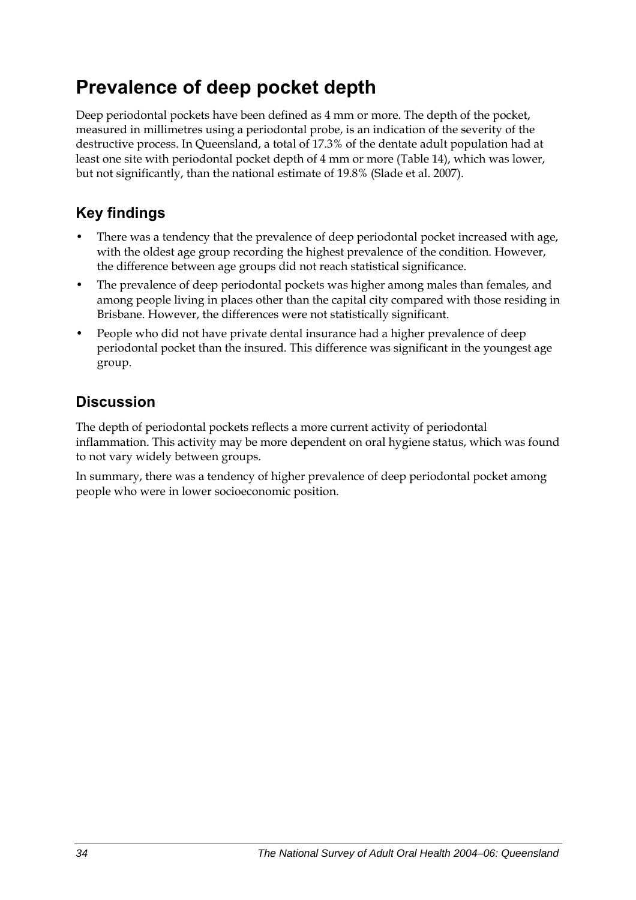# Prevalence of deep pocket depth

Deep periodontal pockets have been defined as 4 mm or more. The depth of the pocket, measured in millimetres using a periodontal probe, is an indication of the severity of the destructive process. In Queensland, a total of 17.3% of the dentate adult population had at least one site with periodontal pocket depth of 4 mm or more (Table 14), which was lower, but not significantly, than the national estimate of 19.8% (Slade et al. 2007).

## Key findings

- There was a tendency that the prevalence of deep periodontal pocket increased with age, with the oldest age group recording the highest prevalence of the condition. However, the difference between age groups did not reach statistical significance.
- The prevalence of deep periodontal pockets was higher among males than females, and among people living in places other than the capital city compared with those residing in Brisbane. However, the differences were not statistically significant.
- People who did not have private dental insurance had a higher prevalence of deep periodontal pocket than the insured. This difference was significant in the youngest age group.

## Discussion

The depth of periodontal pockets reflects a more current activity of periodontal inflammation. This activity may be more dependent on oral hygiene status, which was found to not vary widely between groups.

In summary, there was a tendency of higher prevalence of deep periodontal pocket among people who were in lower socioeconomic position.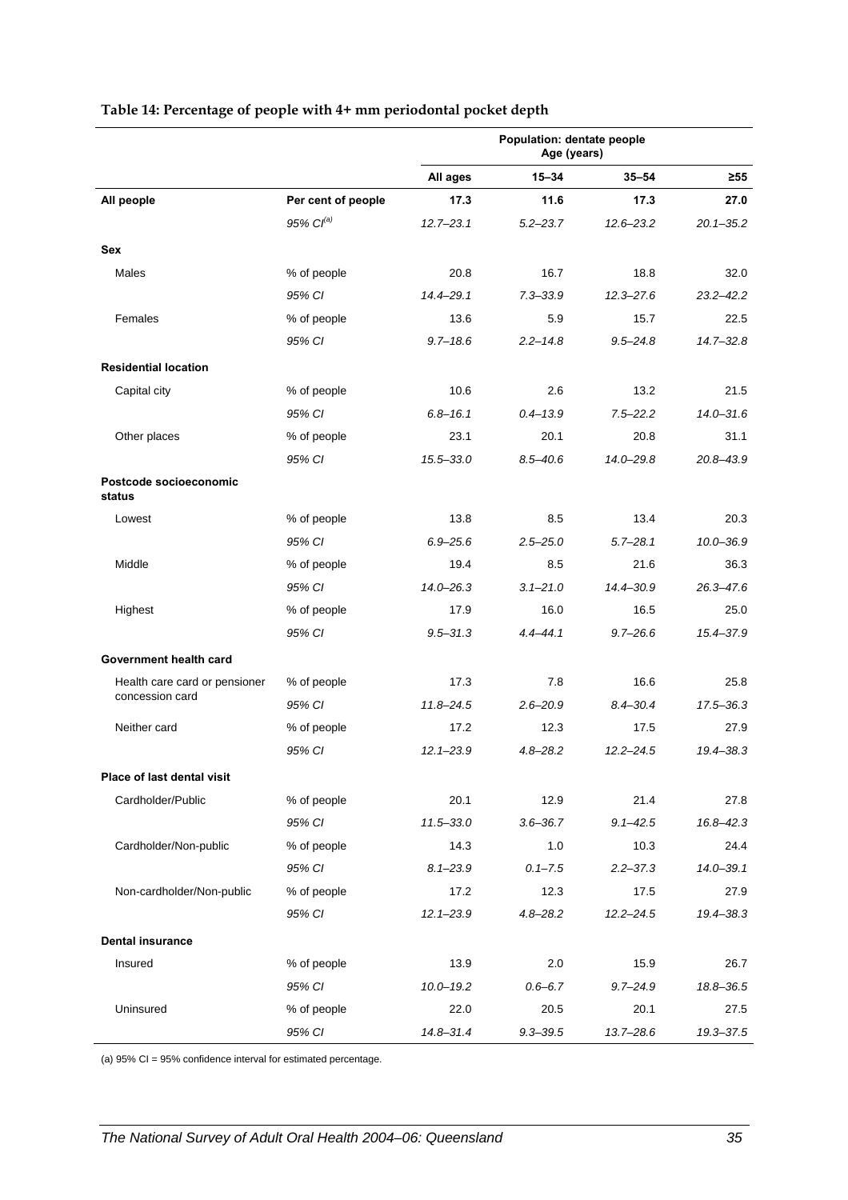**Table 14: Percentage of people with 4+ mm periodontal pocket depth**

| | | Population: dentate people Age (years) | | | |
|---|---|---|---|---|---|
| | | **All ages** | **15–34** | **35–54** | **≥55** |
| **All people** | **Per cent of people** | **17.3** | **11.6** | **17.3** | **27.0** |
| | *95% CI[(a)]* | *12.7–23.1* | *5.2–23.7* | *12.6–23.2* | *20.1–35.2* |
| **Sex** | | | | | |
| Males | % of people | 20.8 | 16.7 | 18.8 | 32.0 |
| | *95% CI* | *14.4–29.1* | *7.3–33.9* | *12.3–27.6* | *23.2–42.2* |
| Females | % of people | 13.6 | 5.9 | 15.7 | 22.5 |
| | *95% CI* | *9.7–18.6* | *2.2–14.8* | *9.5–24.8* | *14.7–32.8* |
| **Residential location** | | | | | |
| Capital city | % of people | 10.6 | 2.6 | 13.2 | 21.5 |
| | *95% CI* | *6.8–16.1* | *0.4–13.9* | *7.5–22.2* | *14.0–31.6* |
| Other places | % of people | 23.1 | 20.1 | 20.8 | 31.1 |
| | *95% CI* | *15.5–33.0* | *8.5–40.6* | *14.0–29.8* | *20.8–43.9* |
| **Postcode socioeconomic status** | | | | | |
| Lowest | % of people | 13.8 | 8.5 | 13.4 | 20.3 |
| | *95% CI* | *6.9–25.6* | *2.5–25.0* | *5.7–28.1* | *10.0–36.9* |
| Middle | % of people | 19.4 | 8.5 | 21.6 | 36.3 |
| | *95% CI* | *14.0–26.3* | *3.1–21.0* | *14.4–30.9* | *26.3–47.6* |
| Highest | % of people | 17.9 | 16.0 | 16.5 | 25.0 |
| | *95% CI* | *9.5–31.3* | *4.4–44.1* | *9.7–26.6* | *15.4–37.9* |
| **Government health card** | | | | | |
| Health care card or pensioner concession card | % of people | 17.3 | 7.8 | 16.6 | 25.8 |
| | *95% CI* | *11.8–24.5* | *2.6–20.9* | *8.4–30.4* | *17.5–36.3* |
| Neither card | % of people | 17.2 | 12.3 | 17.5 | 27.9 |
| | *95% CI* | *12.1–23.9* | *4.8–28.2* | *12.2–24.5* | *19.4–38.3* |
| **Place of last dental visit** | | | | | |
| Cardholder/Public | % of people | 20.1 | 12.9 | 21.4 | 27.8 |
| | *95% CI* | *11.5–33.0* | *3.6–36.7* | *9.1–42.5* | *16.8–42.3* |
| Cardholder/Non-public | % of people | 14.3 | 1.0 | 10.3 | 24.4 |
| | *95% CI* | *8.1–23.9* | *0.1–7.5* | *2.2–37.3* | *14.0–39.1* |
| Non-cardholder/Non-public | % of people | 17.2 | 12.3 | 17.5 | 27.9 |
| | *95% CI* | *12.1–23.9* | *4.8–28.2* | *12.2–24.5* | *19.4–38.3* |
| **Dental insurance** | | | | | |
| Insured | % of people | 13.9 | 2.0 | 15.9 | 26.7 |
| | *95% CI* | *10.0–19.2* | *0.6–6.7* | *9.7–24.9* | *18.8–36.5* |
| Uninsured | % of people | 22.0 | 20.5 | 20.1 | 27.5 |
| | *95% CI* | *14.8–31.4* | *9.3–39.5* | *13.7–28.6* | *19.3–37.5* |

(a) 95% CI = 95% confidence interval for estimated percentage.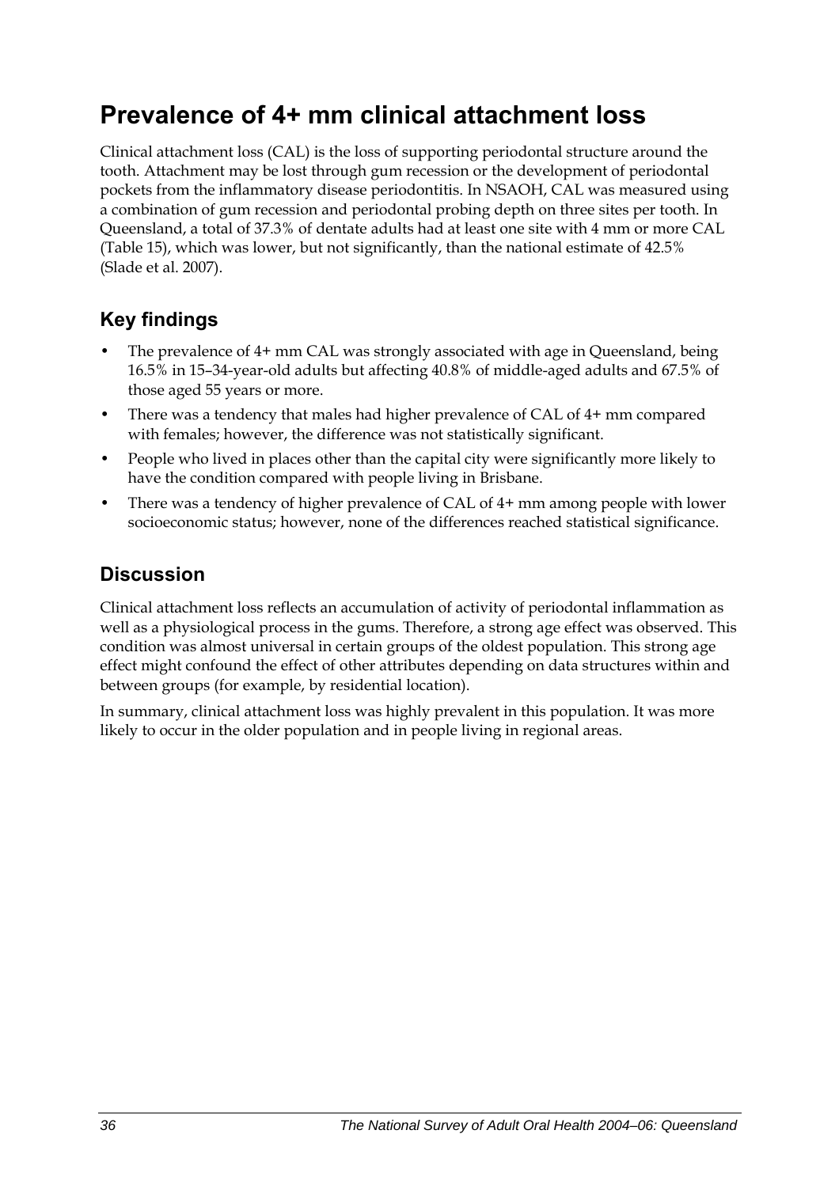# Prevalence of 4+ mm clinical attachment loss

Clinical attachment loss (CAL) is the loss of supporting periodontal structure around the tooth. Attachment may be lost through gum recession or the development of periodontal pockets from the inflammatory disease periodontitis. In NSAOH, CAL was measured using a combination of gum recession and periodontal probing depth on three sites per tooth. In Queensland, a total of 37.3% of dentate adults had at least one site with 4 mm or more CAL (Table 15), which was lower, but not significantly, than the national estimate of 42.5% (Slade et al. 2007).

## Key findings

- The prevalence of 4+ mm CAL was strongly associated with age in Queensland, being 16.5% in 15–34-year-old adults but affecting 40.8% of middle-aged adults and 67.5% of those aged 55 years or more.
- There was a tendency that males had higher prevalence of CAL of 4+ mm compared with females; however, the difference was not statistically significant.
- People who lived in places other than the capital city were significantly more likely to have the condition compared with people living in Brisbane.
- There was a tendency of higher prevalence of CAL of 4+ mm among people with lower socioeconomic status; however, none of the differences reached statistical significance.

## Discussion

Clinical attachment loss reflects an accumulation of activity of periodontal inflammation as well as a physiological process in the gums. Therefore, a strong age effect was observed. This condition was almost universal in certain groups of the oldest population. This strong age effect might confound the effect of other attributes depending on data structures within and between groups (for example, by residential location).

In summary, clinical attachment loss was highly prevalent in this population. It was more likely to occur in the older population and in people living in regional areas.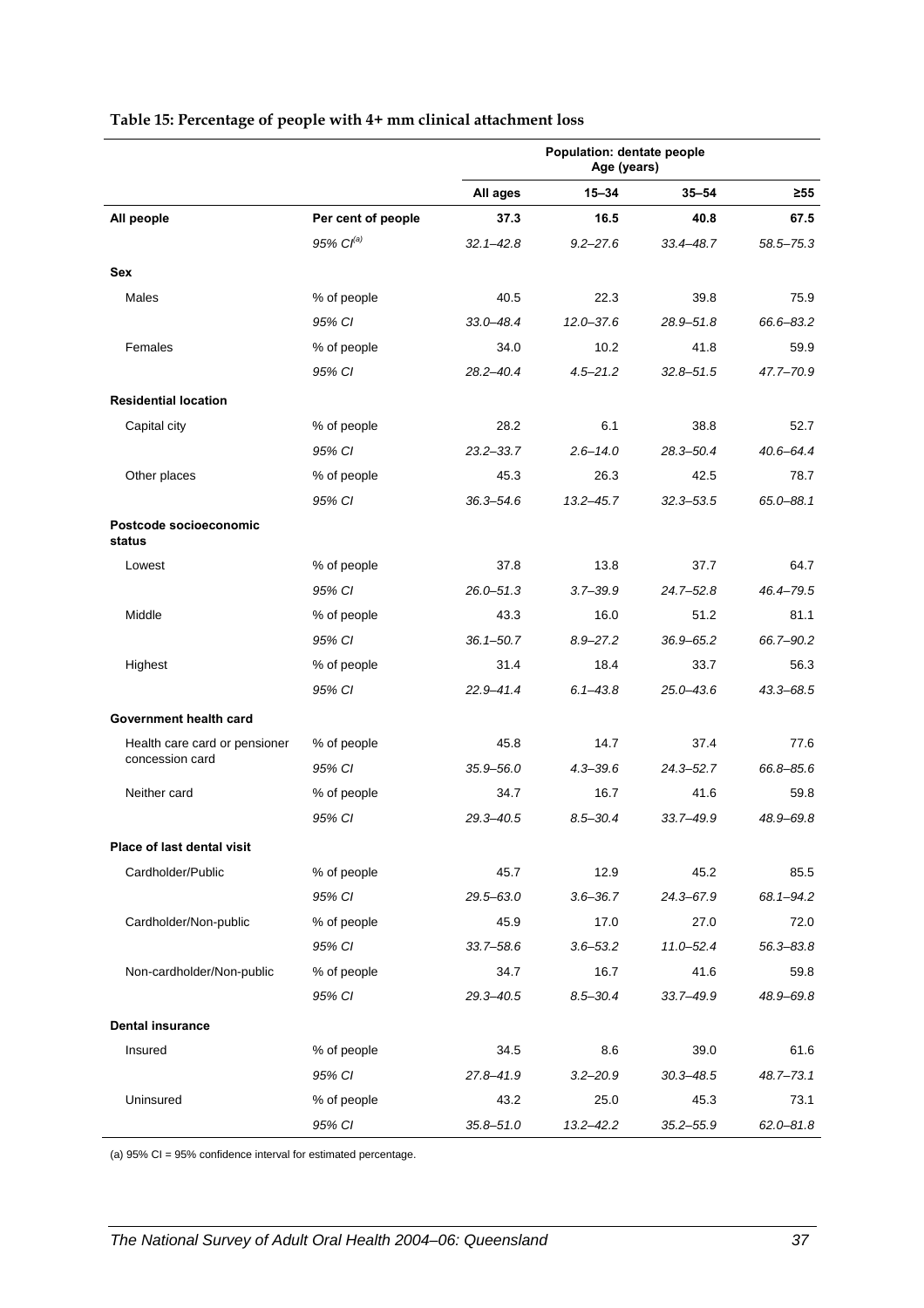**Table 15: Percentage of people with 4+ mm clinical attachment loss**

| | | Population: dentate people | | | |
|---|---|---|---|---|---|
| | | Age (years) | | | |
| | | All ages | 15–34 | 35–54 | ≥55 |
| **All people** | **Per cent of people** | **37.3** | **16.5** | **40.8** | **67.5** |
| | *95% CI[(a)]* | *32.1–42.8* | *9.2–27.6* | *33.4–48.7* | *58.5–75.3* |
| **Sex** | | | | | |
| Males | % of people | 40.5 | 22.3 | 39.8 | 75.9 |
| | *95% CI* | *33.0–48.4* | *12.0–37.6* | *28.9–51.8* | *66.6–83.2* |
| Females | % of people | 34.0 | 10.2 | 41.8 | 59.9 |
| | *95% CI* | *28.2–40.4* | *4.5–21.2* | *32.8–51.5* | *47.7–70.9* |
| **Residential location** | | | | | |
| Capital city | % of people | 28.2 | 6.1 | 38.8 | 52.7 |
| | *95% CI* | *23.2–33.7* | *2.6–14.0* | *28.3–50.4* | *40.6–64.4* |
| Other places | % of people | 45.3 | 26.3 | 42.5 | 78.7 |
| | *95% CI* | *36.3–54.6* | *13.2–45.7* | *32.3–53.5* | *65.0–88.1* |
| **Postcode socioeconomic status** | | | | | |
| Lowest | % of people | 37.8 | 13.8 | 37.7 | 64.7 |
| | *95% CI* | *26.0–51.3* | *3.7–39.9* | *24.7–52.8* | *46.4–79.5* |
| Middle | % of people | 43.3 | 16.0 | 51.2 | 81.1 |
| | *95% CI* | *36.1–50.7* | *8.9–27.2* | *36.9–65.2* | *66.7–90.2* |
| Highest | % of people | 31.4 | 18.4 | 33.7 | 56.3 |
| | *95% CI* | *22.9–41.4* | *6.1–43.8* | *25.0–43.6* | *43.3–68.5* |
| **Government health card** | | | | | |
| Health care card or pensioner concession card | % of people | 45.8 | 14.7 | 37.4 | 77.6 |
| | *95% CI* | *35.9–56.0* | *4.3–39.6* | *24.3–52.7* | *66.8–85.6* |
| Neither card | % of people | 34.7 | 16.7 | 41.6 | 59.8 |
| | *95% CI* | *29.3–40.5* | *8.5–30.4* | *33.7–49.9* | *48.9–69.8* |
| **Place of last dental visit** | | | | | |
| Cardholder/Public | % of people | 45.7 | 12.9 | 45.2 | 85.5 |
| | *95% CI* | *29.5–63.0* | *3.6–36.7* | *24.3–67.9* | *68.1–94.2* |
| Cardholder/Non-public | % of people | 45.9 | 17.0 | 27.0 | 72.0 |
| | *95% CI* | *33.7–58.6* | *3.6–53.2* | *11.0–52.4* | *56.3–83.8* |
| Non-cardholder/Non-public | % of people | 34.7 | 16.7 | 41.6 | 59.8 |
| | *95% CI* | *29.3–40.5* | *8.5–30.4* | *33.7–49.9* | *48.9–69.8* |
| **Dental insurance** | | | | | |
| Insured | % of people | 34.5 | 8.6 | 39.0 | 61.6 |
| | *95% CI* | *27.8–41.9* | *3.2–20.9* | *30.3–48.5* | *48.7–73.1* |
| Uninsured | % of people | 43.2 | 25.0 | 45.3 | 73.1 |
| | *95% CI* | *35.8–51.0* | *13.2–42.2* | *35.2–55.9* | *62.0–81.8* |

(a) 95% CI = 95% confidence interval for estimated percentage.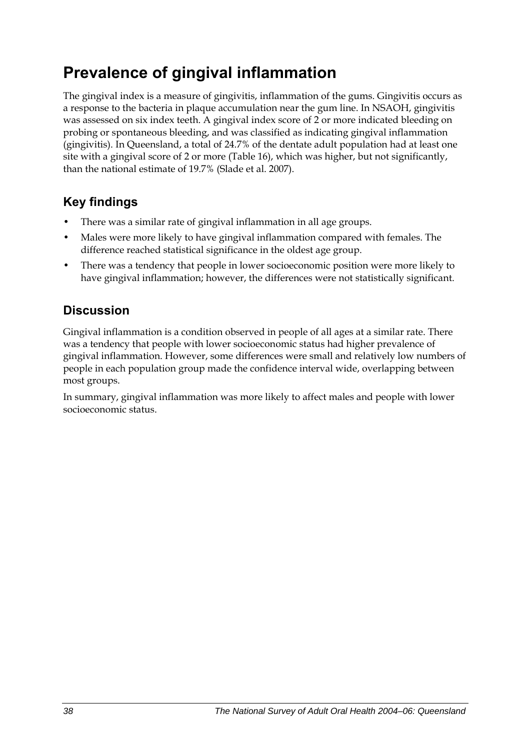# Prevalence of gingival inflammation

The gingival index is a measure of gingivitis, inflammation of the gums. Gingivitis occurs as a response to the bacteria in plaque accumulation near the gum line. In NSAOH, gingivitis was assessed on six index teeth. A gingival index score of 2 or more indicated bleeding on probing or spontaneous bleeding, and was classified as indicating gingival inflammation (gingivitis). In Queensland, a total of 24.7% of the dentate adult population had at least one site with a gingival score of 2 or more (Table 16), which was higher, but not significantly, than the national estimate of 19.7% (Slade et al. 2007).

## Key findings

- There was a similar rate of gingival inflammation in all age groups.
- Males were more likely to have gingival inflammation compared with females. The difference reached statistical significance in the oldest age group.
- There was a tendency that people in lower socioeconomic position were more likely to have gingival inflammation; however, the differences were not statistically significant.

## Discussion

Gingival inflammation is a condition observed in people of all ages at a similar rate. There was a tendency that people with lower socioeconomic status had higher prevalence of gingival inflammation. However, some differences were small and relatively low numbers of people in each population group made the confidence interval wide, overlapping between most groups.

In summary, gingival inflammation was more likely to affect males and people with lower socioeconomic status.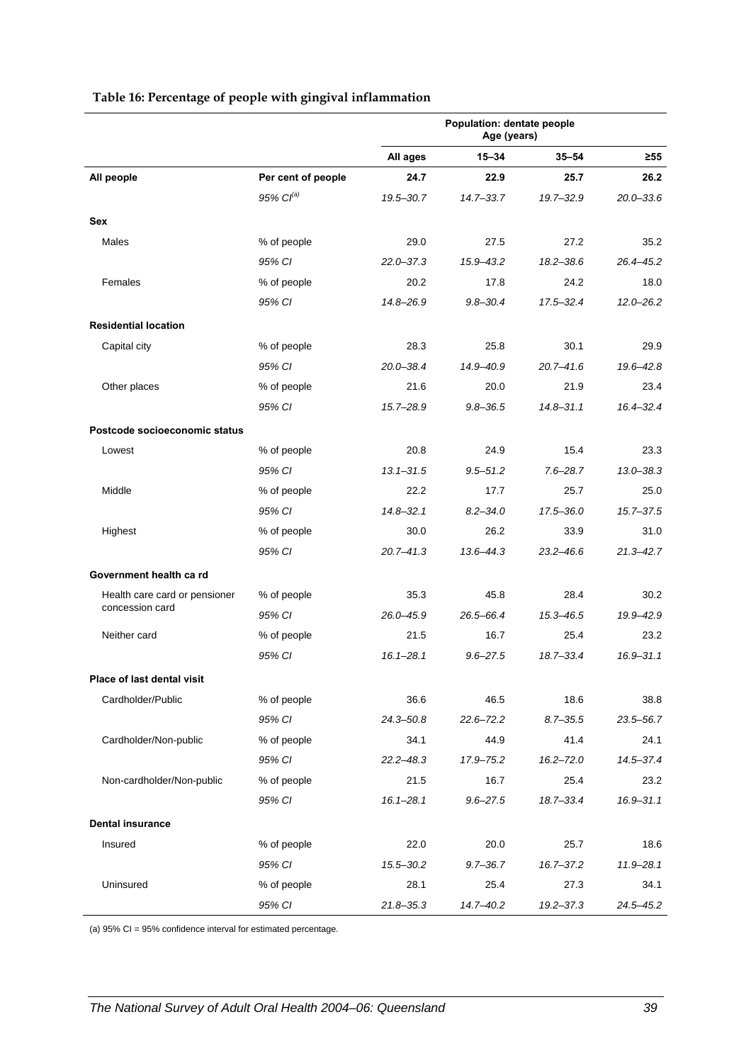**Table 16: Percentage of people with gingival inflammation**

| | | Population: dentate people Age (years) | | | |
|---|---|---|---|---|---|
| | | **All ages** | **15–34** | **35–54** | **≥55** |
| **All people** | **Per cent of people** | **24.7** | **22.9** | **25.7** | **26.2** |
| | *95% CI[(a)]* | *19.5–30.7* | *14.7–33.7* | *19.7–32.9* | *20.0–33.6* |
| **Sex** | | | | | |
| Males | % of people | 29.0 | 27.5 | 27.2 | 35.2 |
| | *95% CI* | *22.0–37.3* | *15.9–43.2* | *18.2–38.6* | *26.4–45.2* |
| Females | % of people | 20.2 | 17.8 | 24.2 | 18.0 |
| | *95% CI* | *14.8–26.9* | *9.8–30.4* | *17.5–32.4* | *12.0–26.2* |
| **Residential location** | | | | | |
| Capital city | % of people | 28.3 | 25.8 | 30.1 | 29.9 |
| | *95% CI* | *20.0–38.4* | *14.9–40.9* | *20.7–41.6* | *19.6–42.8* |
| Other places | % of people | 21.6 | 20.0 | 21.9 | 23.4 |
| | *95% CI* | *15.7–28.9* | *9.8–36.5* | *14.8–31.1* | *16.4–32.4* |
| **Postcode socioeconomic status** | | | | | |
| Lowest | % of people | 20.8 | 24.9 | 15.4 | 23.3 |
| | *95% CI* | *13.1–31.5* | *9.5–51.2* | *7.6–28.7* | *13.0–38.3* |
| Middle | % of people | 22.2 | 17.7 | 25.7 | 25.0 |
| | *95% CI* | *14.8–32.1* | *8.2–34.0* | *17.5–36.0* | *15.7–37.5* |
| Highest | % of people | 30.0 | 26.2 | 33.9 | 31.0 |
| | *95% CI* | *20.7–41.3* | *13.6–44.3* | *23.2–46.6* | *21.3–42.7* |
| **Government health ca rd** | | | | | |
| Health care card or pensioner concession card | % of people | 35.3 | 45.8 | 28.4 | 30.2 |
| | *95% CI* | *26.0–45.9* | *26.5–66.4* | *15.3–46.5* | *19.9–42.9* |
| Neither card | % of people | 21.5 | 16.7 | 25.4 | 23.2 |
| | *95% CI* | *16.1–28.1* | *9.6–27.5* | *18.7–33.4* | *16.9–31.1* |
| **Place of last dental visit** | | | | | |
| Cardholder/Public | % of people | 36.6 | 46.5 | 18.6 | 38.8 |
| | *95% CI* | *24.3–50.8* | *22.6–72.2* | *8.7–35.5* | *23.5–56.7* |
| Cardholder/Non-public | % of people | 34.1 | 44.9 | 41.4 | 24.1 |
| | *95% CI* | *22.2–48.3* | *17.9–75.2* | *16.2–72.0* | *14.5–37.4* |
| Non-cardholder/Non-public | % of people | 21.5 | 16.7 | 25.4 | 23.2 |
| | *95% CI* | *16.1–28.1* | *9.6–27.5* | *18.7–33.4* | *16.9–31.1* |
| **Dental insurance** | | | | | |
| Insured | % of people | 22.0 | 20.0 | 25.7 | 18.6 |
| | *95% CI* | *15.5–30.2* | *9.7–36.7* | *16.7–37.2* | *11.9–28.1* |
| Uninsured | % of people | 28.1 | 25.4 | 27.3 | 34.1 |
| | *95% CI* | *21.8–35.3* | *14.7–40.2* | *19.2–37.3* | *24.5–45.2* |

(a) 95% CI = 95% confidence interval for estimated percentage.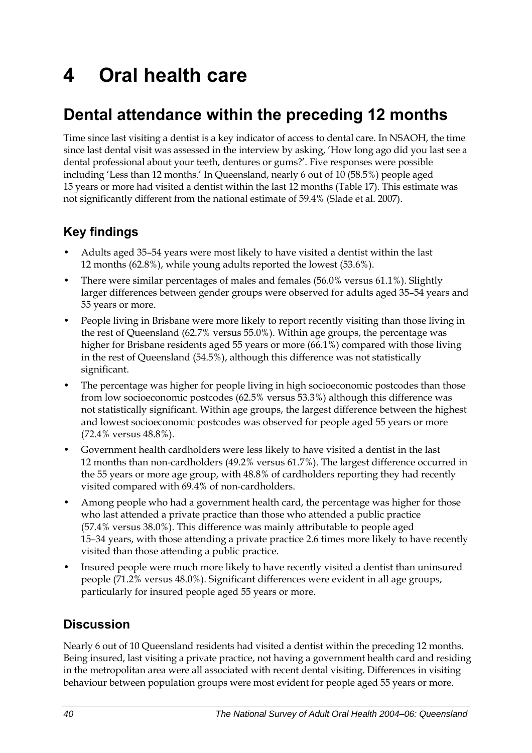# 4 Oral health care

## Dental attendance within the preceding 12 months

Time since last visiting a dentist is a key indicator of access to dental care. In NSAOH, the time since last dental visit was assessed in the interview by asking, 'How long ago did you last see a dental professional about your teeth, dentures or gums?'. Five responses were possible including 'Less than 12 months.' In Queensland, nearly 6 out of 10 (58.5%) people aged 15 years or more had visited a dentist within the last 12 months (Table 17). This estimate was not significantly different from the national estimate of 59.4% (Slade et al. 2007).

### Key findings

- Adults aged 35–54 years were most likely to have visited a dentist within the last 12 months (62.8%), while young adults reported the lowest (53.6%).
- There were similar percentages of males and females (56.0% versus 61.1%). Slightly larger differences between gender groups were observed for adults aged 35–54 years and 55 years or more.
- People living in Brisbane were more likely to report recently visiting than those living in the rest of Queensland (62.7% versus 55.0%). Within age groups, the percentage was higher for Brisbane residents aged 55 years or more (66.1%) compared with those living in the rest of Queensland (54.5%), although this difference was not statistically significant.
- The percentage was higher for people living in high socioeconomic postcodes than those from low socioeconomic postcodes (62.5% versus 53.3%) although this difference was not statistically significant. Within age groups, the largest difference between the highest and lowest socioeconomic postcodes was observed for people aged 55 years or more (72.4% versus 48.8%).
- Government health cardholders were less likely to have visited a dentist in the last 12 months than non-cardholders (49.2% versus 61.7%). The largest difference occurred in the 55 years or more age group, with 48.8% of cardholders reporting they had recently visited compared with 69.4% of non-cardholders.
- Among people who had a government health card, the percentage was higher for those who last attended a private practice than those who attended a public practice (57.4% versus 38.0%). This difference was mainly attributable to people aged 15–34 years, with those attending a private practice 2.6 times more likely to have recently visited than those attending a public practice.
- Insured people were much more likely to have recently visited a dentist than uninsured people (71.2% versus 48.0%). Significant differences were evident in all age groups, particularly for insured people aged 55 years or more.

### Discussion

Nearly 6 out of 10 Queensland residents had visited a dentist within the preceding 12 months. Being insured, last visiting a private practice, not having a government health card and residing in the metropolitan area were all associated with recent dental visiting. Differences in visiting behaviour between population groups were most evident for people aged 55 years or more.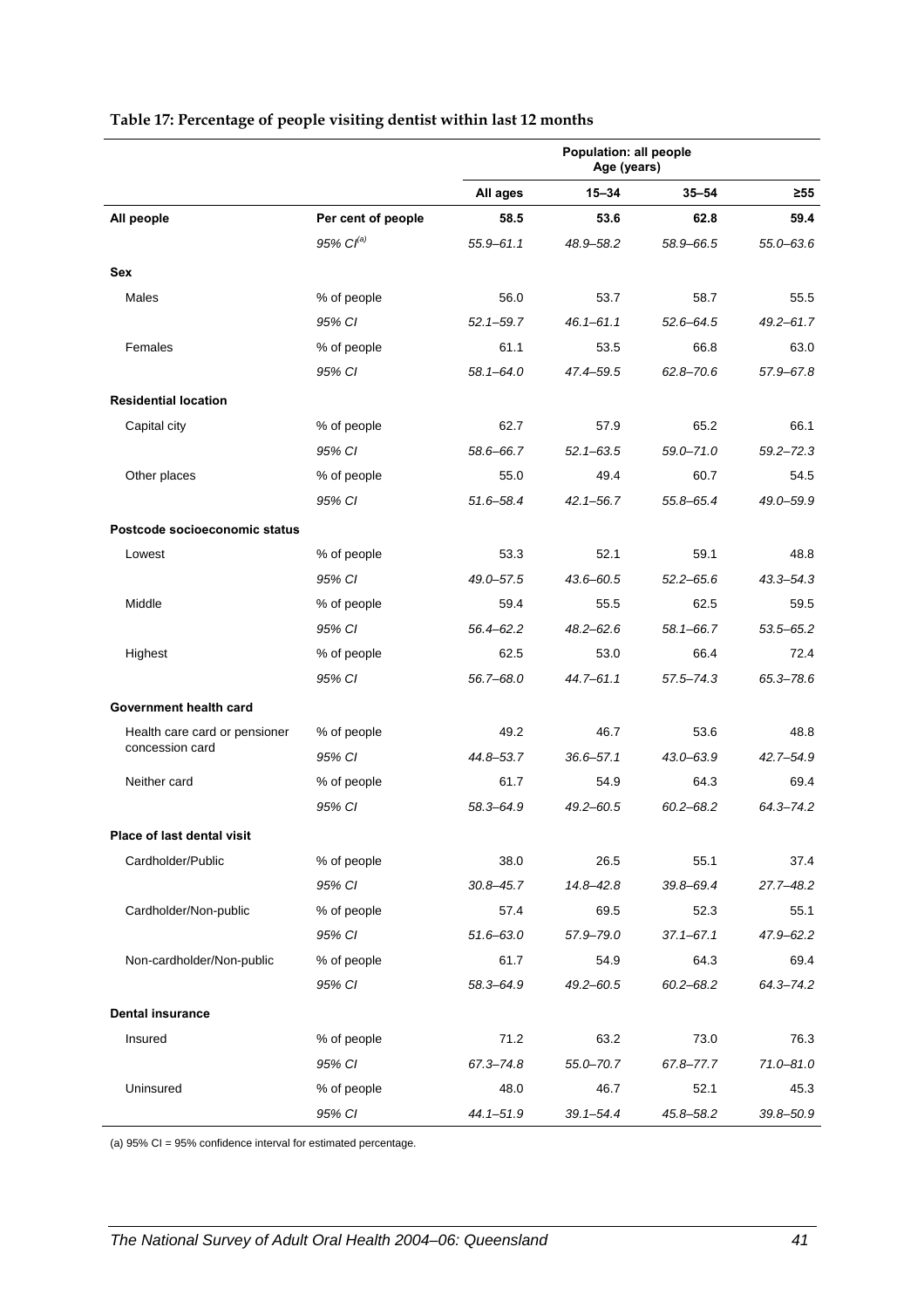**Table 17: Percentage of people visiting dentist within last 12 months**

| | | Population: all people Age (years) | | | |
|---|---|---|---|---|---|
| | | All ages | 15–34 | 35–54 | ≥55 |
| **All people** | **Per cent of people** | **58.5** | **53.6** | **62.8** | **59.4** |
| | *95% CI[(a)]* | *55.9–61.1* | *48.9–58.2* | *58.9–66.5* | *55.0–63.6* |
| **Sex** | | | | | |
| Males | % of people | 56.0 | 53.7 | 58.7 | 55.5 |
| | *95% CI* | *52.1–59.7* | *46.1–61.1* | *52.6–64.5* | *49.2–61.7* |
| Females | % of people | 61.1 | 53.5 | 66.8 | 63.0 |
| | *95% CI* | *58.1–64.0* | *47.4–59.5* | *62.8–70.6* | *57.9–67.8* |
| **Residential location** | | | | | |
| Capital city | % of people | 62.7 | 57.9 | 65.2 | 66.1 |
| | *95% CI* | *58.6–66.7* | *52.1–63.5* | *59.0–71.0* | *59.2–72.3* |
| Other places | % of people | 55.0 | 49.4 | 60.7 | 54.5 |
| | *95% CI* | *51.6–58.4* | *42.1–56.7* | *55.8–65.4* | *49.0–59.9* |
| **Postcode socioeconomic status** | | | | | |
| Lowest | % of people | 53.3 | 52.1 | 59.1 | 48.8 |
| | *95% CI* | *49.0–57.5* | *43.6–60.5* | *52.2–65.6* | *43.3–54.3* |
| Middle | % of people | 59.4 | 55.5 | 62.5 | 59.5 |
| | *95% CI* | *56.4–62.2* | *48.2–62.6* | *58.1–66.7* | *53.5–65.2* |
| Highest | % of people | 62.5 | 53.0 | 66.4 | 72.4 |
| | *95% CI* | *56.7–68.0* | *44.7–61.1* | *57.5–74.3* | *65.3–78.6* |
| **Government health card** | | | | | |
| Health care card or pensioner concession card | % of people | 49.2 | 46.7 | 53.6 | 48.8 |
| | *95% CI* | *44.8–53.7* | *36.6–57.1* | *43.0–63.9* | *42.7–54.9* |
| Neither card | % of people | 61.7 | 54.9 | 64.3 | 69.4 |
| | *95% CI* | *58.3–64.9* | *49.2–60.5* | *60.2–68.2* | *64.3–74.2* |
| **Place of last dental visit** | | | | | |
| Cardholder/Public | % of people | 38.0 | 26.5 | 55.1 | 37.4 |
| | *95% CI* | *30.8–45.7* | *14.8–42.8* | *39.8–69.4* | *27.7–48.2* |
| Cardholder/Non-public | % of people | 57.4 | 69.5 | 52.3 | 55.1 |
| | *95% CI* | *51.6–63.0* | *57.9–79.0* | *37.1–67.1* | *47.9–62.2* |
| Non-cardholder/Non-public | % of people | 61.7 | 54.9 | 64.3 | 69.4 |
| | *95% CI* | *58.3–64.9* | *49.2–60.5* | *60.2–68.2* | *64.3–74.2* |
| **Dental insurance** | | | | | |
| Insured | % of people | 71.2 | 63.2 | 73.0 | 76.3 |
| | *95% CI* | *67.3–74.8* | *55.0–70.7* | *67.8–77.7* | *71.0–81.0* |
| Uninsured | % of people | 48.0 | 46.7 | 52.1 | 45.3 |
| | *95% CI* | *44.1–51.9* | *39.1–54.4* | *45.8–58.2* | *39.8–50.9* |

(a) 95% CI = 95% confidence interval for estimated percentage.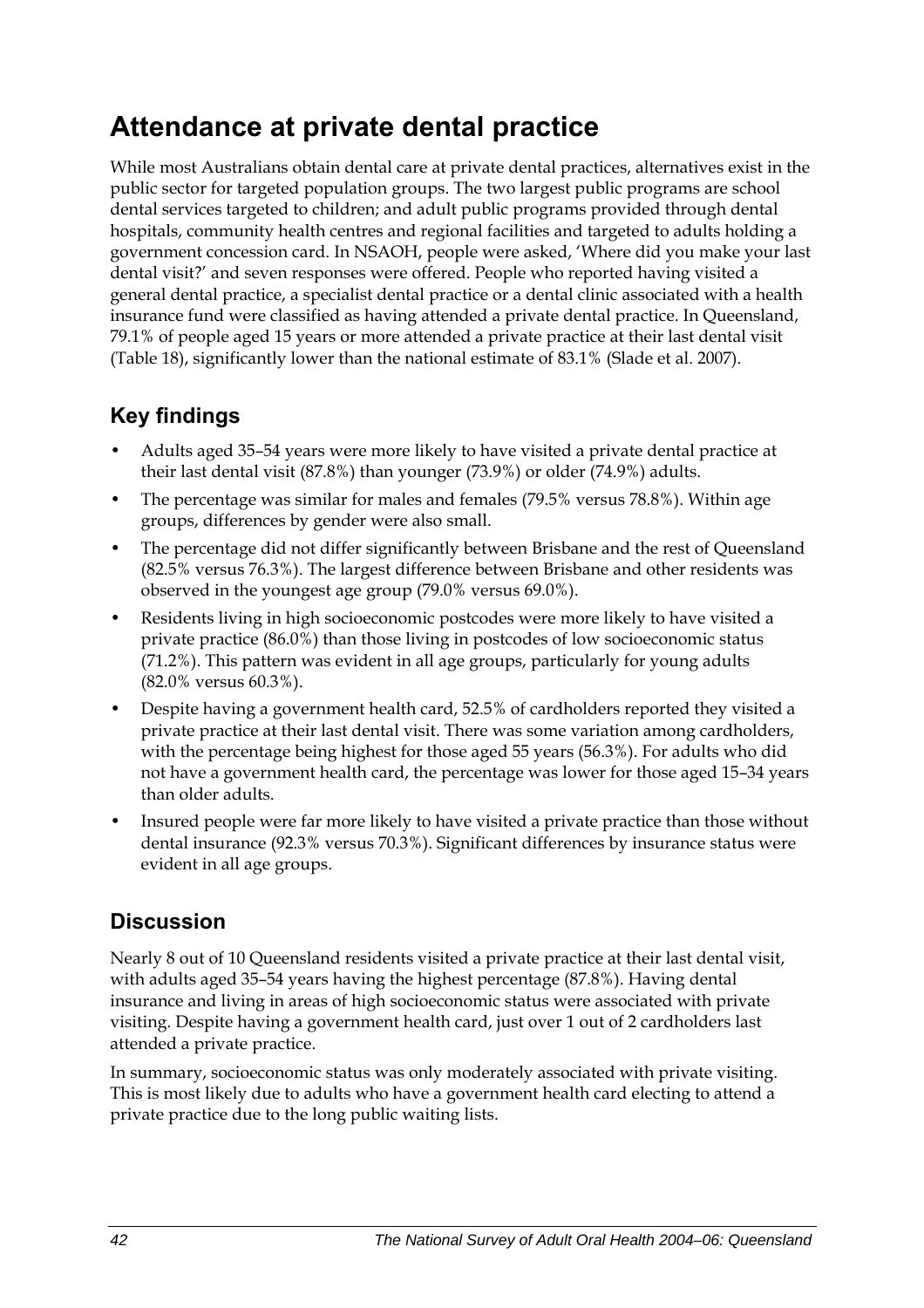# Attendance at private dental practice

While most Australians obtain dental care at private dental practices, alternatives exist in the public sector for targeted population groups. The two largest public programs are school dental services targeted to children; and adult public programs provided through dental hospitals, community health centres and regional facilities and targeted to adults holding a government concession card. In NSAOH, people were asked, 'Where did you make your last dental visit?' and seven responses were offered. People who reported having visited a general dental practice, a specialist dental practice or a dental clinic associated with a health insurance fund were classified as having attended a private dental practice. In Queensland, 79.1% of people aged 15 years or more attended a private practice at their last dental visit (Table 18), significantly lower than the national estimate of 83.1% (Slade et al. 2007).

## Key findings

- Adults aged 35–54 years were more likely to have visited a private dental practice at their last dental visit (87.8%) than younger (73.9%) or older (74.9%) adults.
- The percentage was similar for males and females (79.5% versus 78.8%). Within age groups, differences by gender were also small.
- The percentage did not differ significantly between Brisbane and the rest of Queensland (82.5% versus 76.3%). The largest difference between Brisbane and other residents was observed in the youngest age group (79.0% versus 69.0%).
- Residents living in high socioeconomic postcodes were more likely to have visited a private practice (86.0%) than those living in postcodes of low socioeconomic status (71.2%). This pattern was evident in all age groups, particularly for young adults (82.0% versus 60.3%).
- Despite having a government health card, 52.5% of cardholders reported they visited a private practice at their last dental visit. There was some variation among cardholders, with the percentage being highest for those aged 55 years (56.3%). For adults who did not have a government health card, the percentage was lower for those aged 15–34 years than older adults.
- Insured people were far more likely to have visited a private practice than those without dental insurance (92.3% versus 70.3%). Significant differences by insurance status were evident in all age groups.

## Discussion

Nearly 8 out of 10 Queensland residents visited a private practice at their last dental visit, with adults aged 35–54 years having the highest percentage (87.8%). Having dental insurance and living in areas of high socioeconomic status were associated with private visiting. Despite having a government health card, just over 1 out of 2 cardholders last attended a private practice.

In summary, socioeconomic status was only moderately associated with private visiting. This is most likely due to adults who have a government health card electing to attend a private practice due to the long public waiting lists.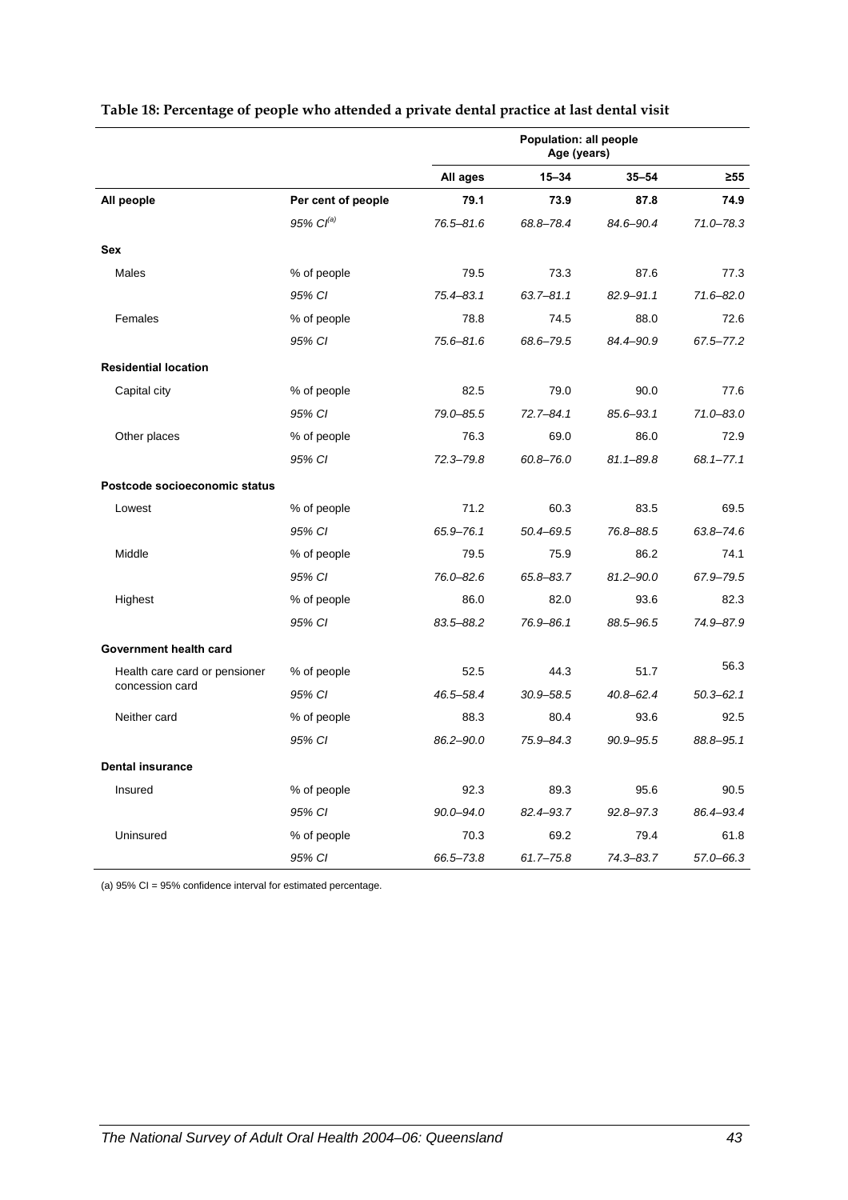**Table 18: Percentage of people who attended a private dental practice at last dental visit**

| | | Population: all people | | | |
|---|---|---|---|---|---|
| | | | Age (years) | | |
| | | All ages | 15–34 | 35–54 | ≥55 |
| **All people** | **Per cent of people** | **79.1** | **73.9** | **87.8** | **74.9** |
| | *95% CI[(a)]* | *76.5–81.6* | *68.8–78.4* | *84.6–90.4* | *71.0–78.3* |
| **Sex** | | | | | |
| Males | % of people | 79.5 | 73.3 | 87.6 | 77.3 |
| | *95% CI* | *75.4–83.1* | *63.7–81.1* | *82.9–91.1* | *71.6–82.0* |
| Females | % of people | 78.8 | 74.5 | 88.0 | 72.6 |
| | *95% CI* | *75.6–81.6* | *68.6–79.5* | *84.4–90.9* | *67.5–77.2* |
| **Residential location** | | | | | |
| Capital city | % of people | 82.5 | 79.0 | 90.0 | 77.6 |
| | *95% CI* | *79.0–85.5* | *72.7–84.1* | *85.6–93.1* | *71.0–83.0* |
| Other places | % of people | 76.3 | 69.0 | 86.0 | 72.9 |
| | *95% CI* | *72.3–79.8* | *60.8–76.0* | *81.1–89.8* | *68.1–77.1* |
| **Postcode socioeconomic status** | | | | | |
| Lowest | % of people | 71.2 | 60.3 | 83.5 | 69.5 |
| | *95% CI* | *65.9–76.1* | *50.4–69.5* | *76.8–88.5* | *63.8–74.6* |
| Middle | % of people | 79.5 | 75.9 | 86.2 | 74.1 |
| | *95% CI* | *76.0–82.6* | *65.8–83.7* | *81.2–90.0* | *67.9–79.5* |
| Highest | % of people | 86.0 | 82.0 | 93.6 | 82.3 |
| | *95% CI* | *83.5–88.2* | *76.9–86.1* | *88.5–96.5* | *74.9–87.9* |
| **Government health card** | | | | | |
| Health care card or pensioner concession card | % of people | 52.5 | 44.3 | 51.7 | 56.3 |
| | *95% CI* | *46.5–58.4* | *30.9–58.5* | *40.8–62.4* | *50.3–62.1* |
| Neither card | % of people | 88.3 | 80.4 | 93.6 | 92.5 |
| | *95% CI* | *86.2–90.0* | *75.9–84.3* | *90.9–95.5* | *88.8–95.1* |
| **Dental insurance** | | | | | |
| Insured | % of people | 92.3 | 89.3 | 95.6 | 90.5 |
| | *95% CI* | *90.0–94.0* | *82.4–93.7* | *92.8–97.3* | *86.4–93.4* |
| Uninsured | % of people | 70.3 | 69.2 | 79.4 | 61.8 |
| | *95% CI* | *66.5–73.8* | *61.7–75.8* | *74.3–83.7* | *57.0–66.3* |

(a) 95% CI = 95% confidence interval for estimated percentage.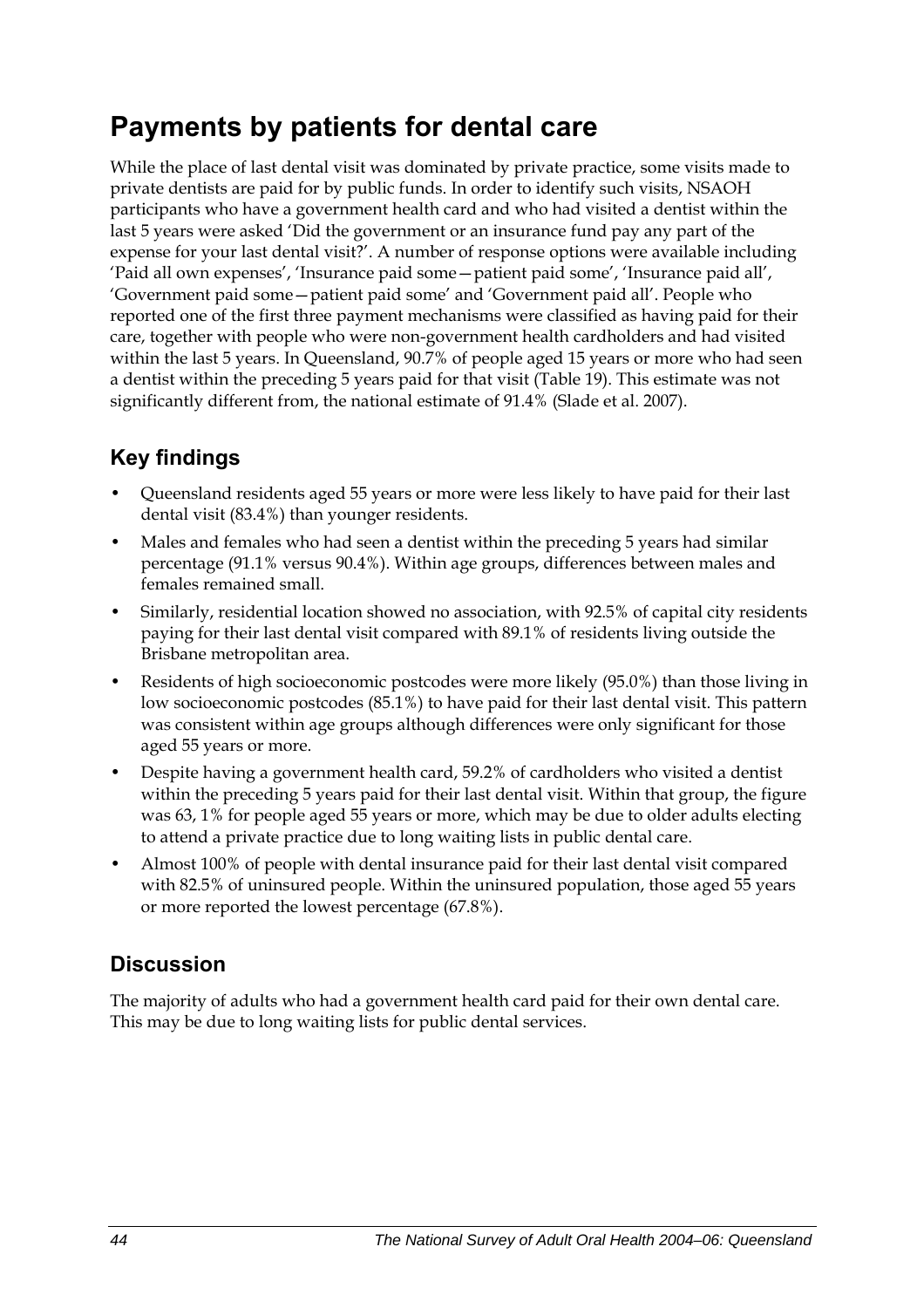# Payments by patients for dental care

While the place of last dental visit was dominated by private practice, some visits made to private dentists are paid for by public funds. In order to identify such visits, NSAOH participants who have a government health card and who had visited a dentist within the last 5 years were asked 'Did the government or an insurance fund pay any part of the expense for your last dental visit?'. A number of response options were available including 'Paid all own expenses', 'Insurance paid some—patient paid some', 'Insurance paid all', 'Government paid some—patient paid some' and 'Government paid all'. People who reported one of the first three payment mechanisms were classified as having paid for their care, together with people who were non-government health cardholders and had visited within the last 5 years. In Queensland, 90.7% of people aged 15 years or more who had seen a dentist within the preceding 5 years paid for that visit (Table 19). This estimate was not significantly different from, the national estimate of 91.4% (Slade et al. 2007).

## Key findings

- Queensland residents aged 55 years or more were less likely to have paid for their last dental visit (83.4%) than younger residents.
- Males and females who had seen a dentist within the preceding 5 years had similar percentage (91.1% versus 90.4%). Within age groups, differences between males and females remained small.
- Similarly, residential location showed no association, with 92.5% of capital city residents paying for their last dental visit compared with 89.1% of residents living outside the Brisbane metropolitan area.
- Residents of high socioeconomic postcodes were more likely (95.0%) than those living in low socioeconomic postcodes (85.1%) to have paid for their last dental visit. This pattern was consistent within age groups although differences were only significant for those aged 55 years or more.
- Despite having a government health card, 59.2% of cardholders who visited a dentist within the preceding 5 years paid for their last dental visit. Within that group, the figure was 63, 1% for people aged 55 years or more, which may be due to older adults electing to attend a private practice due to long waiting lists in public dental care.
- Almost 100% of people with dental insurance paid for their last dental visit compared with 82.5% of uninsured people. Within the uninsured population, those aged 55 years or more reported the lowest percentage (67.8%).

## Discussion

The majority of adults who had a government health card paid for their own dental care. This may be due to long waiting lists for public dental services.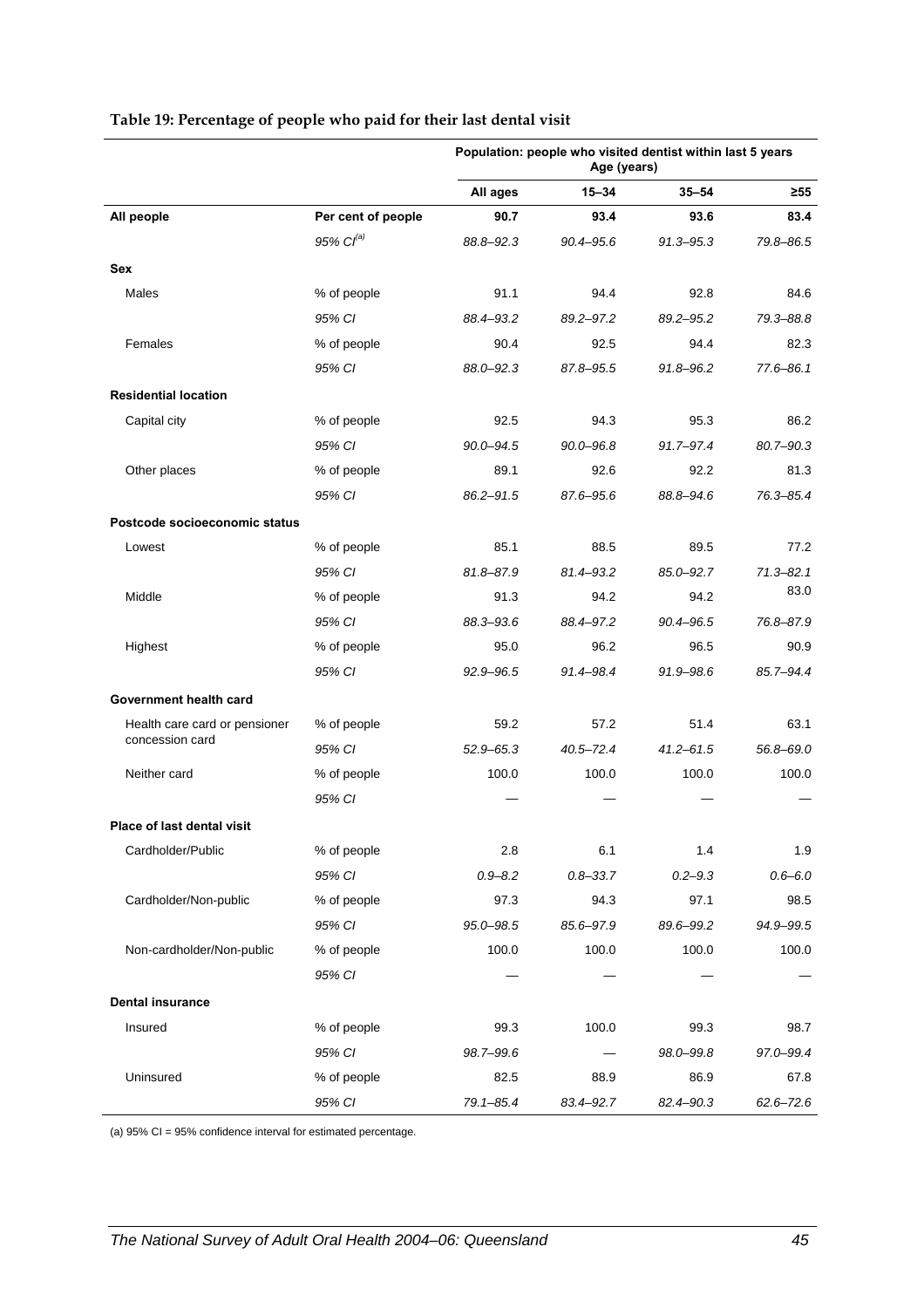**Table 19: Percentage of people who paid for their last dental visit**

| | | Population: people who visited dentist within last 5 years | | | |
|---|---|---|---|---|---|
| | | Age (years) | | | |
| | | All ages | 15–34 | 35–54 | ≥55 |
| **All people** | **Per cent of people** | **90.7** | **93.4** | **93.6** | **83.4** |
| | *95% CI[(a)]* | *88.8–92.3* | *90.4–95.6* | *91.3–95.3* | *79.8–86.5* |
| **Sex** | | | | | |
| Males | % of people | 91.1 | 94.4 | 92.8 | 84.6 |
| | *95% CI* | *88.4–93.2* | *89.2–97.2* | *89.2–95.2* | *79.3–88.8* |
| Females | % of people | 90.4 | 92.5 | 94.4 | 82.3 |
| | *95% CI* | *88.0–92.3* | *87.8–95.5* | *91.8–96.2* | *77.6–86.1* |
| **Residential location** | | | | | |
| Capital city | % of people | 92.5 | 94.3 | 95.3 | 86.2 |
| | *95% CI* | *90.0–94.5* | *90.0–96.8* | *91.7–97.4* | *80.7–90.3* |
| Other places | % of people | 89.1 | 92.6 | 92.2 | 81.3 |
| | *95% CI* | *86.2–91.5* | *87.6–95.6* | *88.8–94.6* | *76.3–85.4* |
| **Postcode socioeconomic status** | | | | | |
| Lowest | % of people | 85.1 | 88.5 | 89.5 | 77.2 |
| | *95% CI* | *81.8–87.9* | *81.4–93.2* | *85.0–92.7* | *71.3–82.1* |
| Middle | % of people | 91.3 | 94.2 | 94.2 | 83.0 |
| | *95% CI* | *88.3–93.6* | *88.4–97.2* | *90.4–96.5* | *76.8–87.9* |
| Highest | % of people | 95.0 | 96.2 | 96.5 | 90.9 |
| | *95% CI* | *92.9–96.5* | *91.4–98.4* | *91.9–98.6* | *85.7–94.4* |
| **Government health card** | | | | | |
| Health care card or pensioner concession card | % of people | 59.2 | 57.2 | 51.4 | 63.1 |
| | *95% CI* | *52.9–65.3* | *40.5–72.4* | *41.2–61.5* | *56.8–69.0* |
| Neither card | % of people | 100.0 | 100.0 | 100.0 | 100.0 |
| | *95% CI* | — | — | — | — |
| **Place of last dental visit** | | | | | |
| Cardholder/Public | % of people | 2.8 | 6.1 | 1.4 | 1.9 |
| | *95% CI* | *0.9–8.2* | *0.8–33.7* | *0.2–9.3* | *0.6–6.0* |
| Cardholder/Non-public | % of people | 97.3 | 94.3 | 97.1 | 98.5 |
| | *95% CI* | *95.0–98.5* | *85.6–97.9* | *89.6–99.2* | *94.9–99.5* |
| Non-cardholder/Non-public | % of people | 100.0 | 100.0 | 100.0 | 100.0 |
| | *95% CI* | — | — | — | — |
| **Dental insurance** | | | | | |
| Insured | % of people | 99.3 | 100.0 | 99.3 | 98.7 |
| | *95% CI* | *98.7–99.6* | — | *98.0–99.8* | *97.0–99.4* |
| Uninsured | % of people | 82.5 | 88.9 | 86.9 | 67.8 |
| | *95% CI* | *79.1–85.4* | *83.4–92.7* | *82.4–90.3* | *62.6–72.6* |

(a) 95% CI = 95% confidence interval for estimated percentage.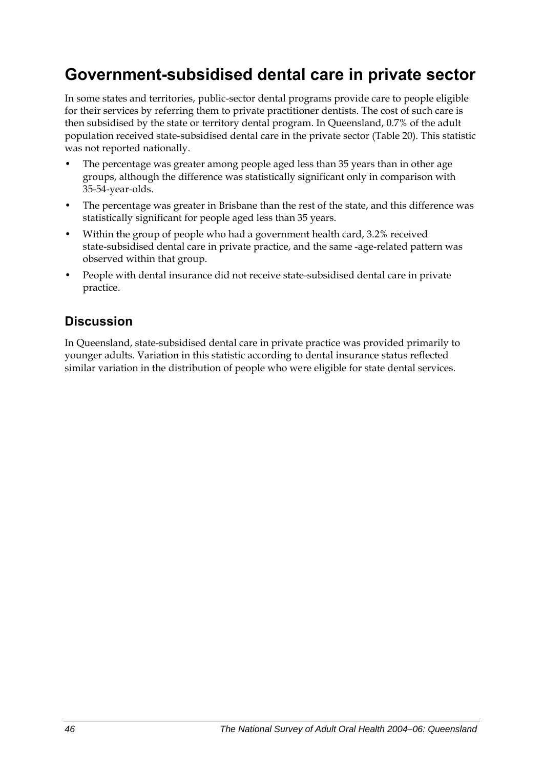# Government-subsidised dental care in private sector

In some states and territories, public-sector dental programs provide care to people eligible for their services by referring them to private practitioner dentists. The cost of such care is then subsidised by the state or territory dental program. In Queensland, 0.7% of the adult population received state-subsidised dental care in the private sector (Table 20). This statistic was not reported nationally.

- The percentage was greater among people aged less than 35 years than in other age groups, although the difference was statistically significant only in comparison with 35-54-year-olds.
- The percentage was greater in Brisbane than the rest of the state, and this difference was statistically significant for people aged less than 35 years.
- Within the group of people who had a government health card, 3.2% received state-subsidised dental care in private practice, and the same -age-related pattern was observed within that group.
- People with dental insurance did not receive state-subsidised dental care in private practice.

## Discussion

In Queensland, state-subsidised dental care in private practice was provided primarily to younger adults. Variation in this statistic according to dental insurance status reflected similar variation in the distribution of people who were eligible for state dental services.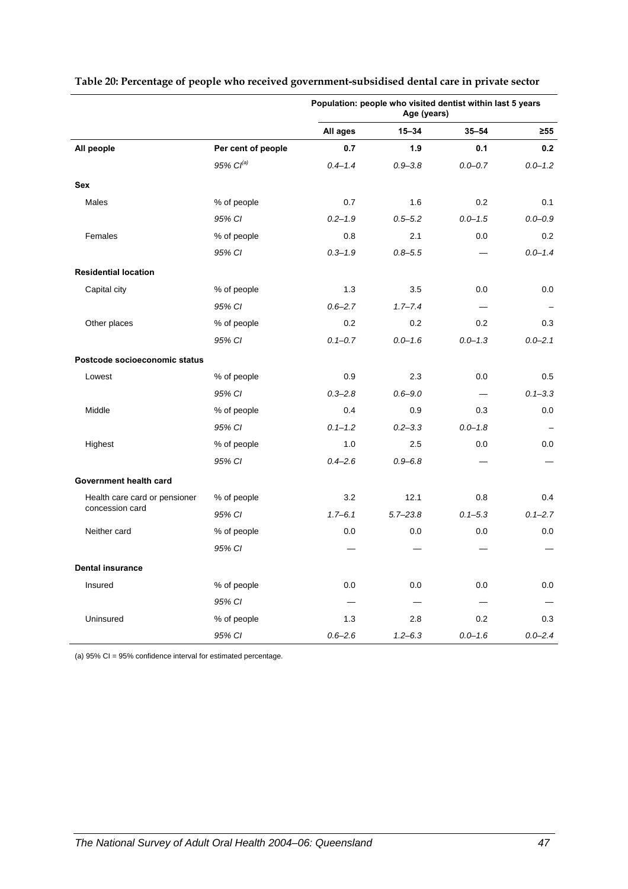**Table 20: Percentage of people who received government-subsidised dental care in private sector**

| | | Population: people who visited dentist within last 5 years | | | |
|---|---|---|---|---|---|
| | | Age (years) | | | |
| | | **All ages** | **15–34** | **35–54** | **≥55** |
| **All people** | **Per cent of people** | **0.7** | **1.9** | **0.1** | **0.2** |
| | *95% CI[(a)]* | *0.4–1.4* | *0.9–3.8* | *0.0–0.7* | *0.0–1.2* |
| **Sex** | | | | | |
| Males | % of people | 0.7 | 1.6 | 0.2 | 0.1 |
| | *95% CI* | *0.2–1.9* | *0.5–5.2* | *0.0–1.5* | *0.0–0.9* |
| Females | % of people | 0.8 | 2.1 | 0.0 | 0.2 |
| | *95% CI* | *0.3–1.9* | *0.8–5.5* | — | *0.0–1.4* |
| **Residential location** | | | | | |
| Capital city | % of people | 1.3 | 3.5 | 0.0 | 0.0 |
| | *95% CI* | *0.6–2.7* | *1.7–7.4* | — | – |
| Other places | % of people | 0.2 | 0.2 | 0.2 | 0.3 |
| | *95% CI* | *0.1–0.7* | *0.0–1.6* | *0.0–1.3* | *0.0–2.1* |
| **Postcode socioeconomic status** | | | | | |
| Lowest | % of people | 0.9 | 2.3 | 0.0 | 0.5 |
| | *95% CI* | *0.3–2.8* | *0.6–9.0* | — | *0.1–3.3* |
| Middle | % of people | 0.4 | 0.9 | 0.3 | 0.0 |
| | *95% CI* | *0.1–1.2* | *0.2–3.3* | *0.0–1.8* | – |
| Highest | % of people | 1.0 | 2.5 | 0.0 | 0.0 |
| | *95% CI* | *0.4–2.6* | *0.9–6.8* | — | — |
| **Government health card** | | | | | |
| Health care card or pensioner concession card | % of people | 3.2 | 12.1 | 0.8 | 0.4 |
| | *95% CI* | *1.7–6.1* | *5.7–23.8* | *0.1–5.3* | *0.1–2.7* |
| Neither card | % of people | 0.0 | 0.0 | 0.0 | 0.0 |
| | *95% CI* | — | — | — | — |
| **Dental insurance** | | | | | |
| Insured | % of people | 0.0 | 0.0 | 0.0 | 0.0 |
| | *95% CI* | — | — | — | — |
| Uninsured | % of people | 1.3 | 2.8 | 0.2 | 0.3 |
| | *95% CI* | *0.6–2.6* | *1.2–6.3* | *0.0–1.6* | *0.0–2.4* |

(a) 95% CI = 95% confidence interval for estimated percentage.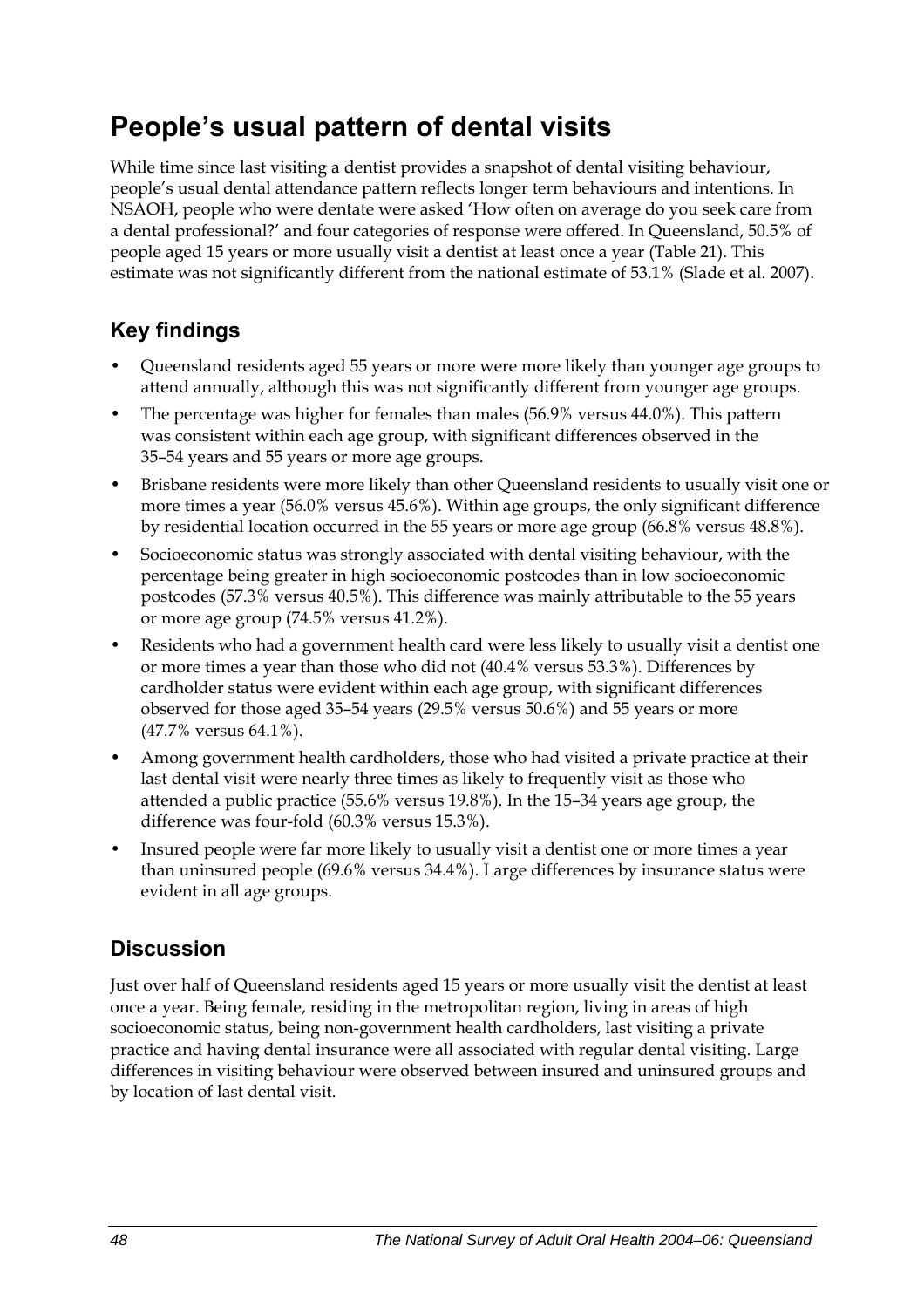# People's usual pattern of dental visits

While time since last visiting a dentist provides a snapshot of dental visiting behaviour, people's usual dental attendance pattern reflects longer term behaviours and intentions. In NSAOH, people who were dentate were asked 'How often on average do you seek care from a dental professional?' and four categories of response were offered. In Queensland, 50.5% of people aged 15 years or more usually visit a dentist at least once a year (Table 21). This estimate was not significantly different from the national estimate of 53.1% (Slade et al. 2007).

## Key findings

- Queensland residents aged 55 years or more were more likely than younger age groups to attend annually, although this was not significantly different from younger age groups.
- The percentage was higher for females than males (56.9% versus 44.0%). This pattern was consistent within each age group, with significant differences observed in the 35–54 years and 55 years or more age groups.
- Brisbane residents were more likely than other Queensland residents to usually visit one or more times a year (56.0% versus 45.6%). Within age groups, the only significant difference by residential location occurred in the 55 years or more age group (66.8% versus 48.8%).
- Socioeconomic status was strongly associated with dental visiting behaviour, with the percentage being greater in high socioeconomic postcodes than in low socioeconomic postcodes (57.3% versus 40.5%). This difference was mainly attributable to the 55 years or more age group (74.5% versus 41.2%).
- Residents who had a government health card were less likely to usually visit a dentist one or more times a year than those who did not (40.4% versus 53.3%). Differences by cardholder status were evident within each age group, with significant differences observed for those aged 35–54 years (29.5% versus 50.6%) and 55 years or more (47.7% versus 64.1%).
- Among government health cardholders, those who had visited a private practice at their last dental visit were nearly three times as likely to frequently visit as those who attended a public practice (55.6% versus 19.8%). In the 15–34 years age group, the difference was four-fold (60.3% versus 15.3%).
- Insured people were far more likely to usually visit a dentist one or more times a year than uninsured people (69.6% versus 34.4%). Large differences by insurance status were evident in all age groups.

## Discussion

Just over half of Queensland residents aged 15 years or more usually visit the dentist at least once a year. Being female, residing in the metropolitan region, living in areas of high socioeconomic status, being non-government health cardholders, last visiting a private practice and having dental insurance were all associated with regular dental visiting. Large differences in visiting behaviour were observed between insured and uninsured groups and by location of last dental visit.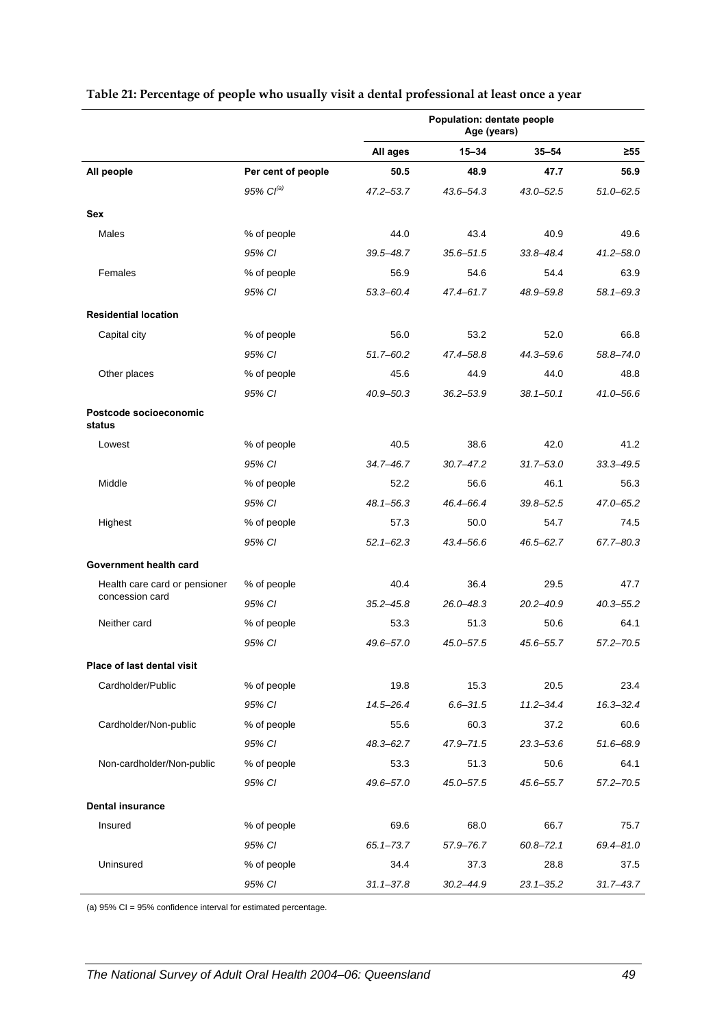**Table 21: Percentage of people who usually visit a dental professional at least once a year**

| | | Population: dentate people Age (years) | | | |
|---|---|---|---|---|---|
| | | **All ages** | **15–34** | **35–54** | **≥55** |
| **All people** | **Per cent of people** | **50.5** | **48.9** | **47.7** | **56.9** |
| | *95% CI[(a)]* | *47.2–53.7* | *43.6–54.3* | *43.0–52.5* | *51.0–62.5* |
| **Sex** | | | | | |
| Males | % of people | 44.0 | 43.4 | 40.9 | 49.6 |
| | *95% CI* | *39.5–48.7* | *35.6–51.5* | *33.8–48.4* | *41.2–58.0* |
| Females | % of people | 56.9 | 54.6 | 54.4 | 63.9 |
| | *95% CI* | *53.3–60.4* | *47.4–61.7* | *48.9–59.8* | *58.1–69.3* |
| **Residential location** | | | | | |
| Capital city | % of people | 56.0 | 53.2 | 52.0 | 66.8 |
| | *95% CI* | *51.7–60.2* | *47.4–58.8* | *44.3–59.6* | *58.8–74.0* |
| Other places | % of people | 45.6 | 44.9 | 44.0 | 48.8 |
| | *95% CI* | *40.9–50.3* | *36.2–53.9* | *38.1–50.1* | *41.0–56.6* |
| **Postcode socioeconomic status** | | | | | |
| Lowest | % of people | 40.5 | 38.6 | 42.0 | 41.2 |
| | *95% CI* | *34.7–46.7* | *30.7–47.2* | *31.7–53.0* | *33.3–49.5* |
| Middle | % of people | 52.2 | 56.6 | 46.1 | 56.3 |
| | *95% CI* | *48.1–56.3* | *46.4–66.4* | *39.8–52.5* | *47.0–65.2* |
| Highest | % of people | 57.3 | 50.0 | 54.7 | 74.5 |
| | *95% CI* | *52.1–62.3* | *43.4–56.6* | *46.5–62.7* | *67.7–80.3* |
| **Government health card** | | | | | |
| Health care card or pensioner concession card | % of people | 40.4 | 36.4 | 29.5 | 47.7 |
| | *95% CI* | *35.2–45.8* | *26.0–48.3* | *20.2–40.9* | *40.3–55.2* |
| Neither card | % of people | 53.3 | 51.3 | 50.6 | 64.1 |
| | *95% CI* | *49.6–57.0* | *45.0–57.5* | *45.6–55.7* | *57.2–70.5* |
| **Place of last dental visit** | | | | | |
| Cardholder/Public | % of people | 19.8 | 15.3 | 20.5 | 23.4 |
| | *95% CI* | *14.5–26.4* | *6.6–31.5* | *11.2–34.4* | *16.3–32.4* |
| Cardholder/Non-public | % of people | 55.6 | 60.3 | 37.2 | 60.6 |
| | *95% CI* | *48.3–62.7* | *47.9–71.5* | *23.3–53.6* | *51.6–68.9* |
| Non-cardholder/Non-public | % of people | 53.3 | 51.3 | 50.6 | 64.1 |
| | *95% CI* | *49.6–57.0* | *45.0–57.5* | *45.6–55.7* | *57.2–70.5* |
| **Dental insurance** | | | | | |
| Insured | % of people | 69.6 | 68.0 | 66.7 | 75.7 |
| | *95% CI* | *65.1–73.7* | *57.9–76.7* | *60.8–72.1* | *69.4–81.0* |
| Uninsured | % of people | 34.4 | 37.3 | 28.8 | 37.5 |
| | *95% CI* | *31.1–37.8* | *30.2–44.9* | *23.1–35.2* | *31.7–43.7* |

(a) 95% CI = 95% confidence interval for estimated percentage.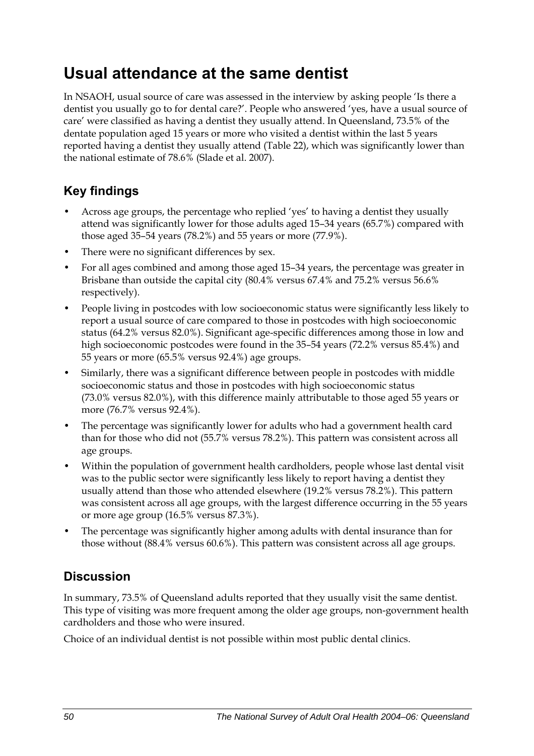# Usual attendance at the same dentist

In NSAOH, usual source of care was assessed in the interview by asking people 'Is there a dentist you usually go to for dental care?'. People who answered 'yes, have a usual source of care' were classified as having a dentist they usually attend. In Queensland, 73.5% of the dentate population aged 15 years or more who visited a dentist within the last 5 years reported having a dentist they usually attend (Table 22), which was significantly lower than the national estimate of 78.6% (Slade et al. 2007).

## Key findings

- Across age groups, the percentage who replied 'yes' to having a dentist they usually attend was significantly lower for those adults aged 15–34 years (65.7%) compared with those aged 35–54 years (78.2%) and 55 years or more (77.9%).
- There were no significant differences by sex.
- For all ages combined and among those aged 15–34 years, the percentage was greater in Brisbane than outside the capital city (80.4% versus 67.4% and 75.2% versus 56.6% respectively).
- People living in postcodes with low socioeconomic status were significantly less likely to report a usual source of care compared to those in postcodes with high socioeconomic status (64.2% versus 82.0%). Significant age-specific differences among those in low and high socioeconomic postcodes were found in the 35–54 years (72.2% versus 85.4%) and 55 years or more (65.5% versus 92.4%) age groups.
- Similarly, there was a significant difference between people in postcodes with middle socioeconomic status and those in postcodes with high socioeconomic status (73.0% versus 82.0%), with this difference mainly attributable to those aged 55 years or more (76.7% versus 92.4%).
- The percentage was significantly lower for adults who had a government health card than for those who did not (55.7% versus 78.2%). This pattern was consistent across all age groups.
- Within the population of government health cardholders, people whose last dental visit was to the public sector were significantly less likely to report having a dentist they usually attend than those who attended elsewhere (19.2% versus 78.2%). This pattern was consistent across all age groups, with the largest difference occurring in the 55 years or more age group (16.5% versus 87.3%).
- The percentage was significantly higher among adults with dental insurance than for those without (88.4% versus 60.6%). This pattern was consistent across all age groups.

## Discussion

In summary, 73.5% of Queensland adults reported that they usually visit the same dentist. This type of visiting was more frequent among the older age groups, non-government health cardholders and those who were insured.

Choice of an individual dentist is not possible within most public dental clinics.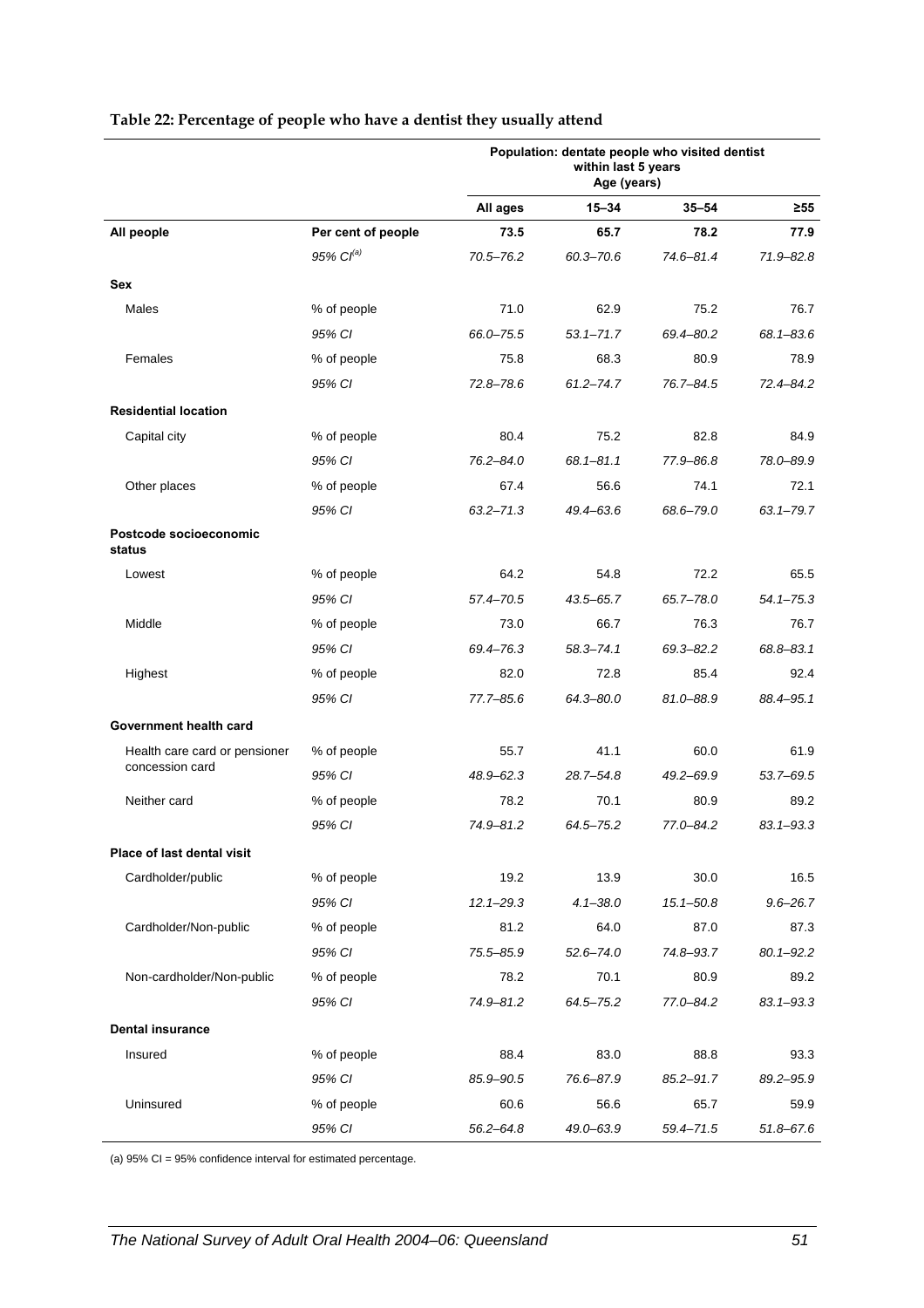**Table 22: Percentage of people who have a dentist they usually attend**

| | | Population: dentate people who visited dentist within last 5 years Age (years) | | | |
|---|---|---|---|---|---|
| | | All ages | 15–34 | 35–54 | ≥55 |
| **All people** | **Per cent of people** | **73.5** | **65.7** | **78.2** | **77.9** |
| | *95% CI(a)* | *70.5–76.2* | *60.3–70.6* | *74.6–81.4* | *71.9–82.8* |
| **Sex** | | | | | |
| Males | % of people | 71.0 | 62.9 | 75.2 | 76.7 |
| | *95% CI* | *66.0–75.5* | *53.1–71.7* | *69.4–80.2* | *68.1–83.6* |
| Females | % of people | 75.8 | 68.3 | 80.9 | 78.9 |
| | *95% CI* | *72.8–78.6* | *61.2–74.7* | *76.7–84.5* | *72.4–84.2* |
| **Residential location** | | | | | |
| Capital city | % of people | 80.4 | 75.2 | 82.8 | 84.9 |
| | *95% CI* | *76.2–84.0* | *68.1–81.1* | *77.9–86.8* | *78.0–89.9* |
| Other places | % of people | 67.4 | 56.6 | 74.1 | 72.1 |
| | *95% CI* | *63.2–71.3* | *49.4–63.6* | *68.6–79.0* | *63.1–79.7* |
| **Postcode socioeconomic status** | | | | | |
| Lowest | % of people | 64.2 | 54.8 | 72.2 | 65.5 |
| | *95% CI* | *57.4–70.5* | *43.5–65.7* | *65.7–78.0* | *54.1–75.3* |
| Middle | % of people | 73.0 | 66.7 | 76.3 | 76.7 |
| | *95% CI* | *69.4–76.3* | *58.3–74.1* | *69.3–82.2* | *68.8–83.1* |
| Highest | % of people | 82.0 | 72.8 | 85.4 | 92.4 |
| | *95% CI* | *77.7–85.6* | *64.3–80.0* | *81.0–88.9* | *88.4–95.1* |
| **Government health card** | | | | | |
| Health care card or pensioner concession card | % of people | 55.7 | 41.1 | 60.0 | 61.9 |
| | *95% CI* | *48.9–62.3* | *28.7–54.8* | *49.2–69.9* | *53.7–69.5* |
| Neither card | % of people | 78.2 | 70.1 | 80.9 | 89.2 |
| | *95% CI* | *74.9–81.2* | *64.5–75.2* | *77.0–84.2* | *83.1–93.3* |
| **Place of last dental visit** | | | | | |
| Cardholder/public | % of people | 19.2 | 13.9 | 30.0 | 16.5 |
| | *95% CI* | *12.1–29.3* | *4.1–38.0* | *15.1–50.8* | *9.6–26.7* |
| Cardholder/Non-public | % of people | 81.2 | 64.0 | 87.0 | 87.3 |
| | *95% CI* | *75.5–85.9* | *52.6–74.0* | *74.8–93.7* | *80.1–92.2* |
| Non-cardholder/Non-public | % of people | 78.2 | 70.1 | 80.9 | 89.2 |
| | *95% CI* | *74.9–81.2* | *64.5–75.2* | *77.0–84.2* | *83.1–93.3* |
| **Dental insurance** | | | | | |
| Insured | % of people | 88.4 | 83.0 | 88.8 | 93.3 |
| | *95% CI* | *85.9–90.5* | *76.6–87.9* | *85.2–91.7* | *89.2–95.9* |
| Uninsured | % of people | 60.6 | 56.6 | 65.7 | 59.9 |
| | *95% CI* | *56.2–64.8* | *49.0–63.9* | *59.4–71.5* | *51.8–67.6* |

(a) 95% CI = 95% confidence interval for estimated percentage.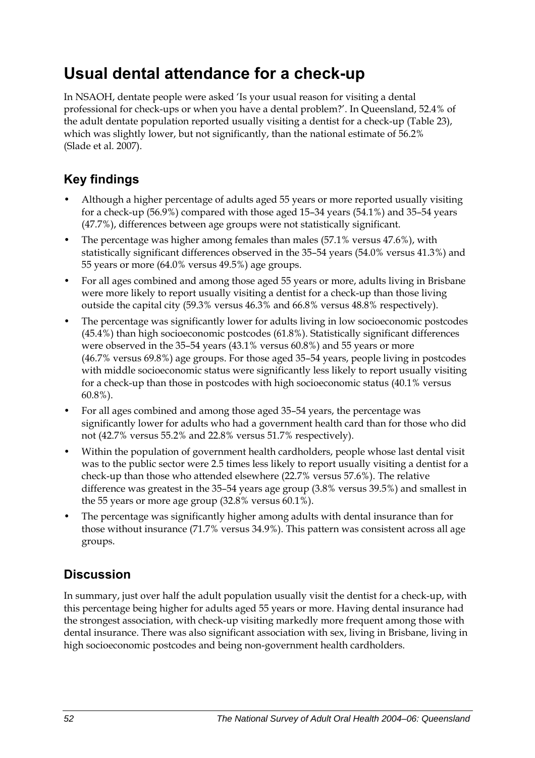# Usual dental attendance for a check-up

In NSAOH, dentate people were asked 'Is your usual reason for visiting a dental professional for check-ups or when you have a dental problem?'. In Queensland, 52.4% of the adult dentate population reported usually visiting a dentist for a check-up (Table 23), which was slightly lower, but not significantly, than the national estimate of 56.2% (Slade et al. 2007).

## Key findings

- Although a higher percentage of adults aged 55 years or more reported usually visiting for a check-up (56.9%) compared with those aged 15–34 years (54.1%) and 35–54 years (47.7%), differences between age groups were not statistically significant.
- The percentage was higher among females than males (57.1% versus 47.6%), with statistically significant differences observed in the 35–54 years (54.0% versus 41.3%) and 55 years or more (64.0% versus 49.5%) age groups.
- For all ages combined and among those aged 55 years or more, adults living in Brisbane were more likely to report usually visiting a dentist for a check-up than those living outside the capital city (59.3% versus 46.3% and 66.8% versus 48.8% respectively).
- The percentage was significantly lower for adults living in low socioeconomic postcodes (45.4%) than high socioeconomic postcodes (61.8%). Statistically significant differences were observed in the 35–54 years (43.1% versus 60.8%) and 55 years or more (46.7% versus 69.8%) age groups. For those aged 35–54 years, people living in postcodes with middle socioeconomic status were significantly less likely to report usually visiting for a check-up than those in postcodes with high socioeconomic status (40.1% versus 60.8%).
- For all ages combined and among those aged 35–54 years, the percentage was significantly lower for adults who had a government health card than for those who did not (42.7% versus 55.2% and 22.8% versus 51.7% respectively).
- Within the population of government health cardholders, people whose last dental visit was to the public sector were 2.5 times less likely to report usually visiting a dentist for a check-up than those who attended elsewhere (22.7% versus 57.6%). The relative difference was greatest in the 35–54 years age group (3.8% versus 39.5%) and smallest in the 55 years or more age group (32.8% versus 60.1%).
- The percentage was significantly higher among adults with dental insurance than for those without insurance (71.7% versus 34.9%). This pattern was consistent across all age groups.

## Discussion

In summary, just over half the adult population usually visit the dentist for a check-up, with this percentage being higher for adults aged 55 years or more. Having dental insurance had the strongest association, with check-up visiting markedly more frequent among those with dental insurance. There was also significant association with sex, living in Brisbane, living in high socioeconomic postcodes and being non-government health cardholders.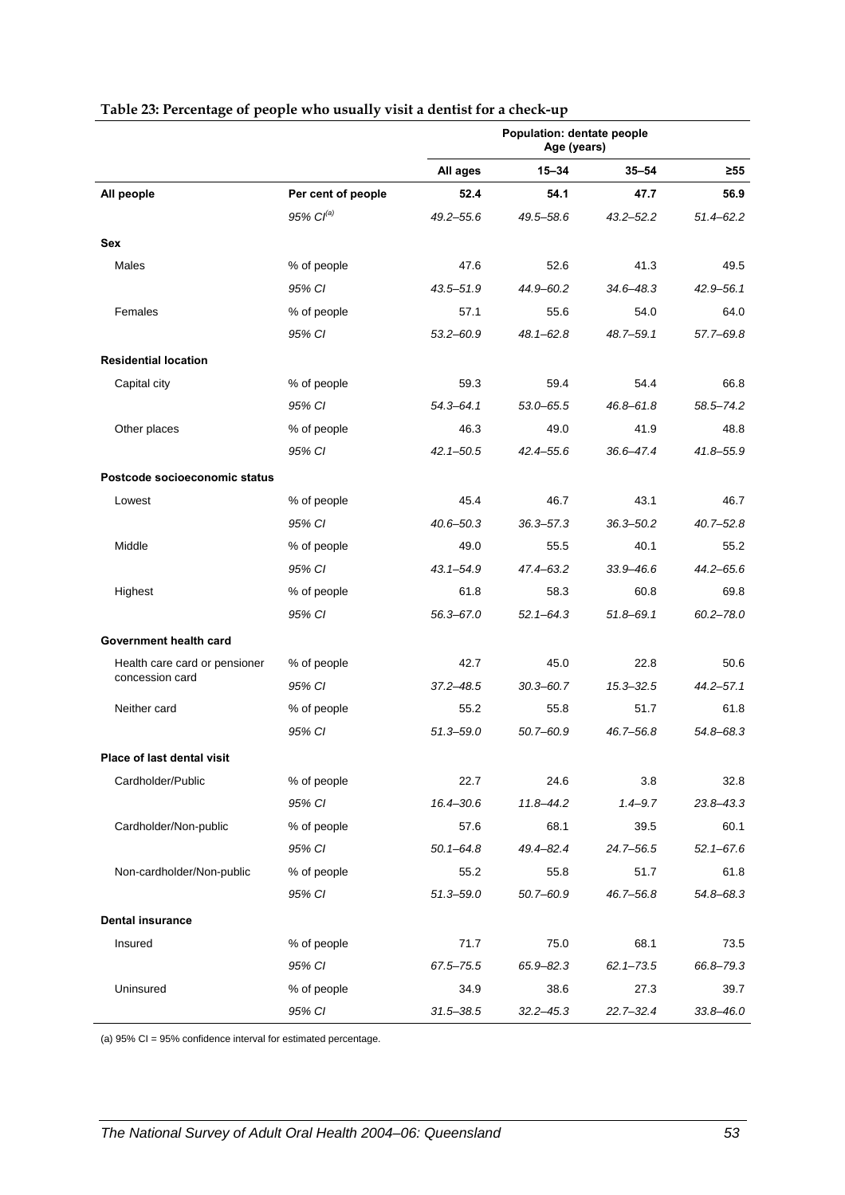**Table 23: Percentage of people who usually visit a dentist for a check-up**

| | | Population: dentate people Age (years) | | | |
|---|---|---|---|---|---|
| | | **All ages** | **15–34** | **35–54** | **≥55** |
| **All people** | **Per cent of people** | **52.4** | **54.1** | **47.7** | **56.9** |
| | *95% CI*[(a)] | *49.2–55.6* | *49.5–58.6* | *43.2–52.2* | *51.4–62.2* |
| **Sex** | | | | | |
| Males | % of people | 47.6 | 52.6 | 41.3 | 49.5 |
| | *95% CI* | *43.5–51.9* | *44.9–60.2* | *34.6–48.3* | *42.9–56.1* |
| Females | % of people | 57.1 | 55.6 | 54.0 | 64.0 |
| | *95% CI* | *53.2–60.9* | *48.1–62.8* | *48.7–59.1* | *57.7–69.8* |
| **Residential location** | | | | | |
| Capital city | % of people | 59.3 | 59.4 | 54.4 | 66.8 |
| | *95% CI* | *54.3–64.1* | *53.0–65.5* | *46.8–61.8* | *58.5–74.2* |
| Other places | % of people | 46.3 | 49.0 | 41.9 | 48.8 |
| | *95% CI* | *42.1–50.5* | *42.4–55.6* | *36.6–47.4* | *41.8–55.9* |
| **Postcode socioeconomic status** | | | | | |
| Lowest | % of people | 45.4 | 46.7 | 43.1 | 46.7 |
| | *95% CI* | *40.6–50.3* | *36.3–57.3* | *36.3–50.2* | *40.7–52.8* |
| Middle | % of people | 49.0 | 55.5 | 40.1 | 55.2 |
| | *95% CI* | *43.1–54.9* | *47.4–63.2* | *33.9–46.6* | *44.2–65.6* |
| Highest | % of people | 61.8 | 58.3 | 60.8 | 69.8 |
| | *95% CI* | *56.3–67.0* | *52.1–64.3* | *51.8–69.1* | *60.2–78.0* |
| **Government health card** | | | | | |
| Health care card or pensioner concession card | % of people | 42.7 | 45.0 | 22.8 | 50.6 |
| | *95% CI* | *37.2–48.5* | *30.3–60.7* | *15.3–32.5* | *44.2–57.1* |
| Neither card | % of people | 55.2 | 55.8 | 51.7 | 61.8 |
| | *95% CI* | *51.3–59.0* | *50.7–60.9* | *46.7–56.8* | *54.8–68.3* |
| **Place of last dental visit** | | | | | |
| Cardholder/Public | % of people | 22.7 | 24.6 | 3.8 | 32.8 |
| | *95% CI* | *16.4–30.6* | *11.8–44.2* | *1.4–9.7* | *23.8–43.3* |
| Cardholder/Non-public | % of people | 57.6 | 68.1 | 39.5 | 60.1 |
| | *95% CI* | *50.1–64.8* | *49.4–82.4* | *24.7–56.5* | *52.1–67.6* |
| Non-cardholder/Non-public | % of people | 55.2 | 55.8 | 51.7 | 61.8 |
| | *95% CI* | *51.3–59.0* | *50.7–60.9* | *46.7–56.8* | *54.8–68.3* |
| **Dental insurance** | | | | | |
| Insured | % of people | 71.7 | 75.0 | 68.1 | 73.5 |
| | *95% CI* | *67.5–75.5* | *65.9–82.3* | *62.1–73.5* | *66.8–79.3* |
| Uninsured | % of people | 34.9 | 38.6 | 27.3 | 39.7 |
| | *95% CI* | *31.5–38.5* | *32.2–45.3* | *22.7–32.4* | *33.8–46.0* |

(a) 95% CI = 95% confidence interval for estimated percentage.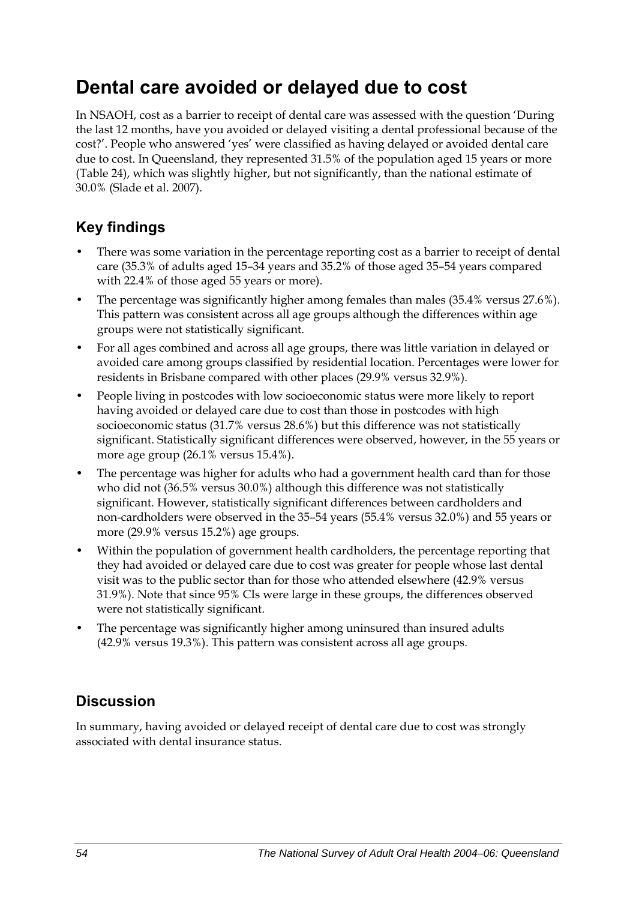# Dental care avoided or delayed due to cost

In NSAOH, cost as a barrier to receipt of dental care was assessed with the question 'During the last 12 months, have you avoided or delayed visiting a dental professional because of the cost?'. People who answered 'yes' were classified as having delayed or avoided dental care due to cost. In Queensland, they represented 31.5% of the population aged 15 years or more (Table 24), which was slightly higher, but not significantly, than the national estimate of 30.0% (Slade et al. 2007).

## Key findings

- There was some variation in the percentage reporting cost as a barrier to receipt of dental care (35.3% of adults aged 15–34 years and 35.2% of those aged 35–54 years compared with 22.4% of those aged 55 years or more).
- The percentage was significantly higher among females than males (35.4% versus 27.6%). This pattern was consistent across all age groups although the differences within age groups were not statistically significant.
- For all ages combined and across all age groups, there was little variation in delayed or avoided care among groups classified by residential location. Percentages were lower for residents in Brisbane compared with other places (29.9% versus 32.9%).
- People living in postcodes with low socioeconomic status were more likely to report having avoided or delayed care due to cost than those in postcodes with high socioeconomic status (31.7% versus 28.6%) but this difference was not statistically significant. Statistically significant differences were observed, however, in the 55 years or more age group (26.1% versus 15.4%).
- The percentage was higher for adults who had a government health card than for those who did not (36.5% versus 30.0%) although this difference was not statistically significant. However, statistically significant differences between cardholders and non-cardholders were observed in the 35–54 years (55.4% versus 32.0%) and 55 years or more (29.9% versus 15.2%) age groups.
- Within the population of government health cardholders, the percentage reporting that they had avoided or delayed care due to cost was greater for people whose last dental visit was to the public sector than for those who attended elsewhere (42.9% versus 31.9%). Note that since 95% CIs were large in these groups, the differences observed were not statistically significant.
- The percentage was significantly higher among uninsured than insured adults (42.9% versus 19.3%). This pattern was consistent across all age groups.

## Discussion

In summary, having avoided or delayed receipt of dental care due to cost was strongly associated with dental insurance status.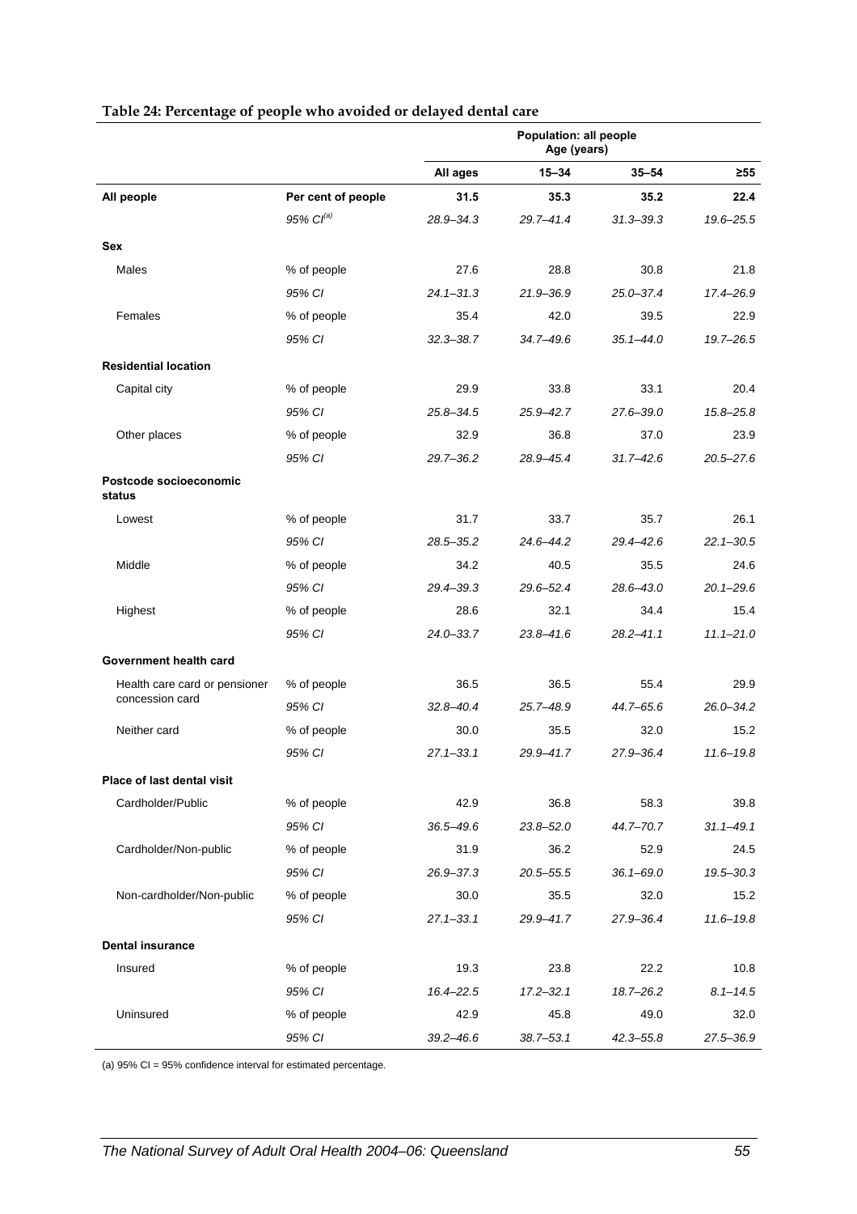**Table 24: Percentage of people who avoided or delayed dental care**

| | | Population: all people Age (years) | | | |
|---|---|---|---|---|---|
| | | **All ages** | **15–34** | **35–54** | **≥55** |
| **All people** | **Per cent of people** | **31.5** | **35.3** | **35.2** | **22.4** |
| | *95% CI*[(a)] | *28.9–34.3* | *29.7–41.4* | *31.3–39.3* | *19.6–25.5* |
| **Sex** | | | | | |
| Males | % of people | 27.6 | 28.8 | 30.8 | 21.8 |
| | *95% CI* | *24.1–31.3* | *21.9–36.9* | *25.0–37.4* | *17.4–26.9* |
| Females | % of people | 35.4 | 42.0 | 39.5 | 22.9 |
| | *95% CI* | *32.3–38.7* | *34.7–49.6* | *35.1–44.0* | *19.7–26.5* |
| **Residential location** | | | | | |
| Capital city | % of people | 29.9 | 33.8 | 33.1 | 20.4 |
| | *95% CI* | *25.8–34.5* | *25.9–42.7* | *27.6–39.0* | *15.8–25.8* |
| Other places | % of people | 32.9 | 36.8 | 37.0 | 23.9 |
| | *95% CI* | *29.7–36.2* | *28.9–45.4* | *31.7–42.6* | *20.5–27.6* |
| **Postcode socioeconomic status** | | | | | |
| Lowest | % of people | 31.7 | 33.7 | 35.7 | 26.1 |
| | *95% CI* | *28.5–35.2* | *24.6–44.2* | *29.4–42.6* | *22.1–30.5* |
| Middle | % of people | 34.2 | 40.5 | 35.5 | 24.6 |
| | *95% CI* | *29.4–39.3* | *29.6–52.4* | *28.6–43.0* | *20.1–29.6* |
| Highest | % of people | 28.6 | 32.1 | 34.4 | 15.4 |
| | *95% CI* | *24.0–33.7* | *23.8–41.6* | *28.2–41.1* | *11.1–21.0* |
| **Government health card** | | | | | |
| Health care card or pensioner concession card | % of people | 36.5 | 36.5 | 55.4 | 29.9 |
| | *95% CI* | *32.8–40.4* | *25.7–48.9* | *44.7–65.6* | *26.0–34.2* |
| Neither card | % of people | 30.0 | 35.5 | 32.0 | 15.2 |
| | *95% CI* | *27.1–33.1* | *29.9–41.7* | *27.9–36.4* | *11.6–19.8* |
| **Place of last dental visit** | | | | | |
| Cardholder/Public | % of people | 42.9 | 36.8 | 58.3 | 39.8 |
| | *95% CI* | *36.5–49.6* | *23.8–52.0* | *44.7–70.7* | *31.1–49.1* |
| Cardholder/Non-public | % of people | 31.9 | 36.2 | 52.9 | 24.5 |
| | *95% CI* | *26.9–37.3* | *20.5–55.5* | *36.1–69.0* | *19.5–30.3* |
| Non-cardholder/Non-public | % of people | 30.0 | 35.5 | 32.0 | 15.2 |
| | *95% CI* | *27.1–33.1* | *29.9–41.7* | *27.9–36.4* | *11.6–19.8* |
| **Dental insurance** | | | | | |
| Insured | % of people | 19.3 | 23.8 | 22.2 | 10.8 |
| | *95% CI* | *16.4–22.5* | *17.2–32.1* | *18.7–26.2* | *8.1–14.5* |
| Uninsured | % of people | 42.9 | 45.8 | 49.0 | 32.0 |
| | *95% CI* | *39.2–46.6* | *38.7–53.1* | *42.3–55.8* | *27.5–36.9* |

(a) 95% CI = 95% confidence interval for estimated percentage.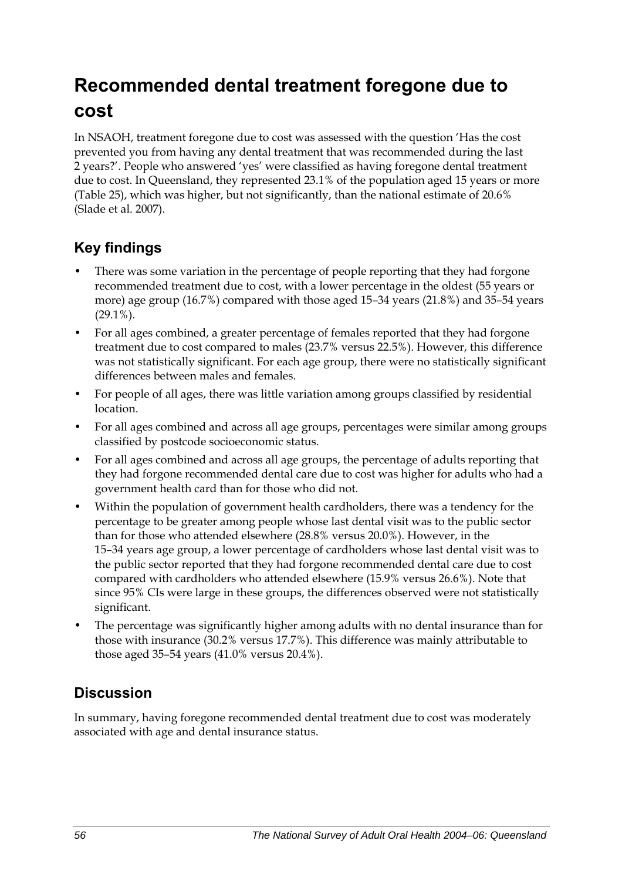# Recommended dental treatment foregone due to cost

In NSAOH, treatment foregone due to cost was assessed with the question 'Has the cost prevented you from having any dental treatment that was recommended during the last 2 years?'. People who answered 'yes' were classified as having foregone dental treatment due to cost. In Queensland, they represented 23.1% of the population aged 15 years or more (Table 25), which was higher, but not significantly, than the national estimate of 20.6% (Slade et al. 2007).

## Key findings

- There was some variation in the percentage of people reporting that they had forgone recommended treatment due to cost, with a lower percentage in the oldest (55 years or more) age group (16.7%) compared with those aged 15–34 years (21.8%) and 35–54 years (29.1%).
- For all ages combined, a greater percentage of females reported that they had forgone treatment due to cost compared to males (23.7% versus 22.5%). However, this difference was not statistically significant. For each age group, there were no statistically significant differences between males and females.
- For people of all ages, there was little variation among groups classified by residential location.
- For all ages combined and across all age groups, percentages were similar among groups classified by postcode socioeconomic status.
- For all ages combined and across all age groups, the percentage of adults reporting that they had forgone recommended dental care due to cost was higher for adults who had a government health card than for those who did not.
- Within the population of government health cardholders, there was a tendency for the percentage to be greater among people whose last dental visit was to the public sector than for those who attended elsewhere (28.8% versus 20.0%). However, in the 15–34 years age group, a lower percentage of cardholders whose last dental visit was to the public sector reported that they had forgone recommended dental care due to cost compared with cardholders who attended elsewhere (15.9% versus 26.6%). Note that since 95% CIs were large in these groups, the differences observed were not statistically significant.
- The percentage was significantly higher among adults with no dental insurance than for those with insurance (30.2% versus 17.7%). This difference was mainly attributable to those aged 35–54 years (41.0% versus 20.4%).

## Discussion

In summary, having foregone recommended dental treatment due to cost was moderately associated with age and dental insurance status.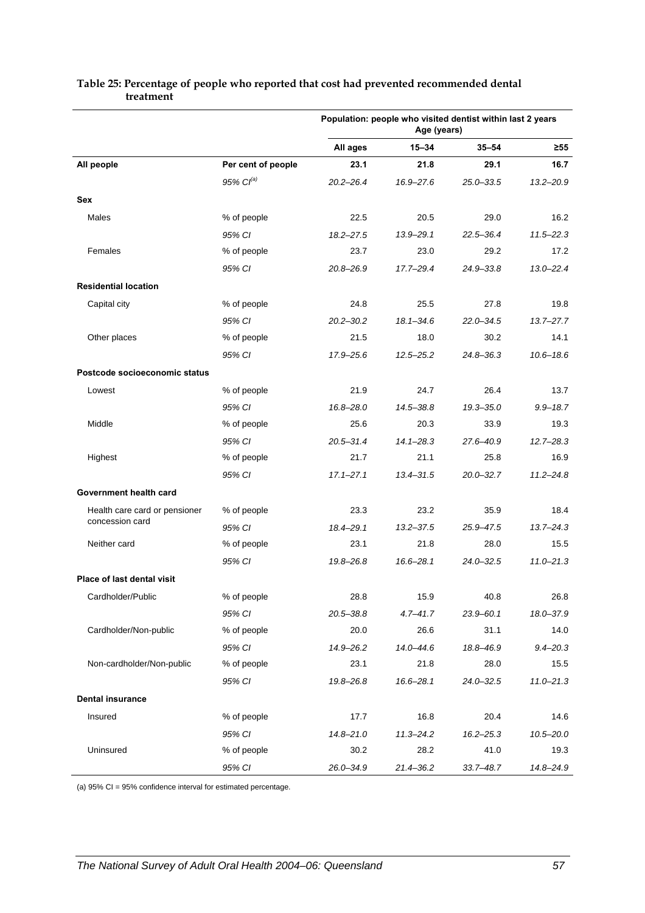**Table 25: Percentage of people who reported that cost had prevented recommended dental treatment**

| | | Population: people who visited dentist within last 2 years | | | |
|---|---|---|---|---|---|
| | | Age (years) | | | |
| | | **All ages** | **15–34** | **35–54** | **≥55** |
| **All people** | **Per cent of people** | **23.1** | **21.8** | **29.1** | **16.7** |
| | *95% CI[(a)]* | *20.2–26.4* | *16.9–27.6* | *25.0–33.5* | *13.2–20.9* |
| **Sex** | | | | | |
| Males | % of people | 22.5 | 20.5 | 29.0 | 16.2 |
| | *95% CI* | *18.2–27.5* | *13.9–29.1* | *22.5–36.4* | *11.5–22.3* |
| Females | % of people | 23.7 | 23.0 | 29.2 | 17.2 |
| | *95% CI* | *20.8–26.9* | *17.7–29.4* | *24.9–33.8* | *13.0–22.4* |
| **Residential location** | | | | | |
| Capital city | % of people | 24.8 | 25.5 | 27.8 | 19.8 |
| | *95% CI* | *20.2–30.2* | *18.1–34.6* | *22.0–34.5* | *13.7–27.7* |
| Other places | % of people | 21.5 | 18.0 | 30.2 | 14.1 |
| | *95% CI* | *17.9–25.6* | *12.5–25.2* | *24.8–36.3* | *10.6–18.6* |
| **Postcode socioeconomic status** | | | | | |
| Lowest | % of people | 21.9 | 24.7 | 26.4 | 13.7 |
| | *95% CI* | *16.8–28.0* | *14.5–38.8* | *19.3–35.0* | *9.9–18.7* |
| Middle | % of people | 25.6 | 20.3 | 33.9 | 19.3 |
| | *95% CI* | *20.5–31.4* | *14.1–28.3* | *27.6–40.9* | *12.7–28.3* |
| Highest | % of people | 21.7 | 21.1 | 25.8 | 16.9 |
| | *95% CI* | *17.1–27.1* | *13.4–31.5* | *20.0–32.7* | *11.2–24.8* |
| **Government health card** | | | | | |
| Health care card or pensioner concession card | % of people | 23.3 | 23.2 | 35.9 | 18.4 |
| | *95% CI* | *18.4–29.1* | *13.2–37.5* | *25.9–47.5* | *13.7–24.3* |
| Neither card | % of people | 23.1 | 21.8 | 28.0 | 15.5 |
| | *95% CI* | *19.8–26.8* | *16.6–28.1* | *24.0–32.5* | *11.0–21.3* |
| **Place of last dental visit** | | | | | |
| Cardholder/Public | % of people | 28.8 | 15.9 | 40.8 | 26.8 |
| | *95% CI* | *20.5–38.8* | *4.7–41.7* | *23.9–60.1* | *18.0–37.9* |
| Cardholder/Non-public | % of people | 20.0 | 26.6 | 31.1 | 14.0 |
| | *95% CI* | *14.9–26.2* | *14.0–44.6* | *18.8–46.9* | *9.4–20.3* |
| Non-cardholder/Non-public | % of people | 23.1 | 21.8 | 28.0 | 15.5 |
| | *95% CI* | *19.8–26.8* | *16.6–28.1* | *24.0–32.5* | *11.0–21.3* |
| **Dental insurance** | | | | | |
| Insured | % of people | 17.7 | 16.8 | 20.4 | 14.6 |
| | *95% CI* | *14.8–21.0* | *11.3–24.2* | *16.2–25.3* | *10.5–20.0* |
| Uninsured | % of people | 30.2 | 28.2 | 41.0 | 19.3 |
| | *95% CI* | *26.0–34.9* | *21.4–36.2* | *33.7–48.7* | *14.8–24.9* |

(a) 95% CI = 95% confidence interval for estimated percentage.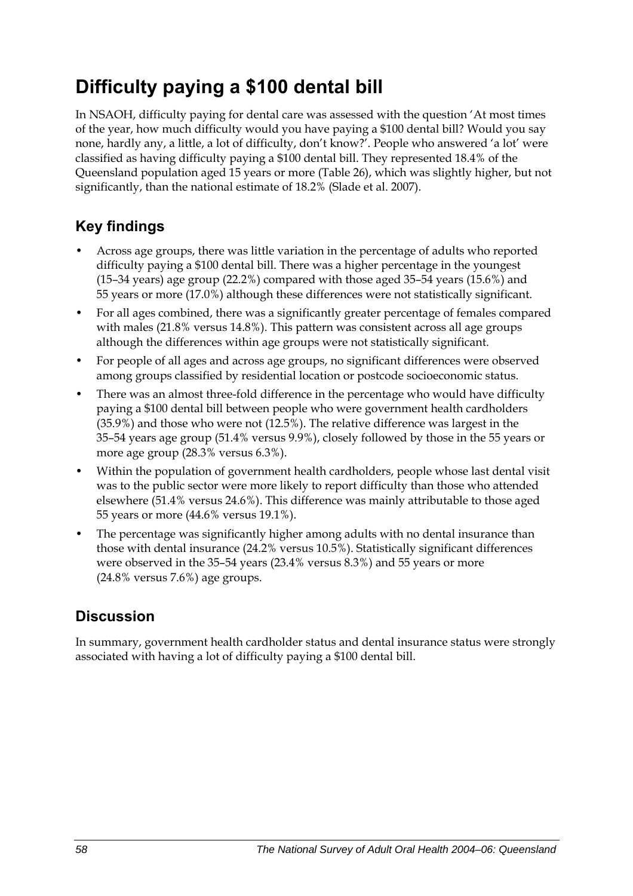# Difficulty paying a $100 dental bill

In NSAOH, difficulty paying for dental care was assessed with the question 'At most times of the year, how much difficulty would you have paying a $100 dental bill? Would you say none, hardly any, a little, a lot of difficulty, don't know?'. People who answered 'a lot' were classified as having difficulty paying a $100 dental bill. They represented 18.4% of the Queensland population aged 15 years or more (Table 26), which was slightly higher, but not significantly, than the national estimate of 18.2% (Slade et al. 2007).

## Key findings

- Across age groups, there was little variation in the percentage of adults who reported difficulty paying a $100 dental bill. There was a higher percentage in the youngest (15–34 years) age group (22.2%) compared with those aged 35–54 years (15.6%) and 55 years or more (17.0%) although these differences were not statistically significant.
- For all ages combined, there was a significantly greater percentage of females compared with males (21.8% versus 14.8%). This pattern was consistent across all age groups although the differences within age groups were not statistically significant.
- For people of all ages and across age groups, no significant differences were observed among groups classified by residential location or postcode socioeconomic status.
- There was an almost three-fold difference in the percentage who would have difficulty paying a $100 dental bill between people who were government health cardholders (35.9%) and those who were not (12.5%). The relative difference was largest in the 35–54 years age group (51.4% versus 9.9%), closely followed by those in the 55 years or more age group (28.3% versus 6.3%).
- Within the population of government health cardholders, people whose last dental visit was to the public sector were more likely to report difficulty than those who attended elsewhere (51.4% versus 24.6%). This difference was mainly attributable to those aged 55 years or more (44.6% versus 19.1%).
- The percentage was significantly higher among adults with no dental insurance than those with dental insurance (24.2% versus 10.5%). Statistically significant differences were observed in the 35–54 years (23.4% versus 8.3%) and 55 years or more (24.8% versus 7.6%) age groups.

## Discussion

In summary, government health cardholder status and dental insurance status were strongly associated with having a lot of difficulty paying a $100 dental bill.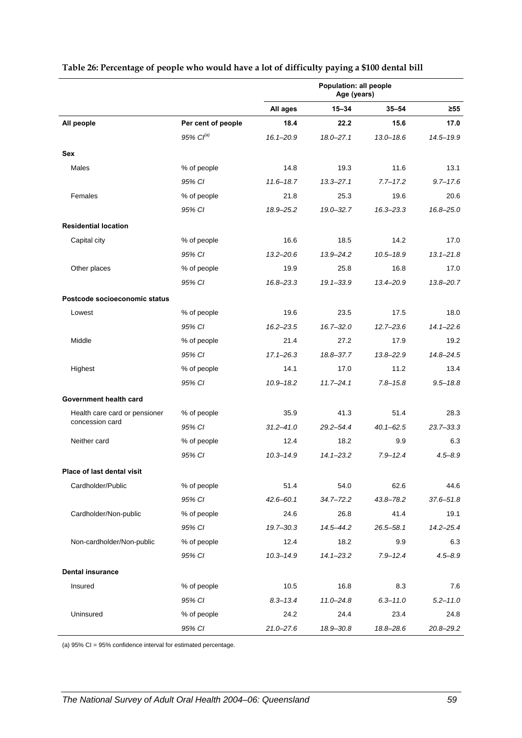**Table 26: Percentage of people who would have a lot of difficulty paying a $100 dental bill**

| | | Population: all people Age (years) | | | |
|---|---|---|---|---|---|
| | | **All ages** | **15–34** | **35–54** | **≥55** |
| **All people** | **Per cent of people** | **18.4** | **22.2** | **15.6** | **17.0** |
| | *95% CI*[(a)] | *16.1–20.9* | *18.0–27.1* | *13.0–18.6* | *14.5–19.9* |
| **Sex** | | | | | |
| Males | % of people | 14.8 | 19.3 | 11.6 | 13.1 |
| | *95% CI* | *11.6–18.7* | *13.3–27.1* | *7.7–17.2* | *9.7–17.6* |
| Females | % of people | 21.8 | 25.3 | 19.6 | 20.6 |
| | *95% CI* | *18.9–25.2* | *19.0–32.7* | *16.3–23.3* | *16.8–25.0* |
| **Residential location** | | | | | |
| Capital city | % of people | 16.6 | 18.5 | 14.2 | 17.0 |
| | *95% CI* | *13.2–20.6* | *13.9–24.2* | *10.5–18.9* | *13.1–21.8* |
| Other places | % of people | 19.9 | 25.8 | 16.8 | 17.0 |
| | *95% CI* | *16.8–23.3* | *19.1–33.9* | *13.4–20.9* | *13.8–20.7* |
| **Postcode socioeconomic status** | | | | | |
| Lowest | % of people | 19.6 | 23.5 | 17.5 | 18.0 |
| | *95% CI* | *16.2–23.5* | *16.7–32.0* | *12.7–23.6* | *14.1–22.6* |
| Middle | % of people | 21.4 | 27.2 | 17.9 | 19.2 |
| | *95% CI* | *17.1–26.3* | *18.8–37.7* | *13.8–22.9* | *14.8–24.5* |
| Highest | % of people | 14.1 | 17.0 | 11.2 | 13.4 |
| | *95% CI* | *10.9–18.2* | *11.7–24.1* | *7.8–15.8* | *9.5–18.8* |
| **Government health card** | | | | | |
| Health care card or pensioner concession card | % of people | 35.9 | 41.3 | 51.4 | 28.3 |
| | *95% CI* | *31.2–41.0* | *29.2–54.4* | *40.1–62.5* | *23.7–33.3* |
| Neither card | % of people | 12.4 | 18.2 | 9.9 | 6.3 |
| | *95% CI* | *10.3–14.9* | *14.1–23.2* | *7.9–12.4* | *4.5–8.9* |
| **Place of last dental visit** | | | | | |
| Cardholder/Public | % of people | 51.4 | 54.0 | 62.6 | 44.6 |
| | *95% CI* | *42.6–60.1* | *34.7–72.2* | *43.8–78.2* | *37.6–51.8* |
| Cardholder/Non-public | % of people | 24.6 | 26.8 | 41.4 | 19.1 |
| | *95% CI* | *19.7–30.3* | *14.5–44.2* | *26.5–58.1* | *14.2–25.4* |
| Non-cardholder/Non-public | % of people | 12.4 | 18.2 | 9.9 | 6.3 |
| | *95% CI* | *10.3–14.9* | *14.1–23.2* | *7.9–12.4* | *4.5–8.9* |
| **Dental insurance** | | | | | |
| Insured | % of people | 10.5 | 16.8 | 8.3 | 7.6 |
| | *95% CI* | *8.3–13.4* | *11.0–24.8* | *6.3–11.0* | *5.2–11.0* |
| Uninsured | % of people | 24.2 | 24.4 | 23.4 | 24.8 |
| | *95% CI* | *21.0–27.6* | *18.9–30.8* | *18.8–28.6* | *20.8–29.2* |

(a) 95% CI = 95% confidence interval for estimated percentage.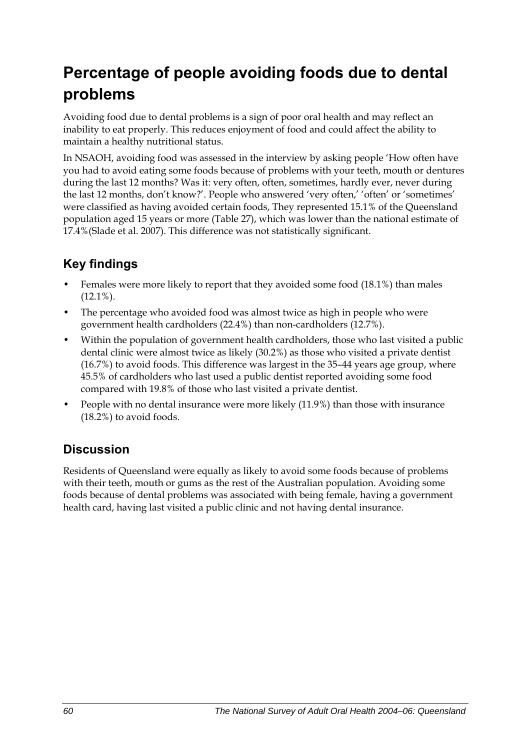# Percentage of people avoiding foods due to dental problems

Avoiding food due to dental problems is a sign of poor oral health and may reflect an inability to eat properly. This reduces enjoyment of food and could affect the ability to maintain a healthy nutritional status.

In NSAOH, avoiding food was assessed in the interview by asking people 'How often have you had to avoid eating some foods because of problems with your teeth, mouth or dentures during the last 12 months? Was it: very often, often, sometimes, hardly ever, never during the last 12 months, don't know?'. People who answered 'very often,' 'often' or 'sometimes' were classified as having avoided certain foods, They represented 15.1% of the Queensland population aged 15 years or more (Table 27), which was lower than the national estimate of 17.4%(Slade et al. 2007). This difference was not statistically significant.

## Key findings

- Females were more likely to report that they avoided some food (18.1%) than males (12.1%).
- The percentage who avoided food was almost twice as high in people who were government health cardholders (22.4%) than non-cardholders (12.7%).
- Within the population of government health cardholders, those who last visited a public dental clinic were almost twice as likely (30.2%) as those who visited a private dentist (16.7%) to avoid foods. This difference was largest in the 35–44 years age group, where 45.5% of cardholders who last used a public dentist reported avoiding some food compared with 19.8% of those who last visited a private dentist.
- People with no dental insurance were more likely (11.9%) than those with insurance (18.2%) to avoid foods.

## Discussion

Residents of Queensland were equally as likely to avoid some foods because of problems with their teeth, mouth or gums as the rest of the Australian population. Avoiding some foods because of dental problems was associated with being female, having a government health card, having last visited a public clinic and not having dental insurance.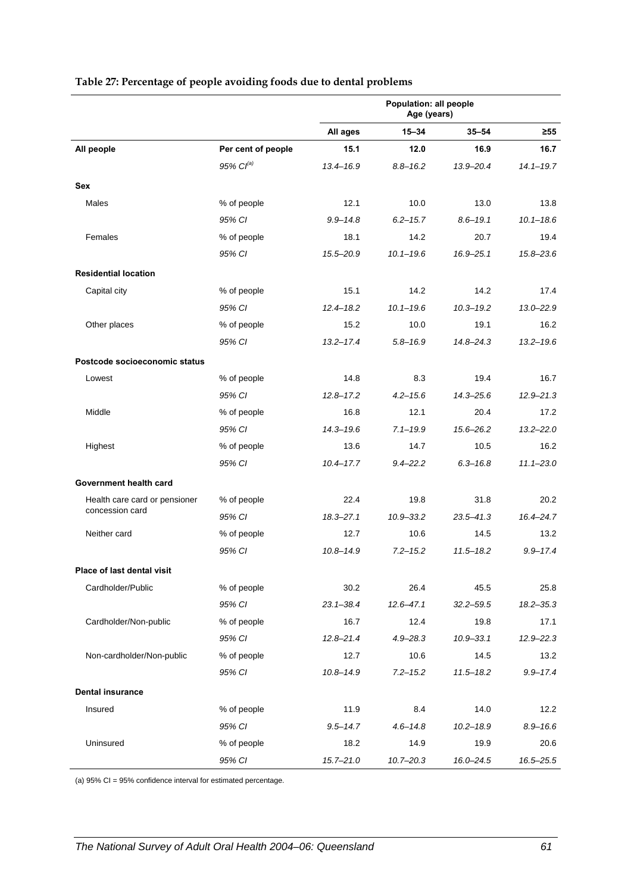**Table 27: Percentage of people avoiding foods due to dental problems**

| | | Population: all people Age (years) | | | |
|---|---|---|---|---|---|
| | | All ages | 15–34 | 35–54 | ≥55 |
| **All people** | **Per cent of people** | **15.1** | **12.0** | **16.9** | **16.7** |
| | *95% CI[(a)]* | *13.4–16.9* | *8.8–16.2* | *13.9–20.4* | *14.1–19.7* |
| **Sex** | | | | | |
| Males | % of people | 12.1 | 10.0 | 13.0 | 13.8 |
| | *95% CI* | *9.9–14.8* | *6.2–15.7* | *8.6–19.1* | *10.1–18.6* |
| Females | % of people | 18.1 | 14.2 | 20.7 | 19.4 |
| | *95% CI* | *15.5–20.9* | *10.1–19.6* | *16.9–25.1* | *15.8–23.6* |
| **Residential location** | | | | | |
| Capital city | % of people | 15.1 | 14.2 | 14.2 | 17.4 |
| | *95% CI* | *12.4–18.2* | *10.1–19.6* | *10.3–19.2* | *13.0–22.9* |
| Other places | % of people | 15.2 | 10.0 | 19.1 | 16.2 |
| | *95% CI* | *13.2–17.4* | *5.8–16.9* | *14.8–24.3* | *13.2–19.6* |
| **Postcode socioeconomic status** | | | | | |
| Lowest | % of people | 14.8 | 8.3 | 19.4 | 16.7 |
| | *95% CI* | *12.8–17.2* | *4.2–15.6* | *14.3–25.6* | *12.9–21.3* |
| Middle | % of people | 16.8 | 12.1 | 20.4 | 17.2 |
| | *95% CI* | *14.3–19.6* | *7.1–19.9* | *15.6–26.2* | *13.2–22.0* |
| Highest | % of people | 13.6 | 14.7 | 10.5 | 16.2 |
| | *95% CI* | *10.4–17.7* | *9.4–22.2* | *6.3–16.8* | *11.1–23.0* |
| **Government health card** | | | | | |
| Health care card or pensioner concession card | % of people | 22.4 | 19.8 | 31.8 | 20.2 |
| | *95% CI* | *18.3–27.1* | *10.9–33.2* | *23.5–41.3* | *16.4–24.7* |
| Neither card | % of people | 12.7 | 10.6 | 14.5 | 13.2 |
| | *95% CI* | *10.8–14.9* | *7.2–15.2* | *11.5–18.2* | *9.9–17.4* |
| **Place of last dental visit** | | | | | |
| Cardholder/Public | % of people | 30.2 | 26.4 | 45.5 | 25.8 |
| | *95% CI* | *23.1–38.4* | *12.6–47.1* | *32.2–59.5* | *18.2–35.3* |
| Cardholder/Non-public | % of people | 16.7 | 12.4 | 19.8 | 17.1 |
| | *95% CI* | *12.8–21.4* | *4.9–28.3* | *10.9–33.1* | *12.9–22.3* |
| Non-cardholder/Non-public | % of people | 12.7 | 10.6 | 14.5 | 13.2 |
| | *95% CI* | *10.8–14.9* | *7.2–15.2* | *11.5–18.2* | *9.9–17.4* |
| **Dental insurance** | | | | | |
| Insured | % of people | 11.9 | 8.4 | 14.0 | 12.2 |
| | *95% CI* | *9.5–14.7* | *4.6–14.8* | *10.2–18.9* | *8.9–16.6* |
| Uninsured | % of people | 18.2 | 14.9 | 19.9 | 20.6 |
| | *95% CI* | *15.7–21.0* | *10.7–20.3* | *16.0–24.5* | *16.5–25.5* |

(a) 95% CI = 95% confidence interval for estimated percentage.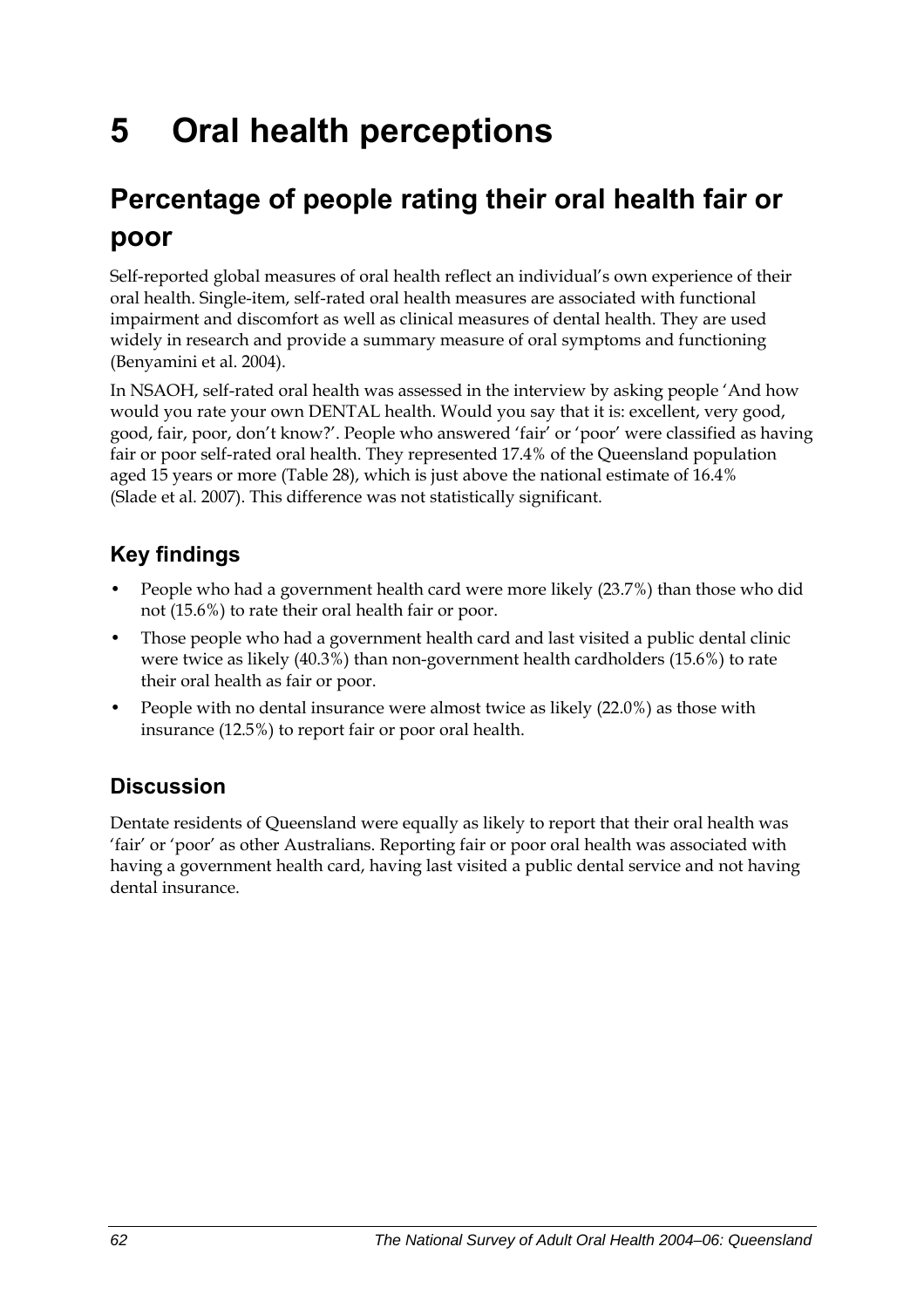# 5 Oral health perceptions

## Percentage of people rating their oral health fair or poor

Self-reported global measures of oral health reflect an individual's own experience of their oral health. Single-item, self-rated oral health measures are associated with functional impairment and discomfort as well as clinical measures of dental health. They are used widely in research and provide a summary measure of oral symptoms and functioning (Benyamini et al. 2004).

In NSAOH, self-rated oral health was assessed in the interview by asking people 'And how would you rate your own DENTAL health. Would you say that it is: excellent, very good, good, fair, poor, don't know?'. People who answered 'fair' or 'poor' were classified as having fair or poor self-rated oral health. They represented 17.4% of the Queensland population aged 15 years or more (Table 28), which is just above the national estimate of 16.4% (Slade et al. 2007). This difference was not statistically significant.

### Key findings

- People who had a government health card were more likely (23.7%) than those who did not (15.6%) to rate their oral health fair or poor.
- Those people who had a government health card and last visited a public dental clinic were twice as likely (40.3%) than non-government health cardholders (15.6%) to rate their oral health as fair or poor.
- People with no dental insurance were almost twice as likely (22.0%) as those with insurance (12.5%) to report fair or poor oral health.

### Discussion

Dentate residents of Queensland were equally as likely to report that their oral health was 'fair' or 'poor' as other Australians. Reporting fair or poor oral health was associated with having a government health card, having last visited a public dental service and not having dental insurance.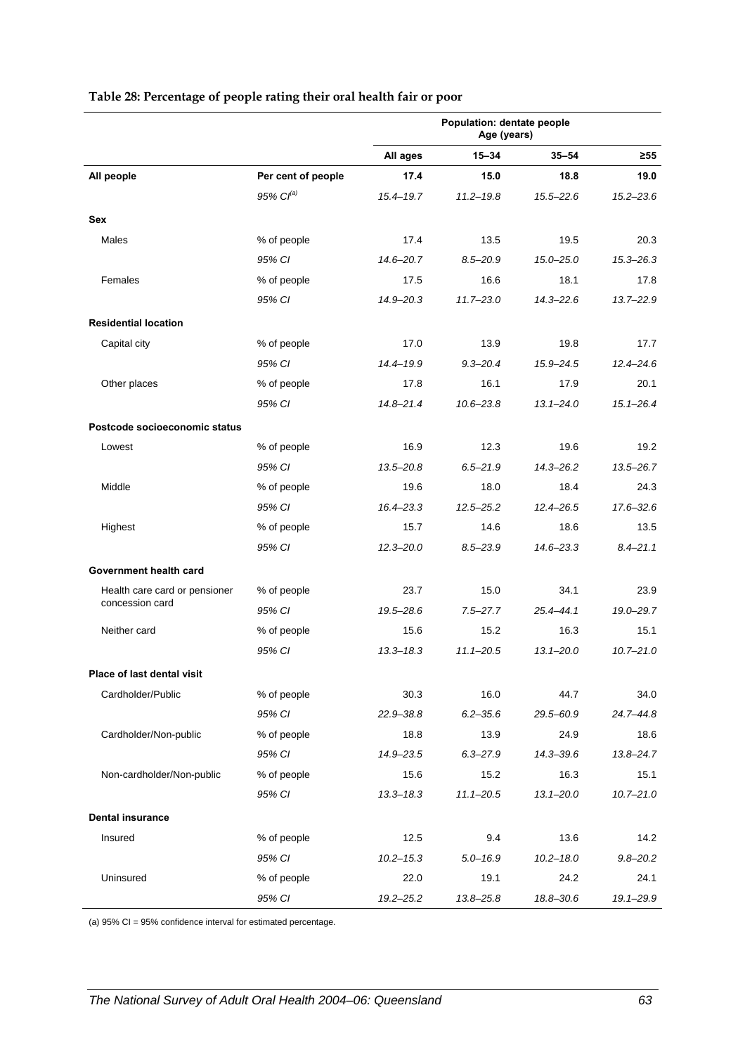**Table 28: Percentage of people rating their oral health fair or poor**

| | | Population: dentate people Age (years) | | | |
|---|---|---|---|---|---|
| | | **All ages** | **15–34** | **35–54** | **≥55** |
| **All people** | **Per cent of people** | **17.4** | **15.0** | **18.8** | **19.0** |
| | *95% CI[(a)]* | *15.4–19.7* | *11.2–19.8* | *15.5–22.6* | *15.2–23.6* |
| **Sex** | | | | | |
| Males | % of people | 17.4 | 13.5 | 19.5 | 20.3 |
| | *95% CI* | *14.6–20.7* | *8.5–20.9* | *15.0–25.0* | *15.3–26.3* |
| Females | % of people | 17.5 | 16.6 | 18.1 | 17.8 |
| | *95% CI* | *14.9–20.3* | *11.7–23.0* | *14.3–22.6* | *13.7–22.9* |
| **Residential location** | | | | | |
| Capital city | % of people | 17.0 | 13.9 | 19.8 | 17.7 |
| | *95% CI* | *14.4–19.9* | *9.3–20.4* | *15.9–24.5* | *12.4–24.6* |
| Other places | % of people | 17.8 | 16.1 | 17.9 | 20.1 |
| | *95% CI* | *14.8–21.4* | *10.6–23.8* | *13.1–24.0* | *15.1–26.4* |
| **Postcode socioeconomic status** | | | | | |
| Lowest | % of people | 16.9 | 12.3 | 19.6 | 19.2 |
| | *95% CI* | *13.5–20.8* | *6.5–21.9* | *14.3–26.2* | *13.5–26.7* |
| Middle | % of people | 19.6 | 18.0 | 18.4 | 24.3 |
| | *95% CI* | *16.4–23.3* | *12.5–25.2* | *12.4–26.5* | *17.6–32.6* |
| Highest | % of people | 15.7 | 14.6 | 18.6 | 13.5 |
| | *95% CI* | *12.3–20.0* | *8.5–23.9* | *14.6–23.3* | *8.4–21.1* |
| **Government health card** | | | | | |
| Health care card or pensioner concession card | % of people | 23.7 | 15.0 | 34.1 | 23.9 |
| | *95% CI* | *19.5–28.6* | *7.5–27.7* | *25.4–44.1* | *19.0–29.7* |
| Neither card | % of people | 15.6 | 15.2 | 16.3 | 15.1 |
| | *95% CI* | *13.3–18.3* | *11.1–20.5* | *13.1–20.0* | *10.7–21.0* |
| **Place of last dental visit** | | | | | |
| Cardholder/Public | % of people | 30.3 | 16.0 | 44.7 | 34.0 |
| | *95% CI* | *22.9–38.8* | *6.2–35.6* | *29.5–60.9* | *24.7–44.8* |
| Cardholder/Non-public | % of people | 18.8 | 13.9 | 24.9 | 18.6 |
| | *95% CI* | *14.9–23.5* | *6.3–27.9* | *14.3–39.6* | *13.8–24.7* |
| Non-cardholder/Non-public | % of people | 15.6 | 15.2 | 16.3 | 15.1 |
| | *95% CI* | *13.3–18.3* | *11.1–20.5* | *13.1–20.0* | *10.7–21.0* |
| **Dental insurance** | | | | | |
| Insured | % of people | 12.5 | 9.4 | 13.6 | 14.2 |
| | *95% CI* | *10.2–15.3* | *5.0–16.9* | *10.2–18.0* | *9.8–20.2* |
| Uninsured | % of people | 22.0 | 19.1 | 24.2 | 24.1 |
| | *95% CI* | *19.2–25.2* | *13.8–25.8* | *18.8–30.6* | *19.1–29.9* |

(a) 95% CI = 95% confidence interval for estimated percentage.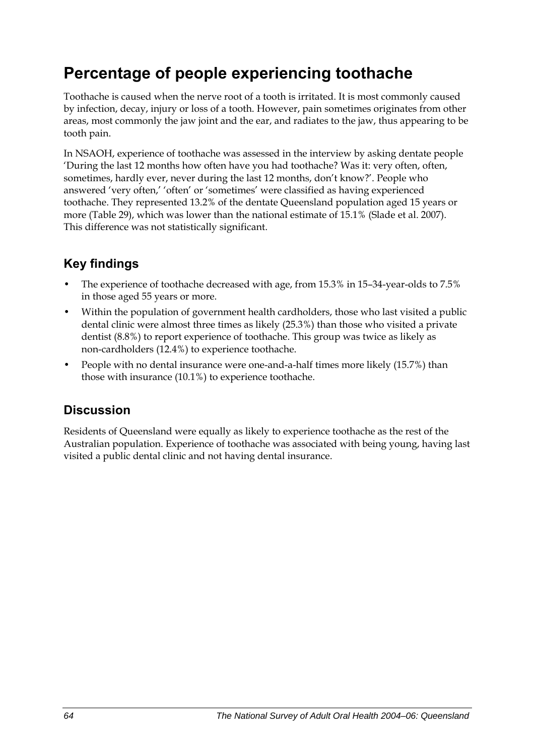# Percentage of people experiencing toothache

Toothache is caused when the nerve root of a tooth is irritated. It is most commonly caused by infection, decay, injury or loss of a tooth. However, pain sometimes originates from other areas, most commonly the jaw joint and the ear, and radiates to the jaw, thus appearing to be tooth pain.

In NSAOH, experience of toothache was assessed in the interview by asking dentate people 'During the last 12 months how often have you had toothache? Was it: very often, often, sometimes, hardly ever, never during the last 12 months, don't know?'. People who answered 'very often,' 'often' or 'sometimes' were classified as having experienced toothache. They represented 13.2% of the dentate Queensland population aged 15 years or more (Table 29), which was lower than the national estimate of 15.1% (Slade et al. 2007). This difference was not statistically significant.

## Key findings

- The experience of toothache decreased with age, from 15.3% in 15–34-year-olds to 7.5% in those aged 55 years or more.
- Within the population of government health cardholders, those who last visited a public dental clinic were almost three times as likely (25.3%) than those who visited a private dentist (8.8%) to report experience of toothache. This group was twice as likely as non-cardholders (12.4%) to experience toothache.
- People with no dental insurance were one-and-a-half times more likely (15.7%) than those with insurance (10.1%) to experience toothache.

## Discussion

Residents of Queensland were equally as likely to experience toothache as the rest of the Australian population. Experience of toothache was associated with being young, having last visited a public dental clinic and not having dental insurance.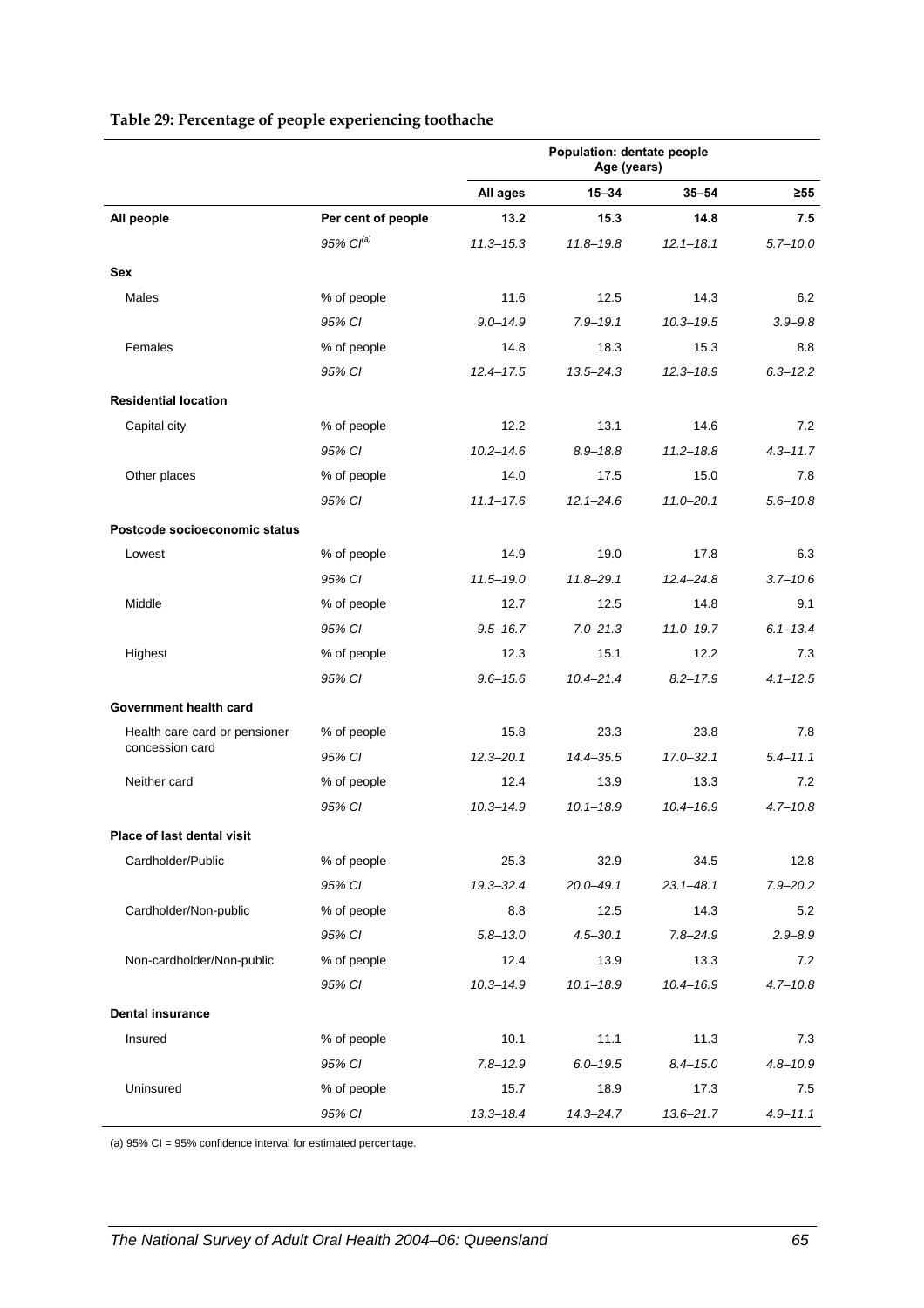**Table 29: Percentage of people experiencing toothache**

| | | Population: dentate people Age (years) | | | |
|---|---|---|---|---|---|
| | | All ages | 15–34 | 35–54 | ≥55 |
| **All people** | **Per cent of people** | **13.2** | **15.3** | **14.8** | **7.5** |
| | *95% CI[(a)]* | *11.3–15.3* | *11.8–19.8* | *12.1–18.1* | *5.7–10.0* |
| **Sex** | | | | | |
| Males | % of people | 11.6 | 12.5 | 14.3 | 6.2 |
| | *95% CI* | *9.0–14.9* | *7.9–19.1* | *10.3–19.5* | *3.9–9.8* |
| Females | % of people | 14.8 | 18.3 | 15.3 | 8.8 |
| | *95% CI* | *12.4–17.5* | *13.5–24.3* | *12.3–18.9* | *6.3–12.2* |
| **Residential location** | | | | | |
| Capital city | % of people | 12.2 | 13.1 | 14.6 | 7.2 |
| | *95% CI* | *10.2–14.6* | *8.9–18.8* | *11.2–18.8* | *4.3–11.7* |
| Other places | % of people | 14.0 | 17.5 | 15.0 | 7.8 |
| | *95% CI* | *11.1–17.6* | *12.1–24.6* | *11.0–20.1* | *5.6–10.8* |
| **Postcode socioeconomic status** | | | | | |
| Lowest | % of people | 14.9 | 19.0 | 17.8 | 6.3 |
| | *95% CI* | *11.5–19.0* | *11.8–29.1* | *12.4–24.8* | *3.7–10.6* |
| Middle | % of people | 12.7 | 12.5 | 14.8 | 9.1 |
| | *95% CI* | *9.5–16.7* | *7.0–21.3* | *11.0–19.7* | *6.1–13.4* |
| Highest | % of people | 12.3 | 15.1 | 12.2 | 7.3 |
| | *95% CI* | *9.6–15.6* | *10.4–21.4* | *8.2–17.9* | *4.1–12.5* |
| **Government health card** | | | | | |
| Health care card or pensioner concession card | % of people | 15.8 | 23.3 | 23.8 | 7.8 |
| | *95% CI* | *12.3–20.1* | *14.4–35.5* | *17.0–32.1* | *5.4–11.1* |
| Neither card | % of people | 12.4 | 13.9 | 13.3 | 7.2 |
| | *95% CI* | *10.3–14.9* | *10.1–18.9* | *10.4–16.9* | *4.7–10.8* |
| **Place of last dental visit** | | | | | |
| Cardholder/Public | % of people | 25.3 | 32.9 | 34.5 | 12.8 |
| | *95% CI* | *19.3–32.4* | *20.0–49.1* | *23.1–48.1* | *7.9–20.2* |
| Cardholder/Non-public | % of people | 8.8 | 12.5 | 14.3 | 5.2 |
| | *95% CI* | *5.8–13.0* | *4.5–30.1* | *7.8–24.9* | *2.9–8.9* |
| Non-cardholder/Non-public | % of people | 12.4 | 13.9 | 13.3 | 7.2 |
| | *95% CI* | *10.3–14.9* | *10.1–18.9* | *10.4–16.9* | *4.7–10.8* |
| **Dental insurance** | | | | | |
| Insured | % of people | 10.1 | 11.1 | 11.3 | 7.3 |
| | *95% CI* | *7.8–12.9* | *6.0–19.5* | *8.4–15.0* | *4.8–10.9* |
| Uninsured | % of people | 15.7 | 18.9 | 17.3 | 7.5 |
| | *95% CI* | *13.3–18.4* | *14.3–24.7* | *13.6–21.7* | *4.9–11.1* |

(a) 95% CI = 95% confidence interval for estimated percentage.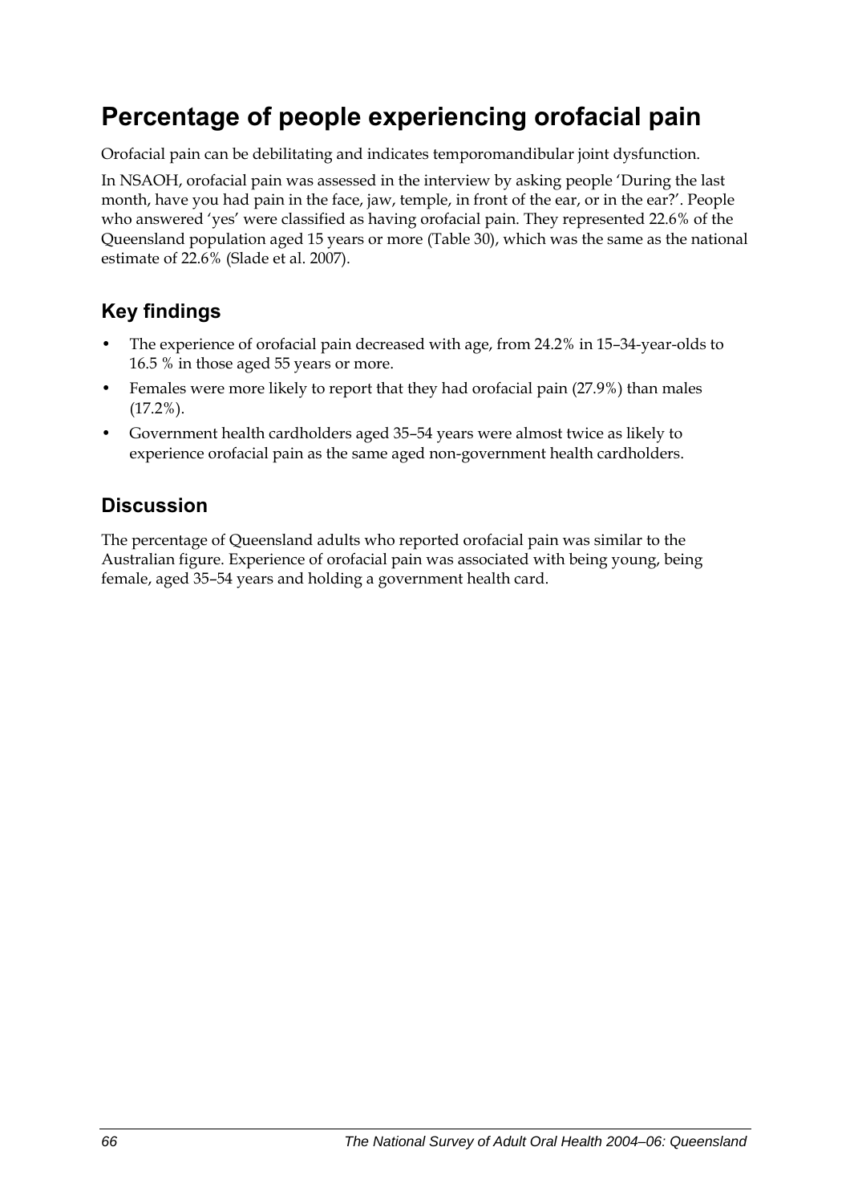# Percentage of people experiencing orofacial pain

Orofacial pain can be debilitating and indicates temporomandibular joint dysfunction.

In NSAOH, orofacial pain was assessed in the interview by asking people 'During the last month, have you had pain in the face, jaw, temple, in front of the ear, or in the ear?'. People who answered 'yes' were classified as having orofacial pain. They represented 22.6% of the Queensland population aged 15 years or more (Table 30), which was the same as the national estimate of 22.6% (Slade et al. 2007).

## Key findings

- The experience of orofacial pain decreased with age, from 24.2% in 15–34-year-olds to 16.5 % in those aged 55 years or more.
- Females were more likely to report that they had orofacial pain (27.9%) than males (17.2%).
- Government health cardholders aged 35–54 years were almost twice as likely to experience orofacial pain as the same aged non-government health cardholders.

## Discussion

The percentage of Queensland adults who reported orofacial pain was similar to the Australian figure. Experience of orofacial pain was associated with being young, being female, aged 35–54 years and holding a government health card.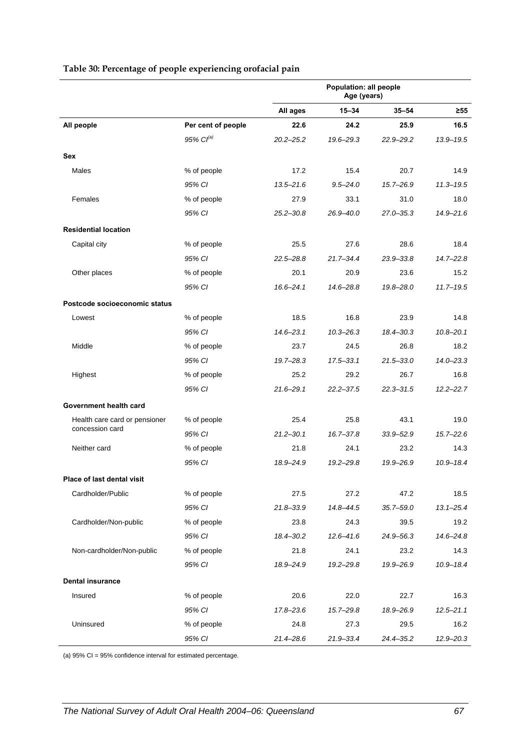**Table 30: Percentage of people experiencing orofacial pain**

| | | Population: all people Age (years) | | | |
|---|---|---|---|---|---|
| | | All ages | 15–34 | 35–54 | ≥55 |
| **All people** | **Per cent of people** | **22.6** | **24.2** | **25.9** | **16.5** |
| | *95% CI[(a)]* | *20.2–25.2* | *19.6–29.3* | *22.9–29.2* | *13.9–19.5* |
| **Sex** | | | | | |
| Males | % of people | 17.2 | 15.4 | 20.7 | 14.9 |
| | *95% CI* | *13.5–21.6* | *9.5–24.0* | *15.7–26.9* | *11.3–19.5* |
| Females | % of people | 27.9 | 33.1 | 31.0 | 18.0 |
| | *95% CI* | *25.2–30.8* | *26.9–40.0* | *27.0–35.3* | *14.9–21.6* |
| **Residential location** | | | | | |
| Capital city | % of people | 25.5 | 27.6 | 28.6 | 18.4 |
| | *95% CI* | *22.5–28.8* | *21.7–34.4* | *23.9–33.8* | *14.7–22.8* |
| Other places | % of people | 20.1 | 20.9 | 23.6 | 15.2 |
| | *95% CI* | *16.6–24.1* | *14.6–28.8* | *19.8–28.0* | *11.7–19.5* |
| **Postcode socioeconomic status** | | | | | |
| Lowest | % of people | 18.5 | 16.8 | 23.9 | 14.8 |
| | *95% CI* | *14.6–23.1* | *10.3–26.3* | *18.4–30.3* | *10.8–20.1* |
| Middle | % of people | 23.7 | 24.5 | 26.8 | 18.2 |
| | *95% CI* | *19.7–28.3* | *17.5–33.1* | *21.5–33.0* | *14.0–23.3* |
| Highest | % of people | 25.2 | 29.2 | 26.7 | 16.8 |
| | *95% CI* | *21.6–29.1* | *22.2–37.5* | *22.3–31.5* | *12.2–22.7* |
| **Government health card** | | | | | |
| Health care card or pensioner concession card | % of people | 25.4 | 25.8 | 43.1 | 19.0 |
| | *95% CI* | *21.2–30.1* | *16.7–37.8* | *33.9–52.9* | *15.7–22.6* |
| Neither card | % of people | 21.8 | 24.1 | 23.2 | 14.3 |
| | *95% CI* | *18.9–24.9* | *19.2–29.8* | *19.9–26.9* | *10.9–18.4* |
| **Place of last dental visit** | | | | | |
| Cardholder/Public | % of people | 27.5 | 27.2 | 47.2 | 18.5 |
| | *95% CI* | *21.8–33.9* | *14.8–44.5* | *35.7–59.0* | *13.1–25.4* |
| Cardholder/Non-public | % of people | 23.8 | 24.3 | 39.5 | 19.2 |
| | *95% CI* | *18.4–30.2* | *12.6–41.6* | *24.9–56.3* | *14.6–24.8* |
| Non-cardholder/Non-public | % of people | 21.8 | 24.1 | 23.2 | 14.3 |
| | *95% CI* | *18.9–24.9* | *19.2–29.8* | *19.9–26.9* | *10.9–18.4* |
| **Dental insurance** | | | | | |
| Insured | % of people | 20.6 | 22.0 | 22.7 | 16.3 |
| | *95% CI* | *17.8–23.6* | *15.7–29.8* | *18.9–26.9* | *12.5–21.1* |
| Uninsured | % of people | 24.8 | 27.3 | 29.5 | 16.2 |
| | *95% CI* | *21.4–28.6* | *21.9–33.4* | *24.4–35.2* | *12.9–20.3* |

(a) 95% CI = 95% confidence interval for estimated percentage.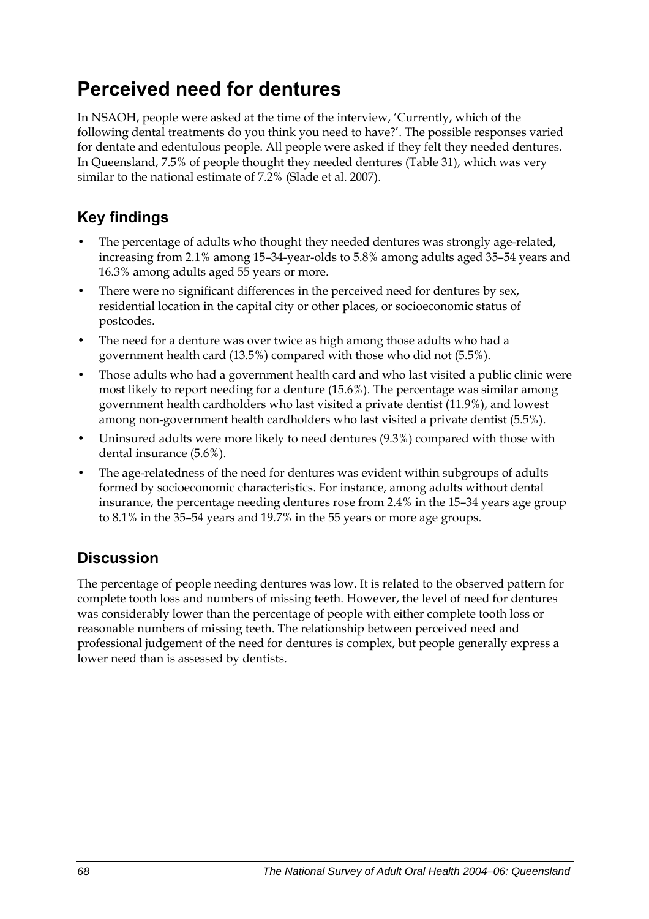# Perceived need for dentures

In NSAOH, people were asked at the time of the interview, 'Currently, which of the following dental treatments do you think you need to have?'. The possible responses varied for dentate and edentulous people. All people were asked if they felt they needed dentures. In Queensland, 7.5% of people thought they needed dentures (Table 31), which was very similar to the national estimate of 7.2% (Slade et al. 2007).

## Key findings

- The percentage of adults who thought they needed dentures was strongly age-related, increasing from 2.1% among 15–34-year-olds to 5.8% among adults aged 35–54 years and 16.3% among adults aged 55 years or more.
- There were no significant differences in the perceived need for dentures by sex, residential location in the capital city or other places, or socioeconomic status of postcodes.
- The need for a denture was over twice as high among those adults who had a government health card (13.5%) compared with those who did not (5.5%).
- Those adults who had a government health card and who last visited a public clinic were most likely to report needing for a denture (15.6%). The percentage was similar among government health cardholders who last visited a private dentist (11.9%), and lowest among non-government health cardholders who last visited a private dentist (5.5%).
- Uninsured adults were more likely to need dentures (9.3%) compared with those with dental insurance (5.6%).
- The age-relatedness of the need for dentures was evident within subgroups of adults formed by socioeconomic characteristics. For instance, among adults without dental insurance, the percentage needing dentures rose from 2.4% in the 15–34 years age group to 8.1% in the 35–54 years and 19.7% in the 55 years or more age groups.

## Discussion

The percentage of people needing dentures was low. It is related to the observed pattern for complete tooth loss and numbers of missing teeth. However, the level of need for dentures was considerably lower than the percentage of people with either complete tooth loss or reasonable numbers of missing teeth. The relationship between perceived need and professional judgement of the need for dentures is complex, but people generally express a lower need than is assessed by dentists.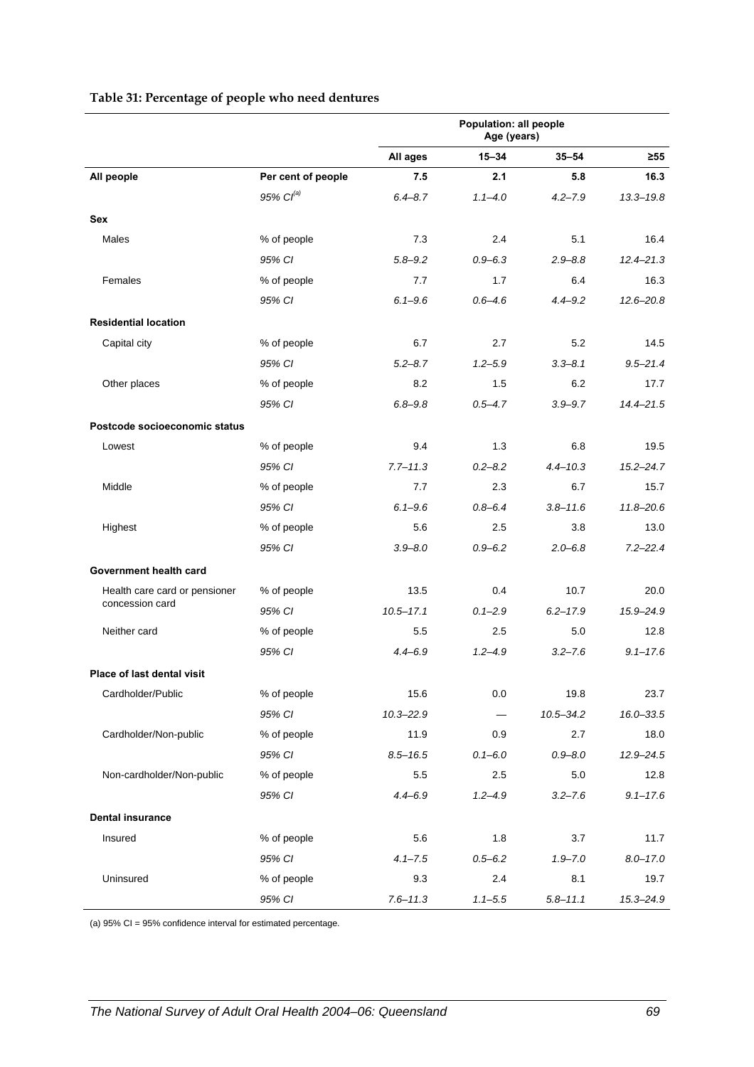**Table 31: Percentage of people who need dentures**

| | | Population: all people Age (years) | | | |
|---|---|---|---|---|---|
| | | All ages | 15–34 | 35–54 | ≥55 |
| **All people** | **Per cent of people** | **7.5** | **2.1** | **5.8** | **16.3** |
| | *95% CI[(a)]* | *6.4–8.7* | *1.1–4.0* | *4.2–7.9* | *13.3–19.8* |
| **Sex** | | | | | |
| Males | % of people | 7.3 | 2.4 | 5.1 | 16.4 |
| | *95% CI* | *5.8–9.2* | *0.9–6.3* | *2.9–8.8* | *12.4–21.3* |
| Females | % of people | 7.7 | 1.7 | 6.4 | 16.3 |
| | *95% CI* | *6.1–9.6* | *0.6–4.6* | *4.4–9.2* | *12.6–20.8* |
| **Residential location** | | | | | |
| Capital city | % of people | 6.7 | 2.7 | 5.2 | 14.5 |
| | *95% CI* | *5.2–8.7* | *1.2–5.9* | *3.3–8.1* | *9.5–21.4* |
| Other places | % of people | 8.2 | 1.5 | 6.2 | 17.7 |
| | *95% CI* | *6.8–9.8* | *0.5–4.7* | *3.9–9.7* | *14.4–21.5* |
| **Postcode socioeconomic status** | | | | | |
| Lowest | % of people | 9.4 | 1.3 | 6.8 | 19.5 |
| | *95% CI* | *7.7–11.3* | *0.2–8.2* | *4.4–10.3* | *15.2–24.7* |
| Middle | % of people | 7.7 | 2.3 | 6.7 | 15.7 |
| | *95% CI* | *6.1–9.6* | *0.8–6.4* | *3.8–11.6* | *11.8–20.6* |
| Highest | % of people | 5.6 | 2.5 | 3.8 | 13.0 |
| | *95% CI* | *3.9–8.0* | *0.9–6.2* | *2.0–6.8* | *7.2–22.4* |
| **Government health card** | | | | | |
| Health care card or pensioner concession card | % of people | 13.5 | 0.4 | 10.7 | 20.0 |
| | *95% CI* | *10.5–17.1* | *0.1–2.9* | *6.2–17.9* | *15.9–24.9* |
| Neither card | % of people | 5.5 | 2.5 | 5.0 | 12.8 |
| | *95% CI* | *4.4–6.9* | *1.2–4.9* | *3.2–7.6* | *9.1–17.6* |
| **Place of last dental visit** | | | | | |
| Cardholder/Public | % of people | 15.6 | 0.0 | 19.8 | 23.7 |
| | *95% CI* | *10.3–22.9* | — | *10.5–34.2* | *16.0–33.5* |
| Cardholder/Non-public | % of people | 11.9 | 0.9 | 2.7 | 18.0 |
| | *95% CI* | *8.5–16.5* | *0.1–6.0* | *0.9–8.0* | *12.9–24.5* |
| Non-cardholder/Non-public | % of people | 5.5 | 2.5 | 5.0 | 12.8 |
| | *95% CI* | *4.4–6.9* | *1.2–4.9* | *3.2–7.6* | *9.1–17.6* |
| **Dental insurance** | | | | | |
| Insured | % of people | 5.6 | 1.8 | 3.7 | 11.7 |
| | *95% CI* | *4.1–7.5* | *0.5–6.2* | *1.9–7.0* | *8.0–17.0* |
| Uninsured | % of people | 9.3 | 2.4 | 8.1 | 19.7 |
| | *95% CI* | *7.6–11.3* | *1.1–5.5* | *5.8–11.1* | *15.3–24.9* |

(a) 95% CI = 95% confidence interval for estimated percentage.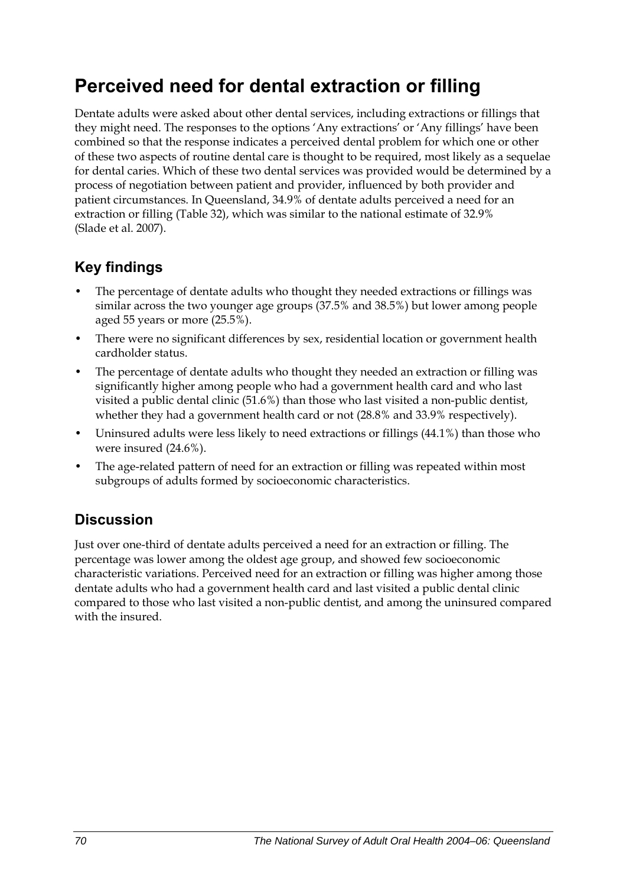# Perceived need for dental extraction or filling

Dentate adults were asked about other dental services, including extractions or fillings that they might need. The responses to the options 'Any extractions' or 'Any fillings' have been combined so that the response indicates a perceived dental problem for which one or other of these two aspects of routine dental care is thought to be required, most likely as a sequelae for dental caries. Which of these two dental services was provided would be determined by a process of negotiation between patient and provider, influenced by both provider and patient circumstances. In Queensland, 34.9% of dentate adults perceived a need for an extraction or filling (Table 32), which was similar to the national estimate of 32.9% (Slade et al. 2007).

## Key findings

- The percentage of dentate adults who thought they needed extractions or fillings was similar across the two younger age groups (37.5% and 38.5%) but lower among people aged 55 years or more (25.5%).
- There were no significant differences by sex, residential location or government health cardholder status.
- The percentage of dentate adults who thought they needed an extraction or filling was significantly higher among people who had a government health card and who last visited a public dental clinic (51.6%) than those who last visited a non-public dentist, whether they had a government health card or not (28.8% and 33.9% respectively).
- Uninsured adults were less likely to need extractions or fillings (44.1%) than those who were insured (24.6%).
- The age-related pattern of need for an extraction or filling was repeated within most subgroups of adults formed by socioeconomic characteristics.

## Discussion

Just over one-third of dentate adults perceived a need for an extraction or filling. The percentage was lower among the oldest age group, and showed few socioeconomic characteristic variations. Perceived need for an extraction or filling was higher among those dentate adults who had a government health card and last visited a public dental clinic compared to those who last visited a non-public dentist, and among the uninsured compared with the insured.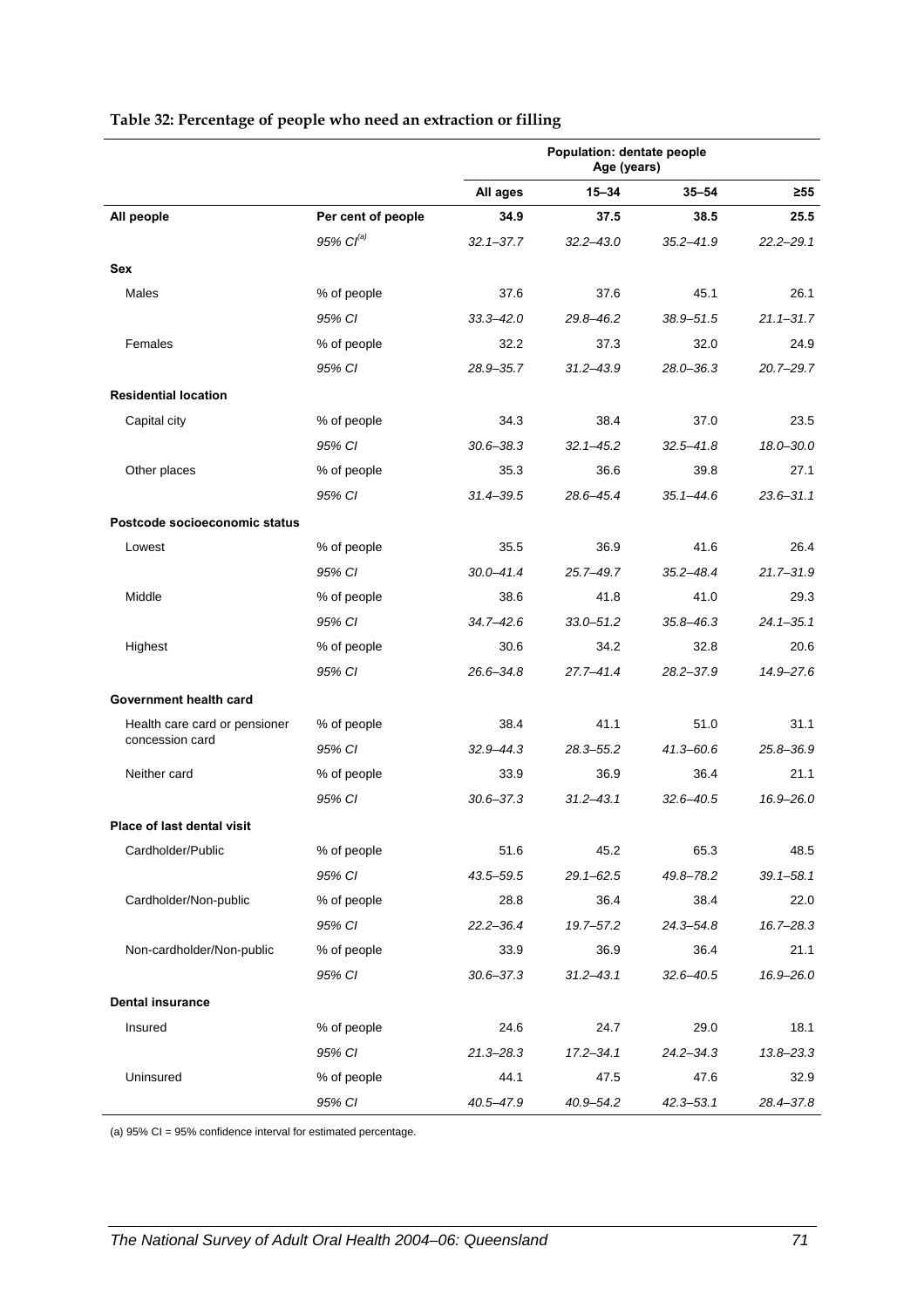**Table 32: Percentage of people who need an extraction or filling**

| | | Population: dentate people Age (years) | | | |
|---|---|---|---|---|---|
| | | **All ages** | **15–34** | **35–54** | **≥55** |
| **All people** | **Per cent of people** | **34.9** | **37.5** | **38.5** | **25.5** |
| | *95% CI[(a)]* | *32.1–37.7* | *32.2–43.0* | *35.2–41.9* | *22.2–29.1* |
| **Sex** | | | | | |
| Males | % of people | 37.6 | 37.6 | 45.1 | 26.1 |
| | *95% CI* | *33.3–42.0* | *29.8–46.2* | *38.9–51.5* | *21.1–31.7* |
| Females | % of people | 32.2 | 37.3 | 32.0 | 24.9 |
| | *95% CI* | *28.9–35.7* | *31.2–43.9* | *28.0–36.3* | *20.7–29.7* |
| **Residential location** | | | | | |
| Capital city | % of people | 34.3 | 38.4 | 37.0 | 23.5 |
| | *95% CI* | *30.6–38.3* | *32.1–45.2* | *32.5–41.8* | *18.0–30.0* |
| Other places | % of people | 35.3 | 36.6 | 39.8 | 27.1 |
| | *95% CI* | *31.4–39.5* | *28.6–45.4* | *35.1–44.6* | *23.6–31.1* |
| **Postcode socioeconomic status** | | | | | |
| Lowest | % of people | 35.5 | 36.9 | 41.6 | 26.4 |
| | *95% CI* | *30.0–41.4* | *25.7–49.7* | *35.2–48.4* | *21.7–31.9* |
| Middle | % of people | 38.6 | 41.8 | 41.0 | 29.3 |
| | *95% CI* | *34.7–42.6* | *33.0–51.2* | *35.8–46.3* | *24.1–35.1* |
| Highest | % of people | 30.6 | 34.2 | 32.8 | 20.6 |
| | *95% CI* | *26.6–34.8* | *27.7–41.4* | *28.2–37.9* | *14.9–27.6* |
| **Government health card** | | | | | |
| Health care card or pensioner concession card | % of people | 38.4 | 41.1 | 51.0 | 31.1 |
| | *95% CI* | *32.9–44.3* | *28.3–55.2* | *41.3–60.6* | *25.8–36.9* |
| Neither card | % of people | 33.9 | 36.9 | 36.4 | 21.1 |
| | *95% CI* | *30.6–37.3* | *31.2–43.1* | *32.6–40.5* | *16.9–26.0* |
| **Place of last dental visit** | | | | | |
| Cardholder/Public | % of people | 51.6 | 45.2 | 65.3 | 48.5 |
| | *95% CI* | *43.5–59.5* | *29.1–62.5* | *49.8–78.2* | *39.1–58.1* |
| Cardholder/Non-public | % of people | 28.8 | 36.4 | 38.4 | 22.0 |
| | *95% CI* | *22.2–36.4* | *19.7–57.2* | *24.3–54.8* | *16.7–28.3* |
| Non-cardholder/Non-public | % of people | 33.9 | 36.9 | 36.4 | 21.1 |
| | *95% CI* | *30.6–37.3* | *31.2–43.1* | *32.6–40.5* | *16.9–26.0* |
| **Dental insurance** | | | | | |
| Insured | % of people | 24.6 | 24.7 | 29.0 | 18.1 |
| | *95% CI* | *21.3–28.3* | *17.2–34.1* | *24.2–34.3* | *13.8–23.3* |
| Uninsured | % of people | 44.1 | 47.5 | 47.6 | 32.9 |
| | *95% CI* | *40.5–47.9* | *40.9–54.2* | *42.3–53.1* | *28.4–37.8* |

(a) 95% CI = 95% confidence interval for estimated percentage.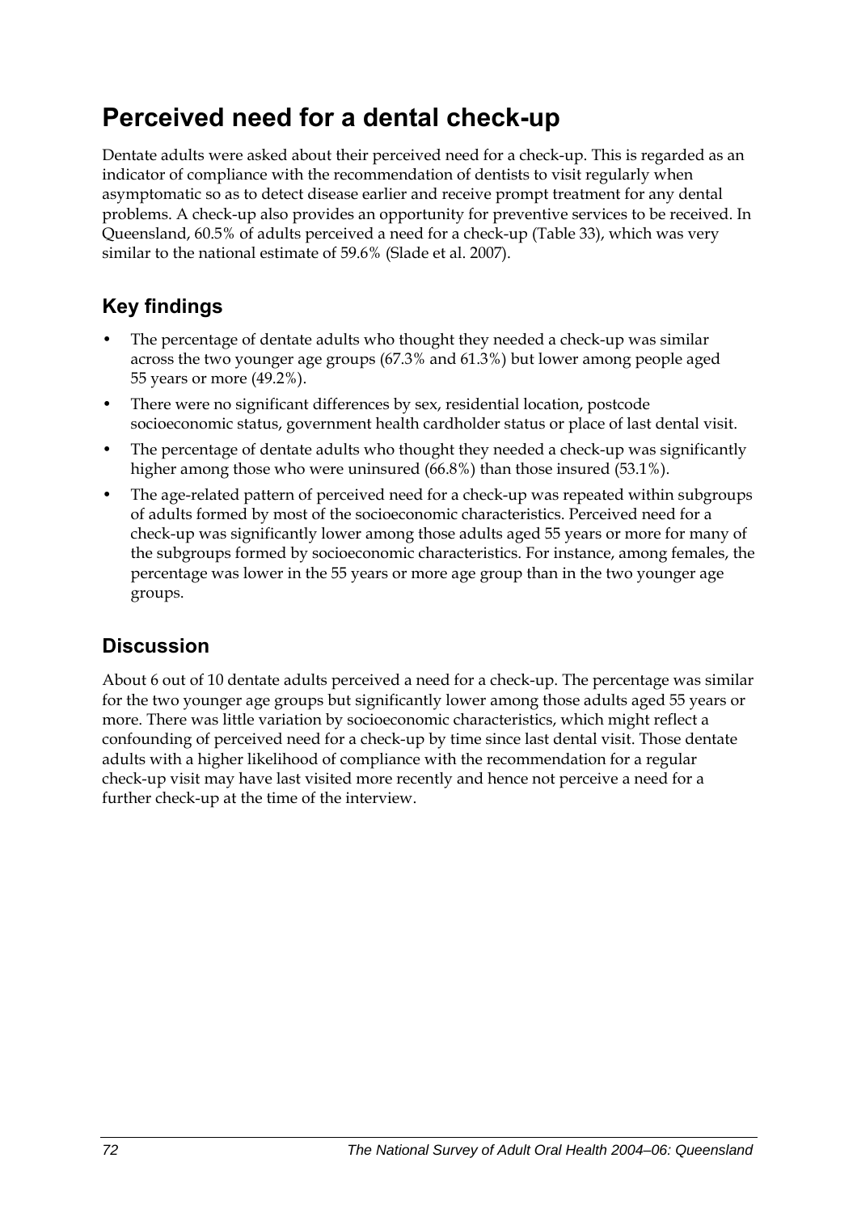# Perceived need for a dental check-up

Dentate adults were asked about their perceived need for a check-up. This is regarded as an indicator of compliance with the recommendation of dentists to visit regularly when asymptomatic so as to detect disease earlier and receive prompt treatment for any dental problems. A check-up also provides an opportunity for preventive services to be received. In Queensland, 60.5% of adults perceived a need for a check-up (Table 33), which was very similar to the national estimate of 59.6% (Slade et al. 2007).

## Key findings

- The percentage of dentate adults who thought they needed a check-up was similar across the two younger age groups (67.3% and 61.3%) but lower among people aged 55 years or more (49.2%).
- There were no significant differences by sex, residential location, postcode socioeconomic status, government health cardholder status or place of last dental visit.
- The percentage of dentate adults who thought they needed a check-up was significantly higher among those who were uninsured (66.8%) than those insured (53.1%).
- The age-related pattern of perceived need for a check-up was repeated within subgroups of adults formed by most of the socioeconomic characteristics. Perceived need for a check-up was significantly lower among those adults aged 55 years or more for many of the subgroups formed by socioeconomic characteristics. For instance, among females, the percentage was lower in the 55 years or more age group than in the two younger age groups.

## Discussion

About 6 out of 10 dentate adults perceived a need for a check-up. The percentage was similar for the two younger age groups but significantly lower among those adults aged 55 years or more. There was little variation by socioeconomic characteristics, which might reflect a confounding of perceived need for a check-up by time since last dental visit. Those dentate adults with a higher likelihood of compliance with the recommendation for a regular check-up visit may have last visited more recently and hence not perceive a need for a further check-up at the time of the interview.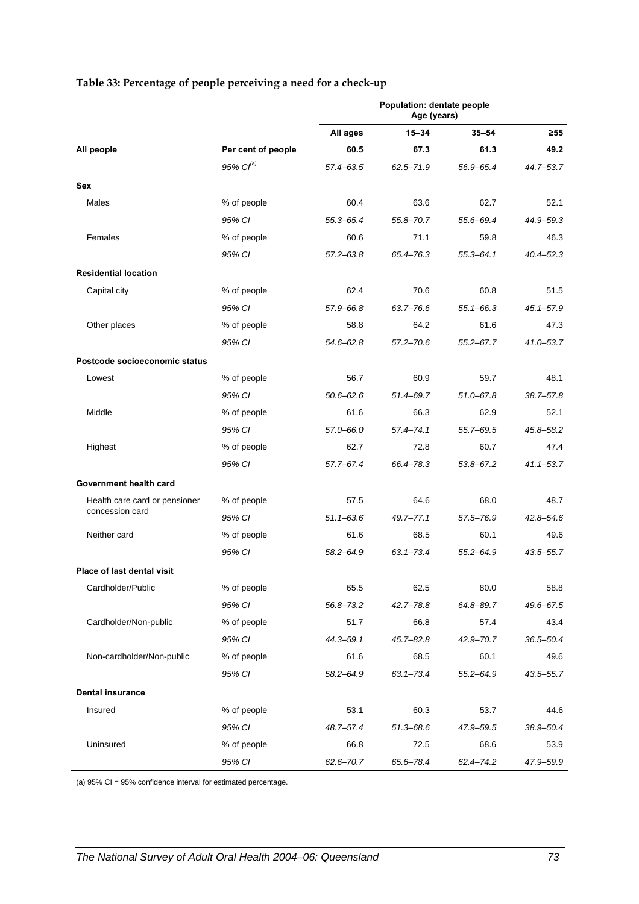**Table 33: Percentage of people perceiving a need for a check-up**

| | | Population: dentate people | | | |
|---|---|---|---|---|---|
| | | | Age (years) | | |
| | | **All ages** | **15–34** | **35–54** | **≥55** |
| **All people** | **Per cent of people** | **60.5** | **67.3** | **61.3** | **49.2** |
| | *95% CI[(a)]* | *57.4–63.5* | *62.5–71.9* | *56.9–65.4* | *44.7–53.7* |
| **Sex** | | | | | |
| Males | % of people | 60.4 | 63.6 | 62.7 | 52.1 |
| | *95% CI* | *55.3–65.4* | *55.8–70.7* | *55.6–69.4* | *44.9–59.3* |
| Females | % of people | 60.6 | 71.1 | 59.8 | 46.3 |
| | *95% CI* | *57.2–63.8* | *65.4–76.3* | *55.3–64.1* | *40.4–52.3* |
| **Residential location** | | | | | |
| Capital city | % of people | 62.4 | 70.6 | 60.8 | 51.5 |
| | *95% CI* | *57.9–66.8* | *63.7–76.6* | *55.1–66.3* | *45.1–57.9* |
| Other places | % of people | 58.8 | 64.2 | 61.6 | 47.3 |
| | *95% CI* | *54.6–62.8* | *57.2–70.6* | *55.2–67.7* | *41.0–53.7* |
| **Postcode socioeconomic status** | | | | | |
| Lowest | % of people | 56.7 | 60.9 | 59.7 | 48.1 |
| | *95% CI* | *50.6–62.6* | *51.4–69.7* | *51.0–67.8* | *38.7–57.8* |
| Middle | % of people | 61.6 | 66.3 | 62.9 | 52.1 |
| | *95% CI* | *57.0–66.0* | *57.4–74.1* | *55.7–69.5* | *45.8–58.2* |
| Highest | % of people | 62.7 | 72.8 | 60.7 | 47.4 |
| | *95% CI* | *57.7–67.4* | *66.4–78.3* | *53.8–67.2* | *41.1–53.7* |
| **Government health card** | | | | | |
| Health care card or pensioner concession card | % of people | 57.5 | 64.6 | 68.0 | 48.7 |
| | *95% CI* | *51.1–63.6* | *49.7–77.1* | *57.5–76.9* | *42.8–54.6* |
| Neither card | % of people | 61.6 | 68.5 | 60.1 | 49.6 |
| | *95% CI* | *58.2–64.9* | *63.1–73.4* | *55.2–64.9* | *43.5–55.7* |
| **Place of last dental visit** | | | | | |
| Cardholder/Public | % of people | 65.5 | 62.5 | 80.0 | 58.8 |
| | *95% CI* | *56.8–73.2* | *42.7–78.8* | *64.8–89.7* | *49.6–67.5* |
| Cardholder/Non-public | % of people | 51.7 | 66.8 | 57.4 | 43.4 |
| | *95% CI* | *44.3–59.1* | *45.7–82.8* | *42.9–70.7* | *36.5–50.4* |
| Non-cardholder/Non-public | % of people | 61.6 | 68.5 | 60.1 | 49.6 |
| | *95% CI* | *58.2–64.9* | *63.1–73.4* | *55.2–64.9* | *43.5–55.7* |
| **Dental insurance** | | | | | |
| Insured | % of people | 53.1 | 60.3 | 53.7 | 44.6 |
| | *95% CI* | *48.7–57.4* | *51.3–68.6* | *47.9–59.5* | *38.9–50.4* |
| Uninsured | % of people | 66.8 | 72.5 | 68.6 | 53.9 |
| | *95% CI* | *62.6–70.7* | *65.6–78.4* | *62.4–74.2* | *47.9–59.9* |

(a) 95% CI = 95% confidence interval for estimated percentage.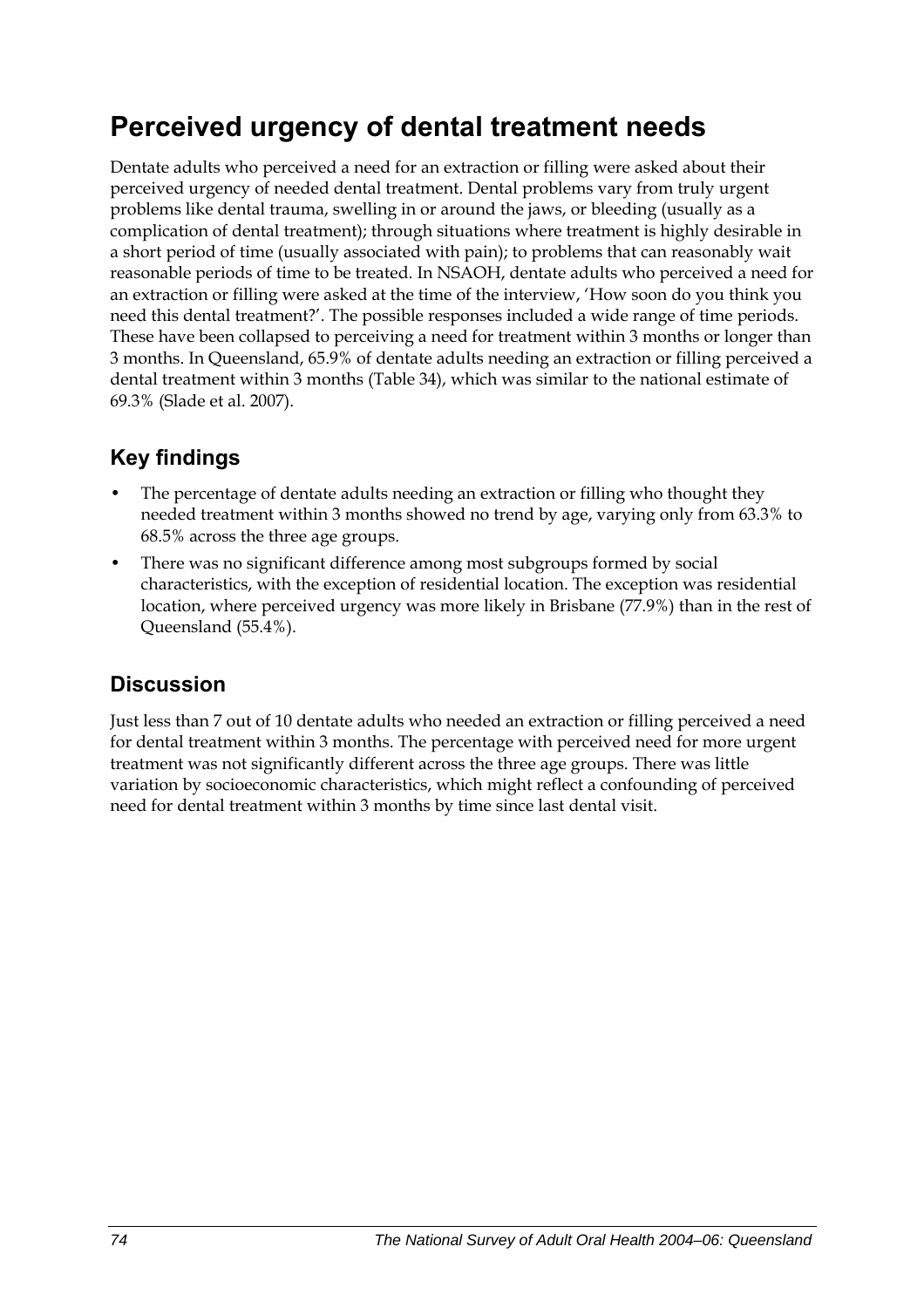# Perceived urgency of dental treatment needs

Dentate adults who perceived a need for an extraction or filling were asked about their perceived urgency of needed dental treatment. Dental problems vary from truly urgent problems like dental trauma, swelling in or around the jaws, or bleeding (usually as a complication of dental treatment); through situations where treatment is highly desirable in a short period of time (usually associated with pain); to problems that can reasonably wait reasonable periods of time to be treated. In NSAOH, dentate adults who perceived a need for an extraction or filling were asked at the time of the interview, 'How soon do you think you need this dental treatment?'. The possible responses included a wide range of time periods. These have been collapsed to perceiving a need for treatment within 3 months or longer than 3 months. In Queensland, 65.9% of dentate adults needing an extraction or filling perceived a dental treatment within 3 months (Table 34), which was similar to the national estimate of 69.3% (Slade et al. 2007).

## Key findings

- The percentage of dentate adults needing an extraction or filling who thought they needed treatment within 3 months showed no trend by age, varying only from 63.3% to 68.5% across the three age groups.
- There was no significant difference among most subgroups formed by social characteristics, with the exception of residential location. The exception was residential location, where perceived urgency was more likely in Brisbane (77.9%) than in the rest of Queensland (55.4%).

## Discussion

Just less than 7 out of 10 dentate adults who needed an extraction or filling perceived a need for dental treatment within 3 months. The percentage with perceived need for more urgent treatment was not significantly different across the three age groups. There was little variation by socioeconomic characteristics, which might reflect a confounding of perceived need for dental treatment within 3 months by time since last dental visit.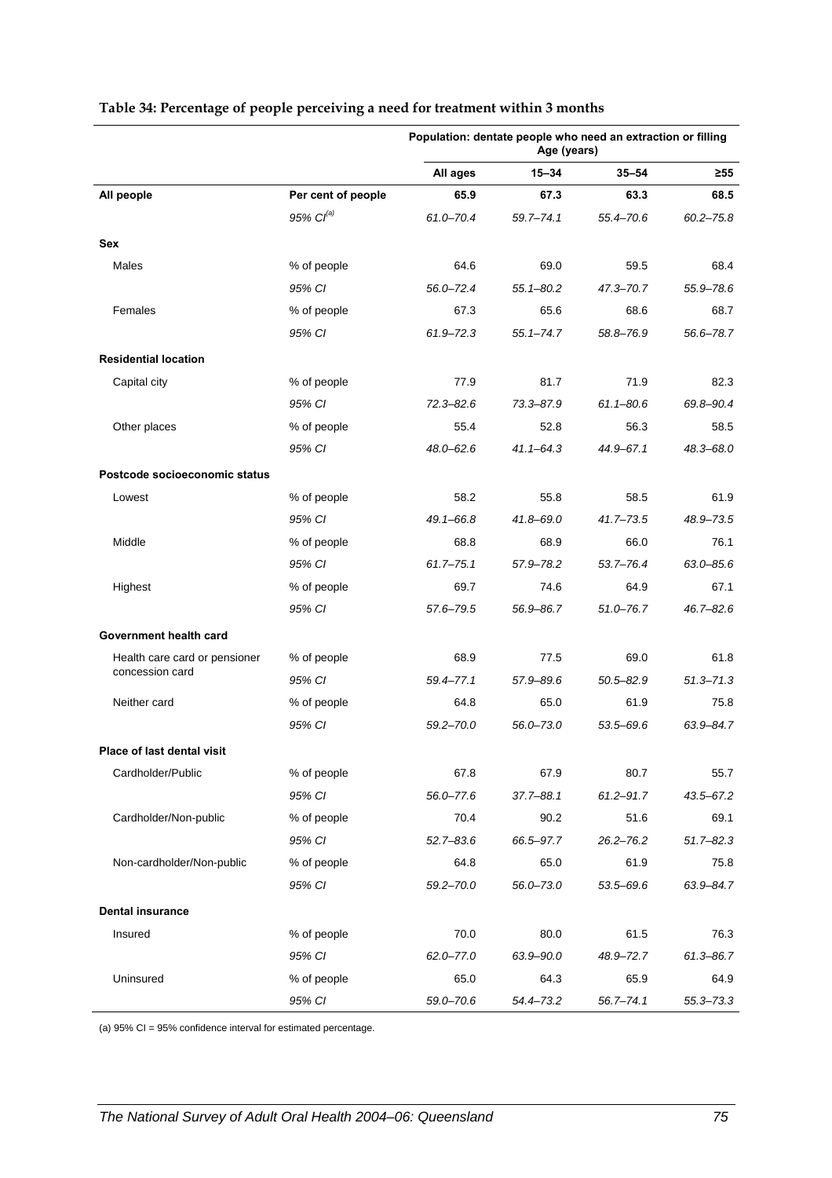**Table 34: Percentage of people perceiving a need for treatment within 3 months**

| | | Population: dentate people who need an extraction or filling | | | |
|---|---|---|---|---|---|
| | | Age (years) | | | |
| | | **All ages** | **15–34** | **35–54** | **≥55** |
| **All people** | **Per cent of people** | **65.9** | **67.3** | **63.3** | **68.5** |
| | *95% CI[(a)]* | *61.0–70.4* | *59.7–74.1* | *55.4–70.6* | *60.2–75.8* |
| **Sex** | | | | | |
| Males | % of people | 64.6 | 69.0 | 59.5 | 68.4 |
| | *95% CI* | *56.0–72.4* | *55.1–80.2* | *47.3–70.7* | *55.9–78.6* |
| Females | % of people | 67.3 | 65.6 | 68.6 | 68.7 |
| | *95% CI* | *61.9–72.3* | *55.1–74.7* | *58.8–76.9* | *56.6–78.7* |
| **Residential location** | | | | | |
| Capital city | % of people | 77.9 | 81.7 | 71.9 | 82.3 |
| | *95% CI* | *72.3–82.6* | *73.3–87.9* | *61.1–80.6* | *69.8–90.4* |
| Other places | % of people | 55.4 | 52.8 | 56.3 | 58.5 |
| | *95% CI* | *48.0–62.6* | *41.1–64.3* | *44.9–67.1* | *48.3–68.0* |
| **Postcode socioeconomic status** | | | | | |
| Lowest | % of people | 58.2 | 55.8 | 58.5 | 61.9 |
| | *95% CI* | *49.1–66.8* | *41.8–69.0* | *41.7–73.5* | *48.9–73.5* |
| Middle | % of people | 68.8 | 68.9 | 66.0 | 76.1 |
| | *95% CI* | *61.7–75.1* | *57.9–78.2* | *53.7–76.4* | *63.0–85.6* |
| Highest | % of people | 69.7 | 74.6 | 64.9 | 67.1 |
| | *95% CI* | *57.6–79.5* | *56.9–86.7* | *51.0–76.7* | *46.7–82.6* |
| **Government health card** | | | | | |
| Health care card or pensioner concession card | % of people | 68.9 | 77.5 | 69.0 | 61.8 |
| | *95% CI* | *59.4–77.1* | *57.9–89.6* | *50.5–82.9* | *51.3–71.3* |
| Neither card | % of people | 64.8 | 65.0 | 61.9 | 75.8 |
| | *95% CI* | *59.2–70.0* | *56.0–73.0* | *53.5–69.6* | *63.9–84.7* |
| **Place of last dental visit** | | | | | |
| Cardholder/Public | % of people | 67.8 | 67.9 | 80.7 | 55.7 |
| | *95% CI* | *56.0–77.6* | *37.7–88.1* | *61.2–91.7* | *43.5–67.2* |
| Cardholder/Non-public | % of people | 70.4 | 90.2 | 51.6 | 69.1 |
| | *95% CI* | *52.7–83.6* | *66.5–97.7* | *26.2–76.2* | *51.7–82.3* |
| Non-cardholder/Non-public | % of people | 64.8 | 65.0 | 61.9 | 75.8 |
| | *95% CI* | *59.2–70.0* | *56.0–73.0* | *53.5–69.6* | *63.9–84.7* |
| **Dental insurance** | | | | | |
| Insured | % of people | 70.0 | 80.0 | 61.5 | 76.3 |
| | *95% CI* | *62.0–77.0* | *63.9–90.0* | *48.9–72.7* | *61.3–86.7* |
| Uninsured | % of people | 65.0 | 64.3 | 65.9 | 64.9 |
| | *95% CI* | *59.0–70.6* | *54.4–73.2* | *56.7–74.1* | *55.3–73.3* |

(a) 95% CI = 95% confidence interval for estimated percentage.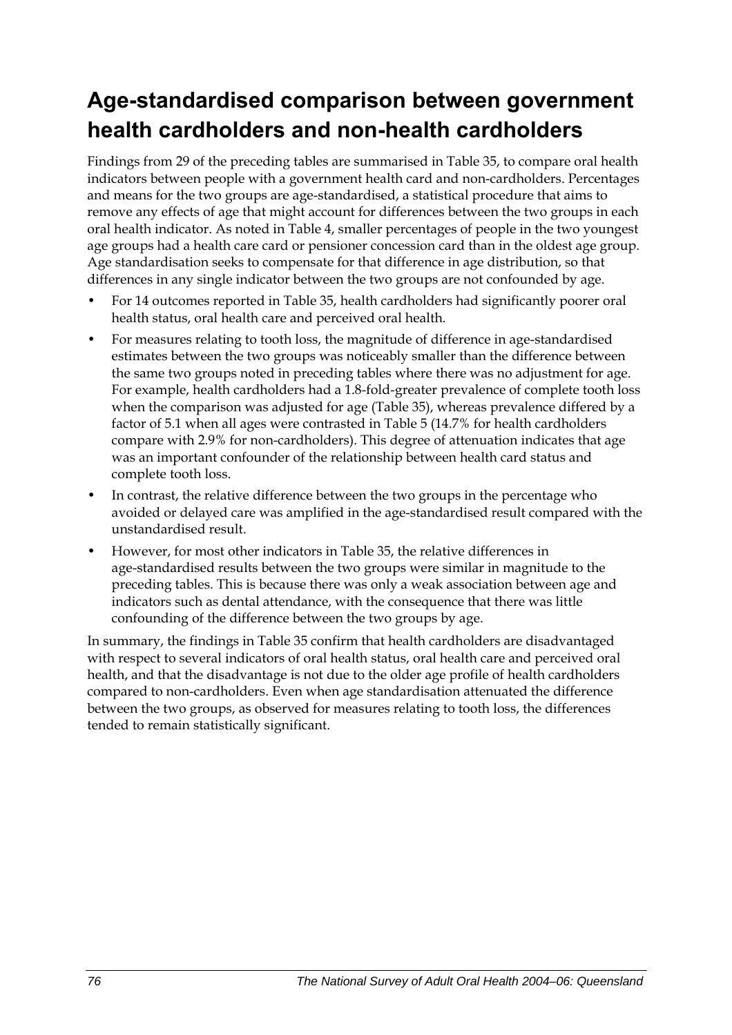# Age-standardised comparison between government health cardholders and non-health cardholders

Findings from 29 of the preceding tables are summarised in Table 35, to compare oral health indicators between people with a government health card and non-cardholders. Percentages and means for the two groups are age-standardised, a statistical procedure that aims to remove any effects of age that might account for differences between the two groups in each oral health indicator. As noted in Table 4, smaller percentages of people in the two youngest age groups had a health care card or pensioner concession card than in the oldest age group. Age standardisation seeks to compensate for that difference in age distribution, so that differences in any single indicator between the two groups are not confounded by age.

- For 14 outcomes reported in Table 35, health cardholders had significantly poorer oral health status, oral health care and perceived oral health.
- For measures relating to tooth loss, the magnitude of difference in age-standardised estimates between the two groups was noticeably smaller than the difference between the same two groups noted in preceding tables where there was no adjustment for age. For example, health cardholders had a 1.8-fold-greater prevalence of complete tooth loss when the comparison was adjusted for age (Table 35), whereas prevalence differed by a factor of 5.1 when all ages were contrasted in Table 5 (14.7% for health cardholders compare with 2.9% for non-cardholders). This degree of attenuation indicates that age was an important confounder of the relationship between health card status and complete tooth loss.
- In contrast, the relative difference between the two groups in the percentage who avoided or delayed care was amplified in the age-standardised result compared with the unstandardised result.
- However, for most other indicators in Table 35, the relative differences in age-standardised results between the two groups were similar in magnitude to the preceding tables. This is because there was only a weak association between age and indicators such as dental attendance, with the consequence that there was little confounding of the difference between the two groups by age.

In summary, the findings in Table 35 confirm that health cardholders are disadvantaged with respect to several indicators of oral health status, oral health care and perceived oral health, and that the disadvantage is not due to the older age profile of health cardholders compared to non-cardholders. Even when age standardisation attenuated the difference between the two groups, as observed for measures relating to tooth loss, the differences tended to remain statistically significant.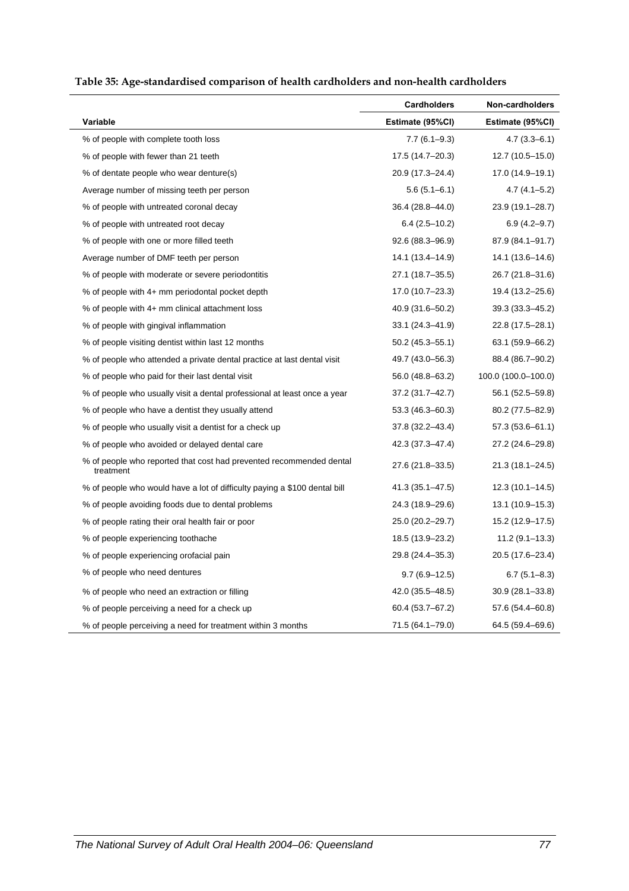**Table 35: Age-standardised comparison of health cardholders and non-health cardholders**

| | Cardholders | Non-cardholders |
|---|---|---|
| Variable | Estimate (95%CI) | Estimate (95%CI) |
| % of people with complete tooth loss | 7.7 (6.1–9.3) | 4.7 (3.3–6.1) |
| % of people with fewer than 21 teeth | 17.5 (14.7–20.3) | 12.7 (10.5–15.0) |
| % of dentate people who wear denture(s) | 20.9 (17.3–24.4) | 17.0 (14.9–19.1) |
| Average number of missing teeth per person | 5.6 (5.1–6.1) | 4.7 (4.1–5.2) |
| % of people with untreated coronal decay | 36.4 (28.8–44.0) | 23.9 (19.1–28.7) |
| % of people with untreated root decay | 6.4 (2.5–10.2) | 6.9 (4.2–9.7) |
| % of people with one or more filled teeth | 92.6 (88.3–96.9) | 87.9 (84.1–91.7) |
| Average number of DMF teeth per person | 14.1 (13.4–14.9) | 14.1 (13.6–14.6) |
| % of people with moderate or severe periodontitis | 27.1 (18.7–35.5) | 26.7 (21.8–31.6) |
| % of people with 4+ mm periodontal pocket depth | 17.0 (10.7–23.3) | 19.4 (13.2–25.6) |
| % of people with 4+ mm clinical attachment loss | 40.9 (31.6–50.2) | 39.3 (33.3–45.2) |
| % of people with gingival inflammation | 33.1 (24.3–41.9) | 22.8 (17.5–28.1) |
| % of people visiting dentist within last 12 months | 50.2 (45.3–55.1) | 63.1 (59.9–66.2) |
| % of people who attended a private dental practice at last dental visit | 49.7 (43.0–56.3) | 88.4 (86.7–90.2) |
| % of people who paid for their last dental visit | 56.0 (48.8–63.2) | 100.0 (100.0–100.0) |
| % of people who usually visit a dental professional at least once a year | 37.2 (31.7–42.7) | 56.1 (52.5–59.8) |
| % of people who have a dentist they usually attend | 53.3 (46.3–60.3) | 80.2 (77.5–82.9) |
| % of people who usually visit a dentist for a check up | 37.8 (32.2–43.4) | 57.3 (53.6–61.1) |
| % of people who avoided or delayed dental care | 42.3 (37.3–47.4) | 27.2 (24.6–29.8) |
| % of people who reported that cost had prevented recommended dental treatment | 27.6 (21.8–33.5) | 21.3 (18.1–24.5) |
| % of people who would have a lot of difficulty paying a $100 dental bill | 41.3 (35.1–47.5) | 12.3 (10.1–14.5) |
| % of people avoiding foods due to dental problems | 24.3 (18.9–29.6) | 13.1 (10.9–15.3) |
| % of people rating their oral health fair or poor | 25.0 (20.2–29.7) | 15.2 (12.9–17.5) |
| % of people experiencing toothache | 18.5 (13.9–23.2) | 11.2 (9.1–13.3) |
| % of people experiencing orofacial pain | 29.8 (24.4–35.3) | 20.5 (17.6–23.4) |
| % of people who need dentures | 9.7 (6.9–12.5) | 6.7 (5.1–8.3) |
| % of people who need an extraction or filling | 42.0 (35.5–48.5) | 30.9 (28.1–33.8) |
| % of people perceiving a need for a check up | 60.4 (53.7–67.2) | 57.6 (54.4–60.8) |
| % of people perceiving a need for treatment within 3 months | 71.5 (64.1–79.0) | 64.5 (59.4–69.6) |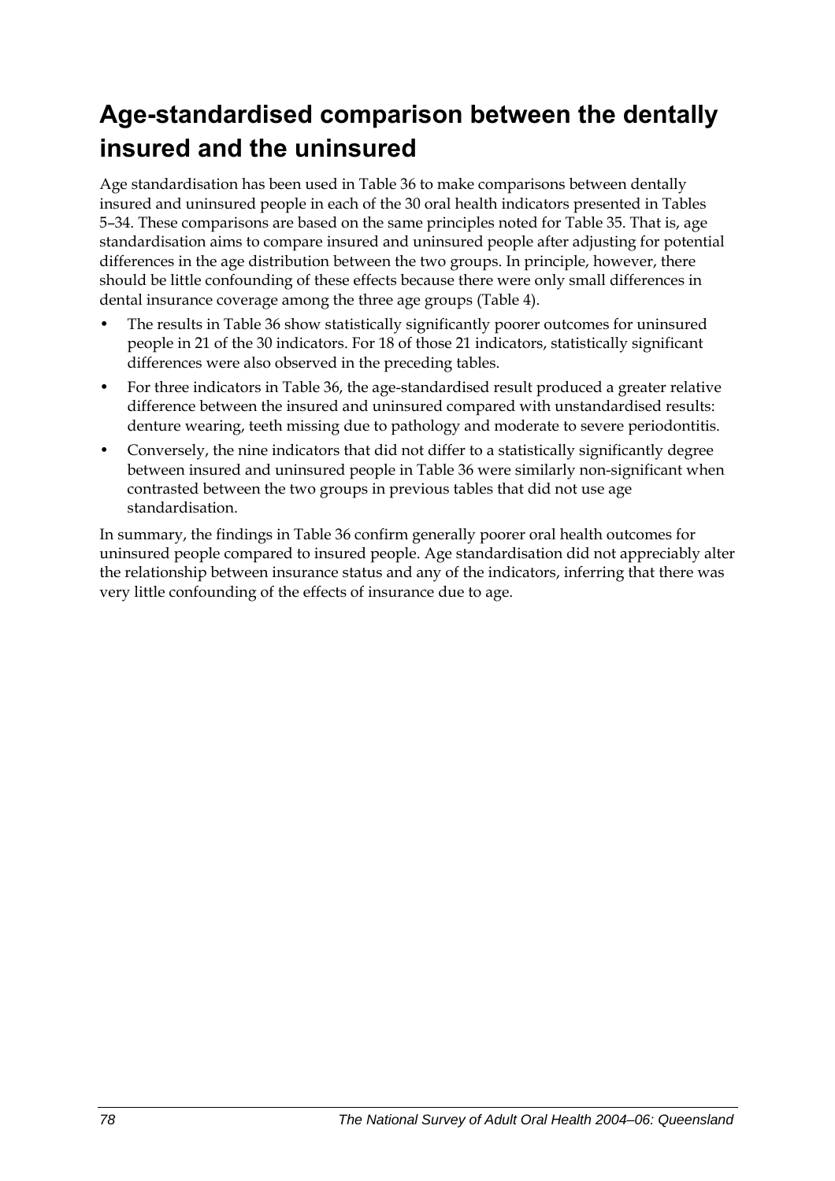## Age-standardised comparison between the dentally insured and the uninsured

Age standardisation has been used in Table 36 to make comparisons between dentally insured and uninsured people in each of the 30 oral health indicators presented in Tables 5–34. These comparisons are based on the same principles noted for Table 35. That is, age standardisation aims to compare insured and uninsured people after adjusting for potential differences in the age distribution between the two groups. In principle, however, there should be little confounding of these effects because there were only small differences in dental insurance coverage among the three age groups (Table 4).

- The results in Table 36 show statistically significantly poorer outcomes for uninsured people in 21 of the 30 indicators. For 18 of those 21 indicators, statistically significant differences were also observed in the preceding tables.
- For three indicators in Table 36, the age-standardised result produced a greater relative difference between the insured and uninsured compared with unstandardised results: denture wearing, teeth missing due to pathology and moderate to severe periodontitis.
- Conversely, the nine indicators that did not differ to a statistically significantly degree between insured and uninsured people in Table 36 were similarly non-significant when contrasted between the two groups in previous tables that did not use age standardisation.

In summary, the findings in Table 36 confirm generally poorer oral health outcomes for uninsured people compared to insured people. Age standardisation did not appreciably alter the relationship between insurance status and any of the indicators, inferring that there was very little confounding of the effects of insurance due to age.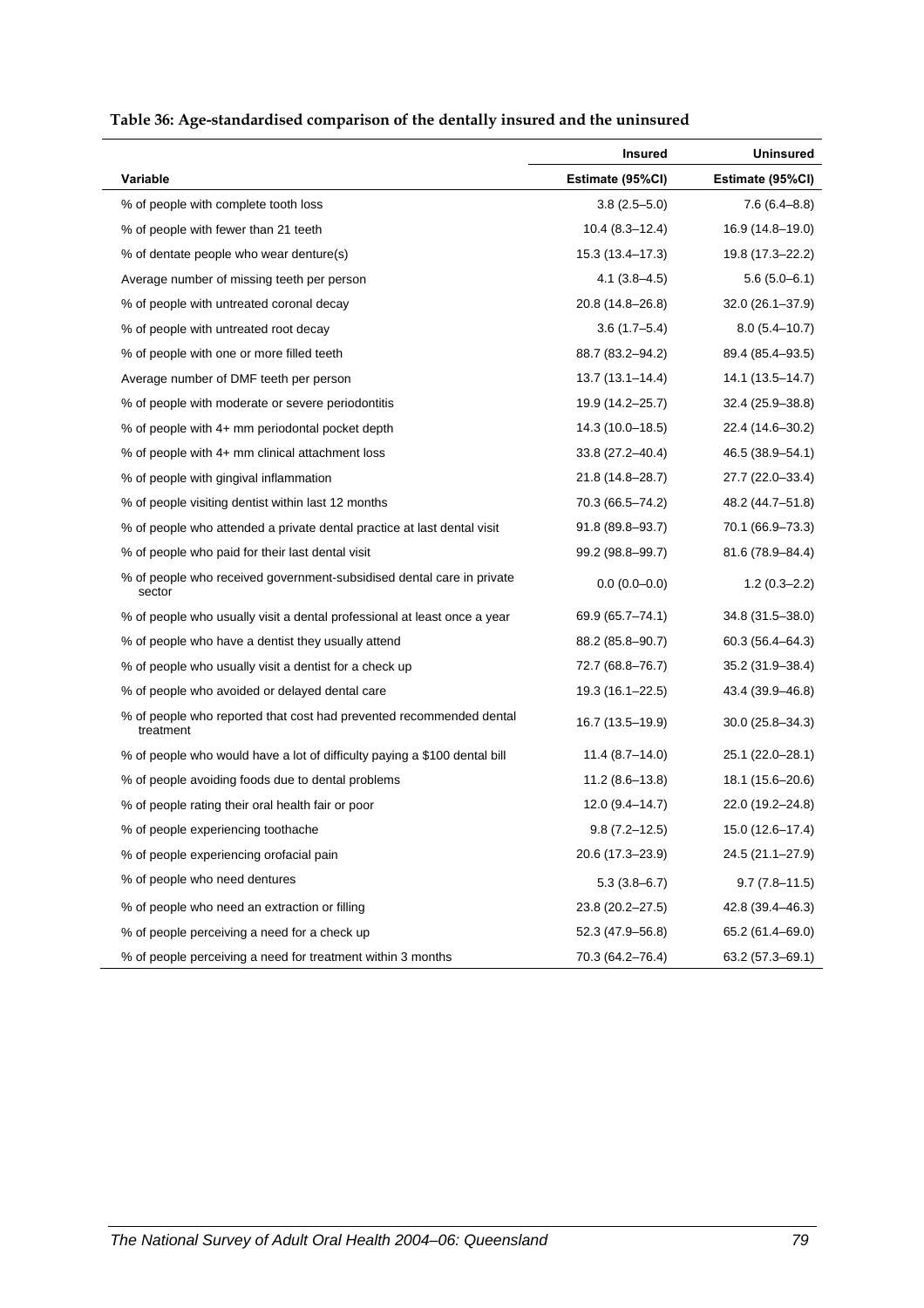**Table 36: Age-standardised comparison of the dentally insured and the uninsured**

| | Insured | Uninsured |
|---|---|---|
| Variable | Estimate (95%CI) | Estimate (95%CI) |
| % of people with complete tooth loss | 3.8 (2.5–5.0) | 7.6 (6.4–8.8) |
| % of people with fewer than 21 teeth | 10.4 (8.3–12.4) | 16.9 (14.8–19.0) |
| % of dentate people who wear denture(s) | 15.3 (13.4–17.3) | 19.8 (17.3–22.2) |
| Average number of missing teeth per person | 4.1 (3.8–4.5) | 5.6 (5.0–6.1) |
| % of people with untreated coronal decay | 20.8 (14.8–26.8) | 32.0 (26.1–37.9) |
| % of people with untreated root decay | 3.6 (1.7–5.4) | 8.0 (5.4–10.7) |
| % of people with one or more filled teeth | 88.7 (83.2–94.2) | 89.4 (85.4–93.5) |
| Average number of DMF teeth per person | 13.7 (13.1–14.4) | 14.1 (13.5–14.7) |
| % of people with moderate or severe periodontitis | 19.9 (14.2–25.7) | 32.4 (25.9–38.8) |
| % of people with 4+ mm periodontal pocket depth | 14.3 (10.0–18.5) | 22.4 (14.6–30.2) |
| % of people with 4+ mm clinical attachment loss | 33.8 (27.2–40.4) | 46.5 (38.9–54.1) |
| % of people with gingival inflammation | 21.8 (14.8–28.7) | 27.7 (22.0–33.4) |
| % of people visiting dentist within last 12 months | 70.3 (66.5–74.2) | 48.2 (44.7–51.8) |
| % of people who attended a private dental practice at last dental visit | 91.8 (89.8–93.7) | 70.1 (66.9–73.3) |
| % of people who paid for their last dental visit | 99.2 (98.8–99.7) | 81.6 (78.9–84.4) |
| % of people who received government-subsidised dental care in private sector | 0.0 (0.0–0.0) | 1.2 (0.3–2.2) |
| % of people who usually visit a dental professional at least once a year | 69.9 (65.7–74.1) | 34.8 (31.5–38.0) |
| % of people who have a dentist they usually attend | 88.2 (85.8–90.7) | 60.3 (56.4–64.3) |
| % of people who usually visit a dentist for a check up | 72.7 (68.8–76.7) | 35.2 (31.9–38.4) |
| % of people who avoided or delayed dental care | 19.3 (16.1–22.5) | 43.4 (39.9–46.8) |
| % of people who reported that cost had prevented recommended dental treatment | 16.7 (13.5–19.9) | 30.0 (25.8–34.3) |
| % of people who would have a lot of difficulty paying a $100 dental bill | 11.4 (8.7–14.0) | 25.1 (22.0–28.1) |
| % of people avoiding foods due to dental problems | 11.2 (8.6–13.8) | 18.1 (15.6–20.6) |
| % of people rating their oral health fair or poor | 12.0 (9.4–14.7) | 22.0 (19.2–24.8) |
| % of people experiencing toothache | 9.8 (7.2–12.5) | 15.0 (12.6–17.4) |
| % of people experiencing orofacial pain | 20.6 (17.3–23.9) | 24.5 (21.1–27.9) |
| % of people who need dentures | 5.3 (3.8–6.7) | 9.7 (7.8–11.5) |
| % of people who need an extraction or filling | 23.8 (20.2–27.5) | 42.8 (39.4–46.3) |
| % of people perceiving a need for a check up | 52.3 (47.9–56.8) | 65.2 (61.4–69.0) |
| % of people perceiving a need for treatment within 3 months | 70.3 (64.2–76.4) | 63.2 (57.3–69.1) |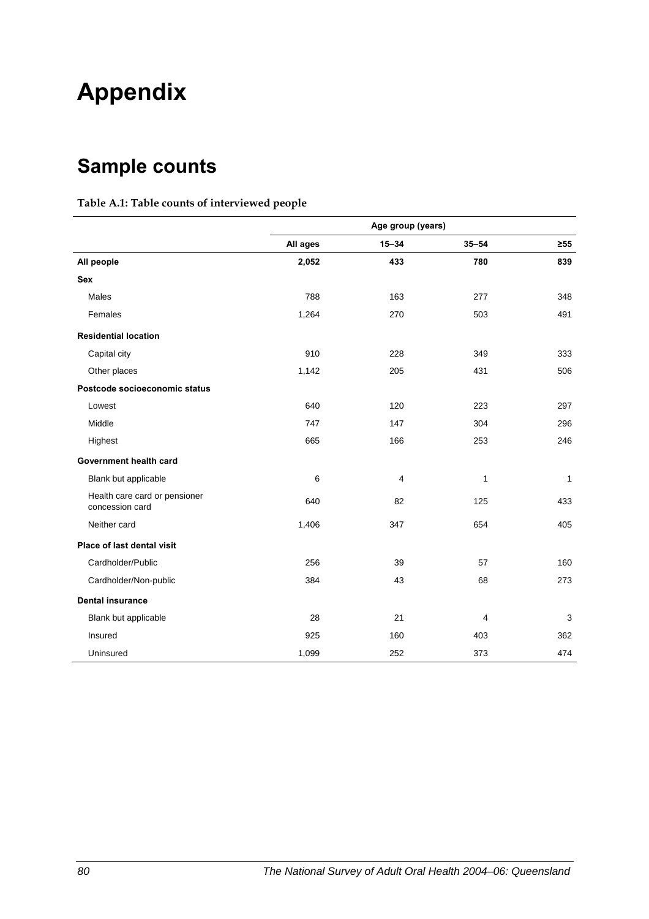# Appendix

## Sample counts

**Table A.1: Table counts of interviewed people**

| | Age group (years) | | | |
|---|---|---|---|---|
| | All ages | 15–34 | 35–54 | ≥55 |
| **All people** | **2,052** | **433** | **780** | **839** |
| **Sex** | | | | |
| Males | 788 | 163 | 277 | 348 |
| Females | 1,264 | 270 | 503 | 491 |
| **Residential location** | | | | |
| Capital city | 910 | 228 | 349 | 333 |
| Other places | 1,142 | 205 | 431 | 506 |
| **Postcode socioeconomic status** | | | | |
| Lowest | 640 | 120 | 223 | 297 |
| Middle | 747 | 147 | 304 | 296 |
| Highest | 665 | 166 | 253 | 246 |
| **Government health card** | | | | |
| Blank but applicable | 6 | 4 | 1 | 1 |
| Health care card or pensioner concession card | 640 | 82 | 125 | 433 |
| Neither card | 1,406 | 347 | 654 | 405 |
| **Place of last dental visit** | | | | |
| Cardholder/Public | 256 | 39 | 57 | 160 |
| Cardholder/Non-public | 384 | 43 | 68 | 273 |
| **Dental insurance** | | | | |
| Blank but applicable | 28 | 21 | 4 | 3 |
| Insured | 925 | 160 | 403 | 362 |
| Uninsured | 1,099 | 252 | 373 | 474 |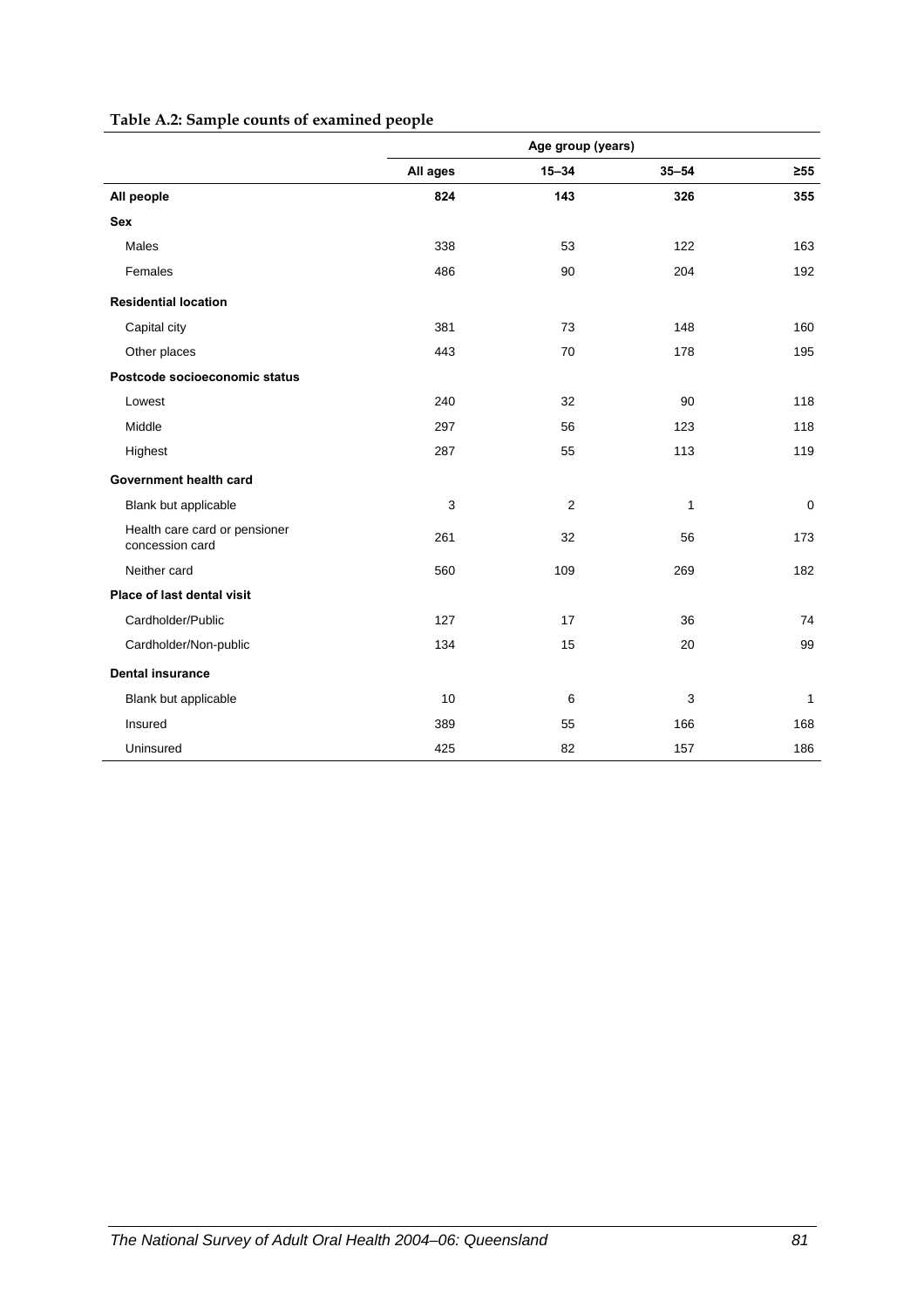**Table A.2: Sample counts of examined people**

| | Age group (years) | | | |
|---|---|---|---|---|
| | All ages | 15–34 | 35–54 | ≥55 |
| **All people** | **824** | **143** | **326** | **355** |
| **Sex** | | | | |
| Males | 338 | 53 | 122 | 163 |
| Females | 486 | 90 | 204 | 192 |
| **Residential location** | | | | |
| Capital city | 381 | 73 | 148 | 160 |
| Other places | 443 | 70 | 178 | 195 |
| **Postcode socioeconomic status** | | | | |
| Lowest | 240 | 32 | 90 | 118 |
| Middle | 297 | 56 | 123 | 118 |
| Highest | 287 | 55 | 113 | 119 |
| **Government health card** | | | | |
| Blank but applicable | 3 | 2 | 1 | 0 |
| Health care card or pensioner concession card | 261 | 32 | 56 | 173 |
| Neither card | 560 | 109 | 269 | 182 |
| **Place of last dental visit** | | | | |
| Cardholder/Public | 127 | 17 | 36 | 74 |
| Cardholder/Non-public | 134 | 15 | 20 | 99 |
| **Dental insurance** | | | | |
| Blank but applicable | 10 | 6 | 3 | 1 |
| Insured | 389 | 55 | 166 | 168 |
| Uninsured | 425 | 82 | 157 | 186 |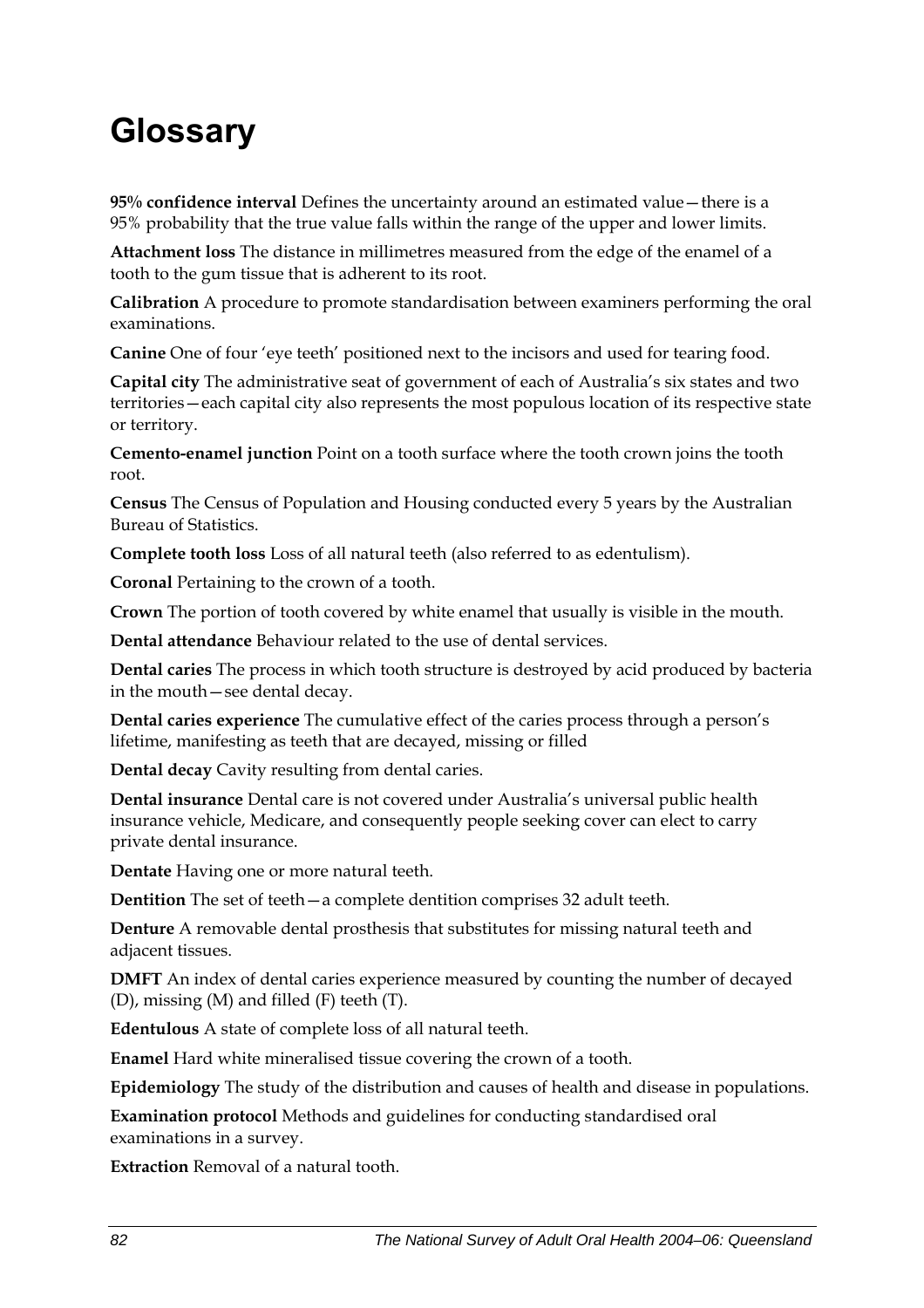# Glossary

**95% confidence interval** Defines the uncertainty around an estimated value—there is a 95% probability that the true value falls within the range of the upper and lower limits.

**Attachment loss** The distance in millimetres measured from the edge of the enamel of a tooth to the gum tissue that is adherent to its root.

**Calibration** A procedure to promote standardisation between examiners performing the oral examinations.

**Canine** One of four 'eye teeth' positioned next to the incisors and used for tearing food.

**Capital city** The administrative seat of government of each of Australia's six states and two territories—each capital city also represents the most populous location of its respective state or territory.

**Cemento-enamel junction** Point on a tooth surface where the tooth crown joins the tooth root.

**Census** The Census of Population and Housing conducted every 5 years by the Australian Bureau of Statistics.

**Complete tooth loss** Loss of all natural teeth (also referred to as edentulism).

**Coronal** Pertaining to the crown of a tooth.

**Crown** The portion of tooth covered by white enamel that usually is visible in the mouth.

**Dental attendance** Behaviour related to the use of dental services.

**Dental caries** The process in which tooth structure is destroyed by acid produced by bacteria in the mouth—see dental decay.

**Dental caries experience** The cumulative effect of the caries process through a person's lifetime, manifesting as teeth that are decayed, missing or filled

**Dental decay** Cavity resulting from dental caries.

**Dental insurance** Dental care is not covered under Australia's universal public health insurance vehicle, Medicare, and consequently people seeking cover can elect to carry private dental insurance.

**Dentate** Having one or more natural teeth.

**Dentition** The set of teeth—a complete dentition comprises 32 adult teeth.

**Denture** A removable dental prosthesis that substitutes for missing natural teeth and adjacent tissues.

**DMFT** An index of dental caries experience measured by counting the number of decayed (D), missing (M) and filled (F) teeth (T).

**Edentulous** A state of complete loss of all natural teeth.

**Enamel** Hard white mineralised tissue covering the crown of a tooth.

**Epidemiology** The study of the distribution and causes of health and disease in populations.

**Examination protocol** Methods and guidelines for conducting standardised oral examinations in a survey.

**Extraction** Removal of a natural tooth.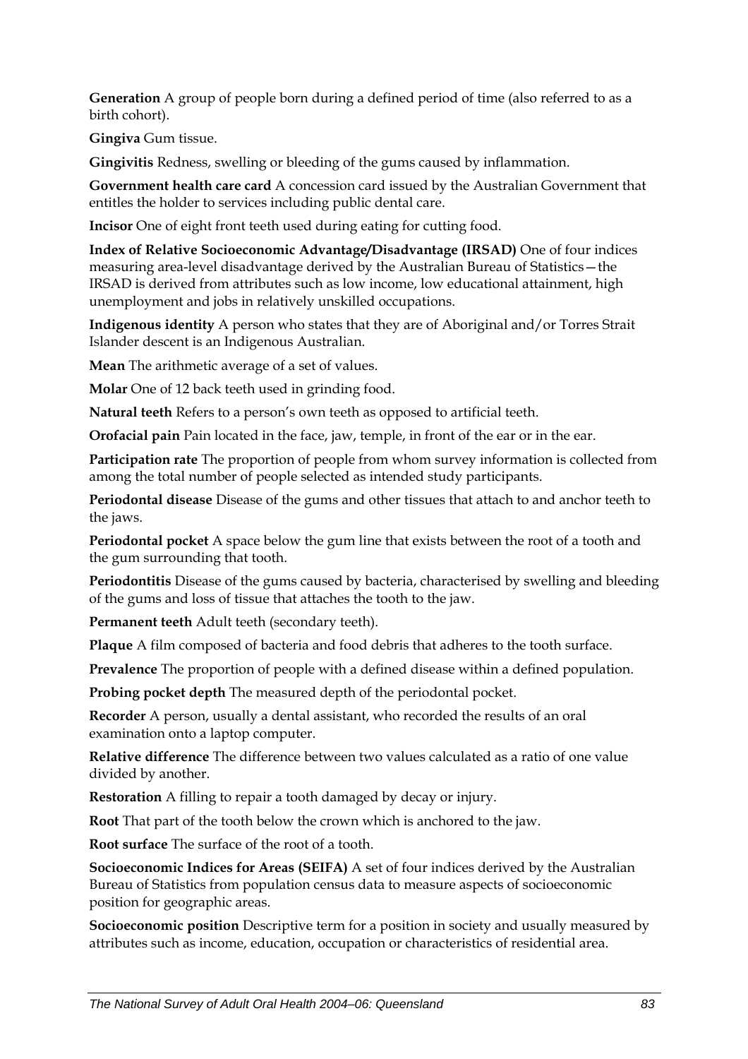**Generation** A group of people born during a defined period of time (also referred to as a birth cohort).

**Gingiva** Gum tissue.

**Gingivitis** Redness, swelling or bleeding of the gums caused by inflammation.

**Government health care card** A concession card issued by the Australian Government that entitles the holder to services including public dental care.

**Incisor** One of eight front teeth used during eating for cutting food.

**Index of Relative Socioeconomic Advantage/Disadvantage (IRSAD)** One of four indices measuring area-level disadvantage derived by the Australian Bureau of Statistics—the IRSAD is derived from attributes such as low income, low educational attainment, high unemployment and jobs in relatively unskilled occupations.

**Indigenous identity** A person who states that they are of Aboriginal and/or Torres Strait Islander descent is an Indigenous Australian.

**Mean** The arithmetic average of a set of values.

**Molar** One of 12 back teeth used in grinding food.

**Natural teeth** Refers to a person's own teeth as opposed to artificial teeth.

**Orofacial pain** Pain located in the face, jaw, temple, in front of the ear or in the ear.

**Participation rate** The proportion of people from whom survey information is collected from among the total number of people selected as intended study participants.

**Periodontal disease** Disease of the gums and other tissues that attach to and anchor teeth to the jaws.

**Periodontal pocket** A space below the gum line that exists between the root of a tooth and the gum surrounding that tooth.

**Periodontitis** Disease of the gums caused by bacteria, characterised by swelling and bleeding of the gums and loss of tissue that attaches the tooth to the jaw.

**Permanent teeth** Adult teeth (secondary teeth).

**Plaque** A film composed of bacteria and food debris that adheres to the tooth surface.

**Prevalence** The proportion of people with a defined disease within a defined population.

**Probing pocket depth** The measured depth of the periodontal pocket.

**Recorder** A person, usually a dental assistant, who recorded the results of an oral examination onto a laptop computer.

**Relative difference** The difference between two values calculated as a ratio of one value divided by another.

**Restoration** A filling to repair a tooth damaged by decay or injury.

**Root** That part of the tooth below the crown which is anchored to the jaw.

**Root surface** The surface of the root of a tooth.

**Socioeconomic Indices for Areas (SEIFA)** A set of four indices derived by the Australian Bureau of Statistics from population census data to measure aspects of socioeconomic position for geographic areas.

**Socioeconomic position** Descriptive term for a position in society and usually measured by attributes such as income, education, occupation or characteristics of residential area.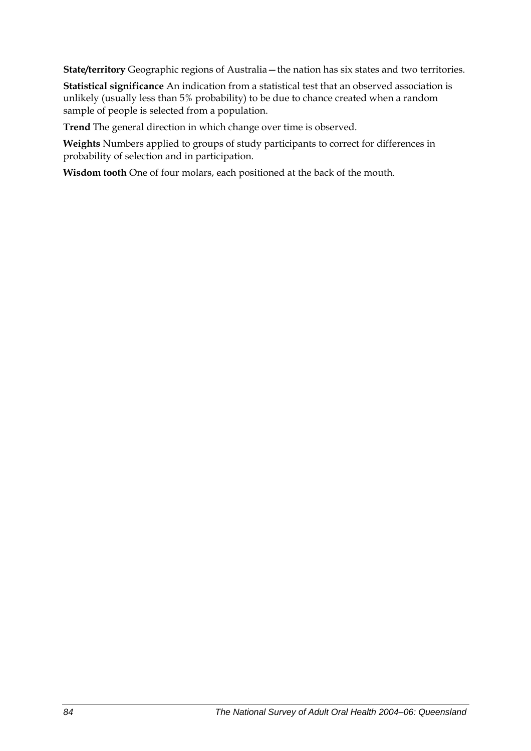**State/territory** Geographic regions of Australia—the nation has six states and two territories.

**Statistical significance** An indication from a statistical test that an observed association is unlikely (usually less than 5% probability) to be due to chance created when a random sample of people is selected from a population.

**Trend** The general direction in which change over time is observed.

**Weights** Numbers applied to groups of study participants to correct for differences in probability of selection and in participation.

**Wisdom tooth** One of four molars, each positioned at the back of the mouth.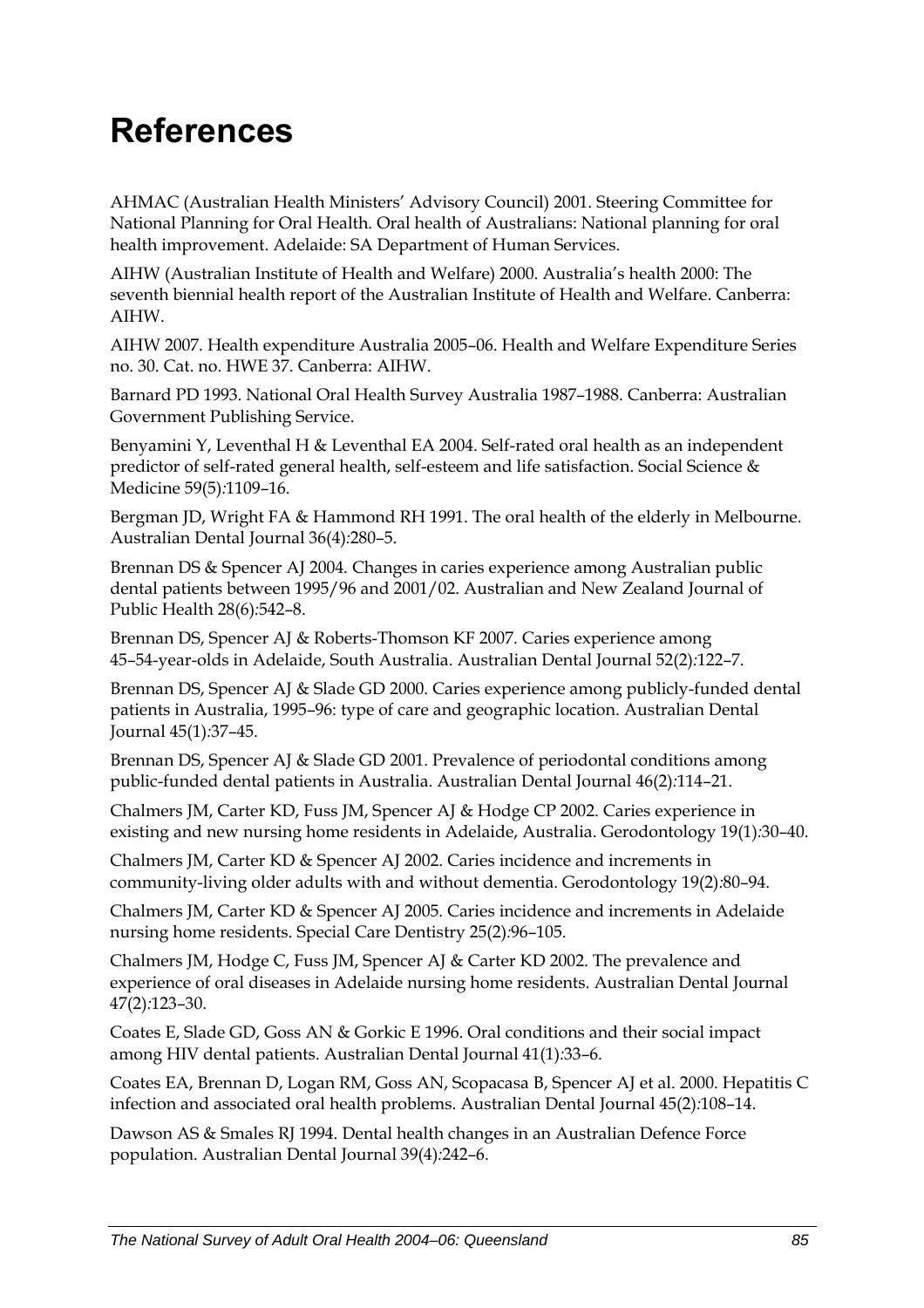# References

AHMAC (Australian Health Ministers' Advisory Council) 2001. Steering Committee for National Planning for Oral Health. Oral health of Australians: National planning for oral health improvement. Adelaide: SA Department of Human Services.

AIHW (Australian Institute of Health and Welfare) 2000. Australia's health 2000: The seventh biennial health report of the Australian Institute of Health and Welfare. Canberra: AIHW.

AIHW 2007. Health expenditure Australia 2005–06. Health and Welfare Expenditure Series no. 30. Cat. no. HWE 37. Canberra: AIHW.

Barnard PD 1993. National Oral Health Survey Australia 1987–1988. Canberra: Australian Government Publishing Service.

Benyamini Y, Leventhal H & Leventhal EA 2004. Self-rated oral health as an independent predictor of self-rated general health, self-esteem and life satisfaction. Social Science & Medicine 59(5):1109–16.

Bergman JD, Wright FA & Hammond RH 1991. The oral health of the elderly in Melbourne. Australian Dental Journal 36(4):280–5.

Brennan DS & Spencer AJ 2004. Changes in caries experience among Australian public dental patients between 1995/96 and 2001/02. Australian and New Zealand Journal of Public Health 28(6):542–8.

Brennan DS, Spencer AJ & Roberts-Thomson KF 2007. Caries experience among 45–54-year-olds in Adelaide, South Australia. Australian Dental Journal 52(2):122–7.

Brennan DS, Spencer AJ & Slade GD 2000. Caries experience among publicly-funded dental patients in Australia, 1995–96: type of care and geographic location. Australian Dental Journal 45(1):37–45.

Brennan DS, Spencer AJ & Slade GD 2001. Prevalence of periodontal conditions among public-funded dental patients in Australia. Australian Dental Journal 46(2):114–21.

Chalmers JM, Carter KD, Fuss JM, Spencer AJ & Hodge CP 2002. Caries experience in existing and new nursing home residents in Adelaide, Australia. Gerodontology 19(1):30–40.

Chalmers JM, Carter KD & Spencer AJ 2002. Caries incidence and increments in community-living older adults with and without dementia. Gerodontology 19(2):80–94.

Chalmers JM, Carter KD & Spencer AJ 2005. Caries incidence and increments in Adelaide nursing home residents. Special Care Dentistry 25(2):96–105.

Chalmers JM, Hodge C, Fuss JM, Spencer AJ & Carter KD 2002. The prevalence and experience of oral diseases in Adelaide nursing home residents. Australian Dental Journal 47(2):123–30.

Coates E, Slade GD, Goss AN & Gorkic E 1996. Oral conditions and their social impact among HIV dental patients. Australian Dental Journal 41(1):33–6.

Coates EA, Brennan D, Logan RM, Goss AN, Scopacasa B, Spencer AJ et al. 2000. Hepatitis C infection and associated oral health problems. Australian Dental Journal 45(2):108–14.

Dawson AS & Smales RJ 1994. Dental health changes in an Australian Defence Force population. Australian Dental Journal 39(4):242–6.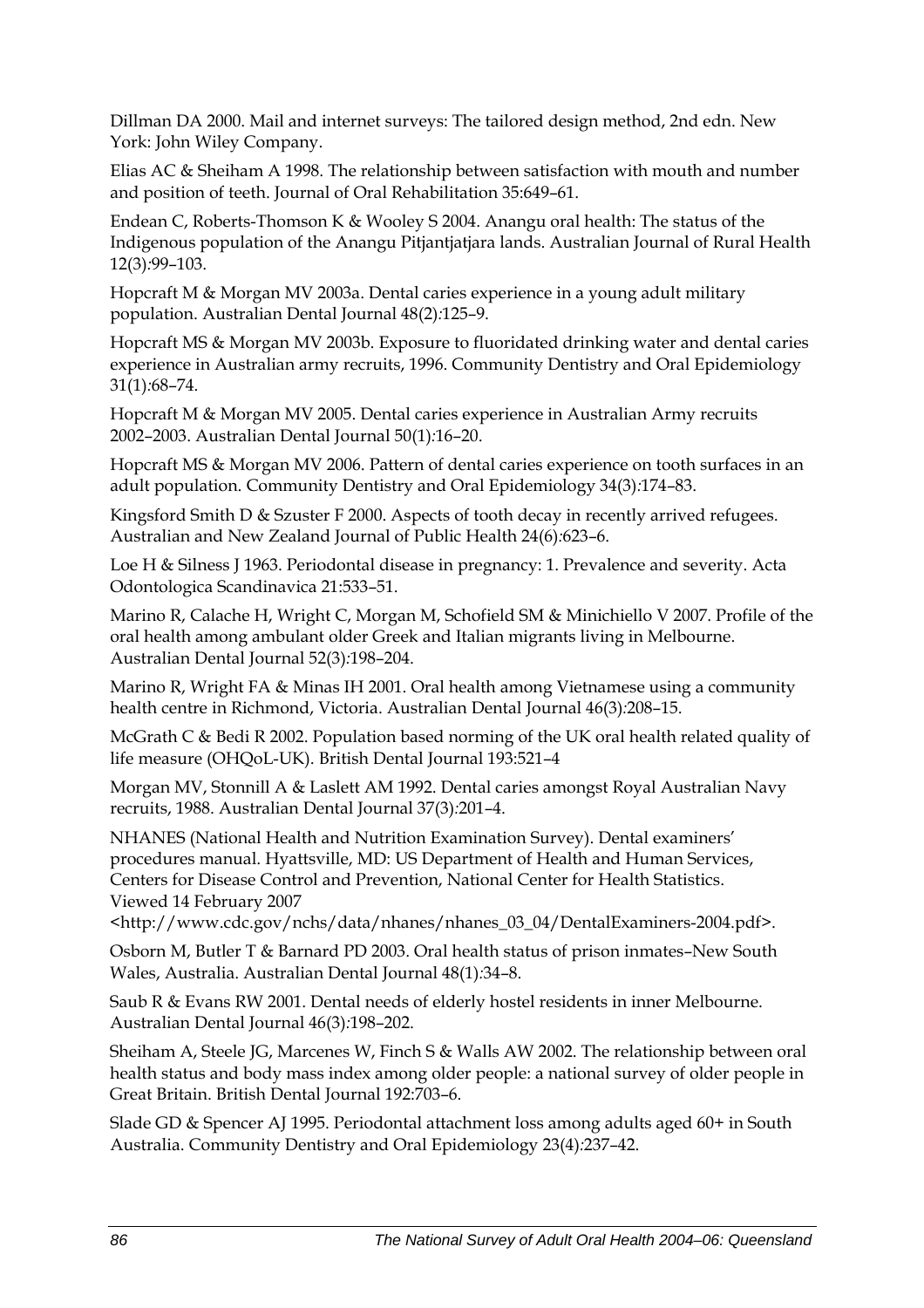Dillman DA 2000. Mail and internet surveys: The tailored design method, 2nd edn. New York: John Wiley Company.

Elias AC & Sheiham A 1998. The relationship between satisfaction with mouth and number and position of teeth. Journal of Oral Rehabilitation 35:649–61.

Endean C, Roberts-Thomson K & Wooley S 2004. Anangu oral health: The status of the Indigenous population of the Anangu Pitjantjatjara lands. Australian Journal of Rural Health 12(3):99–103.

Hopcraft M & Morgan MV 2003a. Dental caries experience in a young adult military population. Australian Dental Journal 48(2):125–9.

Hopcraft MS & Morgan MV 2003b. Exposure to fluoridated drinking water and dental caries experience in Australian army recruits, 1996. Community Dentistry and Oral Epidemiology 31(1):68–74.

Hopcraft M & Morgan MV 2005. Dental caries experience in Australian Army recruits 2002–2003. Australian Dental Journal 50(1):16–20.

Hopcraft MS & Morgan MV 2006. Pattern of dental caries experience on tooth surfaces in an adult population. Community Dentistry and Oral Epidemiology 34(3):174–83.

Kingsford Smith D & Szuster F 2000. Aspects of tooth decay in recently arrived refugees. Australian and New Zealand Journal of Public Health 24(6):623–6.

Loe H & Silness J 1963. Periodontal disease in pregnancy: 1. Prevalence and severity. Acta Odontologica Scandinavica 21:533–51.

Marino R, Calache H, Wright C, Morgan M, Schofield SM & Minichiello V 2007. Profile of the oral health among ambulant older Greek and Italian migrants living in Melbourne. Australian Dental Journal 52(3):198–204.

Marino R, Wright FA & Minas IH 2001. Oral health among Vietnamese using a community health centre in Richmond, Victoria. Australian Dental Journal 46(3):208–15.

McGrath C & Bedi R 2002. Population based norming of the UK oral health related quality of life measure (OHQoL-UK). British Dental Journal 193:521–4

Morgan MV, Stonnill A & Laslett AM 1992. Dental caries amongst Royal Australian Navy recruits, 1988. Australian Dental Journal 37(3):201–4.

NHANES (National Health and Nutrition Examination Survey). Dental examiners' procedures manual. Hyattsville, MD: US Department of Health and Human Services, Centers for Disease Control and Prevention, National Center for Health Statistics. Viewed 14 February 2007 <http://www.cdc.gov/nchs/data/nhanes/nhanes_03_04/DentalExaminers-2004.pdf>.

Osborn M, Butler T & Barnard PD 2003. Oral health status of prison inmates–New South Wales, Australia. Australian Dental Journal 48(1):34–8.

Saub R & Evans RW 2001. Dental needs of elderly hostel residents in inner Melbourne. Australian Dental Journal 46(3):198–202.

Sheiham A, Steele JG, Marcenes W, Finch S & Walls AW 2002. The relationship between oral health status and body mass index among older people: a national survey of older people in Great Britain. British Dental Journal 192:703–6.

Slade GD & Spencer AJ 1995. Periodontal attachment loss among adults aged 60+ in South Australia. Community Dentistry and Oral Epidemiology 23(4):237–42.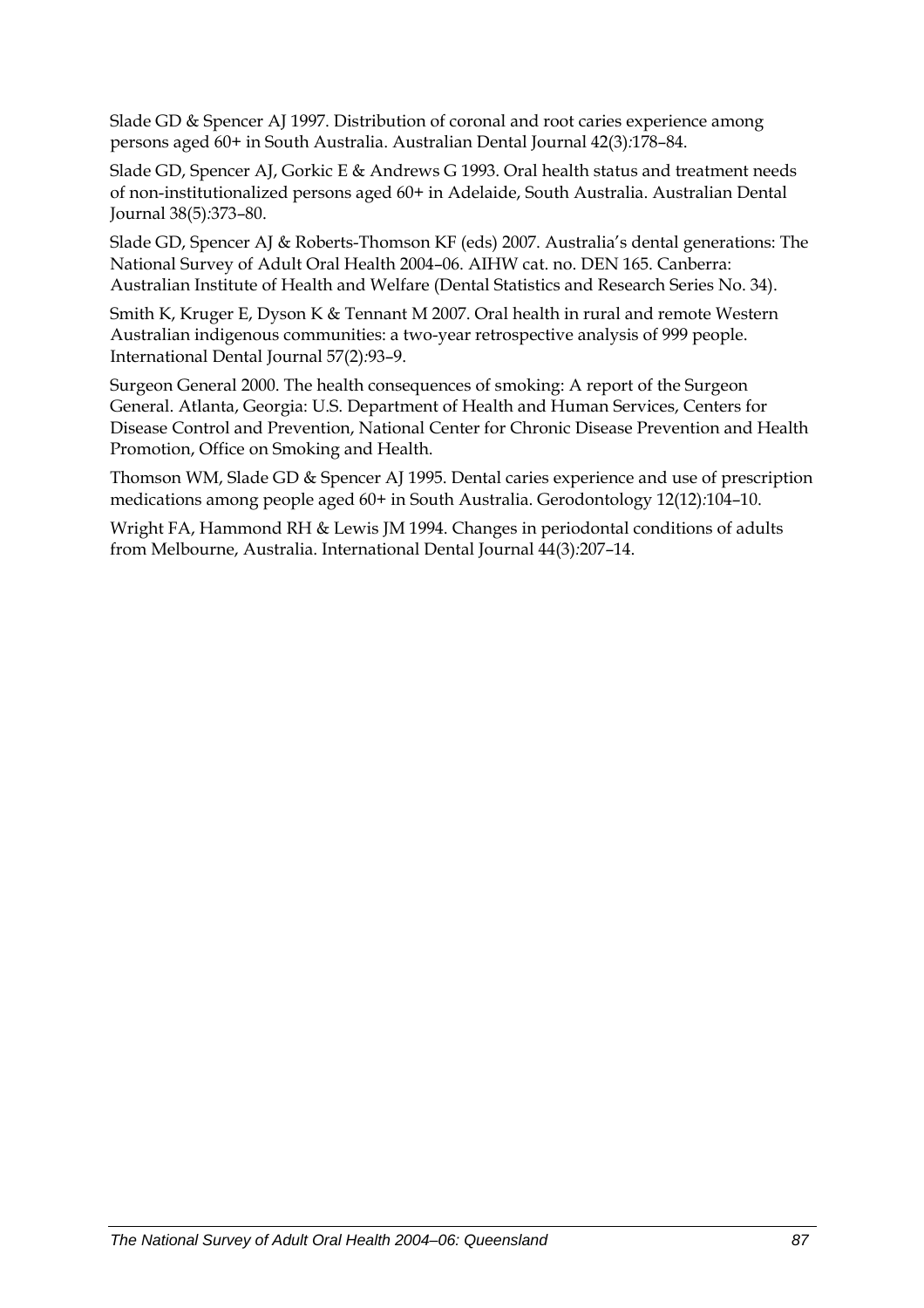Slade GD & Spencer AJ 1997. Distribution of coronal and root caries experience among persons aged 60+ in South Australia. Australian Dental Journal 42(3):178–84.

Slade GD, Spencer AJ, Gorkic E & Andrews G 1993. Oral health status and treatment needs of non-institutionalized persons aged 60+ in Adelaide, South Australia. Australian Dental Journal 38(5):373–80.

Slade GD, Spencer AJ & Roberts-Thomson KF (eds) 2007. Australia's dental generations: The National Survey of Adult Oral Health 2004–06. AIHW cat. no. DEN 165. Canberra: Australian Institute of Health and Welfare (Dental Statistics and Research Series No. 34).

Smith K, Kruger E, Dyson K & Tennant M 2007. Oral health in rural and remote Western Australian indigenous communities: a two-year retrospective analysis of 999 people. International Dental Journal 57(2):93–9.

Surgeon General 2000. The health consequences of smoking: A report of the Surgeon General. Atlanta, Georgia: U.S. Department of Health and Human Services, Centers for Disease Control and Prevention, National Center for Chronic Disease Prevention and Health Promotion, Office on Smoking and Health.

Thomson WM, Slade GD & Spencer AJ 1995. Dental caries experience and use of prescription medications among people aged 60+ in South Australia. Gerodontology 12(12):104–10.

Wright FA, Hammond RH & Lewis JM 1994. Changes in periodontal conditions of adults from Melbourne, Australia. International Dental Journal 44(3):207–14.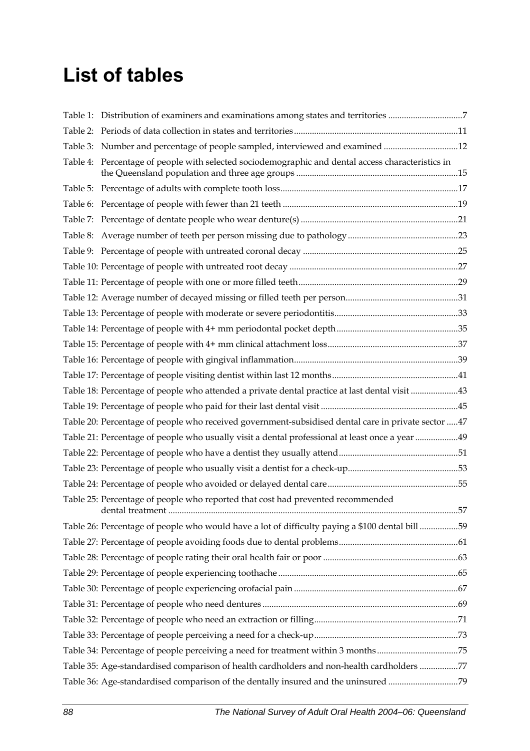# List of tables

Table 1: Distribution of examiners and examinations among states and territories ................................7

Table 2: Periods of data collection in states and territories........................................................................11

Table 3: Number and percentage of people sampled, interviewed and examined ................................12

Table 4: Percentage of people with selected sociodemographic and dental access characteristics in the Queensland population and three age groups .......................................................................15

Table 5: Percentage of adults with complete tooth loss.............................................................................17

Table 6: Percentage of people with fewer than 21 teeth ............................................................................19

Table 7: Percentage of dentate people who wear denture(s) .....................................................................21

Table 8: Average number of teeth per person missing due to pathology ................................................23

Table 9: Percentage of people with untreated coronal decay ....................................................................25

Table 10: Percentage of people with untreated root decay ..........................................................................27

Table 11: Percentage of people with one or more filled teeth......................................................................29

Table 12: Average number of decayed missing or filled teeth per person.................................................31

Table 13: Percentage of people with moderate or severe periodontitis......................................................33

Table 14: Percentage of people with 4+ mm periodontal pocket depth.....................................................35

Table 15: Percentage of people with 4+ mm clinical attachment loss.........................................................37

Table 16: Percentage of people with gingival inflammation........................................................................39

Table 17: Percentage of people visiting dentist within last 12 months.......................................................41

Table 18: Percentage of people who attended a private dental practice at last dental visit .....................43

Table 19: Percentage of people who paid for their last dental visit ............................................................45

Table 20: Percentage of people who received government-subsidised dental care in private sector .....47

Table 21: Percentage of people who usually visit a dental professional at least once a year ..................49

Table 22: Percentage of people who have a dentist they usually attend....................................................51

Table 23: Percentage of people who usually visit a dentist for a check-up................................................53

Table 24: Percentage of people who avoided or delayed dental care.........................................................55

Table 25: Percentage of people who reported that cost had prevented recommended dental treatment ..............................................................................................................................57

Table 26: Percentage of people who would have a lot of difficulty paying a $100 dental bill .................59

Table 27: Percentage of people avoiding foods due to dental problems....................................................61

Table 28: Percentage of people rating their oral health fair or poor ...........................................................63

Table 29: Percentage of people experiencing toothache ...............................................................................65

Table 30: Percentage of people experiencing orofacial pain ........................................................................67

Table 31: Percentage of people who need dentures......................................................................................69

Table 32: Percentage of people who need an extraction or filling...............................................................71

Table 33: Percentage of people perceiving a need for a check-up...............................................................73

Table 34: Percentage of people perceiving a need for treatment within 3 months...................................75

Table 35: Age-standardised comparison of health cardholders and non-health cardholders .................77

Table 36: Age-standardised comparison of the dentally insured and the uninsured ...............................79